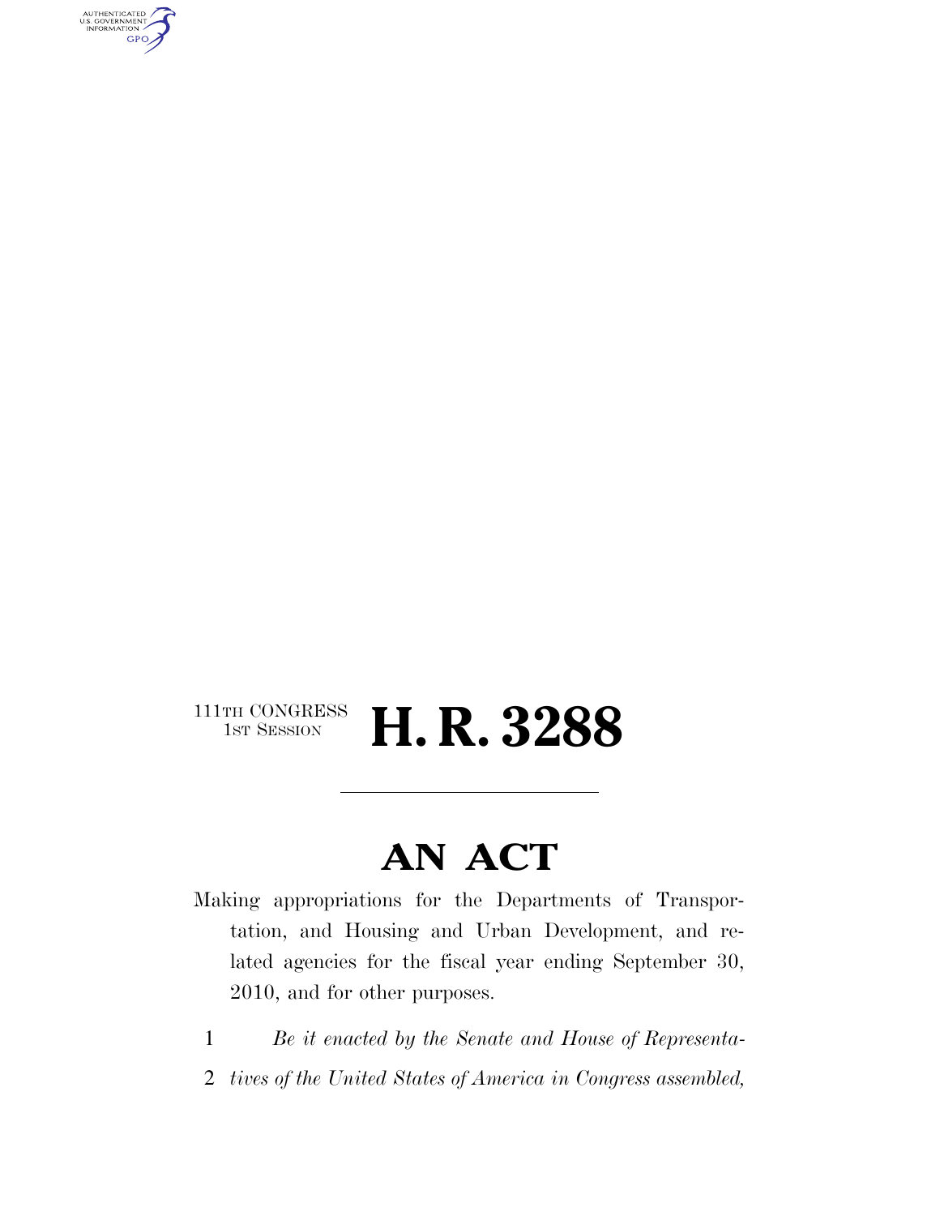111TH CONGRESS
1ST SESSION

# H. R. 3288

## AN ACT

Making appropriations for the Departments of Transportation, and Housing and Urban Development, and related agencies for the fiscal year ending September 30, 2010, and for other purposes.

1 *Be it enacted by the Senate and House of Representa-*
2 *tives of the United States of America in Congress assembled,*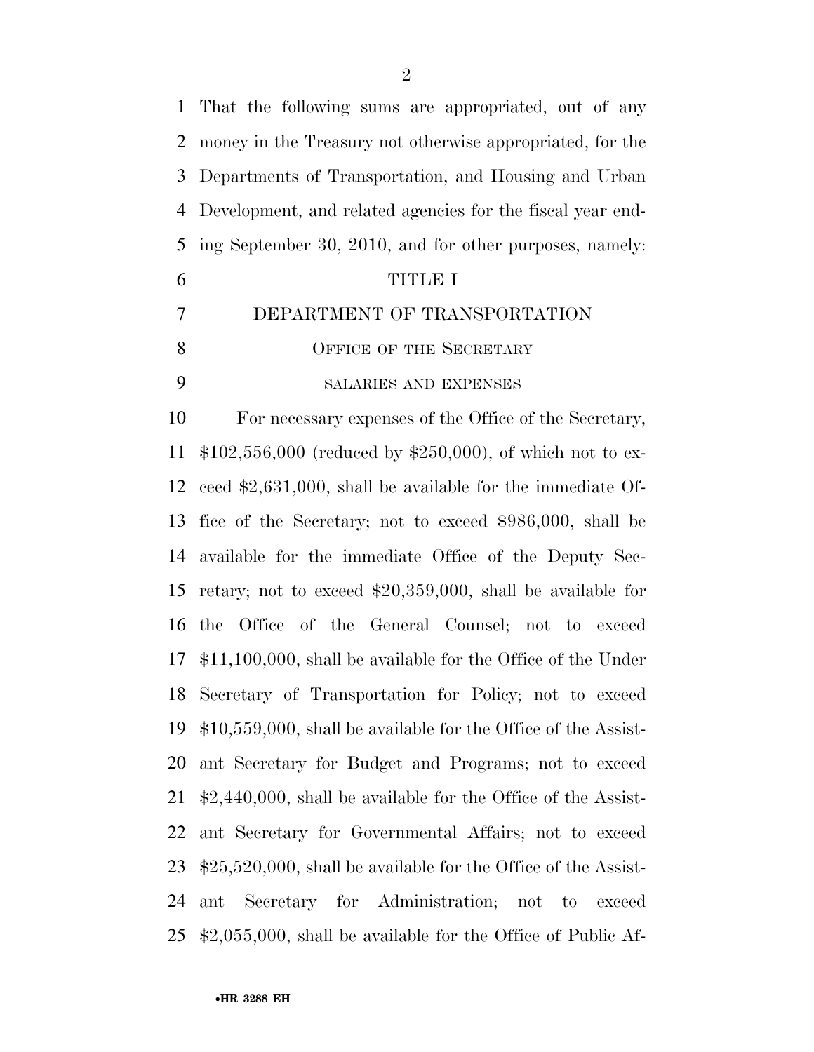That the following sums are appropriated, out of any money in the Treasury not otherwise appropriated, for the Departments of Transportation, and Housing and Urban Development, and related agencies for the fiscal year ending September 30, 2010, and for other purposes, namely:

# TITLE I

# DEPARTMENT OF TRANSPORTATION

## OFFICE OF THE SECRETARY

### SALARIES AND EXPENSES

For necessary expenses of the Office of the Secretary, $102,556,000 (reduced by $250,000), of which not to exceed $2,631,000, shall be available for the immediate Office of the Secretary; not to exceed $986,000, shall be available for the immediate Office of the Deputy Secretary; not to exceed $20,359,000, shall be available for the Office of the General Counsel; not to exceed $11,100,000, shall be available for the Office of the Under Secretary of Transportation for Policy; not to exceed $10,559,000, shall be available for the Office of the Assistant Secretary for Budget and Programs; not to exceed $2,440,000, shall be available for the Office of the Assistant Secretary for Governmental Affairs; not to exceed $25,520,000, shall be available for the Office of the Assistant Secretary for Administration; not to exceed $2,055,000, shall be available for the Office of Public Af-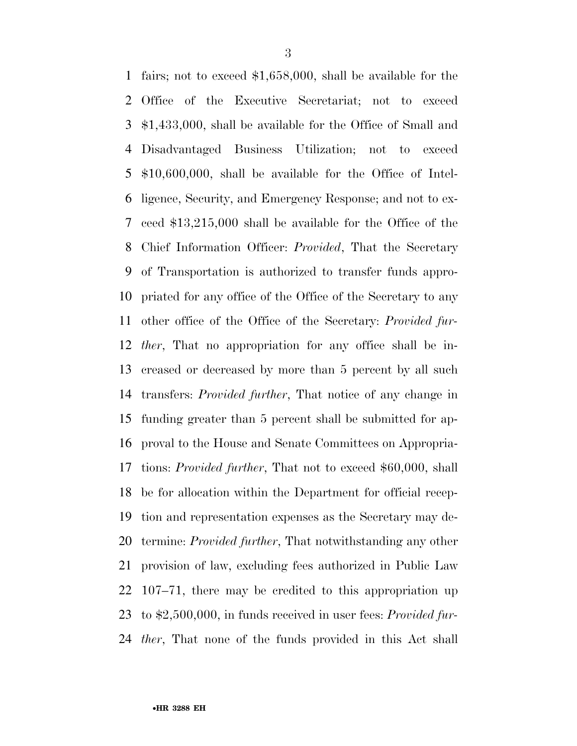fairs; not to exceed $1,658,000, shall be available for the Office of the Executive Secretariat; not to exceed $1,433,000, shall be available for the Office of Small and Disadvantaged Business Utilization; not to exceed $10,600,000, shall be available for the Office of Intelligence, Security, and Emergency Response; and not to exceed $13,215,000 shall be available for the Office of the Chief Information Officer: *Provided*, That the Secretary of Transportation is authorized to transfer funds appropriated for any office of the Office of the Secretary to any other office of the Office of the Secretary: *Provided further*, That no appropriation for any office shall be increased or decreased by more than 5 percent by all such transfers: *Provided further*, That notice of any change in funding greater than 5 percent shall be submitted for approval to the House and Senate Committees on Appropriations: *Provided further*, That not to exceed $60,000, shall be for allocation within the Department for official reception and representation expenses as the Secretary may determine: *Provided further*, That notwithstanding any other provision of law, excluding fees authorized in Public Law 107–71, there may be credited to this appropriation up to $2,500,000, in funds received in user fees: *Provided further*, That none of the funds provided in this Act shall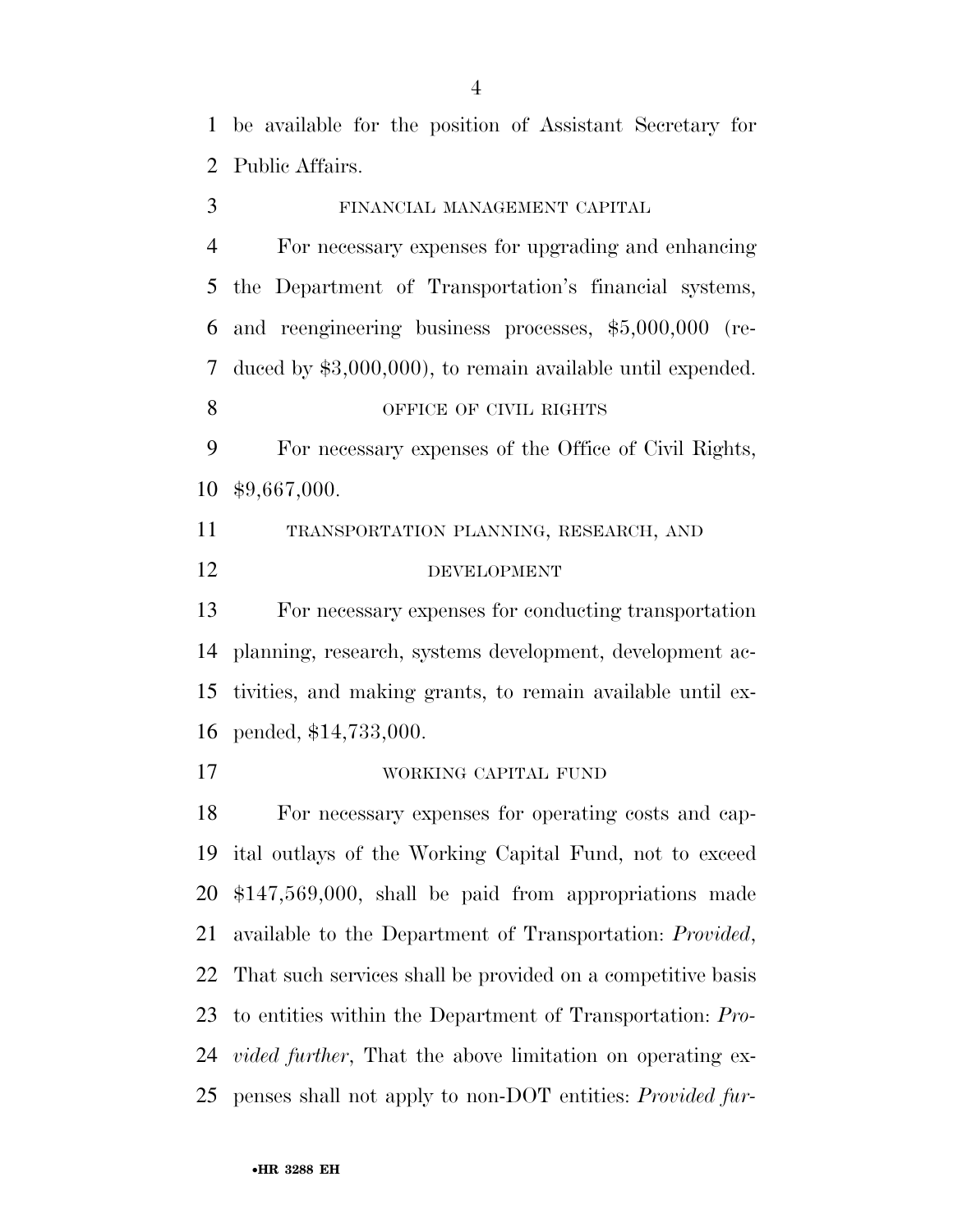be available for the position of Assistant Secretary for Public Affairs.

FINANCIAL MANAGEMENT CAPITAL

For necessary expenses for upgrading and enhancing the Department of Transportation's financial systems, and reengineering business processes, $5,000,000 (reduced by $3,000,000), to remain available until expended.

OFFICE OF CIVIL RIGHTS

For necessary expenses of the Office of Civil Rights, $9,667,000.

TRANSPORTATION PLANNING, RESEARCH, AND DEVELOPMENT

For necessary expenses for conducting transportation planning, research, systems development, development activities, and making grants, to remain available until expended, $14,733,000.

WORKING CAPITAL FUND

For necessary expenses for operating costs and capital outlays of the Working Capital Fund, not to exceed $147,569,000, shall be paid from appropriations made available to the Department of Transportation: *Provided*, That such services shall be provided on a competitive basis to entities within the Department of Transportation: *Provided further*, That the above limitation on operating expenses shall not apply to non-DOT entities: *Provided fur-*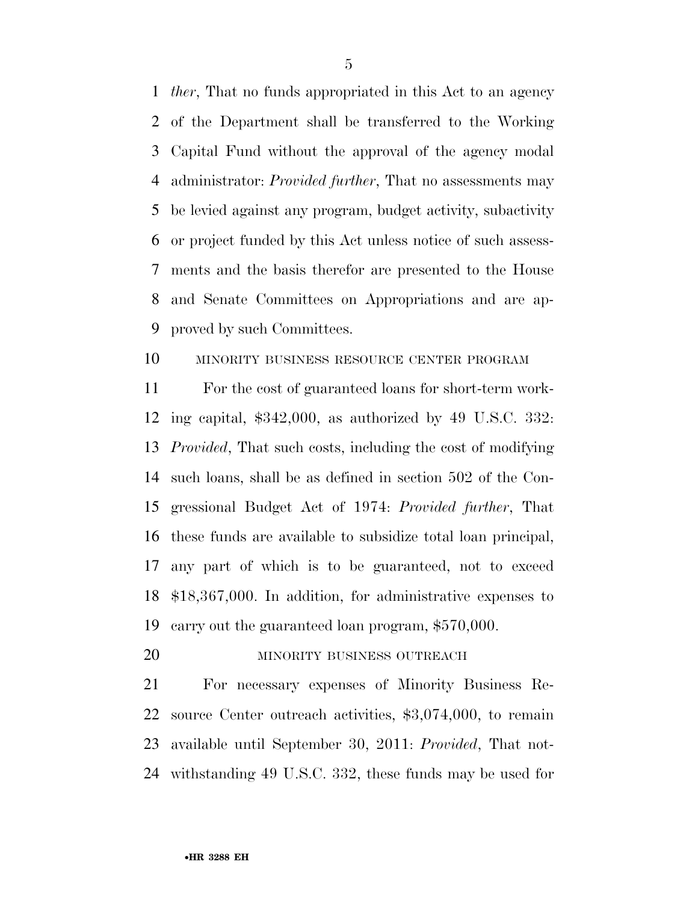*ther*, That no funds appropriated in this Act to an agency of the Department shall be transferred to the Working Capital Fund without the approval of the agency modal administrator: *Provided further*, That no assessments may be levied against any program, budget activity, subactivity or project funded by this Act unless notice of such assessments and the basis therefor are presented to the House and Senate Committees on Appropriations and are approved by such Committees.

MINORITY BUSINESS RESOURCE CENTER PROGRAM

For the cost of guaranteed loans for short-term working capital, $342,000, as authorized by 49 U.S.C. 332: *Provided*, That such costs, including the cost of modifying such loans, shall be as defined in section 502 of the Congressional Budget Act of 1974: *Provided further*, That these funds are available to subsidize total loan principal, any part of which is to be guaranteed, not to exceed $18,367,000. In addition, for administrative expenses to carry out the guaranteed loan program, $570,000.

MINORITY BUSINESS OUTREACH

For necessary expenses of Minority Business Resource Center outreach activities, $3,074,000, to remain available until September 30, 2011: *Provided*, That notwithstanding 49 U.S.C. 332, these funds may be used for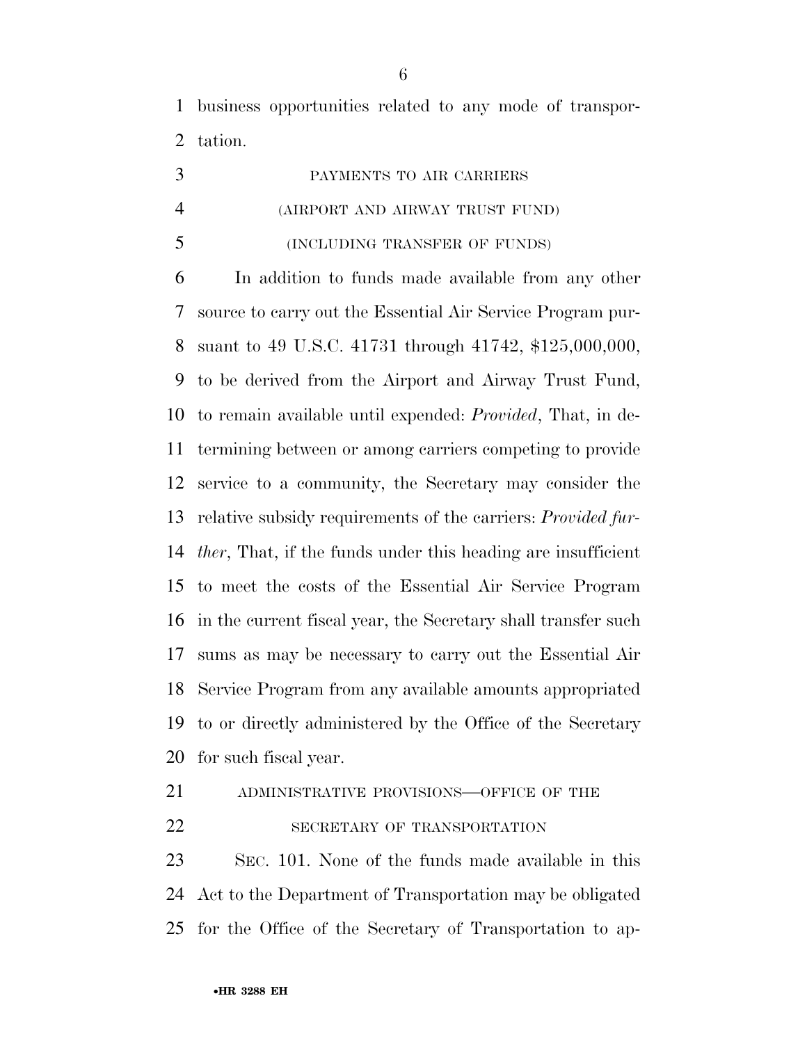business opportunities related to any mode of transportation.

PAYMENTS TO AIR CARRIERS

(AIRPORT AND AIRWAY TRUST FUND)

(INCLUDING TRANSFER OF FUNDS)

In addition to funds made available from any other source to carry out the Essential Air Service Program pursuant to 49 U.S.C. 41731 through 41742, $125,000,000, to be derived from the Airport and Airway Trust Fund, to remain available until expended: *Provided*, That, in determining between or among carriers competing to provide service to a community, the Secretary may consider the relative subsidy requirements of the carriers: *Provided further*, That, if the funds under this heading are insufficient to meet the costs of the Essential Air Service Program in the current fiscal year, the Secretary shall transfer such sums as may be necessary to carry out the Essential Air Service Program from any available amounts appropriated to or directly administered by the Office of the Secretary for such fiscal year.

ADMINISTRATIVE PROVISIONS—OFFICE OF THE SECRETARY OF TRANSPORTATION

SEC. 101. None of the funds made available in this Act to the Department of Transportation may be obligated for the Office of the Secretary of Transportation to ap-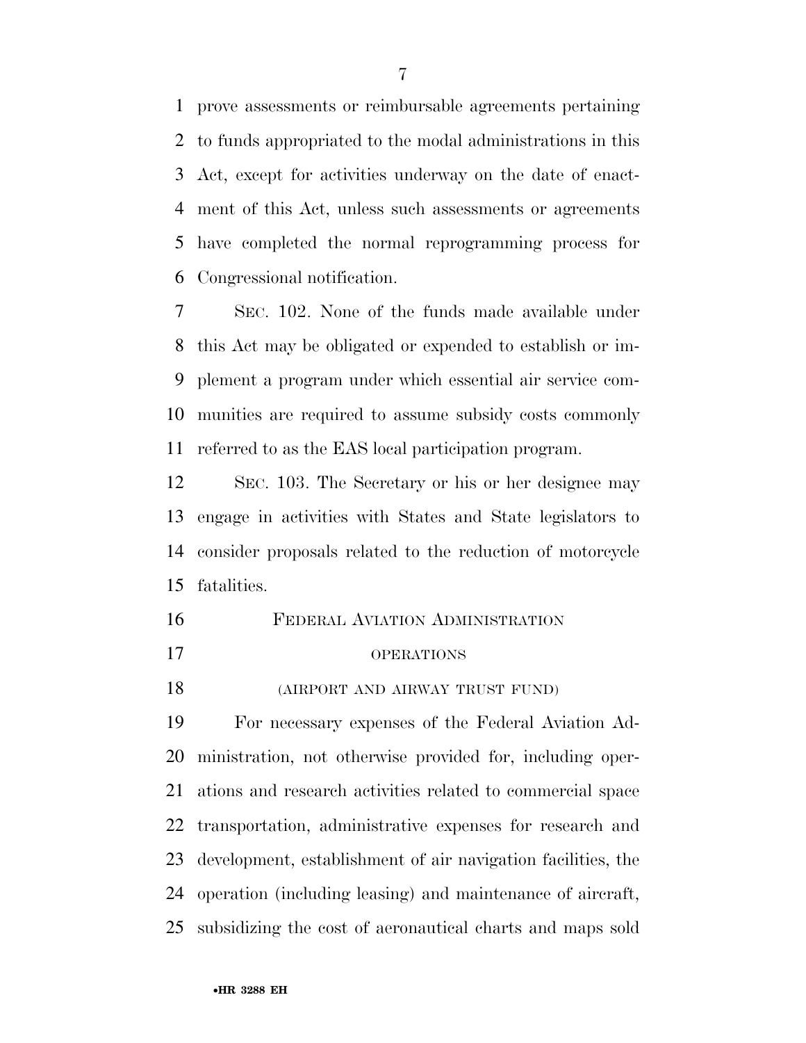prove assessments or reimbursable agreements pertaining to funds appropriated to the modal administrations in this Act, except for activities underway on the date of enactment of this Act, unless such assessments or agreements have completed the normal reprogramming process for Congressional notification.

SEC. 102. None of the funds made available under this Act may be obligated or expended to establish or implement a program under which essential air service communities are required to assume subsidy costs commonly referred to as the EAS local participation program.

SEC. 103. The Secretary or his or her designee may engage in activities with States and State legislators to consider proposals related to the reduction of motorcycle fatalities.

## FEDERAL AVIATION ADMINISTRATION

### OPERATIONS

### (AIRPORT AND AIRWAY TRUST FUND)

For necessary expenses of the Federal Aviation Administration, not otherwise provided for, including operations and research activities related to commercial space transportation, administrative expenses for research and development, establishment of air navigation facilities, the operation (including leasing) and maintenance of aircraft, subsidizing the cost of aeronautical charts and maps sold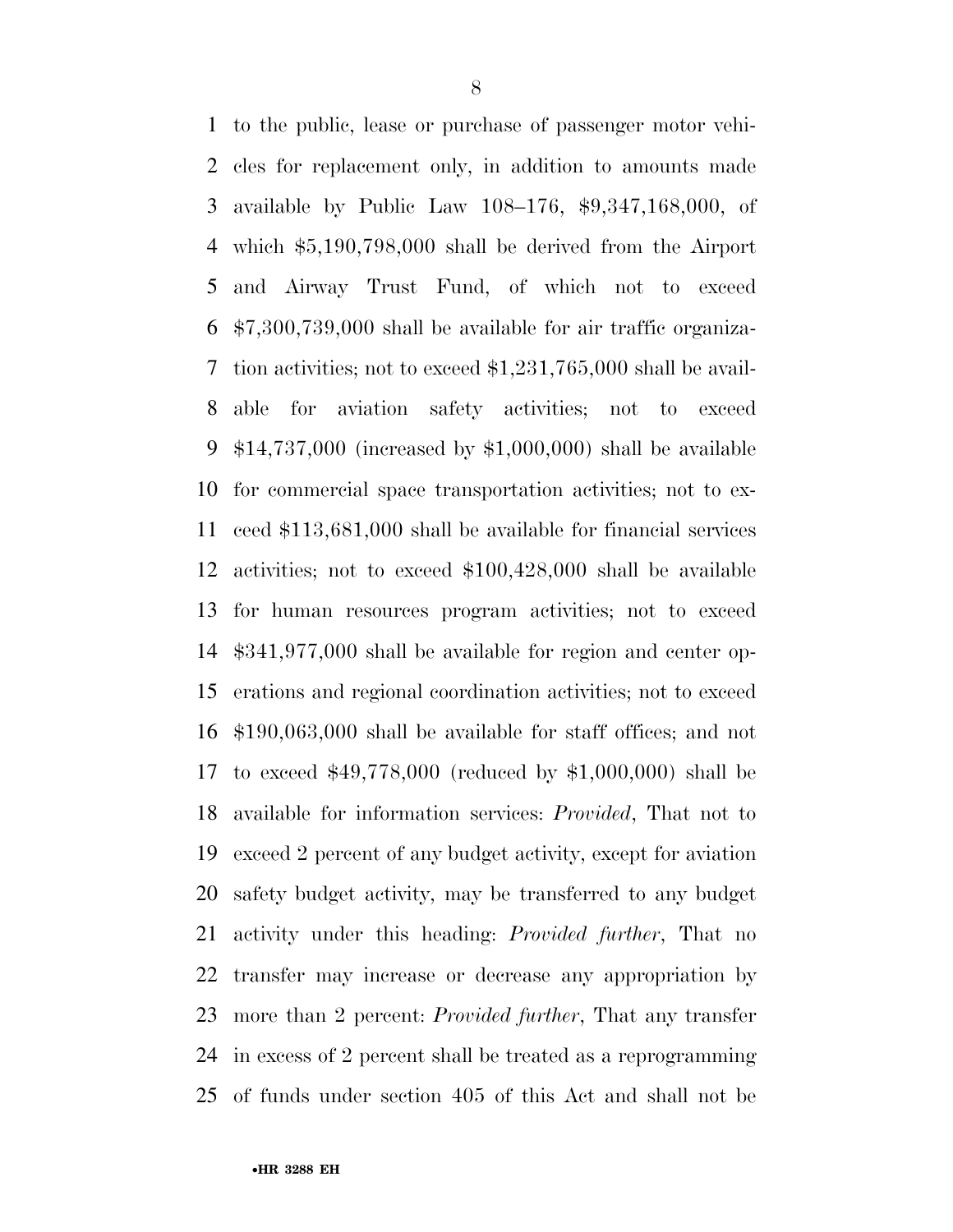to the public, lease or purchase of passenger motor vehicles for replacement only, in addition to amounts made available by Public Law 108–176, $9,347,168,000, of which $5,190,798,000 shall be derived from the Airport and Airway Trust Fund, of which not to exceed $7,300,739,000 shall be available for air traffic organization activities; not to exceed $1,231,765,000 shall be available for aviation safety activities; not to exceed $14,737,000 (increased by $1,000,000) shall be available for commercial space transportation activities; not to exceed $113,681,000 shall be available for financial services activities; not to exceed $100,428,000 shall be available for human resources program activities; not to exceed $341,977,000 shall be available for region and center operations and regional coordination activities; not to exceed $190,063,000 shall be available for staff offices; and not to exceed $49,778,000 (reduced by $1,000,000) shall be available for information services: *Provided*, That not to exceed 2 percent of any budget activity, except for aviation safety budget activity, may be transferred to any budget activity under this heading: *Provided further*, That no transfer may increase or decrease any appropriation by more than 2 percent: *Provided further*, That any transfer in excess of 2 percent shall be treated as a reprogramming of funds under section 405 of this Act and shall not be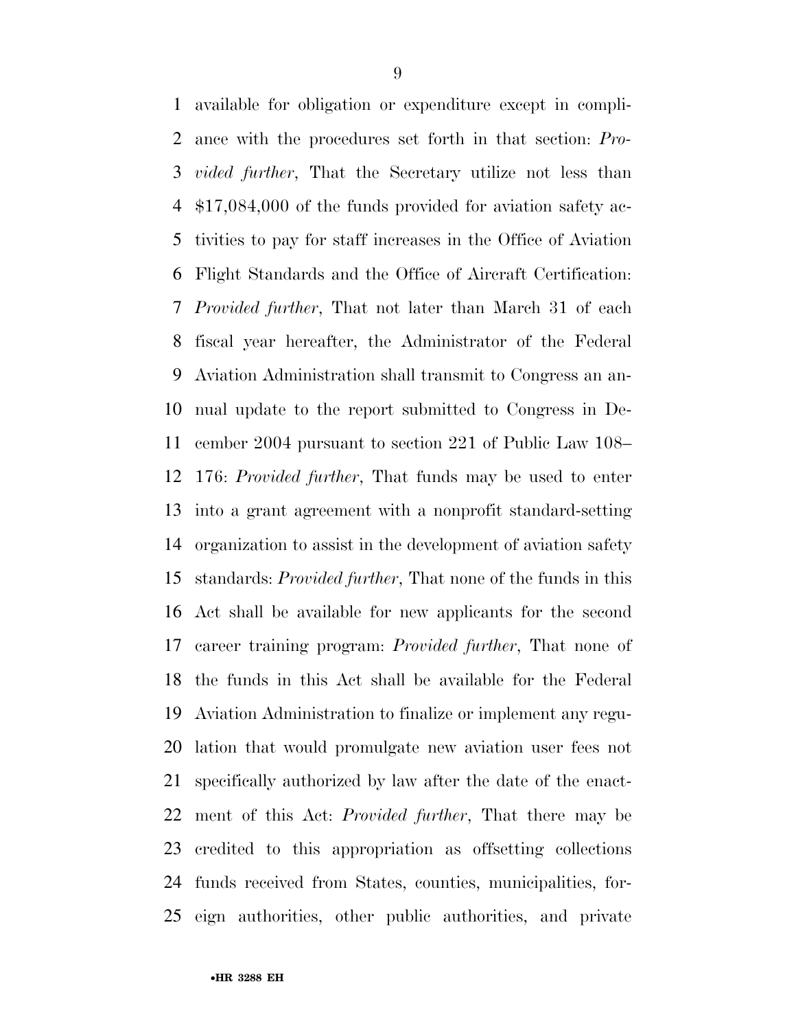available for obligation or expenditure except in compliance with the procedures set forth in that section: *Provided further*, That the Secretary utilize not less than $17,084,000 of the funds provided for aviation safety activities to pay for staff increases in the Office of Aviation Flight Standards and the Office of Aircraft Certification: *Provided further*, That not later than March 31 of each fiscal year hereafter, the Administrator of the Federal Aviation Administration shall transmit to Congress an annual update to the report submitted to Congress in December 2004 pursuant to section 221 of Public Law 108–176: *Provided further*, That funds may be used to enter into a grant agreement with a nonprofit standard-setting organization to assist in the development of aviation safety standards: *Provided further*, That none of the funds in this Act shall be available for new applicants for the second career training program: *Provided further*, That none of the funds in this Act shall be available for the Federal Aviation Administration to finalize or implement any regulation that would promulgate new aviation user fees not specifically authorized by law after the date of the enactment of this Act: *Provided further*, That there may be credited to this appropriation as offsetting collections funds received from States, counties, municipalities, foreign authorities, other public authorities, and private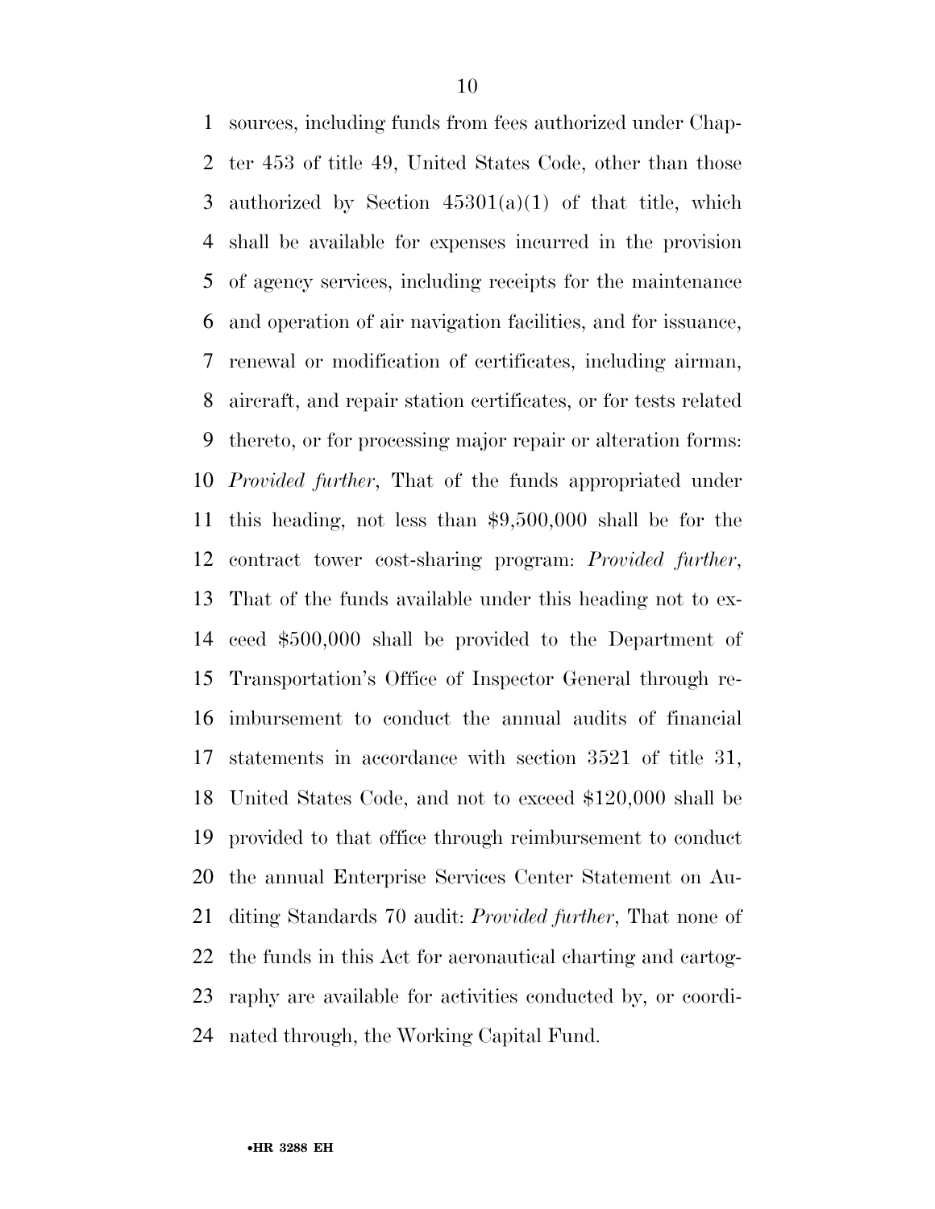sources, including funds from fees authorized under Chapter 453 of title 49, United States Code, other than those authorized by Section 45301(a)(1) of that title, which shall be available for expenses incurred in the provision of agency services, including receipts for the maintenance and operation of air navigation facilities, and for issuance, renewal or modification of certificates, including airman, aircraft, and repair station certificates, or for tests related thereto, or for processing major repair or alteration forms: *Provided further*, That of the funds appropriated under this heading, not less than $9,500,000 shall be for the contract tower cost-sharing program: *Provided further*, That of the funds available under this heading not to exceed $500,000 shall be provided to the Department of Transportation's Office of Inspector General through reimbursement to conduct the annual audits of financial statements in accordance with section 3521 of title 31, United States Code, and not to exceed $120,000 shall be provided to that office through reimbursement to conduct the annual Enterprise Services Center Statement on Auditing Standards 70 audit: *Provided further*, That none of the funds in this Act for aeronautical charting and cartography are available for activities conducted by, or coordinated through, the Working Capital Fund.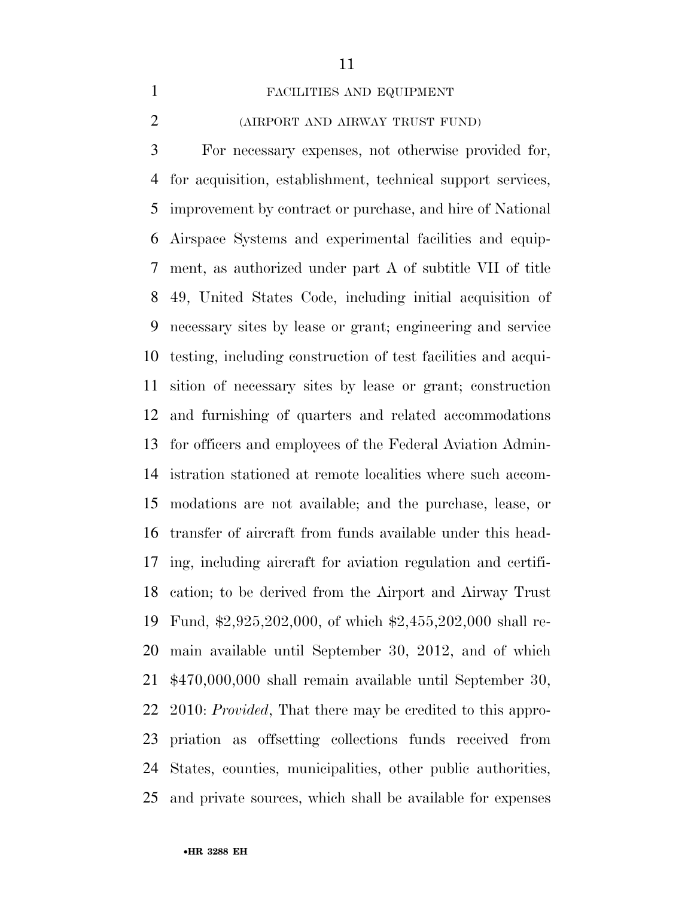FACILITIES AND EQUIPMENT

(AIRPORT AND AIRWAY TRUST FUND)

For necessary expenses, not otherwise provided for, for acquisition, establishment, technical support services, improvement by contract or purchase, and hire of National Airspace Systems and experimental facilities and equipment, as authorized under part A of subtitle VII of title 49, United States Code, including initial acquisition of necessary sites by lease or grant; engineering and service testing, including construction of test facilities and acquisition of necessary sites by lease or grant; construction and furnishing of quarters and related accommodations for officers and employees of the Federal Aviation Administration stationed at remote localities where such accommodations are not available; and the purchase, lease, or transfer of aircraft from funds available under this heading, including aircraft for aviation regulation and certification; to be derived from the Airport and Airway Trust Fund, $2,925,202,000, of which $2,455,202,000 shall remain available until September 30, 2012, and of which $470,000,000 shall remain available until September 30, 2010: *Provided*, That there may be credited to this appropriation as offsetting collections funds received from States, counties, municipalities, other public authorities, and private sources, which shall be available for expenses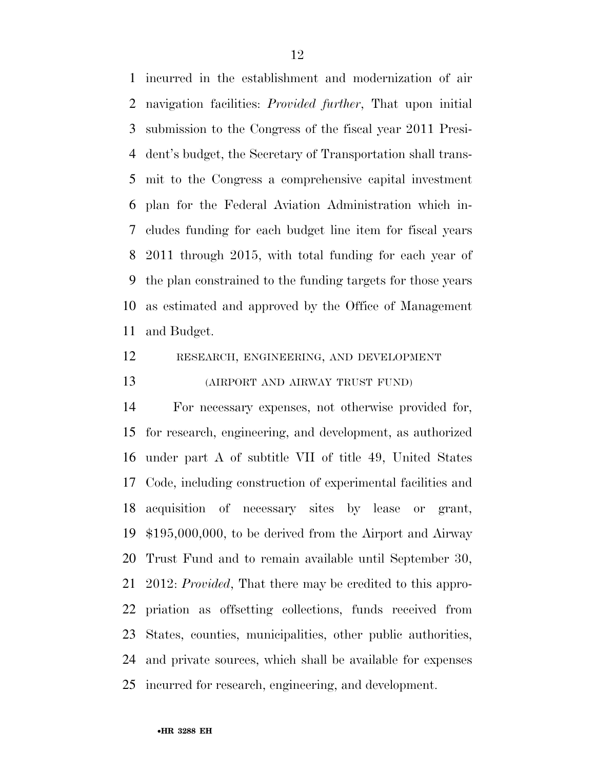incurred in the establishment and modernization of air navigation facilities: *Provided further*, That upon initial submission to the Congress of the fiscal year 2011 President's budget, the Secretary of Transportation shall transmit to the Congress a comprehensive capital investment plan for the Federal Aviation Administration which includes funding for each budget line item for fiscal years 2011 through 2015, with total funding for each year of the plan constrained to the funding targets for those years as estimated and approved by the Office of Management and Budget.

RESEARCH, ENGINEERING, AND DEVELOPMENT

(AIRPORT AND AIRWAY TRUST FUND)

For necessary expenses, not otherwise provided for, for research, engineering, and development, as authorized under part A of subtitle VII of title 49, United States Code, including construction of experimental facilities and acquisition of necessary sites by lease or grant, $195,000,000, to be derived from the Airport and Airway Trust Fund and to remain available until September 30, 2012: *Provided*, That there may be credited to this appropriation as offsetting collections, funds received from States, counties, municipalities, other public authorities, and private sources, which shall be available for expenses incurred for research, engineering, and development.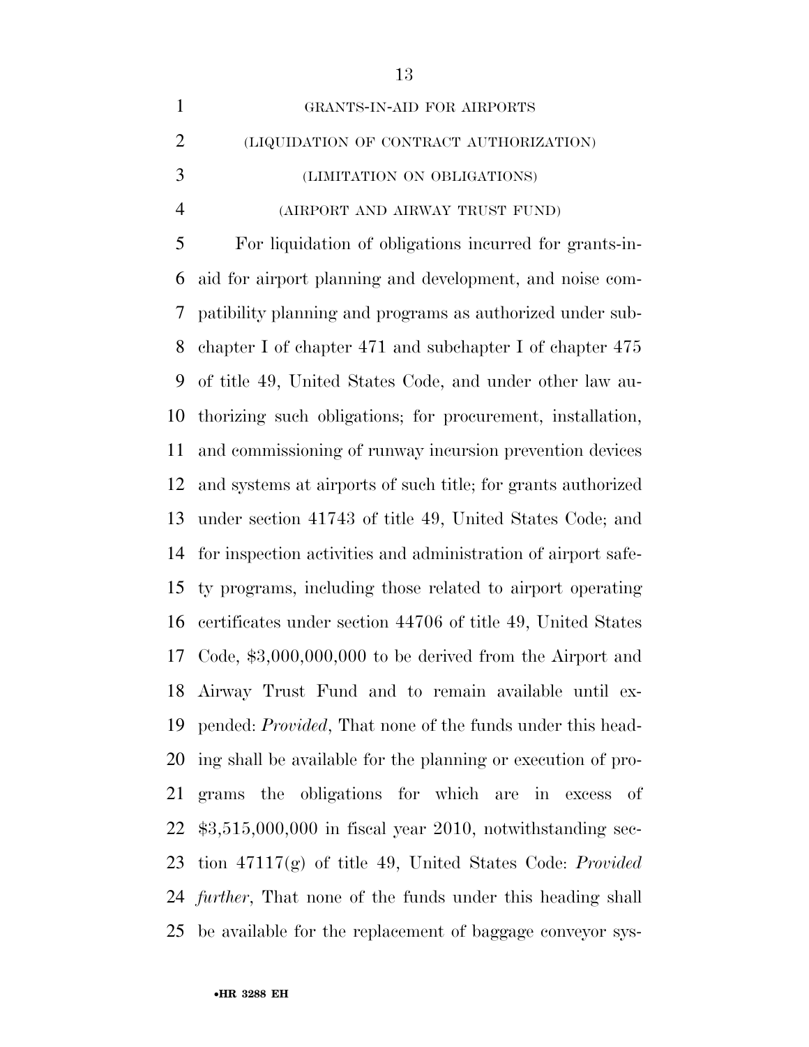GRANTS-IN-AID FOR AIRPORTS

(LIQUIDATION OF CONTRACT AUTHORIZATION)

(LIMITATION ON OBLIGATIONS)

(AIRPORT AND AIRWAY TRUST FUND)

For liquidation of obligations incurred for grants-in-aid for airport planning and development, and noise compatibility planning and programs as authorized under subchapter I of chapter 471 and subchapter I of chapter 475 of title 49, United States Code, and under other law authorizing such obligations; for procurement, installation, and commissioning of runway incursion prevention devices and systems at airports of such title; for grants authorized under section 41743 of title 49, United States Code; and for inspection activities and administration of airport safety programs, including those related to airport operating certificates under section 44706 of title 49, United States Code, $3,000,000,000 to be derived from the Airport and Airway Trust Fund and to remain available until expended: *Provided*, That none of the funds under this heading shall be available for the planning or execution of programs the obligations for which are in excess of $3,515,000,000 in fiscal year 2010, notwithstanding section 47117(g) of title 49, United States Code: *Provided further*, That none of the funds under this heading shall be available for the replacement of baggage conveyor sys-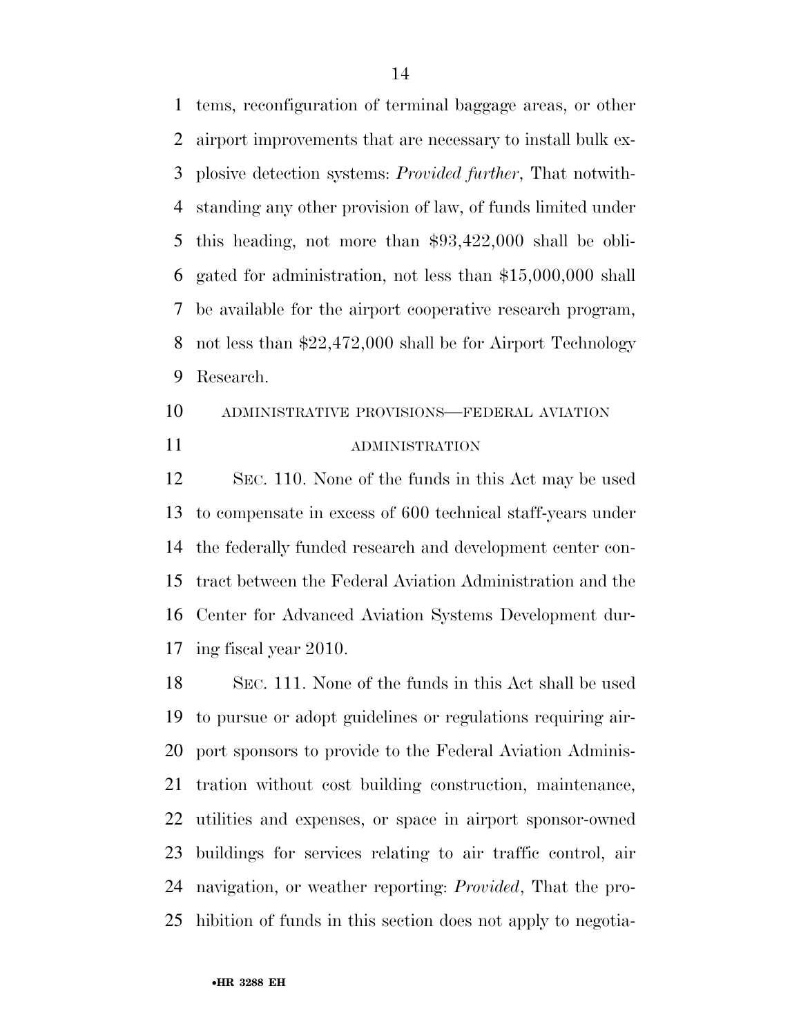tems, reconfiguration of terminal baggage areas, or other airport improvements that are necessary to install bulk explosive detection systems: *Provided further*, That notwithstanding any other provision of law, of funds limited under this heading, not more than $93,422,000 shall be obligated for administration, not less than $15,000,000 shall be available for the airport cooperative research program, not less than $22,472,000 shall be for Airport Technology Research.

ADMINISTRATIVE PROVISIONS—FEDERAL AVIATION ADMINISTRATION

SEC. 110. None of the funds in this Act may be used to compensate in excess of 600 technical staff-years under the federally funded research and development center contract between the Federal Aviation Administration and the Center for Advanced Aviation Systems Development during fiscal year 2010.

SEC. 111. None of the funds in this Act shall be used to pursue or adopt guidelines or regulations requiring airport sponsors to provide to the Federal Aviation Administration without cost building construction, maintenance, utilities and expenses, or space in airport sponsor-owned buildings for services relating to air traffic control, air navigation, or weather reporting: *Provided*, That the prohibition of funds in this section does not apply to negotia-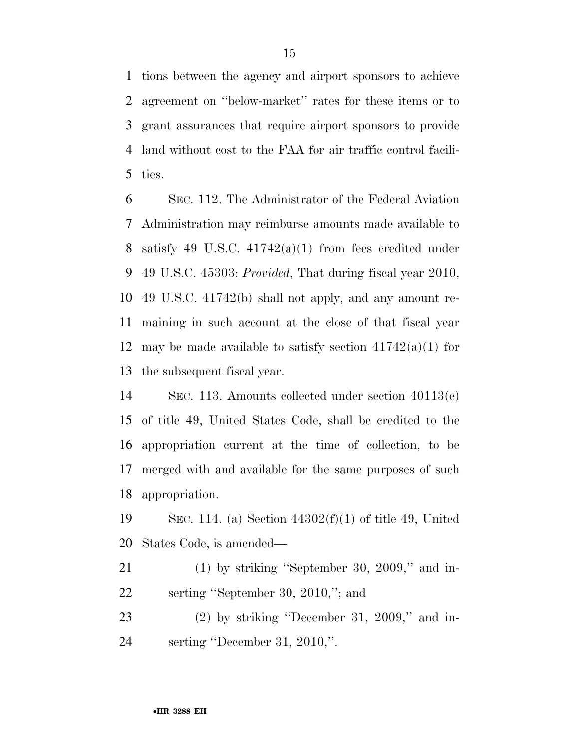tions between the agency and airport sponsors to achieve agreement on ''below-market'' rates for these items or to grant assurances that require airport sponsors to provide land without cost to the FAA for air traffic control facilities.

SEC. 112. The Administrator of the Federal Aviation Administration may reimburse amounts made available to satisfy 49 U.S.C. 41742(a)(1) from fees credited under 49 U.S.C. 45303: *Provided*, That during fiscal year 2010, 49 U.S.C. 41742(b) shall not apply, and any amount remaining in such account at the close of that fiscal year may be made available to satisfy section 41742(a)(1) for the subsequent fiscal year.

SEC. 113. Amounts collected under section 40113(e) of title 49, United States Code, shall be credited to the appropriation current at the time of collection, to be merged with and available for the same purposes of such appropriation.

SEC. 114. (a) Section 44302(f)(1) of title 49, United States Code, is amended—

(1) by striking ''September 30, 2009,'' and inserting ''September 30, 2010,''; and

(2) by striking ''December 31, 2009,'' and inserting ''December 31, 2010,''.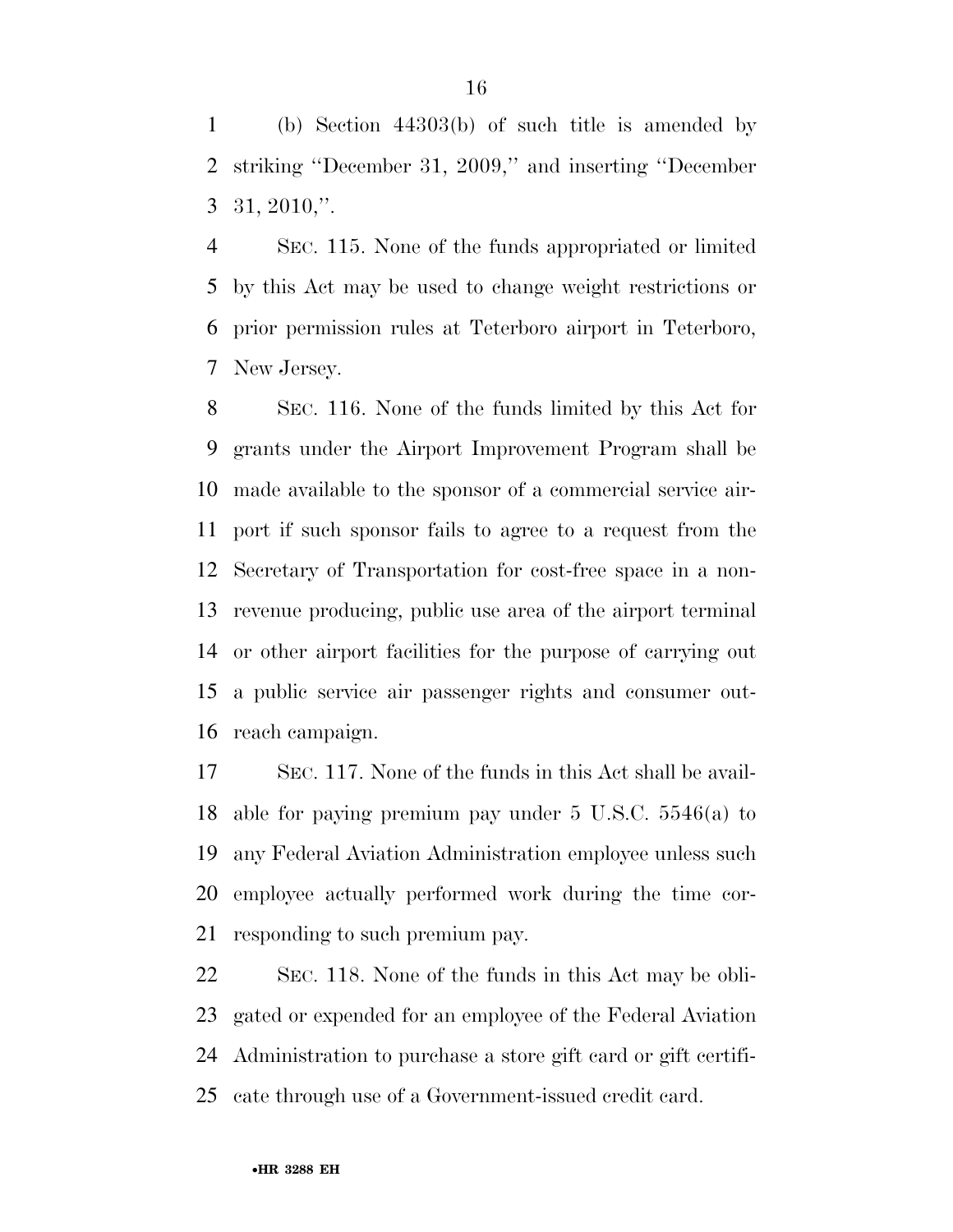(b) Section 44303(b) of such title is amended by striking ''December 31, 2009,'' and inserting ''December 31, 2010,''.

SEC. 115. None of the funds appropriated or limited by this Act may be used to change weight restrictions or prior permission rules at Teterboro airport in Teterboro, New Jersey.

SEC. 116. None of the funds limited by this Act for grants under the Airport Improvement Program shall be made available to the sponsor of a commercial service airport if such sponsor fails to agree to a request from the Secretary of Transportation for cost-free space in a non-revenue producing, public use area of the airport terminal or other airport facilities for the purpose of carrying out a public service air passenger rights and consumer outreach campaign.

SEC. 117. None of the funds in this Act shall be available for paying premium pay under 5 U.S.C. 5546(a) to any Federal Aviation Administration employee unless such employee actually performed work during the time corresponding to such premium pay.

SEC. 118. None of the funds in this Act may be obligated or expended for an employee of the Federal Aviation Administration to purchase a store gift card or gift certificate through use of a Government-issued credit card.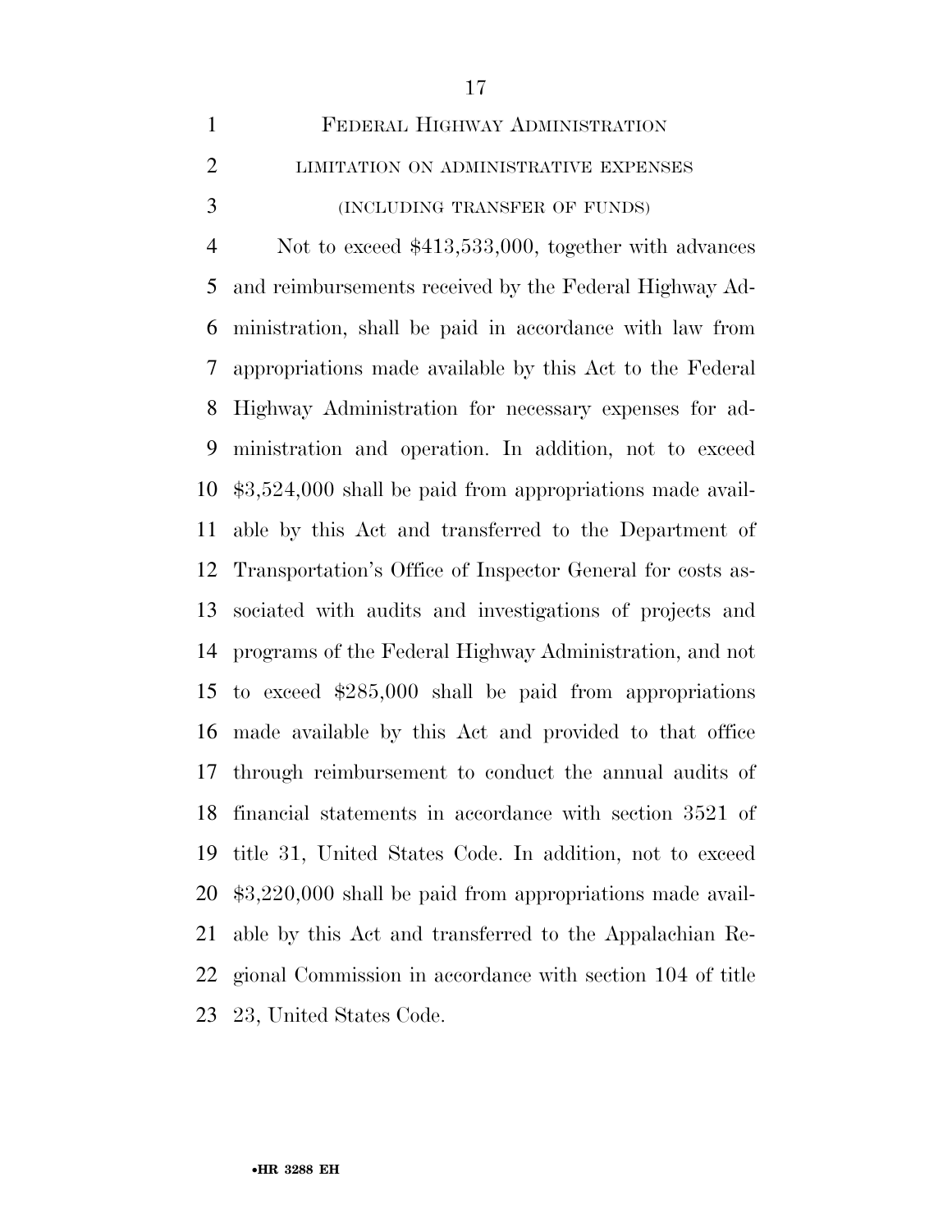## FEDERAL HIGHWAY ADMINISTRATION

### LIMITATION ON ADMINISTRATIVE EXPENSES

### (INCLUDING TRANSFER OF FUNDS)

Not to exceed $413,533,000, together with advances and reimbursements received by the Federal Highway Administration, shall be paid in accordance with law from appropriations made available by this Act to the Federal Highway Administration for necessary expenses for administration and operation. In addition, not to exceed $3,524,000 shall be paid from appropriations made available by this Act and transferred to the Department of Transportation's Office of Inspector General for costs associated with audits and investigations of projects and programs of the Federal Highway Administration, and not to exceed $285,000 shall be paid from appropriations made available by this Act and provided to that office through reimbursement to conduct the annual audits of financial statements in accordance with section 3521 of title 31, United States Code. In addition, not to exceed $3,220,000 shall be paid from appropriations made available by this Act and transferred to the Appalachian Regional Commission in accordance with section 104 of title 23, United States Code.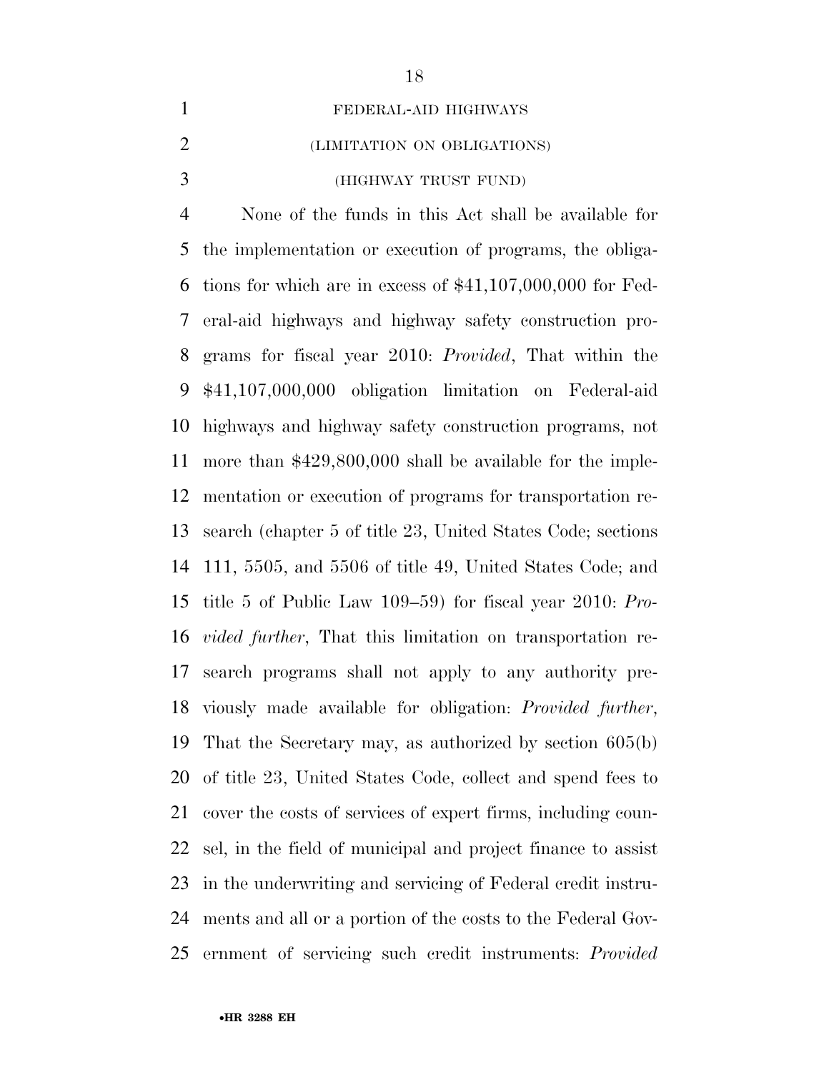FEDERAL-AID HIGHWAYS

(LIMITATION ON OBLIGATIONS)

(HIGHWAY TRUST FUND)

None of the funds in this Act shall be available for the implementation or execution of programs, the obligations for which are in excess of $41,107,000,000 for Federal-aid highways and highway safety construction programs for fiscal year 2010: *Provided*, That within the $41,107,000,000 obligation limitation on Federal-aid highways and highway safety construction programs, not more than $429,800,000 shall be available for the implementation or execution of programs for transportation research (chapter 5 of title 23, United States Code; sections 111, 5505, and 5506 of title 49, United States Code; and title 5 of Public Law 109–59) for fiscal year 2010: *Provided further*, That this limitation on transportation research programs shall not apply to any authority previously made available for obligation: *Provided further*, That the Secretary may, as authorized by section 605(b) of title 23, United States Code, collect and spend fees to cover the costs of services of expert firms, including counsel, in the field of municipal and project finance to assist in the underwriting and servicing of Federal credit instruments and all or a portion of the costs to the Federal Government of servicing such credit instruments: *Provided*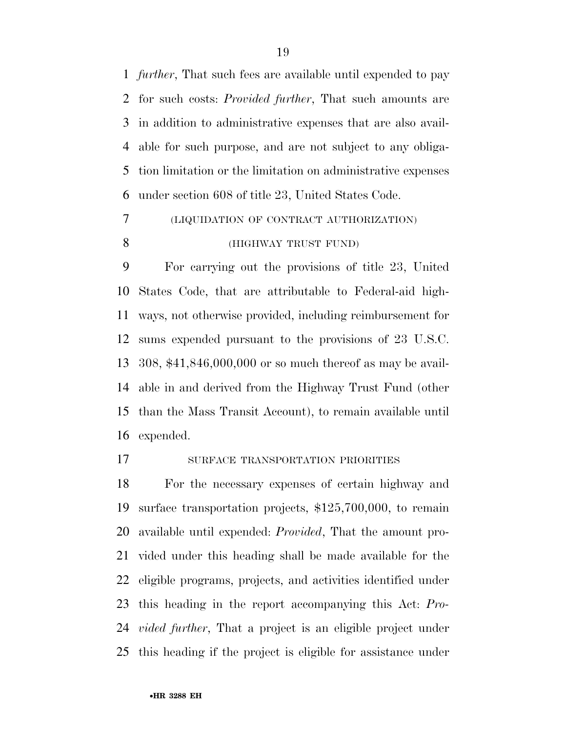*further*, That such fees are available until expended to pay for such costs: *Provided further*, That such amounts are in addition to administrative expenses that are also available for such purpose, and are not subject to any obligation limitation or the limitation on administrative expenses under section 608 of title 23, United States Code.

(LIQUIDATION OF CONTRACT AUTHORIZATION)

(HIGHWAY TRUST FUND)

For carrying out the provisions of title 23, United States Code, that are attributable to Federal-aid highways, not otherwise provided, including reimbursement for sums expended pursuant to the provisions of 23 U.S.C. 308, $41,846,000,000 or so much thereof as may be available in and derived from the Highway Trust Fund (other than the Mass Transit Account), to remain available until expended.

SURFACE TRANSPORTATION PRIORITIES

For the necessary expenses of certain highway and surface transportation projects, $125,700,000, to remain available until expended: *Provided*, That the amount provided under this heading shall be made available for the eligible programs, projects, and activities identified under this heading in the report accompanying this Act: *Provided further*, That a project is an eligible project under this heading if the project is eligible for assistance under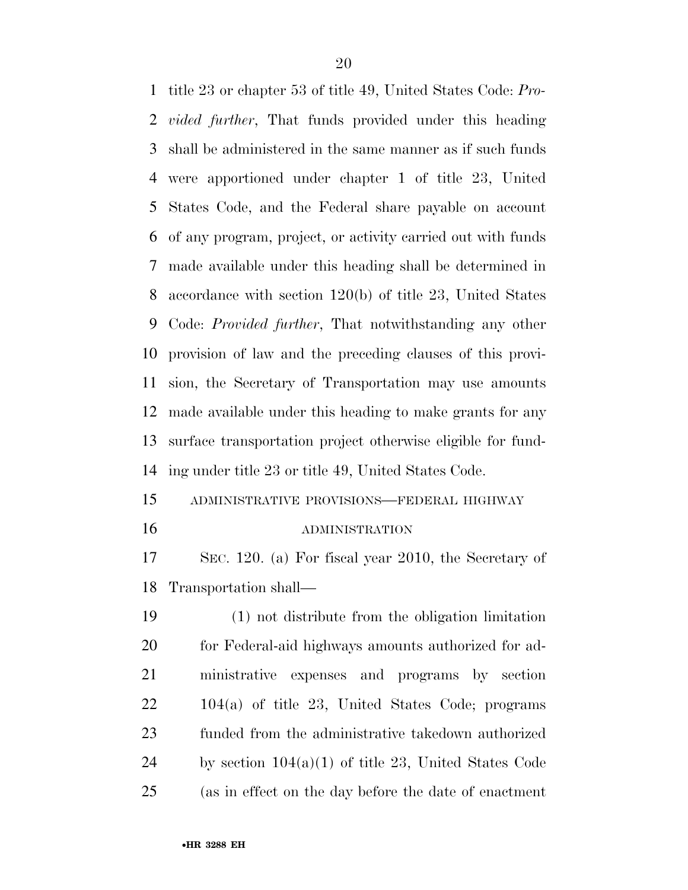title 23 or chapter 53 of title 49, United States Code: *Provided further*, That funds provided under this heading shall be administered in the same manner as if such funds were apportioned under chapter 1 of title 23, United States Code, and the Federal share payable on account of any program, project, or activity carried out with funds made available under this heading shall be determined in accordance with section 120(b) of title 23, United States Code: *Provided further*, That notwithstanding any other provision of law and the preceding clauses of this provision, the Secretary of Transportation may use amounts made available under this heading to make grants for any surface transportation project otherwise eligible for funding under title 23 or title 49, United States Code.

ADMINISTRATIVE PROVISIONS—FEDERAL HIGHWAY ADMINISTRATION

SEC. 120. (a) For fiscal year 2010, the Secretary of Transportation shall—

(1) not distribute from the obligation limitation for Federal-aid highways amounts authorized for administrative expenses and programs by section 104(a) of title 23, United States Code; programs funded from the administrative takedown authorized by section 104(a)(1) of title 23, United States Code (as in effect on the day before the date of enactment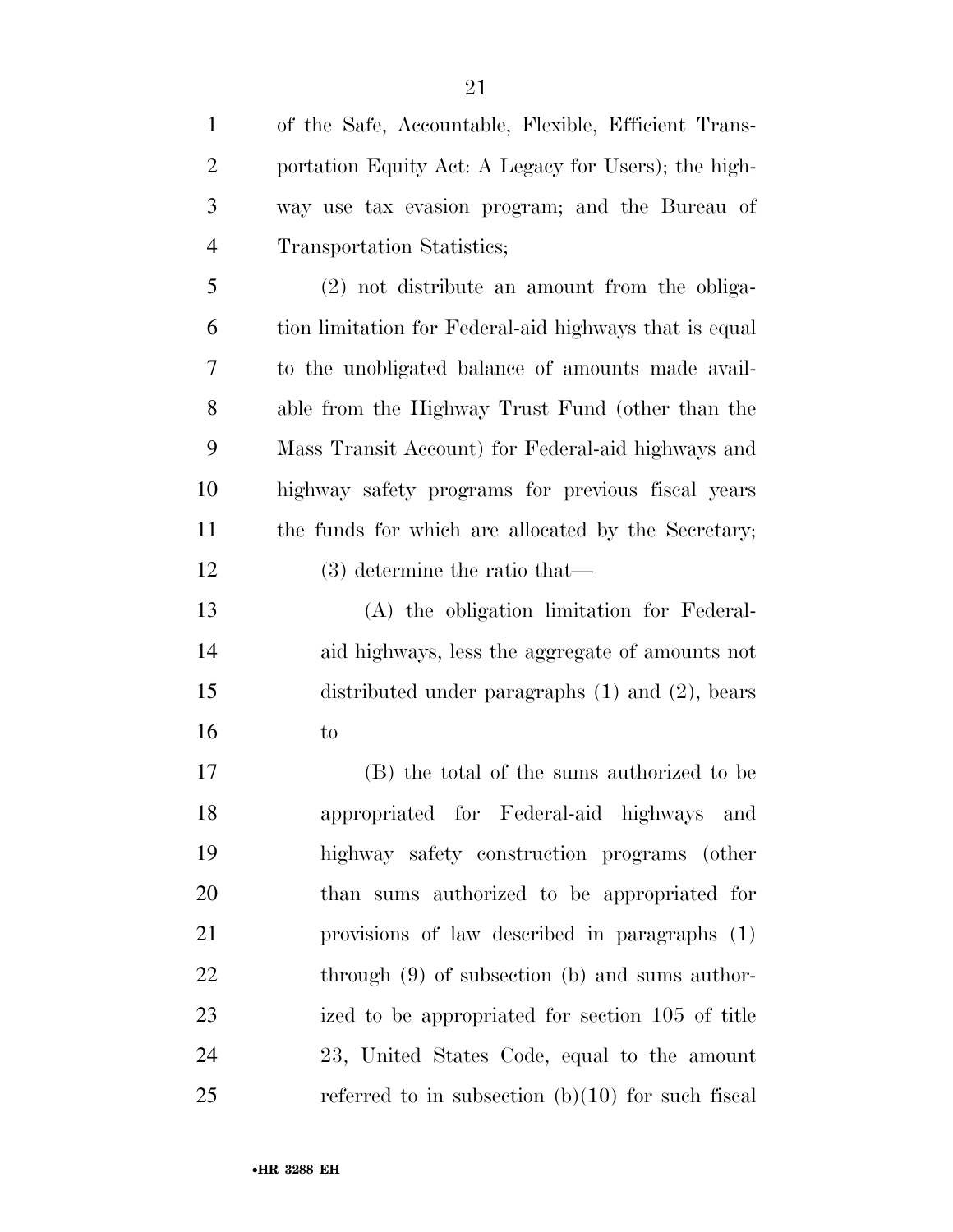of the Safe, Accountable, Flexible, Efficient Transportation Equity Act: A Legacy for Users); the highway use tax evasion program; and the Bureau of Transportation Statistics;

(2) not distribute an amount from the obligation limitation for Federal-aid highways that is equal to the unobligated balance of amounts made available from the Highway Trust Fund (other than the Mass Transit Account) for Federal-aid highways and highway safety programs for previous fiscal years the funds for which are allocated by the Secretary;

(3) determine the ratio that—

(A) the obligation limitation for Federal-aid highways, less the aggregate of amounts not distributed under paragraphs (1) and (2), bears to

(B) the total of the sums authorized to be appropriated for Federal-aid highways and highway safety construction programs (other than sums authorized to be appropriated for provisions of law described in paragraphs (1) through (9) of subsection (b) and sums authorized to be appropriated for section 105 of title 23, United States Code, equal to the amount referred to in subsection (b)(10) for such fiscal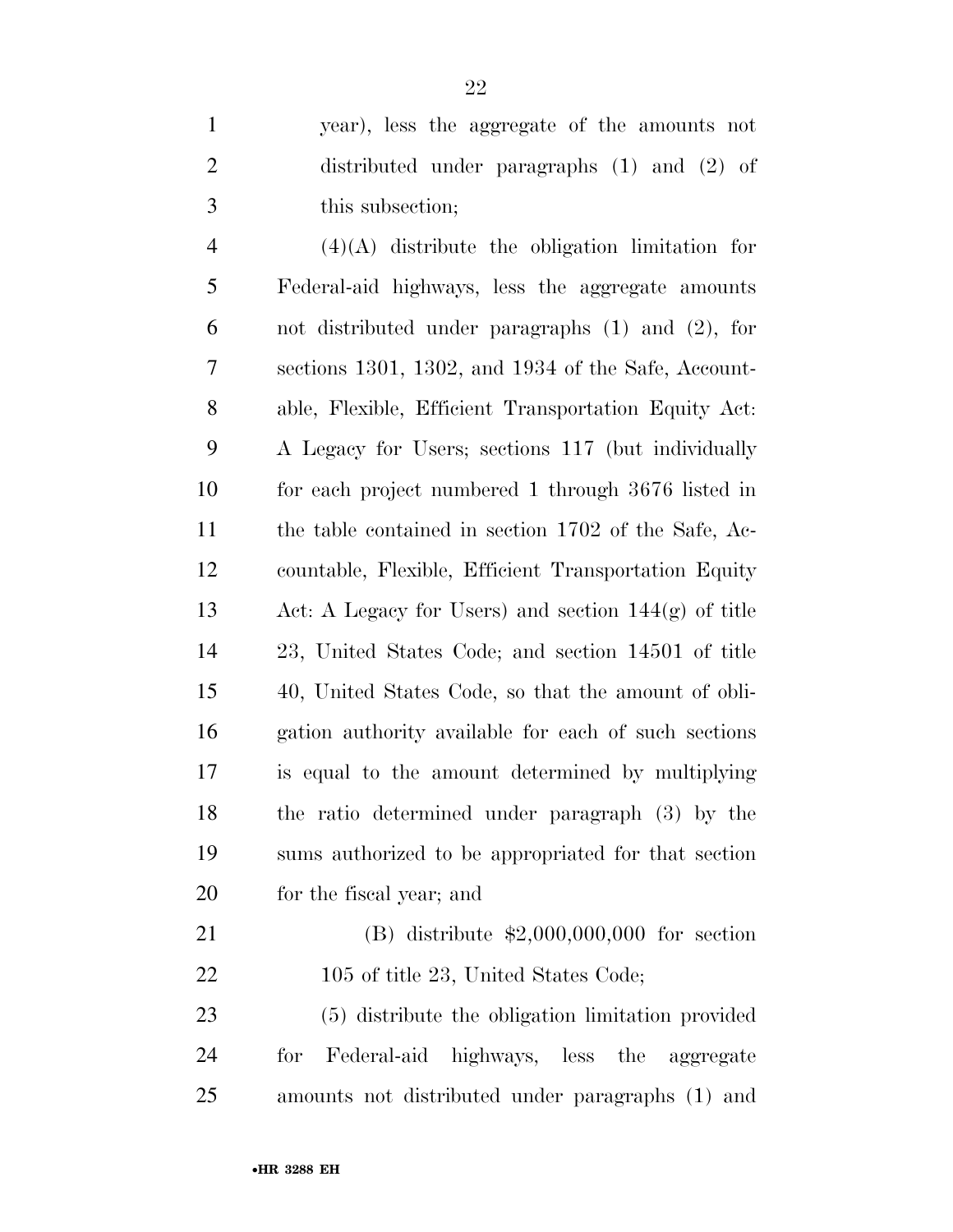year), less the aggregate of the amounts not distributed under paragraphs (1) and (2) of this subsection;

(4)(A) distribute the obligation limitation for Federal-aid highways, less the aggregate amounts not distributed under paragraphs (1) and (2), for sections 1301, 1302, and 1934 of the Safe, Accountable, Flexible, Efficient Transportation Equity Act: A Legacy for Users; sections 117 (but individually for each project numbered 1 through 3676 listed in the table contained in section 1702 of the Safe, Accountable, Flexible, Efficient Transportation Equity Act: A Legacy for Users) and section 144(g) of title 23, United States Code; and section 14501 of title 40, United States Code, so that the amount of obligation authority available for each of such sections is equal to the amount determined by multiplying the ratio determined under paragraph (3) by the sums authorized to be appropriated for that section for the fiscal year; and

(B) distribute $2,000,000,000 for section 105 of title 23, United States Code;

(5) distribute the obligation limitation provided for Federal-aid highways, less the aggregate amounts not distributed under paragraphs (1) and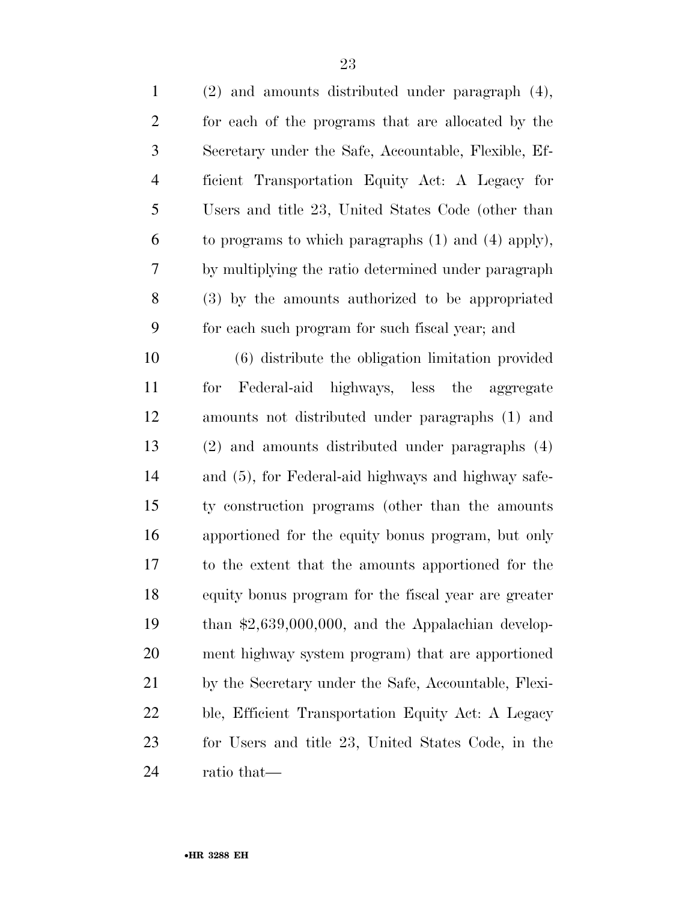(2) and amounts distributed under paragraph (4), for each of the programs that are allocated by the Secretary under the Safe, Accountable, Flexible, Efficient Transportation Equity Act: A Legacy for Users and title 23, United States Code (other than to programs to which paragraphs (1) and (4) apply), by multiplying the ratio determined under paragraph (3) by the amounts authorized to be appropriated for each such program for such fiscal year; and

(6) distribute the obligation limitation provided for Federal-aid highways, less the aggregate amounts not distributed under paragraphs (1) and (2) and amounts distributed under paragraphs (4) and (5), for Federal-aid highways and highway safety construction programs (other than the amounts apportioned for the equity bonus program, but only to the extent that the amounts apportioned for the equity bonus program for the fiscal year are greater than $2,639,000,000, and the Appalachian development highway system program) that are apportioned by the Secretary under the Safe, Accountable, Flexible, Efficient Transportation Equity Act: A Legacy for Users and title 23, United States Code, in the ratio that—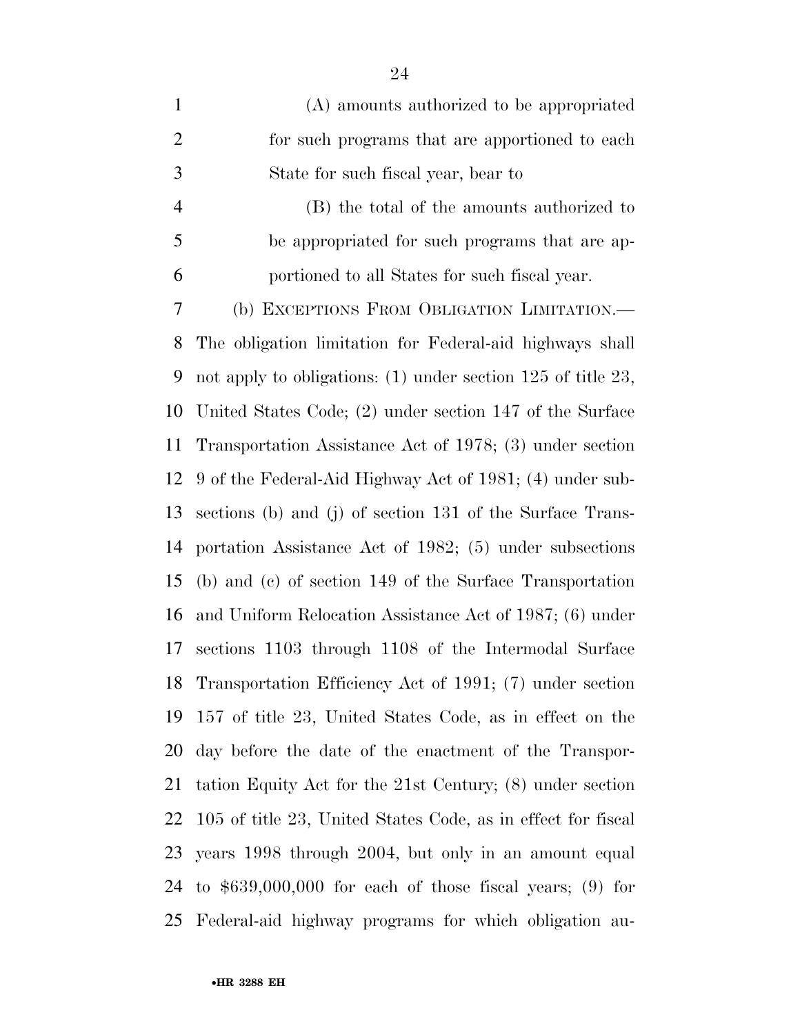(A) amounts authorized to be appropriated for such programs that are apportioned to each State for such fiscal year, bear to

(B) the total of the amounts authorized to be appropriated for such programs that are apportioned to all States for such fiscal year.

(b) EXCEPTIONS FROM OBLIGATION LIMITATION.—The obligation limitation for Federal-aid highways shall not apply to obligations: (1) under section 125 of title 23, United States Code; (2) under section 147 of the Surface Transportation Assistance Act of 1978; (3) under section 9 of the Federal-Aid Highway Act of 1981; (4) under subsections (b) and (j) of section 131 of the Surface Transportation Assistance Act of 1982; (5) under subsections (b) and (c) of section 149 of the Surface Transportation and Uniform Relocation Assistance Act of 1987; (6) under sections 1103 through 1108 of the Intermodal Surface Transportation Efficiency Act of 1991; (7) under section 157 of title 23, United States Code, as in effect on the day before the date of the enactment of the Transportation Equity Act for the 21st Century; (8) under section 105 of title 23, United States Code, as in effect for fiscal years 1998 through 2004, but only in an amount equal to $639,000,000 for each of those fiscal years; (9) for Federal-aid highway programs for which obligation au-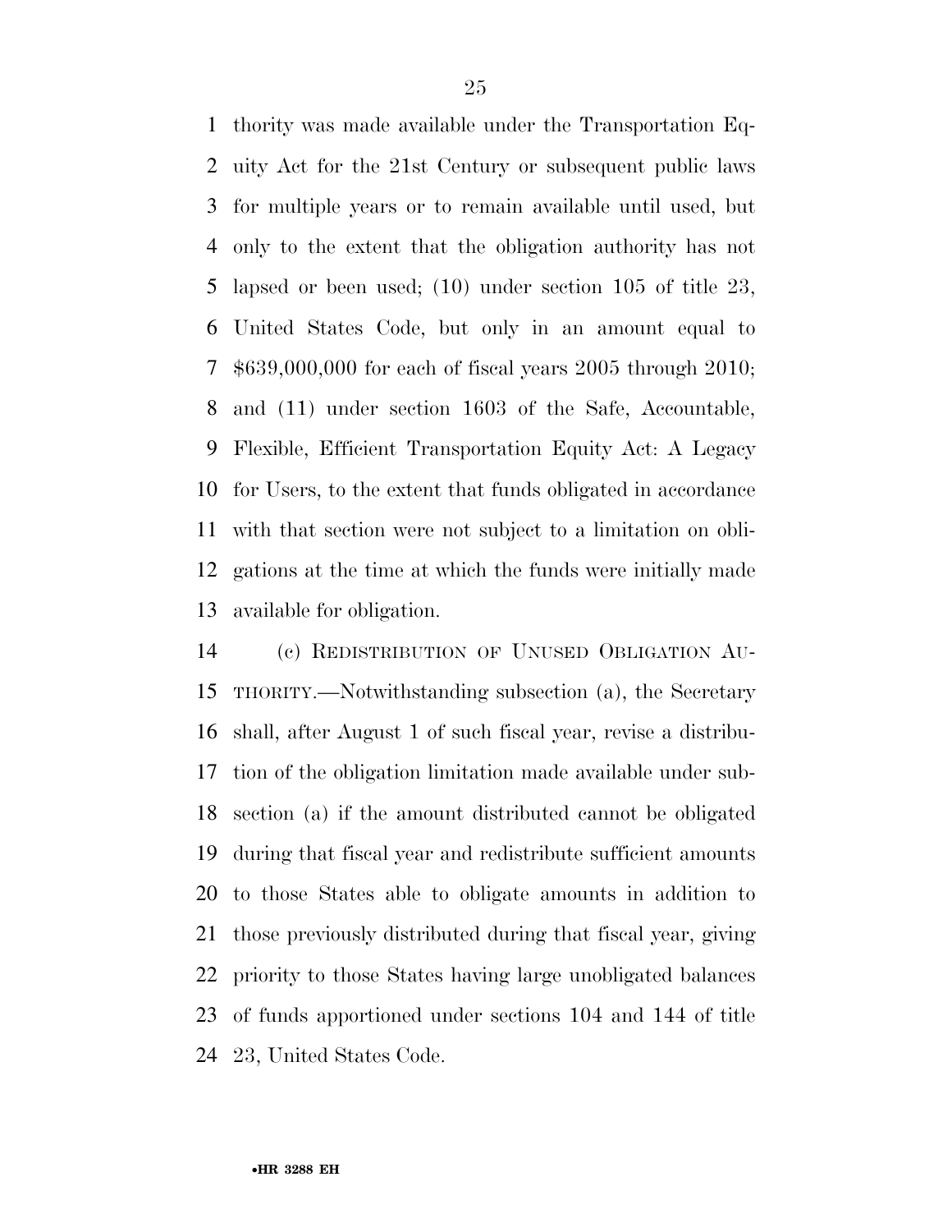thority was made available under the Transportation Equity Act for the 21st Century or subsequent public laws for multiple years or to remain available until used, but only to the extent that the obligation authority has not lapsed or been used; (10) under section 105 of title 23, United States Code, but only in an amount equal to $639,000,000 for each of fiscal years 2005 through 2010; and (11) under section 1603 of the Safe, Accountable, Flexible, Efficient Transportation Equity Act: A Legacy for Users, to the extent that funds obligated in accordance with that section were not subject to a limitation on obligations at the time at which the funds were initially made available for obligation.

(c) REDISTRIBUTION OF UNUSED OBLIGATION AUTHORITY.—Notwithstanding subsection (a), the Secretary shall, after August 1 of such fiscal year, revise a distribution of the obligation limitation made available under subsection (a) if the amount distributed cannot be obligated during that fiscal year and redistribute sufficient amounts to those States able to obligate amounts in addition to those previously distributed during that fiscal year, giving priority to those States having large unobligated balances of funds apportioned under sections 104 and 144 of title 23, United States Code.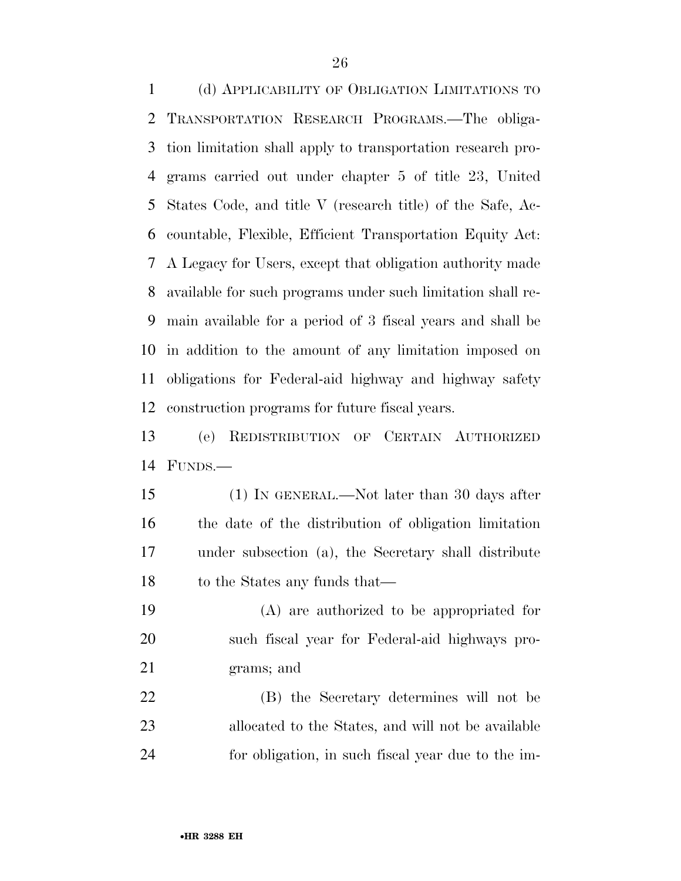(d) APPLICABILITY OF OBLIGATION LIMITATIONS TO TRANSPORTATION RESEARCH PROGRAMS.—The obligation limitation shall apply to transportation research programs carried out under chapter 5 of title 23, United States Code, and title V (research title) of the Safe, Accountable, Flexible, Efficient Transportation Equity Act: A Legacy for Users, except that obligation authority made available for such programs under such limitation shall remain available for a period of 3 fiscal years and shall be in addition to the amount of any limitation imposed on obligations for Federal-aid highway and highway safety construction programs for future fiscal years.

(e) REDISTRIBUTION OF CERTAIN AUTHORIZED FUNDS.—

(1) IN GENERAL.—Not later than 30 days after the date of the distribution of obligation limitation under subsection (a), the Secretary shall distribute to the States any funds that—

(A) are authorized to be appropriated for such fiscal year for Federal-aid highways programs; and

(B) the Secretary determines will not be allocated to the States, and will not be available for obligation, in such fiscal year due to the im-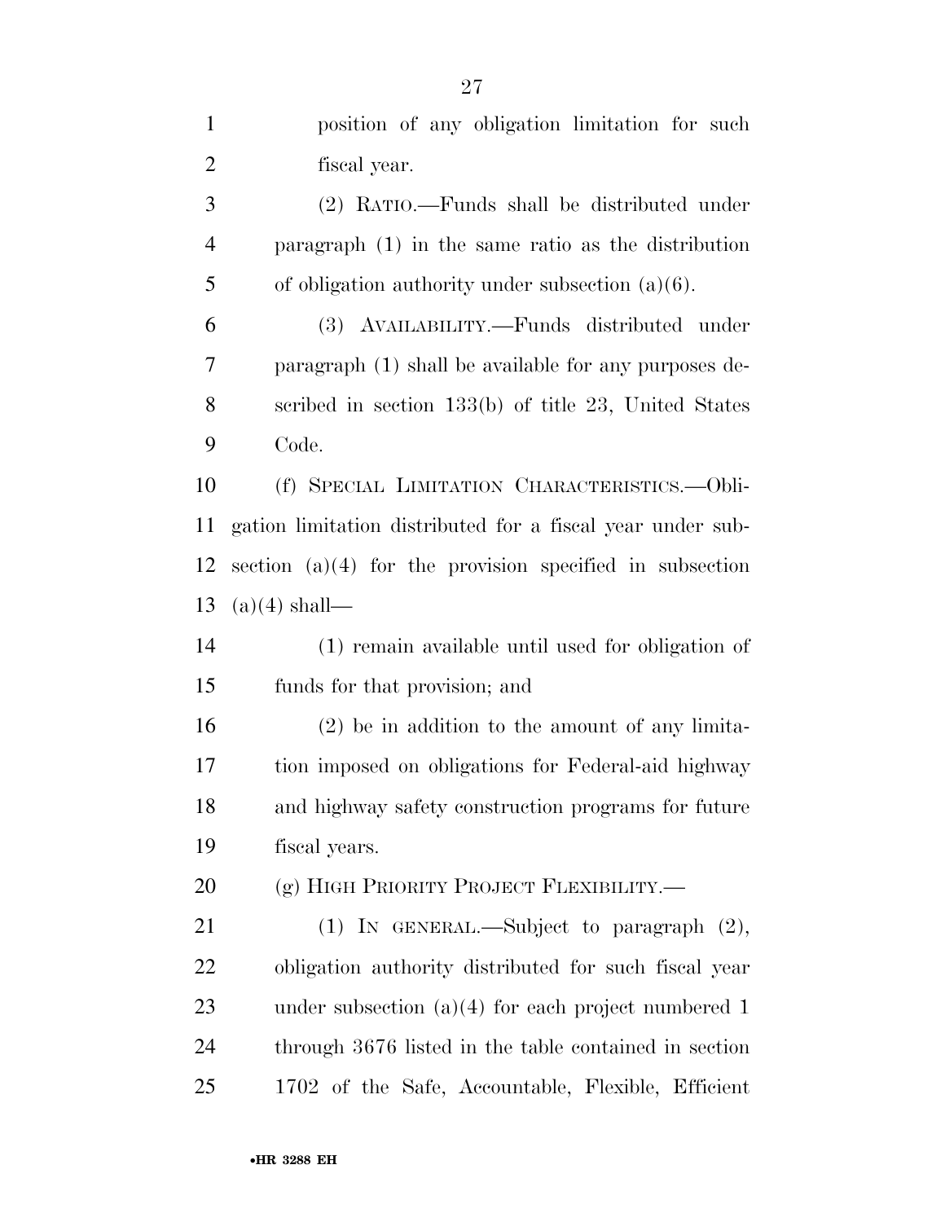position of any obligation limitation for such fiscal year.

(2) RATIO.—Funds shall be distributed under paragraph (1) in the same ratio as the distribution of obligation authority under subsection (a)(6).

(3) AVAILABILITY.—Funds distributed under paragraph (1) shall be available for any purposes described in section 133(b) of title 23, United States Code.

(f) SPECIAL LIMITATION CHARACTERISTICS.—Obligation limitation distributed for a fiscal year under subsection (a)(4) for the provision specified in subsection (a)(4) shall—

(1) remain available until used for obligation of funds for that provision; and

(2) be in addition to the amount of any limitation imposed on obligations for Federal-aid highway and highway safety construction programs for future fiscal years.

(g) HIGH PRIORITY PROJECT FLEXIBILITY.—

(1) IN GENERAL.—Subject to paragraph (2), obligation authority distributed for such fiscal year under subsection (a)(4) for each project numbered 1 through 3676 listed in the table contained in section 1702 of the Safe, Accountable, Flexible, Efficient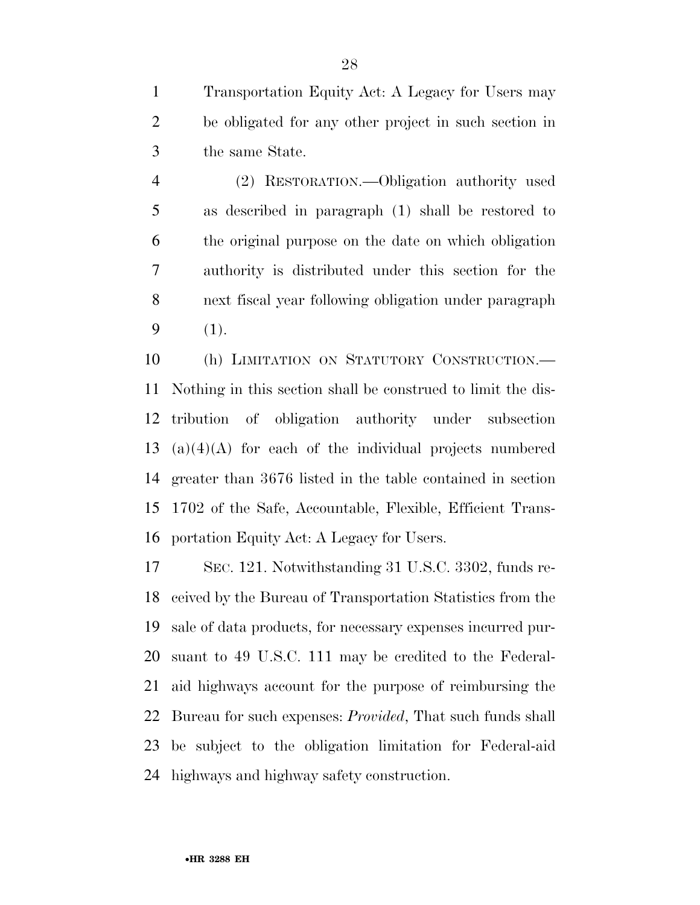Transportation Equity Act: A Legacy for Users may be obligated for any other project in such section in the same State.

(2) RESTORATION.—Obligation authority used as described in paragraph (1) shall be restored to the original purpose on the date on which obligation authority is distributed under this section for the next fiscal year following obligation under paragraph (1).

(h) LIMITATION ON STATUTORY CONSTRUCTION.—Nothing in this section shall be construed to limit the distribution of obligation authority under subsection (a)(4)(A) for each of the individual projects numbered greater than 3676 listed in the table contained in section 1702 of the Safe, Accountable, Flexible, Efficient Transportation Equity Act: A Legacy for Users.

SEC. 121. Notwithstanding 31 U.S.C. 3302, funds received by the Bureau of Transportation Statistics from the sale of data products, for necessary expenses incurred pursuant to 49 U.S.C. 111 may be credited to the Federal-aid highways account for the purpose of reimbursing the Bureau for such expenses: *Provided*, That such funds shall be subject to the obligation limitation for Federal-aid highways and highway safety construction.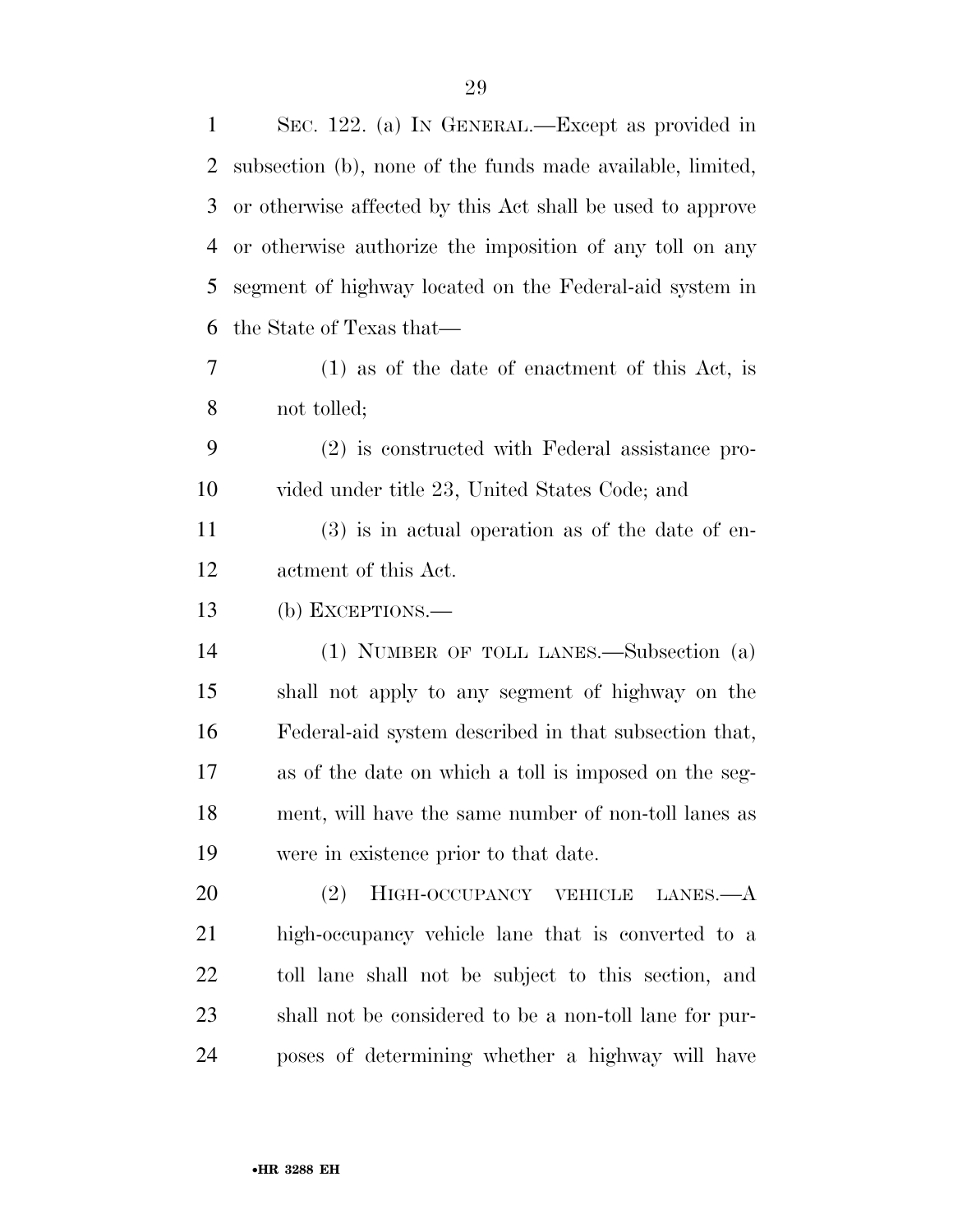SEC. 122. (a) IN GENERAL.—Except as provided in subsection (b), none of the funds made available, limited, or otherwise affected by this Act shall be used to approve or otherwise authorize the imposition of any toll on any segment of highway located on the Federal-aid system in the State of Texas that—

(1) as of the date of enactment of this Act, is not tolled;

(2) is constructed with Federal assistance provided under title 23, United States Code; and

(3) is in actual operation as of the date of enactment of this Act.

(b) EXCEPTIONS.—

(1) NUMBER OF TOLL LANES.—Subsection (a) shall not apply to any segment of highway on the Federal-aid system described in that subsection that, as of the date on which a toll is imposed on the segment, will have the same number of non-toll lanes as were in existence prior to that date.

(2) HIGH-OCCUPANCY VEHICLE LANES.—A high-occupancy vehicle lane that is converted to a toll lane shall not be subject to this section, and shall not be considered to be a non-toll lane for purposes of determining whether a highway will have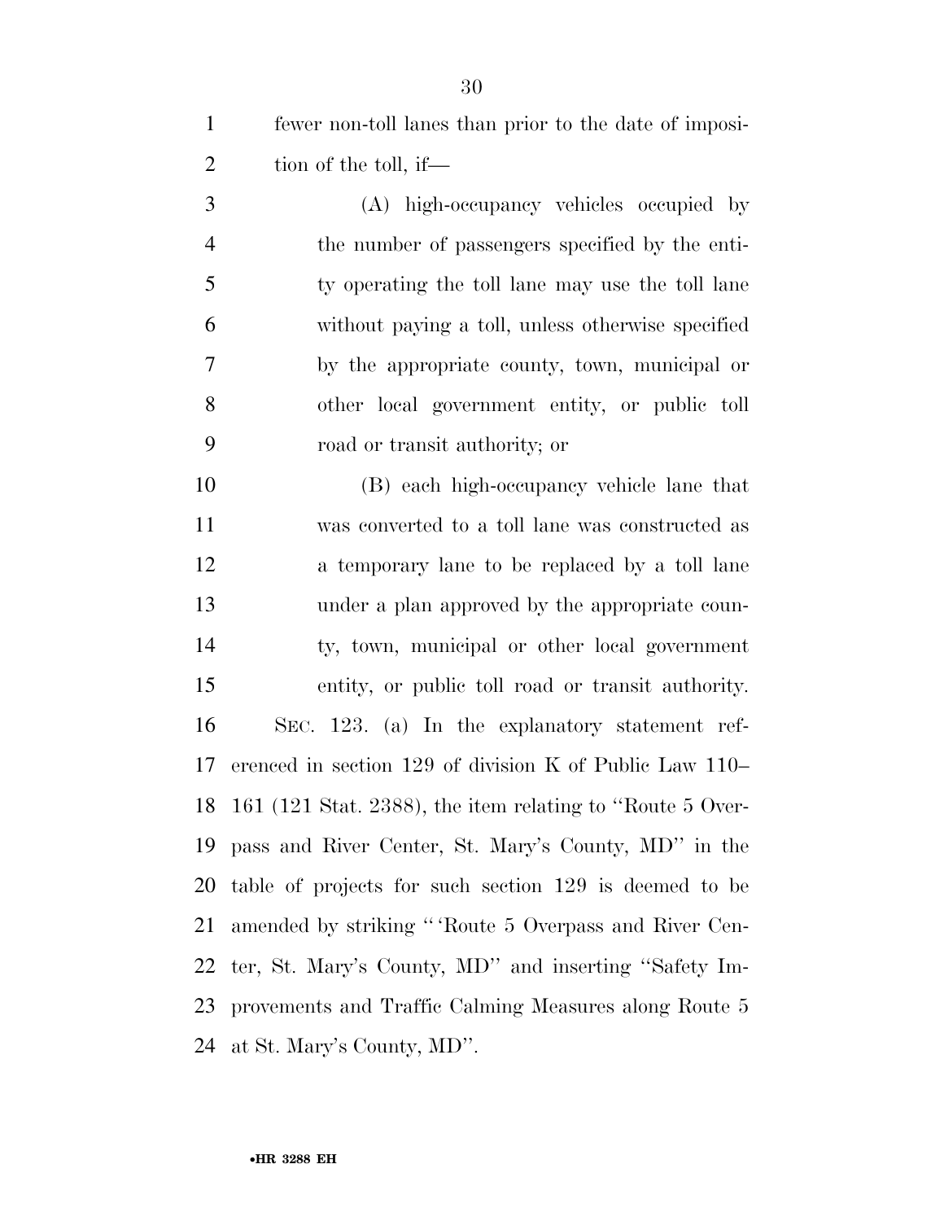fewer non-toll lanes than prior to the date of imposition of the toll, if—

(A) high-occupancy vehicles occupied by the number of passengers specified by the entity operating the toll lane may use the toll lane without paying a toll, unless otherwise specified by the appropriate county, town, municipal or other local government entity, or public toll road or transit authority; or

(B) each high-occupancy vehicle lane that was converted to a toll lane was constructed as a temporary lane to be replaced by a toll lane under a plan approved by the appropriate county, town, municipal or other local government entity, or public toll road or transit authority.

SEC. 123. (a) In the explanatory statement referenced in section 129 of division K of Public Law 110–161 (121 Stat. 2388), the item relating to ''Route 5 Overpass and River Center, St. Mary's County, MD'' in the table of projects for such section 129 is deemed to be amended by striking '' 'Route 5 Overpass and River Center, St. Mary's County, MD'' and inserting ''Safety Improvements and Traffic Calming Measures along Route 5 at St. Mary's County, MD''.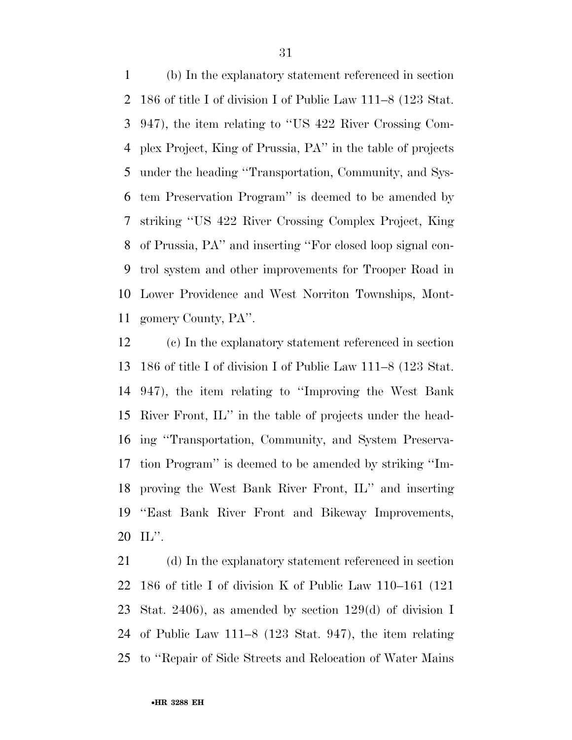(b) In the explanatory statement referenced in section 186 of title I of division I of Public Law 111–8 (123 Stat. 947), the item relating to ''US 422 River Crossing Complex Project, King of Prussia, PA'' in the table of projects under the heading ''Transportation, Community, and System Preservation Program'' is deemed to be amended by striking ''US 422 River Crossing Complex Project, King of Prussia, PA'' and inserting ''For closed loop signal control system and other improvements for Trooper Road in Lower Providence and West Norriton Townships, Montgomery County, PA''.

(c) In the explanatory statement referenced in section 186 of title I of division I of Public Law 111–8 (123 Stat. 947), the item relating to ''Improving the West Bank River Front, IL'' in the table of projects under the heading ''Transportation, Community, and System Preservation Program'' is deemed to be amended by striking ''Improving the West Bank River Front, IL'' and inserting ''East Bank River Front and Bikeway Improvements, IL''.

(d) In the explanatory statement referenced in section 186 of title I of division K of Public Law 110–161 (121 Stat. 2406), as amended by section 129(d) of division I of Public Law 111–8 (123 Stat. 947), the item relating to ''Repair of Side Streets and Relocation of Water Mains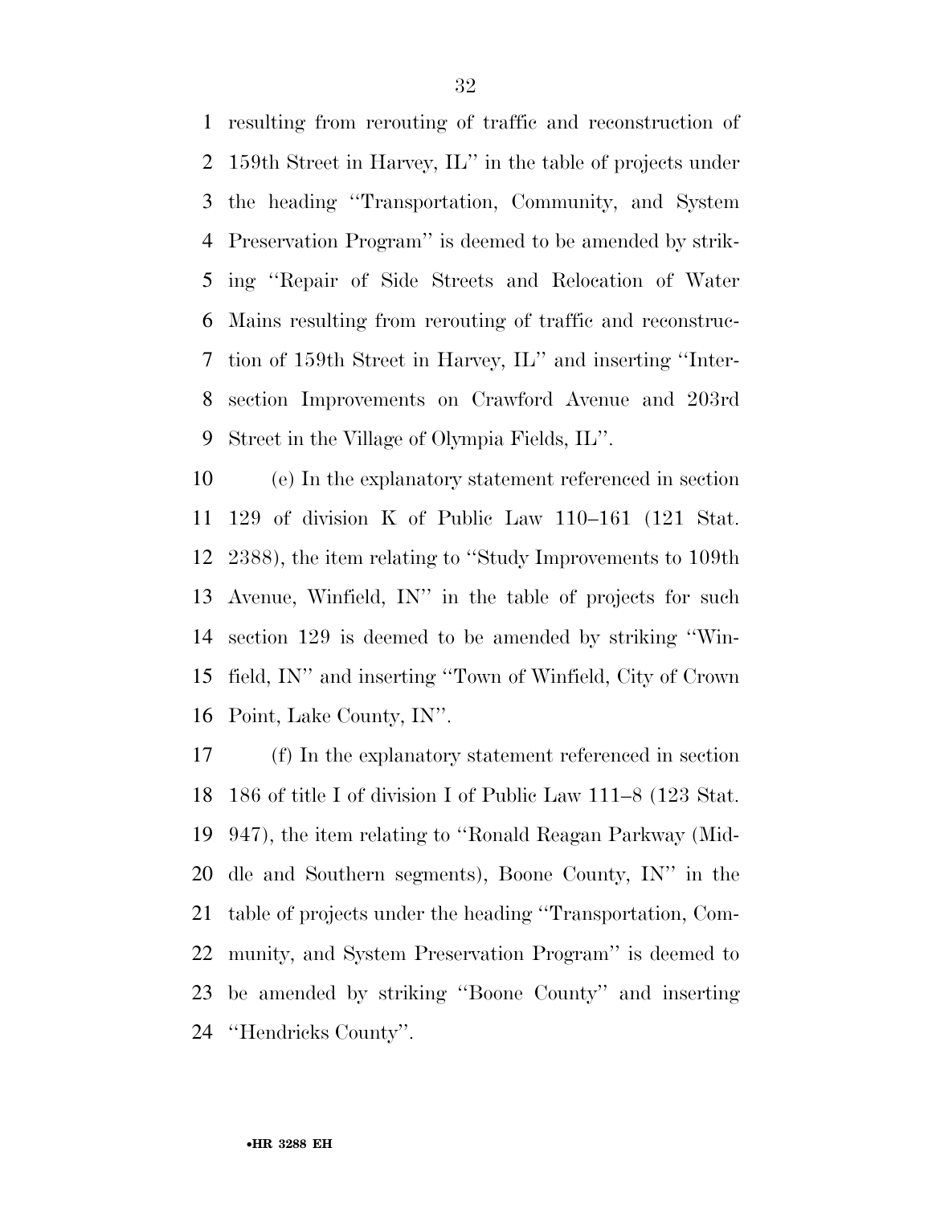resulting from rerouting of traffic and reconstruction of 159th Street in Harvey, IL'' in the table of projects under the heading ''Transportation, Community, and System Preservation Program'' is deemed to be amended by striking ''Repair of Side Streets and Relocation of Water Mains resulting from rerouting of traffic and reconstruction of 159th Street in Harvey, IL'' and inserting ''Intersection Improvements on Crawford Avenue and 203rd Street in the Village of Olympia Fields, IL''.

(e) In the explanatory statement referenced in section 129 of division K of Public Law 110–161 (121 Stat. 2388), the item relating to ''Study Improvements to 109th Avenue, Winfield, IN'' in the table of projects for such section 129 is deemed to be amended by striking ''Winfield, IN'' and inserting ''Town of Winfield, City of Crown Point, Lake County, IN''.

(f) In the explanatory statement referenced in section 186 of title I of division I of Public Law 111–8 (123 Stat. 947), the item relating to ''Ronald Reagan Parkway (Middle and Southern segments), Boone County, IN'' in the table of projects under the heading ''Transportation, Community, and System Preservation Program'' is deemed to be amended by striking ''Boone County'' and inserting ''Hendricks County''.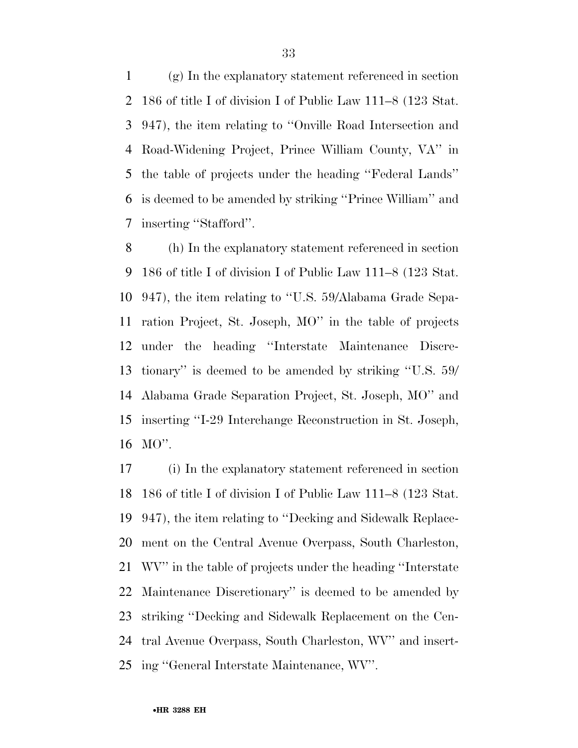(g) In the explanatory statement referenced in section 186 of title I of division I of Public Law 111–8 (123 Stat. 947), the item relating to ''Onville Road Intersection and Road-Widening Project, Prince William County, VA'' in the table of projects under the heading ''Federal Lands'' is deemed to be amended by striking ''Prince William'' and inserting ''Stafford''.

(h) In the explanatory statement referenced in section 186 of title I of division I of Public Law 111–8 (123 Stat. 947), the item relating to ''U.S. 59/Alabama Grade Separation Project, St. Joseph, MO'' in the table of projects under the heading ''Interstate Maintenance Discretionary'' is deemed to be amended by striking ''U.S. 59/Alabama Grade Separation Project, St. Joseph, MO'' and inserting ''I-29 Interchange Reconstruction in St. Joseph, MO''.

(i) In the explanatory statement referenced in section 186 of title I of division I of Public Law 111–8 (123 Stat. 947), the item relating to ''Decking and Sidewalk Replacement on the Central Avenue Overpass, South Charleston, WV'' in the table of projects under the heading ''Interstate Maintenance Discretionary'' is deemed to be amended by striking ''Decking and Sidewalk Replacement on the Central Avenue Overpass, South Charleston, WV'' and inserting ''General Interstate Maintenance, WV''.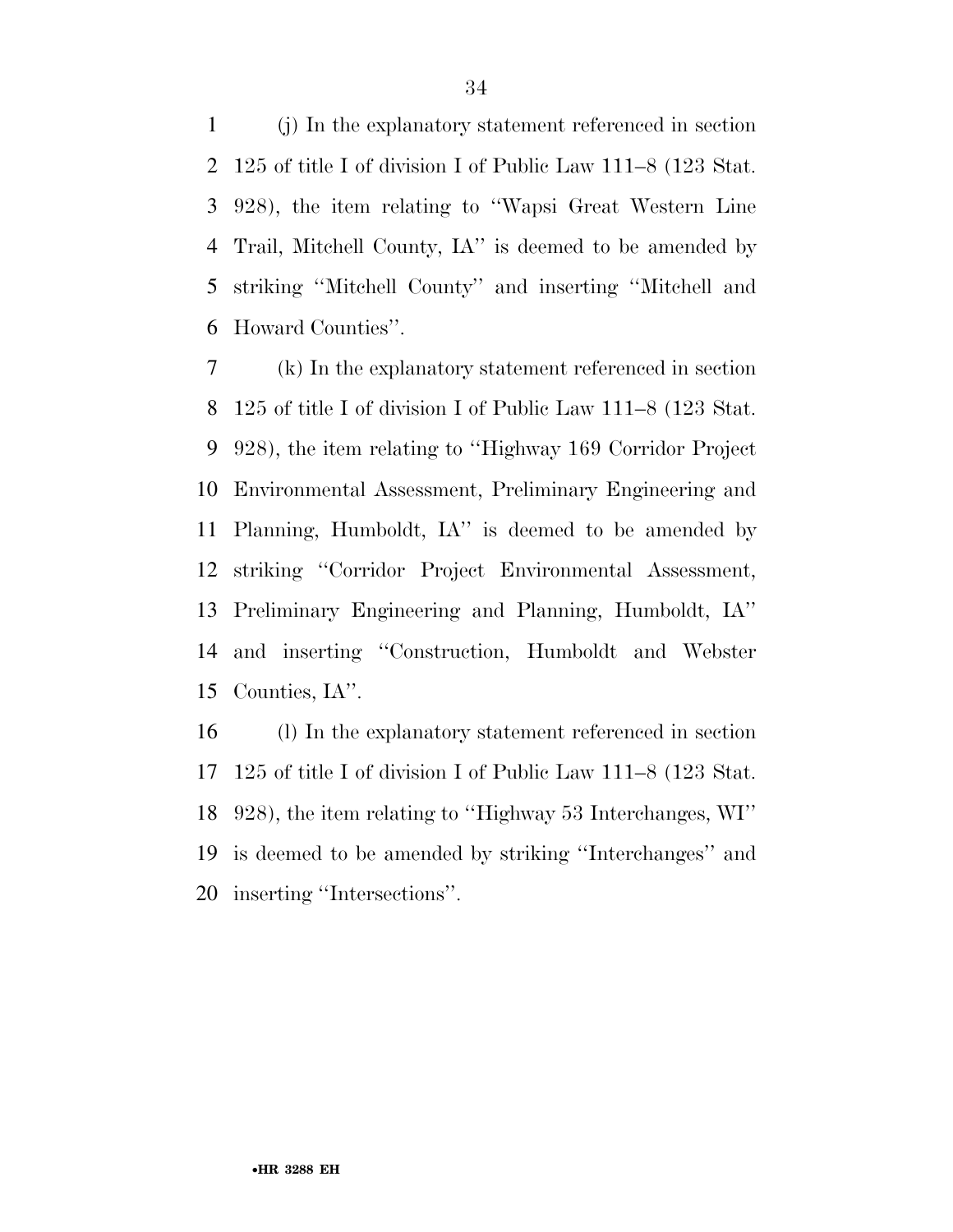(j) In the explanatory statement referenced in section 125 of title I of division I of Public Law 111–8 (123 Stat. 928), the item relating to ''Wapsi Great Western Line Trail, Mitchell County, IA'' is deemed to be amended by striking ''Mitchell County'' and inserting ''Mitchell and Howard Counties''.

(k) In the explanatory statement referenced in section 125 of title I of division I of Public Law 111–8 (123 Stat. 928), the item relating to ''Highway 169 Corridor Project Environmental Assessment, Preliminary Engineering and Planning, Humboldt, IA'' is deemed to be amended by striking ''Corridor Project Environmental Assessment, Preliminary Engineering and Planning, Humboldt, IA'' and inserting ''Construction, Humboldt and Webster Counties, IA''.

(l) In the explanatory statement referenced in section 125 of title I of division I of Public Law 111–8 (123 Stat. 928), the item relating to ''Highway 53 Interchanges, WI'' is deemed to be amended by striking ''Interchanges'' and inserting ''Intersections''.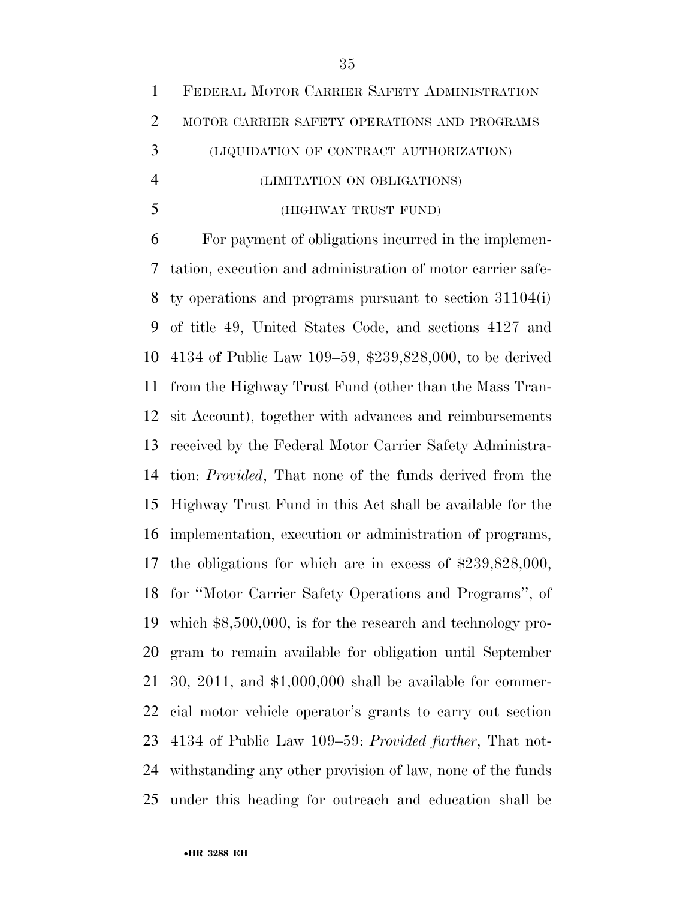FEDERAL MOTOR CARRIER SAFETY ADMINISTRATION

MOTOR CARRIER SAFETY OPERATIONS AND PROGRAMS

(LIQUIDATION OF CONTRACT AUTHORIZATION)

(LIMITATION ON OBLIGATIONS)

(HIGHWAY TRUST FUND)

For payment of obligations incurred in the implementation, execution and administration of motor carrier safety operations and programs pursuant to section 31104(i) of title 49, United States Code, and sections 4127 and 4134 of Public Law 109–59, $239,828,000, to be derived from the Highway Trust Fund (other than the Mass Transit Account), together with advances and reimbursements received by the Federal Motor Carrier Safety Administration: *Provided*, That none of the funds derived from the Highway Trust Fund in this Act shall be available for the implementation, execution or administration of programs, the obligations for which are in excess of $239,828,000, for ''Motor Carrier Safety Operations and Programs'', of which $8,500,000, is for the research and technology program to remain available for obligation until September 30, 2011, and $1,000,000 shall be available for commercial motor vehicle operator's grants to carry out section 4134 of Public Law 109–59: *Provided further*, That notwithstanding any other provision of law, none of the funds under this heading for outreach and education shall be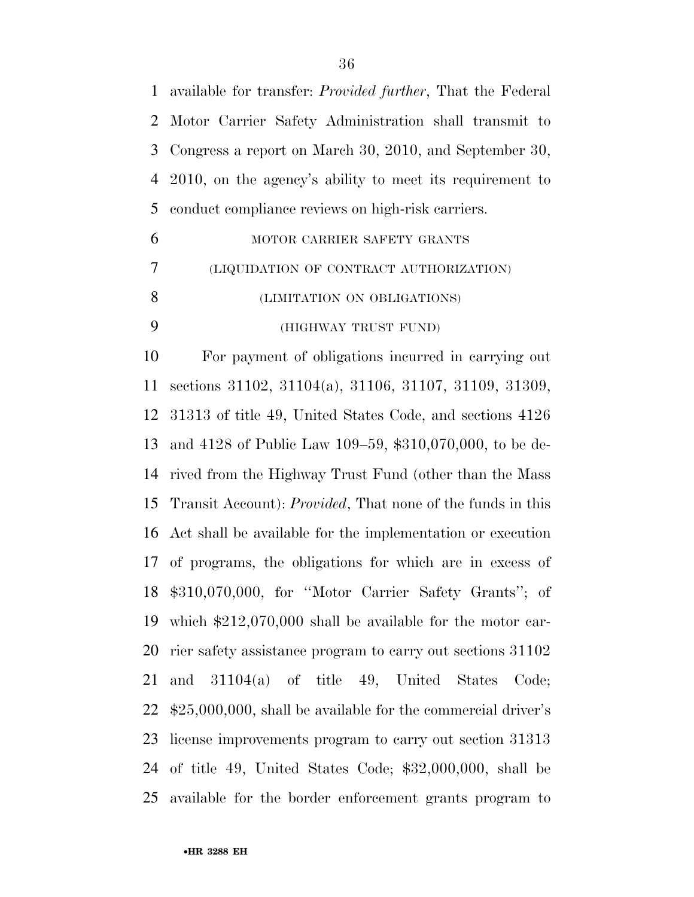available for transfer: *Provided further*, That the Federal Motor Carrier Safety Administration shall transmit to Congress a report on March 30, 2010, and September 30, 2010, on the agency's ability to meet its requirement to conduct compliance reviews on high-risk carriers.

MOTOR CARRIER SAFETY GRANTS

(LIQUIDATION OF CONTRACT AUTHORIZATION)

(LIMITATION ON OBLIGATIONS)

(HIGHWAY TRUST FUND)

For payment of obligations incurred in carrying out sections 31102, 31104(a), 31106, 31107, 31109, 31309, 31313 of title 49, United States Code, and sections 4126 and 4128 of Public Law 109–59, $310,070,000, to be derived from the Highway Trust Fund (other than the Mass Transit Account): *Provided*, That none of the funds in this Act shall be available for the implementation or execution of programs, the obligations for which are in excess of $310,070,000, for ''Motor Carrier Safety Grants''; of which $212,070,000 shall be available for the motor carrier safety assistance program to carry out sections 31102 and 31104(a) of title 49, United States Code; $25,000,000, shall be available for the commercial driver's license improvements program to carry out section 31313 of title 49, United States Code; $32,000,000, shall be available for the border enforcement grants program to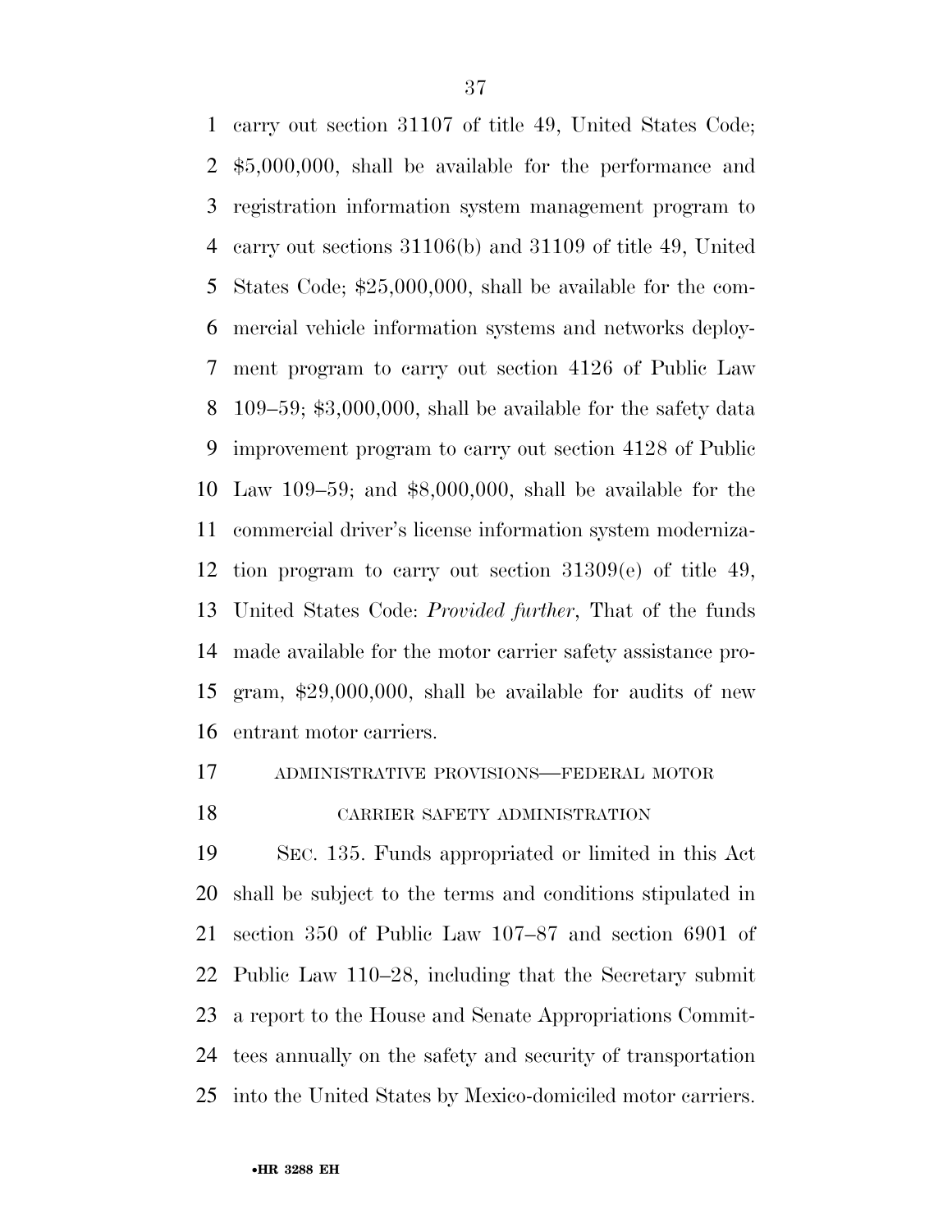carry out section 31107 of title 49, United States Code; $5,000,000, shall be available for the performance and registration information system management program to carry out sections 31106(b) and 31109 of title 49, United States Code; $25,000,000, shall be available for the commercial vehicle information systems and networks deployment program to carry out section 4126 of Public Law 109–59; $3,000,000, shall be available for the safety data improvement program to carry out section 4128 of Public Law 109–59; and $8,000,000, shall be available for the commercial driver's license information system modernization program to carry out section 31309(e) of title 49, United States Code: *Provided further*, That of the funds made available for the motor carrier safety assistance program, $29,000,000, shall be available for audits of new entrant motor carriers.

ADMINISTRATIVE PROVISIONS—FEDERAL MOTOR CARRIER SAFETY ADMINISTRATION

SEC. 135. Funds appropriated or limited in this Act shall be subject to the terms and conditions stipulated in section 350 of Public Law 107–87 and section 6901 of Public Law 110–28, including that the Secretary submit a report to the House and Senate Appropriations Committees annually on the safety and security of transportation into the United States by Mexico-domiciled motor carriers.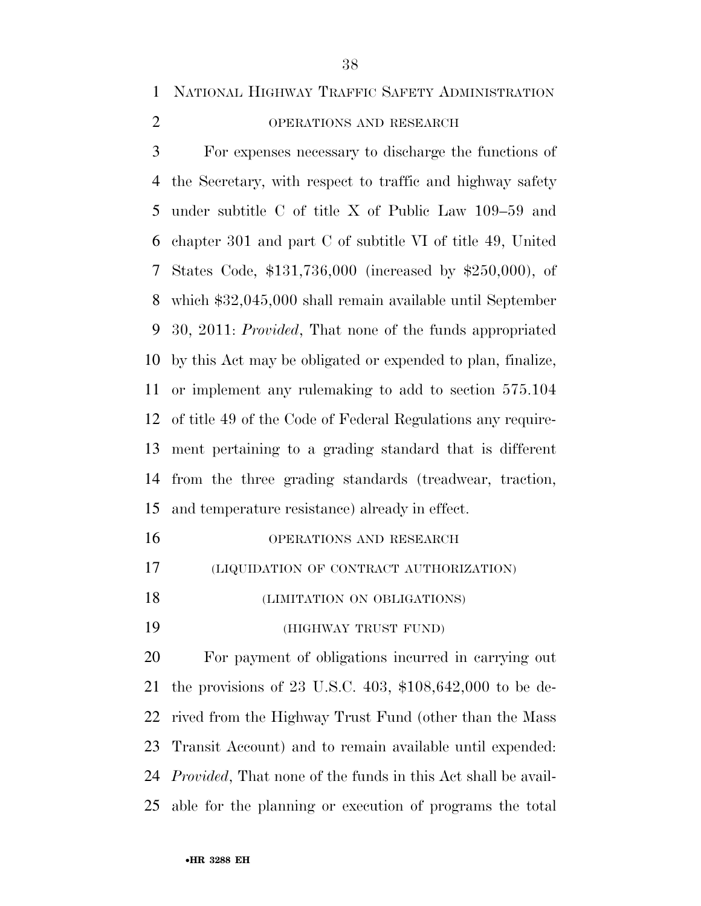NATIONAL HIGHWAY TRAFFIC SAFETY ADMINISTRATION

OPERATIONS AND RESEARCH

For expenses necessary to discharge the functions of the Secretary, with respect to traffic and highway safety under subtitle C of title X of Public Law 109–59 and chapter 301 and part C of subtitle VI of title 49, United States Code, $131,736,000 (increased by $250,000), of which $32,045,000 shall remain available until September 30, 2011: *Provided*, That none of the funds appropriated by this Act may be obligated or expended to plan, finalize, or implement any rulemaking to add to section 575.104 of title 49 of the Code of Federal Regulations any requirement pertaining to a grading standard that is different from the three grading standards (treadwear, traction, and temperature resistance) already in effect.

OPERATIONS AND RESEARCH

(LIQUIDATION OF CONTRACT AUTHORIZATION)

(LIMITATION ON OBLIGATIONS)

(HIGHWAY TRUST FUND)

For payment of obligations incurred in carrying out the provisions of 23 U.S.C. 403, $108,642,000 to be derived from the Highway Trust Fund (other than the Mass Transit Account) and to remain available until expended: *Provided*, That none of the funds in this Act shall be available for the planning or execution of programs the total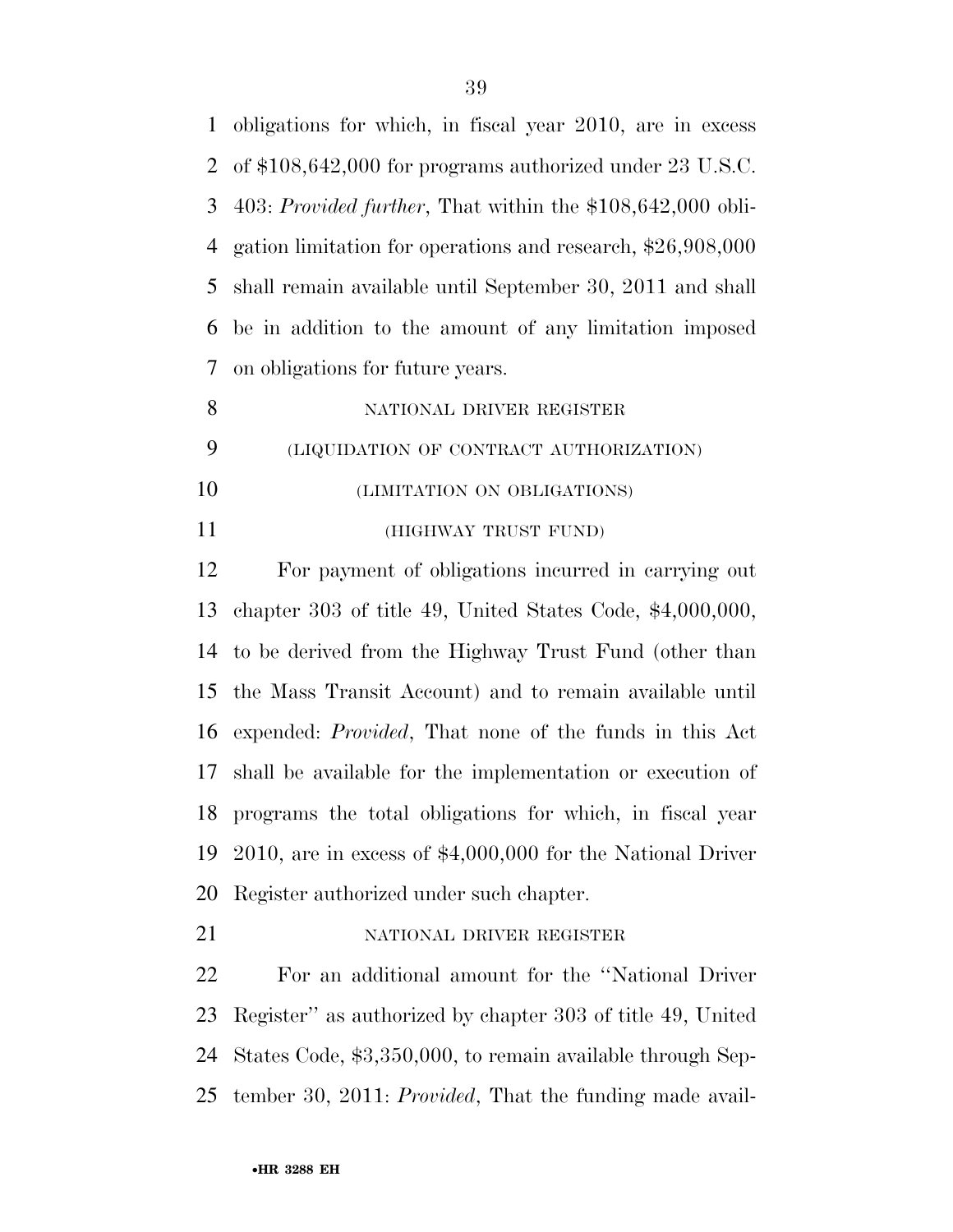obligations for which, in fiscal year 2010, are in excess of $108,642,000 for programs authorized under 23 U.S.C. 403: *Provided further*, That within the $108,642,000 obligation limitation for operations and research, $26,908,000 shall remain available until September 30, 2011 and shall be in addition to the amount of any limitation imposed on obligations for future years.

NATIONAL DRIVER REGISTER

(LIQUIDATION OF CONTRACT AUTHORIZATION)

(LIMITATION ON OBLIGATIONS)

(HIGHWAY TRUST FUND)

For payment of obligations incurred in carrying out chapter 303 of title 49, United States Code, $4,000,000, to be derived from the Highway Trust Fund (other than the Mass Transit Account) and to remain available until expended: *Provided*, That none of the funds in this Act shall be available for the implementation or execution of programs the total obligations for which, in fiscal year 2010, are in excess of $4,000,000 for the National Driver Register authorized under such chapter.

NATIONAL DRIVER REGISTER

For an additional amount for the ''National Driver Register'' as authorized by chapter 303 of title 49, United States Code, $3,350,000, to remain available through September 30, 2011: *Provided*, That the funding made avail-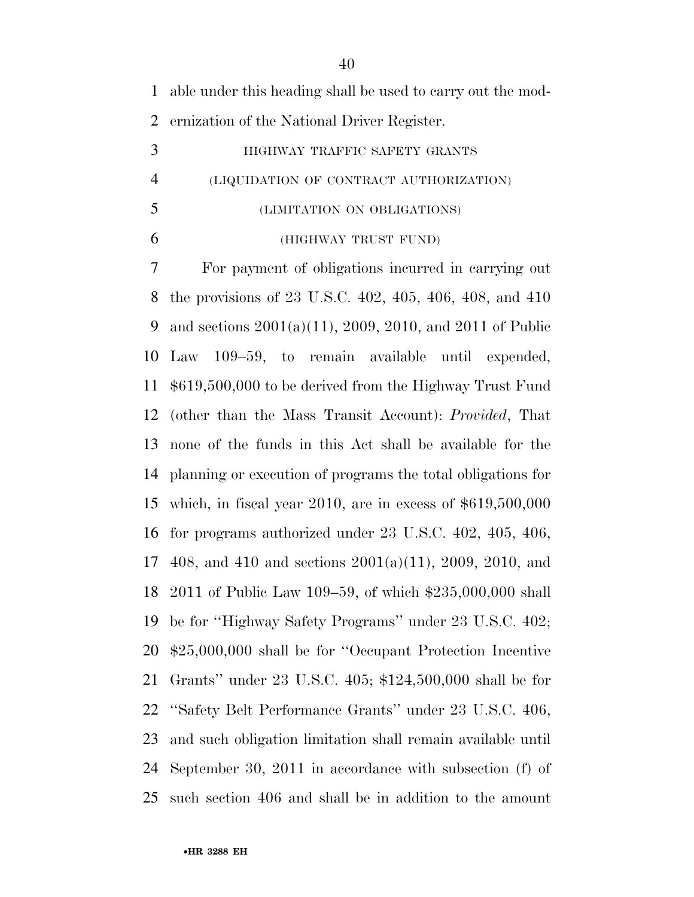able under this heading shall be used to carry out the modernization of the National Driver Register.

HIGHWAY TRAFFIC SAFETY GRANTS

(LIQUIDATION OF CONTRACT AUTHORIZATION)

(LIMITATION ON OBLIGATIONS)

(HIGHWAY TRUST FUND)

For payment of obligations incurred in carrying out the provisions of 23 U.S.C. 402, 405, 406, 408, and 410 and sections 2001(a)(11), 2009, 2010, and 2011 of Public Law 109–59, to remain available until expended, $619,500,000 to be derived from the Highway Trust Fund (other than the Mass Transit Account): *Provided*, That none of the funds in this Act shall be available for the planning or execution of programs the total obligations for which, in fiscal year 2010, are in excess of $619,500,000 for programs authorized under 23 U.S.C. 402, 405, 406, 408, and 410 and sections 2001(a)(11), 2009, 2010, and 2011 of Public Law 109–59, of which $235,000,000 shall be for ''Highway Safety Programs'' under 23 U.S.C. 402; $25,000,000 shall be for ''Occupant Protection Incentive Grants'' under 23 U.S.C. 405; $124,500,000 shall be for ''Safety Belt Performance Grants'' under 23 U.S.C. 406, and such obligation limitation shall remain available until September 30, 2011 in accordance with subsection (f) of such section 406 and shall be in addition to the amount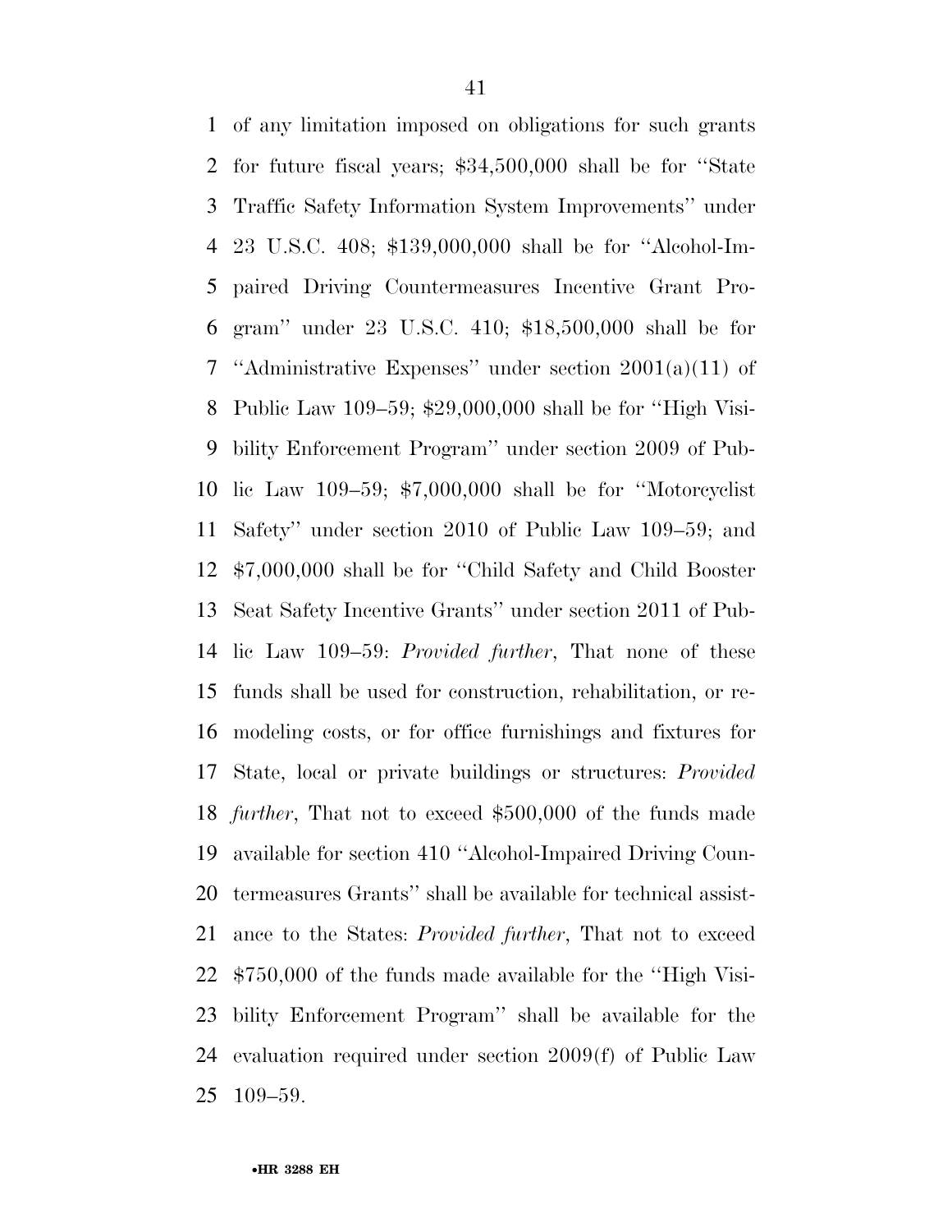of any limitation imposed on obligations for such grants for future fiscal years; $34,500,000 shall be for ''State Traffic Safety Information System Improvements'' under 23 U.S.C. 408; $139,000,000 shall be for ''Alcohol-Impaired Driving Countermeasures Incentive Grant Program'' under 23 U.S.C. 410; $18,500,000 shall be for ''Administrative Expenses'' under section 2001(a)(11) of Public Law 109–59; $29,000,000 shall be for ''High Visibility Enforcement Program'' under section 2009 of Public Law 109–59; $7,000,000 shall be for ''Motorcyclist Safety'' under section 2010 of Public Law 109–59; and $7,000,000 shall be for ''Child Safety and Child Booster Seat Safety Incentive Grants'' under section 2011 of Public Law 109–59: *Provided further*, That none of these funds shall be used for construction, rehabilitation, or remodeling costs, or for office furnishings and fixtures for State, local or private buildings or structures: *Provided further*, That not to exceed $500,000 of the funds made available for section 410 ''Alcohol-Impaired Driving Countermeasures Grants'' shall be available for technical assistance to the States: *Provided further*, That not to exceed $750,000 of the funds made available for the ''High Visibility Enforcement Program'' shall be available for the evaluation required under section 2009(f) of Public Law 109–59.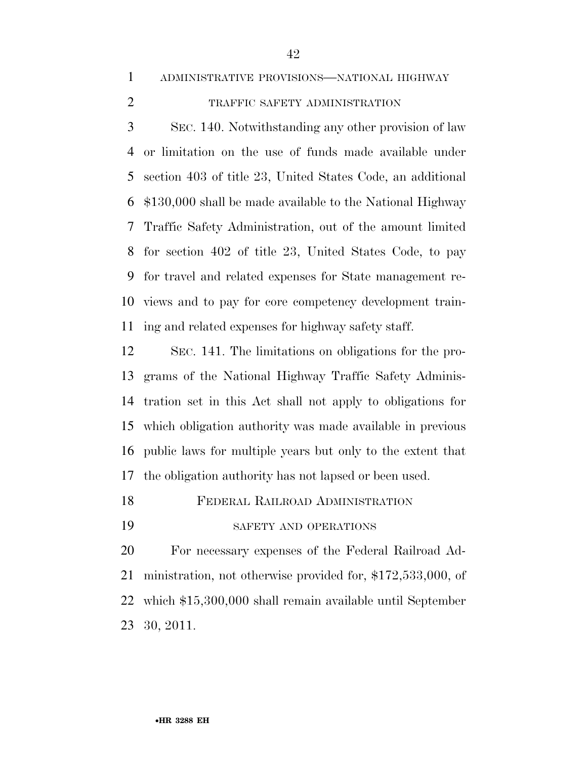ADMINISTRATIVE PROVISIONS—NATIONAL HIGHWAY TRAFFIC SAFETY ADMINISTRATION

SEC. 140. Notwithstanding any other provision of law or limitation on the use of funds made available under section 403 of title 23, United States Code, an additional $130,000 shall be made available to the National Highway Traffic Safety Administration, out of the amount limited for section 402 of title 23, United States Code, to pay for travel and related expenses for State management reviews and to pay for core competency development training and related expenses for highway safety staff.

SEC. 141. The limitations on obligations for the programs of the National Highway Traffic Safety Administration set in this Act shall not apply to obligations for which obligation authority was made available in previous public laws for multiple years but only to the extent that the obligation authority has not lapsed or been used.

FEDERAL RAILROAD ADMINISTRATION

SAFETY AND OPERATIONS

For necessary expenses of the Federal Railroad Administration, not otherwise provided for, $172,533,000, of which $15,300,000 shall remain available until September 30, 2011.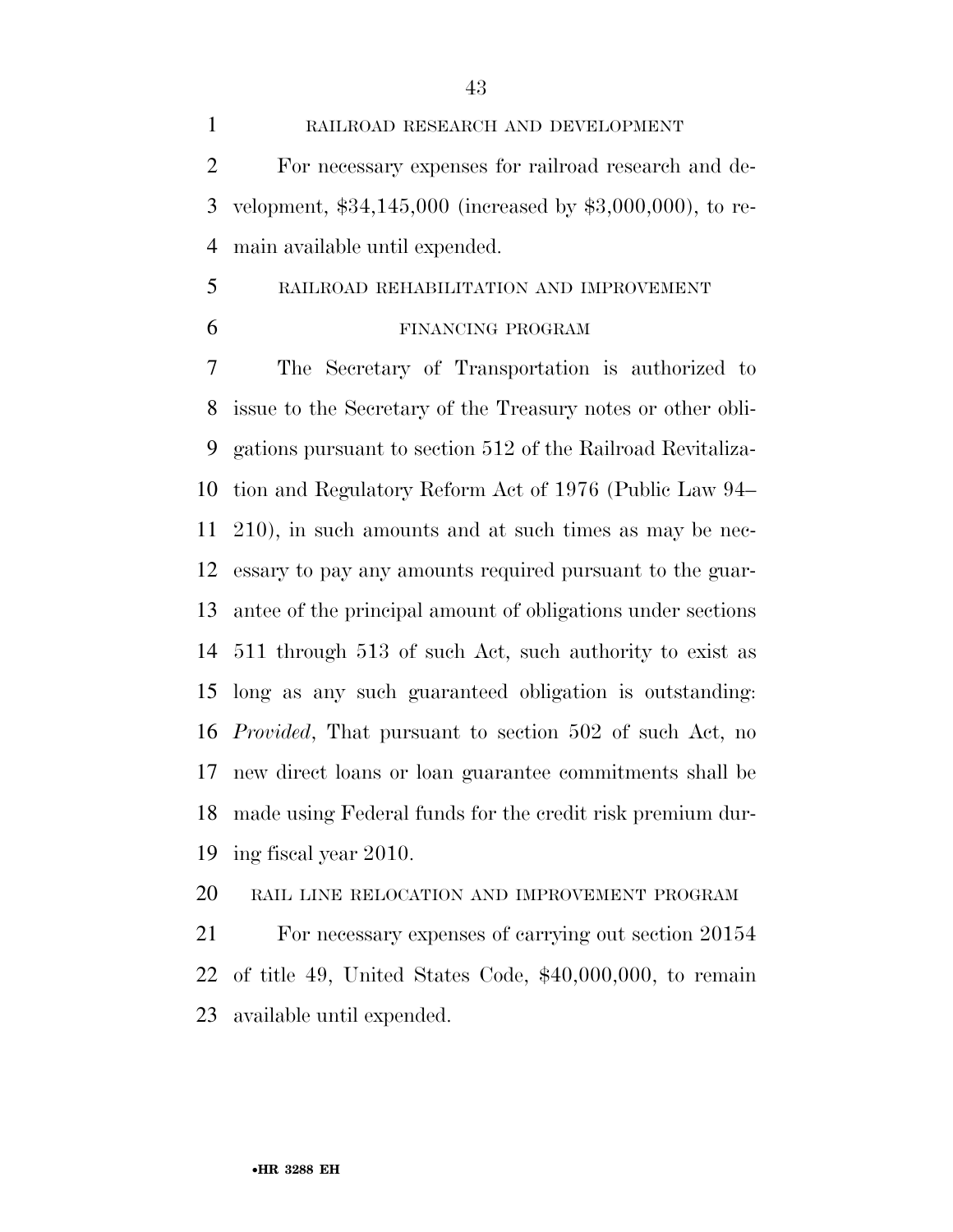RAILROAD RESEARCH AND DEVELOPMENT

For necessary expenses for railroad research and development, $34,145,000 (increased by $3,000,000), to remain available until expended.

RAILROAD REHABILITATION AND IMPROVEMENT FINANCING PROGRAM

The Secretary of Transportation is authorized to issue to the Secretary of the Treasury notes or other obligations pursuant to section 512 of the Railroad Revitalization and Regulatory Reform Act of 1976 (Public Law 94–210), in such amounts and at such times as may be necessary to pay any amounts required pursuant to the guarantee of the principal amount of obligations under sections 511 through 513 of such Act, such authority to exist as long as any such guaranteed obligation is outstanding: *Provided*, That pursuant to section 502 of such Act, no new direct loans or loan guarantee commitments shall be made using Federal funds for the credit risk premium during fiscal year 2010.

RAIL LINE RELOCATION AND IMPROVEMENT PROGRAM

For necessary expenses of carrying out section 20154 of title 49, United States Code, $40,000,000, to remain available until expended.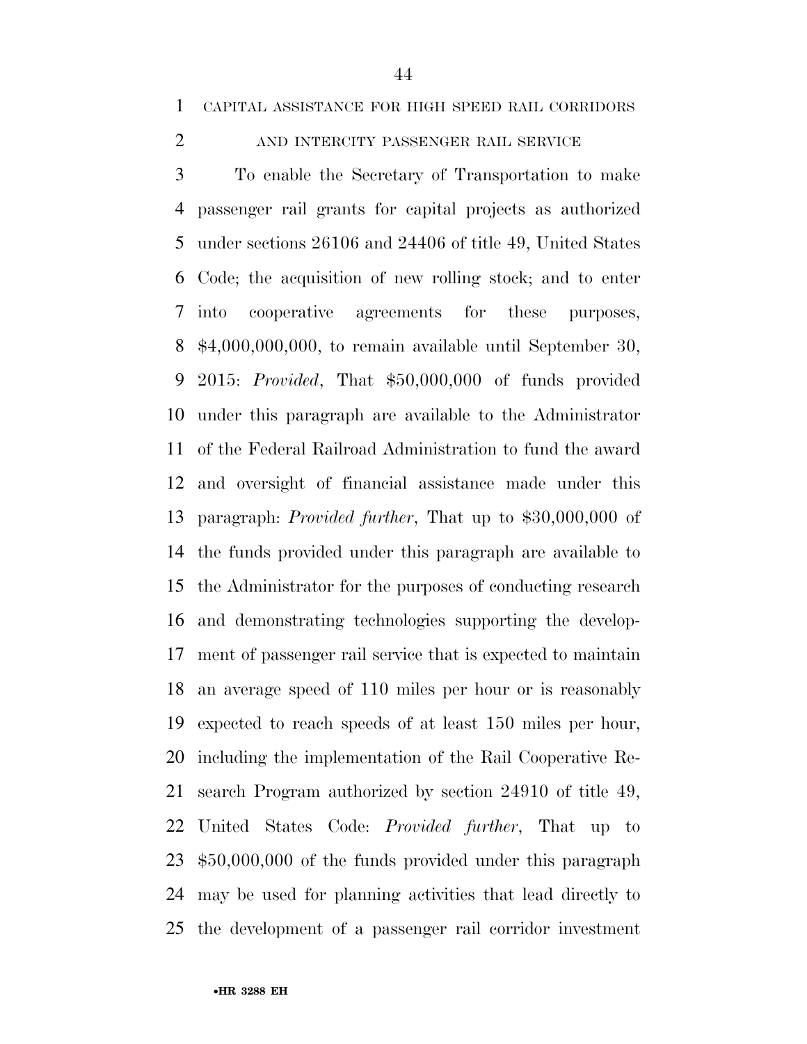CAPITAL ASSISTANCE FOR HIGH SPEED RAIL CORRIDORS AND INTERCITY PASSENGER RAIL SERVICE

To enable the Secretary of Transportation to make passenger rail grants for capital projects as authorized under sections 26106 and 24406 of title 49, United States Code; the acquisition of new rolling stock; and to enter into cooperative agreements for these purposes, $4,000,000,000, to remain available until September 30, 2015: *Provided*, That $50,000,000 of funds provided under this paragraph are available to the Administrator of the Federal Railroad Administration to fund the award and oversight of financial assistance made under this paragraph: *Provided further*, That up to $30,000,000 of the funds provided under this paragraph are available to the Administrator for the purposes of conducting research and demonstrating technologies supporting the development of passenger rail service that is expected to maintain an average speed of 110 miles per hour or is reasonably expected to reach speeds of at least 150 miles per hour, including the implementation of the Rail Cooperative Research Program authorized by section 24910 of title 49, United States Code: *Provided further*, That up to $50,000,000 of the funds provided under this paragraph may be used for planning activities that lead directly to the development of a passenger rail corridor investment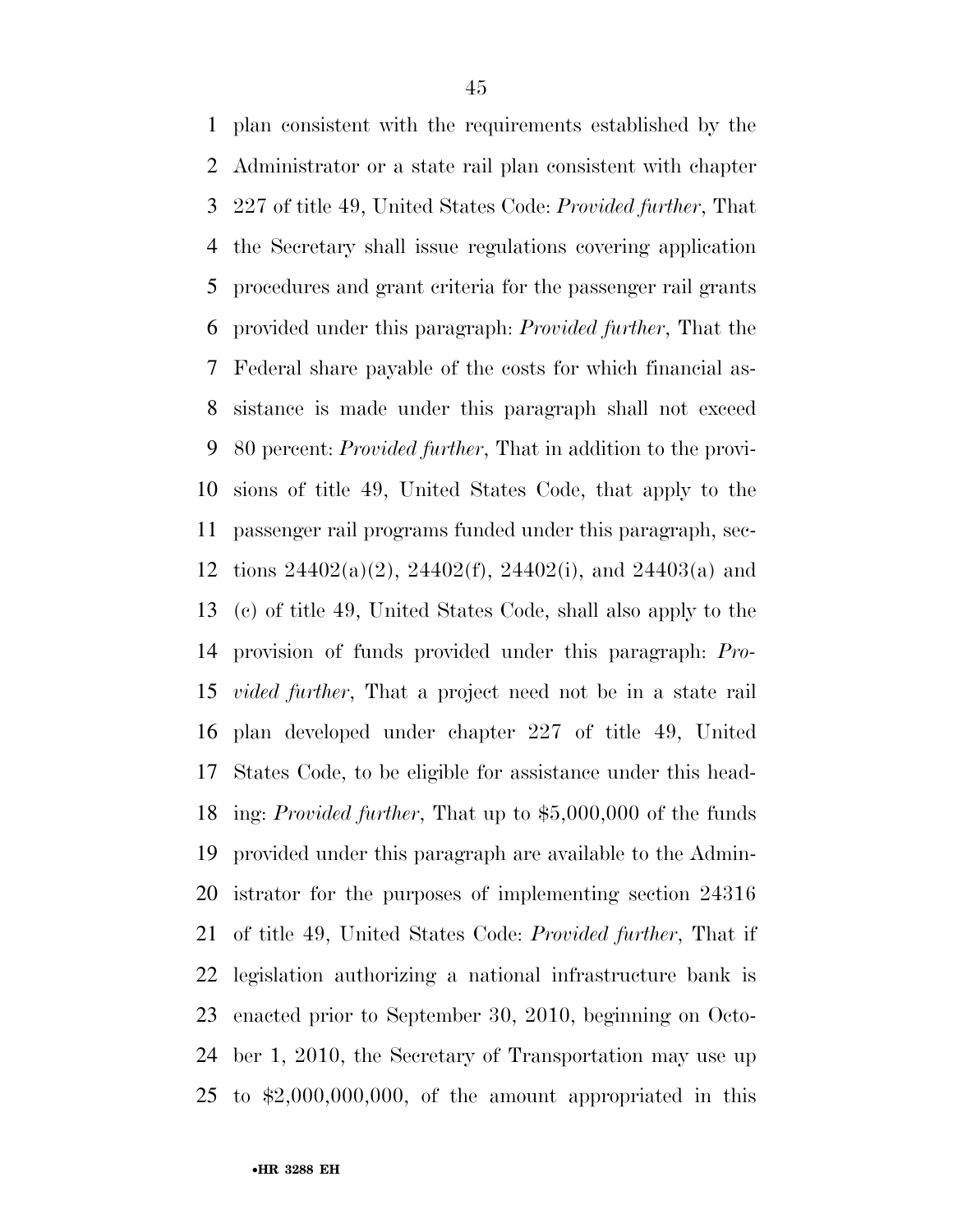plan consistent with the requirements established by the Administrator or a state rail plan consistent with chapter 227 of title 49, United States Code: *Provided further*, That the Secretary shall issue regulations covering application procedures and grant criteria for the passenger rail grants provided under this paragraph: *Provided further*, That the Federal share payable of the costs for which financial assistance is made under this paragraph shall not exceed 80 percent: *Provided further*, That in addition to the provisions of title 49, United States Code, that apply to the passenger rail programs funded under this paragraph, sections 24402(a)(2), 24402(f), 24402(i), and 24403(a) and (c) of title 49, United States Code, shall also apply to the provision of funds provided under this paragraph: *Provided further*, That a project need not be in a state rail plan developed under chapter 227 of title 49, United States Code, to be eligible for assistance under this heading: *Provided further*, That up to $5,000,000 of the funds provided under this paragraph are available to the Administrator for the purposes of implementing section 24316 of title 49, United States Code: *Provided further*, That if legislation authorizing a national infrastructure bank is enacted prior to September 30, 2010, beginning on October 1, 2010, the Secretary of Transportation may use up to $2,000,000,000, of the amount appropriated in this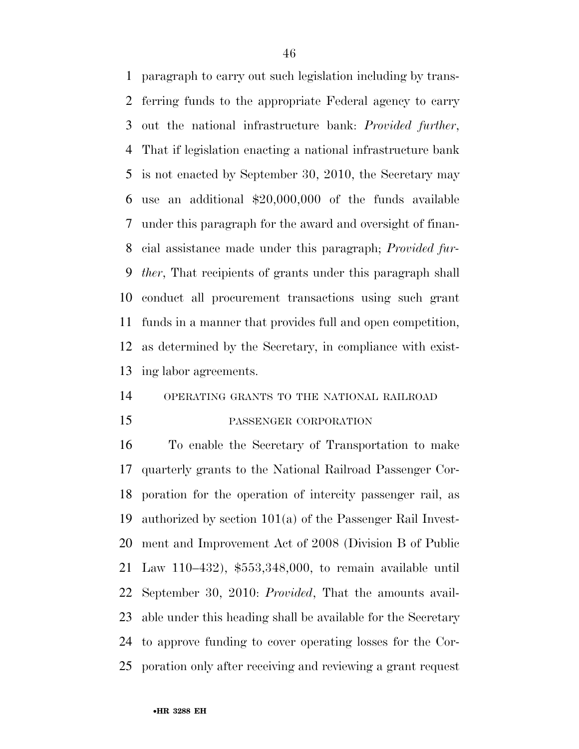paragraph to carry out such legislation including by transferring funds to the appropriate Federal agency to carry out the national infrastructure bank: *Provided further*, That if legislation enacting a national infrastructure bank is not enacted by September 30, 2010, the Secretary may use an additional $20,000,000 of the funds available under this paragraph for the award and oversight of financial assistance made under this paragraph; *Provided further*, That recipients of grants under this paragraph shall conduct all procurement transactions using such grant funds in a manner that provides full and open competition, as determined by the Secretary, in compliance with existing labor agreements.

OPERATING GRANTS TO THE NATIONAL RAILROAD PASSENGER CORPORATION

To enable the Secretary of Transportation to make quarterly grants to the National Railroad Passenger Corporation for the operation of intercity passenger rail, as authorized by section 101(a) of the Passenger Rail Investment and Improvement Act of 2008 (Division B of Public Law 110–432), $553,348,000, to remain available until September 30, 2010: *Provided*, That the amounts available under this heading shall be available for the Secretary to approve funding to cover operating losses for the Corporation only after receiving and reviewing a grant request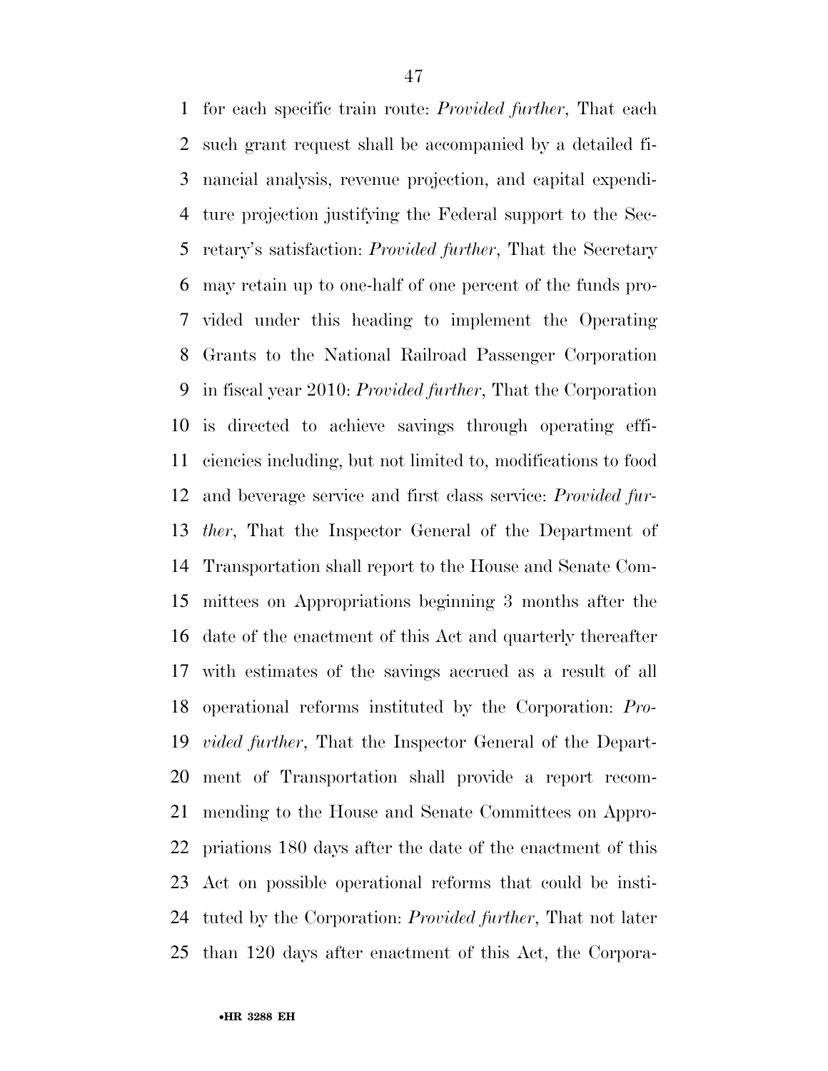for each specific train route: *Provided further*, That each such grant request shall be accompanied by a detailed financial analysis, revenue projection, and capital expenditure projection justifying the Federal support to the Secretary's satisfaction: *Provided further*, That the Secretary may retain up to one-half of one percent of the funds provided under this heading to implement the Operating Grants to the National Railroad Passenger Corporation in fiscal year 2010: *Provided further*, That the Corporation is directed to achieve savings through operating efficiencies including, but not limited to, modifications to food and beverage service and first class service: *Provided further*, That the Inspector General of the Department of Transportation shall report to the House and Senate Committees on Appropriations beginning 3 months after the date of the enactment of this Act and quarterly thereafter with estimates of the savings accrued as a result of all operational reforms instituted by the Corporation: *Provided further*, That the Inspector General of the Department of Transportation shall provide a report recommending to the House and Senate Committees on Appropriations 180 days after the date of the enactment of this Act on possible operational reforms that could be instituted by the Corporation: *Provided further*, That not later than 120 days after enactment of this Act, the Corpora-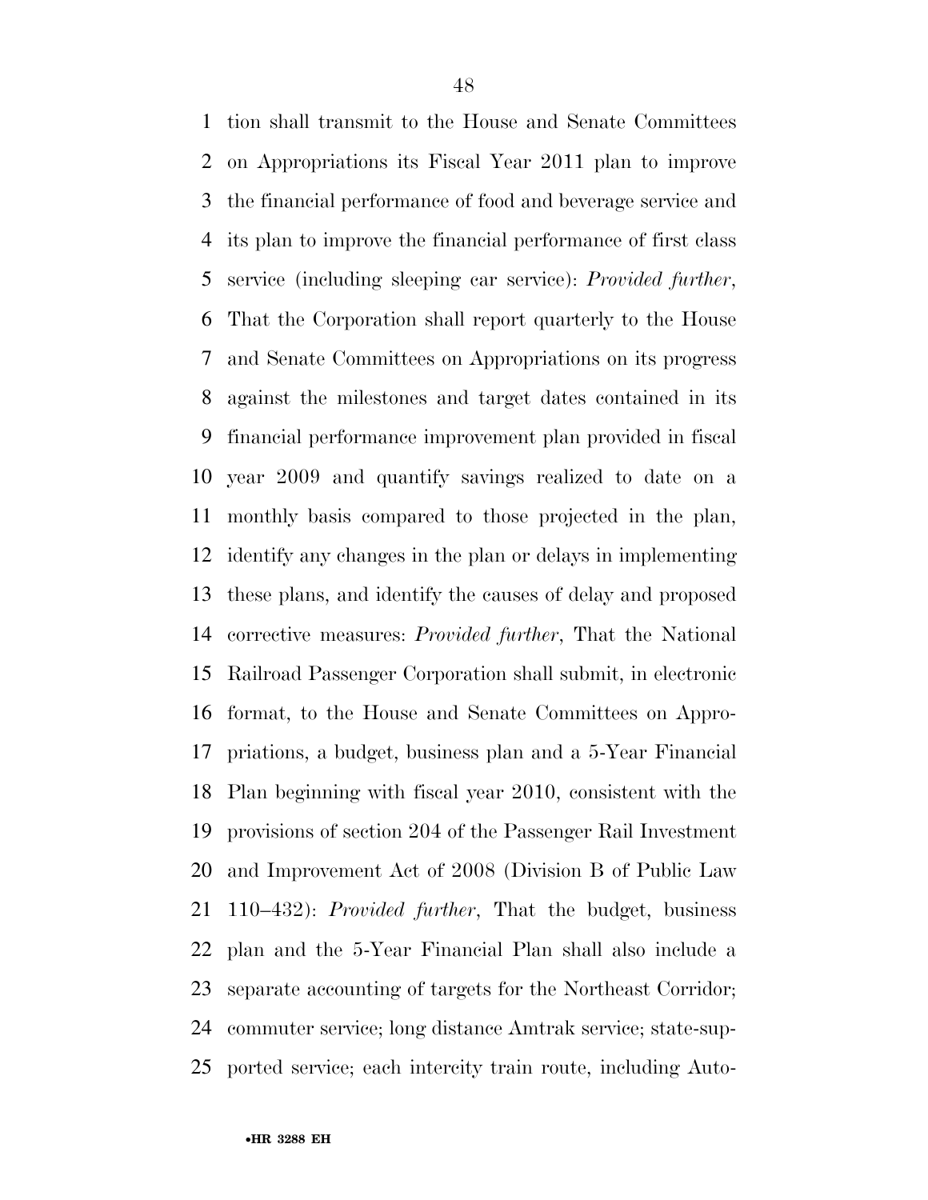tion shall transmit to the House and Senate Committees on Appropriations its Fiscal Year 2011 plan to improve the financial performance of food and beverage service and its plan to improve the financial performance of first class service (including sleeping car service): *Provided further*, That the Corporation shall report quarterly to the House and Senate Committees on Appropriations on its progress against the milestones and target dates contained in its financial performance improvement plan provided in fiscal year 2009 and quantify savings realized to date on a monthly basis compared to those projected in the plan, identify any changes in the plan or delays in implementing these plans, and identify the causes of delay and proposed corrective measures: *Provided further*, That the National Railroad Passenger Corporation shall submit, in electronic format, to the House and Senate Committees on Appropriations, a budget, business plan and a 5-Year Financial Plan beginning with fiscal year 2010, consistent with the provisions of section 204 of the Passenger Rail Investment and Improvement Act of 2008 (Division B of Public Law 110–432): *Provided further*, That the budget, business plan and the 5-Year Financial Plan shall also include a separate accounting of targets for the Northeast Corridor; commuter service; long distance Amtrak service; state-supported service; each intercity train route, including Auto-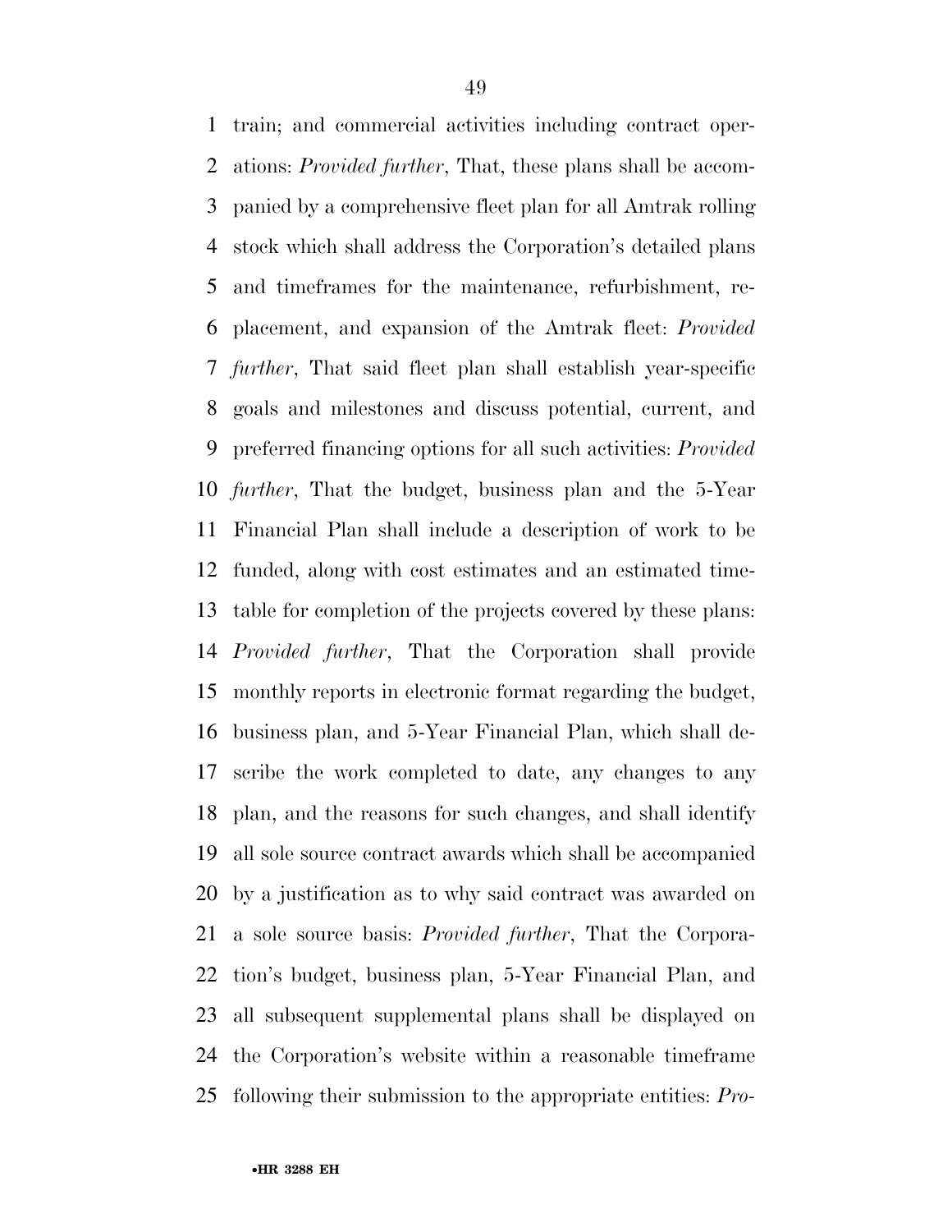train; and commercial activities including contract operations: *Provided further*, That, these plans shall be accompanied by a comprehensive fleet plan for all Amtrak rolling stock which shall address the Corporation's detailed plans and timeframes for the maintenance, refurbishment, replacement, and expansion of the Amtrak fleet: *Provided further*, That said fleet plan shall establish year-specific goals and milestones and discuss potential, current, and preferred financing options for all such activities: *Provided further*, That the budget, business plan and the 5-Year Financial Plan shall include a description of work to be funded, along with cost estimates and an estimated timetable for completion of the projects covered by these plans: *Provided further*, That the Corporation shall provide monthly reports in electronic format regarding the budget, business plan, and 5-Year Financial Plan, which shall describe the work completed to date, any changes to any plan, and the reasons for such changes, and shall identify all sole source contract awards which shall be accompanied by a justification as to why said contract was awarded on a sole source basis: *Provided further*, That the Corporation's budget, business plan, 5-Year Financial Plan, and all subsequent supplemental plans shall be displayed on the Corporation's website within a reasonable timeframe following their submission to the appropriate entities: *Pro-*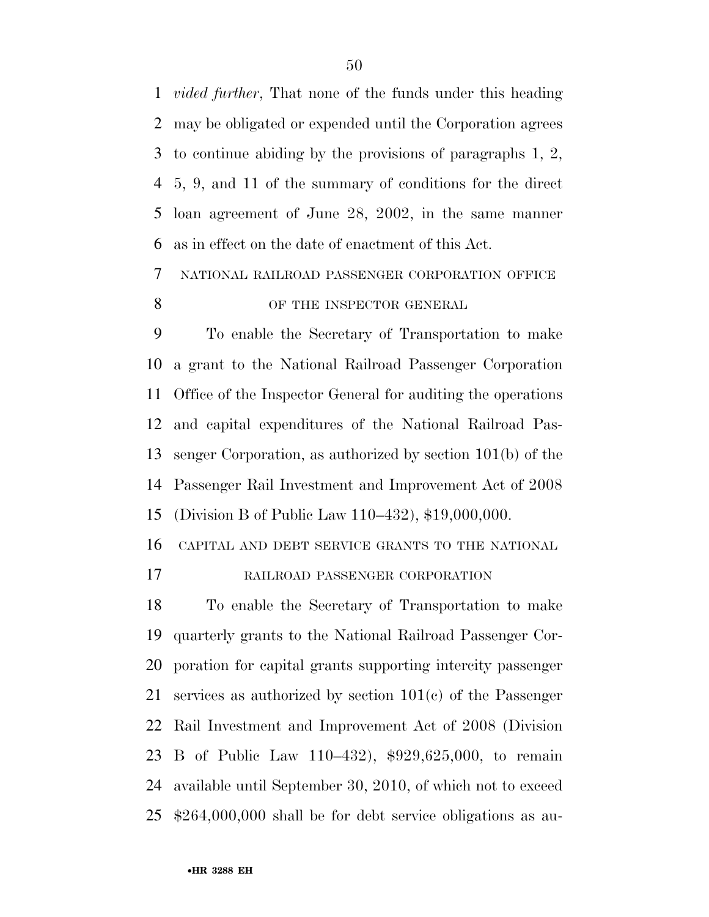*vided further*, That none of the funds under this heading may be obligated or expended until the Corporation agrees to continue abiding by the provisions of paragraphs 1, 2, 5, 9, and 11 of the summary of conditions for the direct loan agreement of June 28, 2002, in the same manner as in effect on the date of enactment of this Act.

NATIONAL RAILROAD PASSENGER CORPORATION OFFICE OF THE INSPECTOR GENERAL

To enable the Secretary of Transportation to make a grant to the National Railroad Passenger Corporation Office of the Inspector General for auditing the operations and capital expenditures of the National Railroad Passenger Corporation, as authorized by section 101(b) of the Passenger Rail Investment and Improvement Act of 2008 (Division B of Public Law 110–432), $19,000,000.

CAPITAL AND DEBT SERVICE GRANTS TO THE NATIONAL RAILROAD PASSENGER CORPORATION

To enable the Secretary of Transportation to make quarterly grants to the National Railroad Passenger Corporation for capital grants supporting intercity passenger services as authorized by section 101(c) of the Passenger Rail Investment and Improvement Act of 2008 (Division B of Public Law 110–432), $929,625,000, to remain available until September 30, 2010, of which not to exceed $264,000,000 shall be for debt service obligations as au-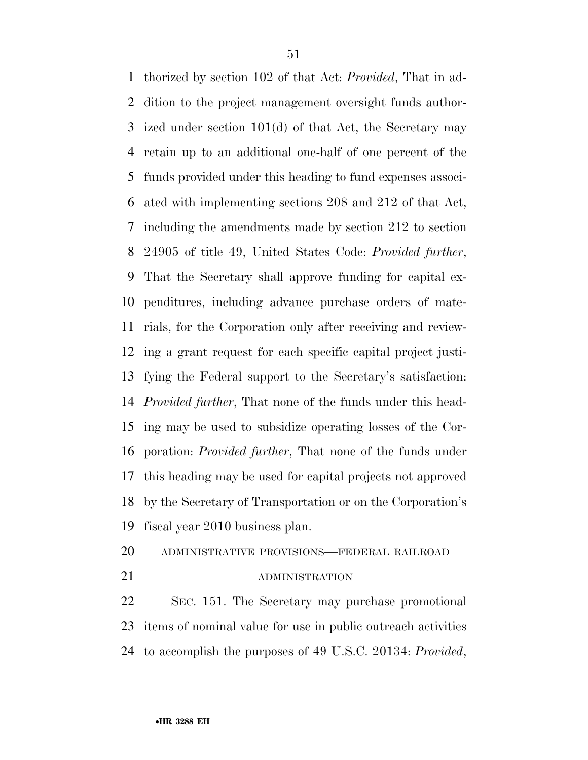thorized by section 102 of that Act: *Provided*, That in addition to the project management oversight funds authorized under section 101(d) of that Act, the Secretary may retain up to an additional one-half of one percent of the funds provided under this heading to fund expenses associated with implementing sections 208 and 212 of that Act, including the amendments made by section 212 to section 24905 of title 49, United States Code: *Provided further*, That the Secretary shall approve funding for capital expenditures, including advance purchase orders of materials, for the Corporation only after receiving and reviewing a grant request for each specific capital project justifying the Federal support to the Secretary's satisfaction: *Provided further*, That none of the funds under this heading may be used to subsidize operating losses of the Corporation: *Provided further*, That none of the funds under this heading may be used for capital projects not approved by the Secretary of Transportation or on the Corporation's fiscal year 2010 business plan.

ADMINISTRATIVE PROVISIONS—FEDERAL RAILROAD ADMINISTRATION

SEC. 151. The Secretary may purchase promotional items of nominal value for use in public outreach activities to accomplish the purposes of 49 U.S.C. 20134: *Provided*,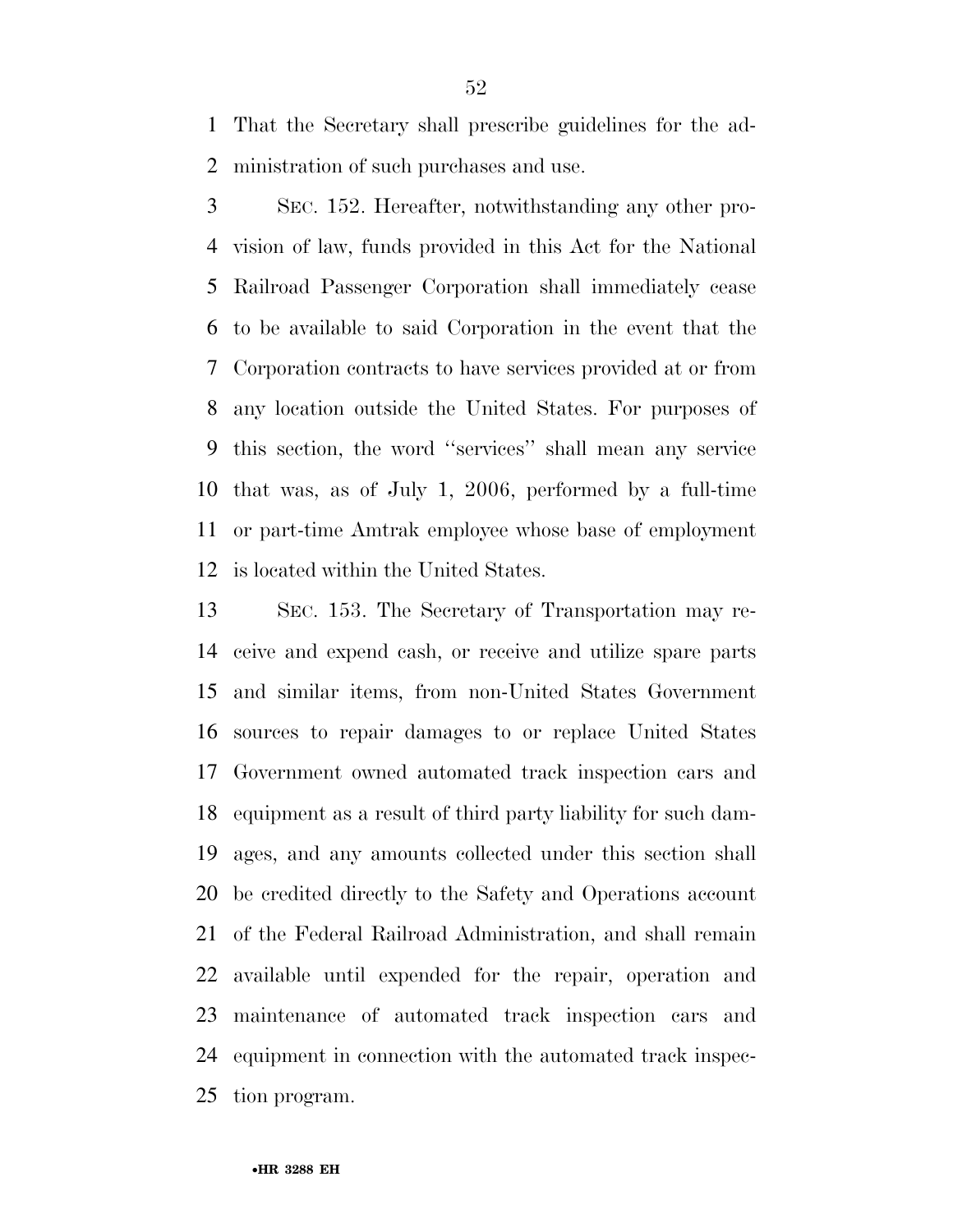That the Secretary shall prescribe guidelines for the administration of such purchases and use.

SEC. 152. Hereafter, notwithstanding any other provision of law, funds provided in this Act for the National Railroad Passenger Corporation shall immediately cease to be available to said Corporation in the event that the Corporation contracts to have services provided at or from any location outside the United States. For purposes of this section, the word ''services'' shall mean any service that was, as of July 1, 2006, performed by a full-time or part-time Amtrak employee whose base of employment is located within the United States.

SEC. 153. The Secretary of Transportation may receive and expend cash, or receive and utilize spare parts and similar items, from non-United States Government sources to repair damages to or replace United States Government owned automated track inspection cars and equipment as a result of third party liability for such damages, and any amounts collected under this section shall be credited directly to the Safety and Operations account of the Federal Railroad Administration, and shall remain available until expended for the repair, operation and maintenance of automated track inspection cars and equipment in connection with the automated track inspection program.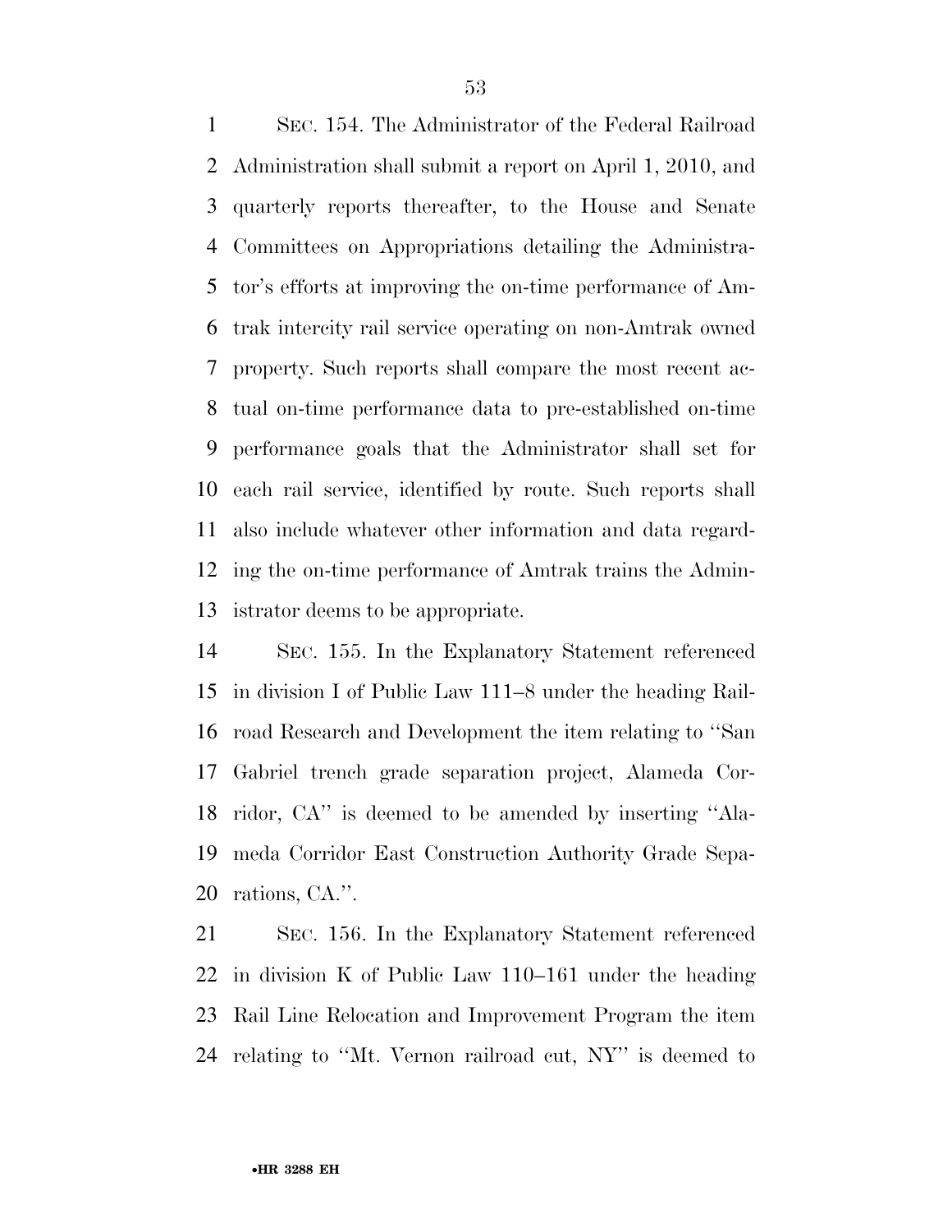SEC. 154. The Administrator of the Federal Railroad Administration shall submit a report on April 1, 2010, and quarterly reports thereafter, to the House and Senate Committees on Appropriations detailing the Administrator's efforts at improving the on-time performance of Amtrak intercity rail service operating on non-Amtrak owned property. Such reports shall compare the most recent actual on-time performance data to pre-established on-time performance goals that the Administrator shall set for each rail service, identified by route. Such reports shall also include whatever other information and data regarding the on-time performance of Amtrak trains the Administrator deems to be appropriate.

SEC. 155. In the Explanatory Statement referenced in division I of Public Law 111–8 under the heading Railroad Research and Development the item relating to ''San Gabriel trench grade separation project, Alameda Corridor, CA'' is deemed to be amended by inserting ''Alameda Corridor East Construction Authority Grade Separations, CA.''.

SEC. 156. In the Explanatory Statement referenced in division K of Public Law 110–161 under the heading Rail Line Relocation and Improvement Program the item relating to ''Mt. Vernon railroad cut, NY'' is deemed to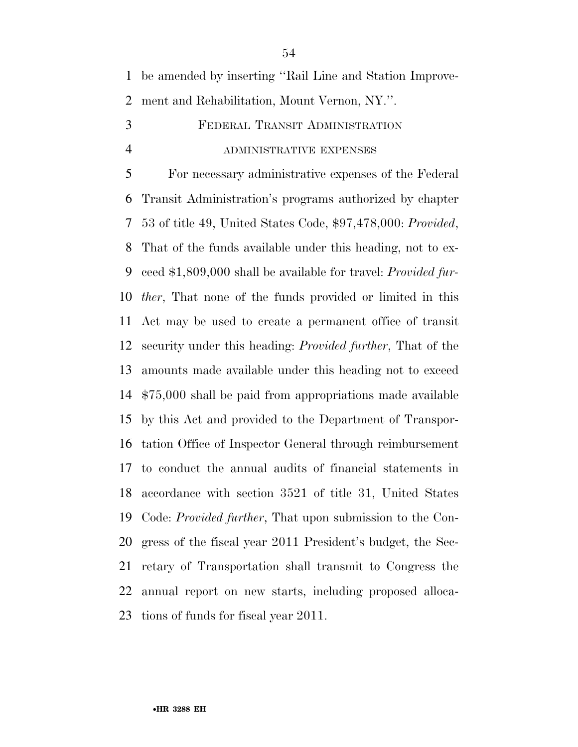be amended by inserting ''Rail Line and Station Improvement and Rehabilitation, Mount Vernon, NY.''.

FEDERAL TRANSIT ADMINISTRATION

ADMINISTRATIVE EXPENSES

For necessary administrative expenses of the Federal Transit Administration's programs authorized by chapter 53 of title 49, United States Code, $97,478,000: *Provided*, That of the funds available under this heading, not to exceed $1,809,000 shall be available for travel: *Provided further*, That none of the funds provided or limited in this Act may be used to create a permanent office of transit security under this heading: *Provided further*, That of the amounts made available under this heading not to exceed $75,000 shall be paid from appropriations made available by this Act and provided to the Department of Transportation Office of Inspector General through reimbursement to conduct the annual audits of financial statements in accordance with section 3521 of title 31, United States Code: *Provided further*, That upon submission to the Congress of the fiscal year 2011 President's budget, the Secretary of Transportation shall transmit to Congress the annual report on new starts, including proposed allocations of funds for fiscal year 2011.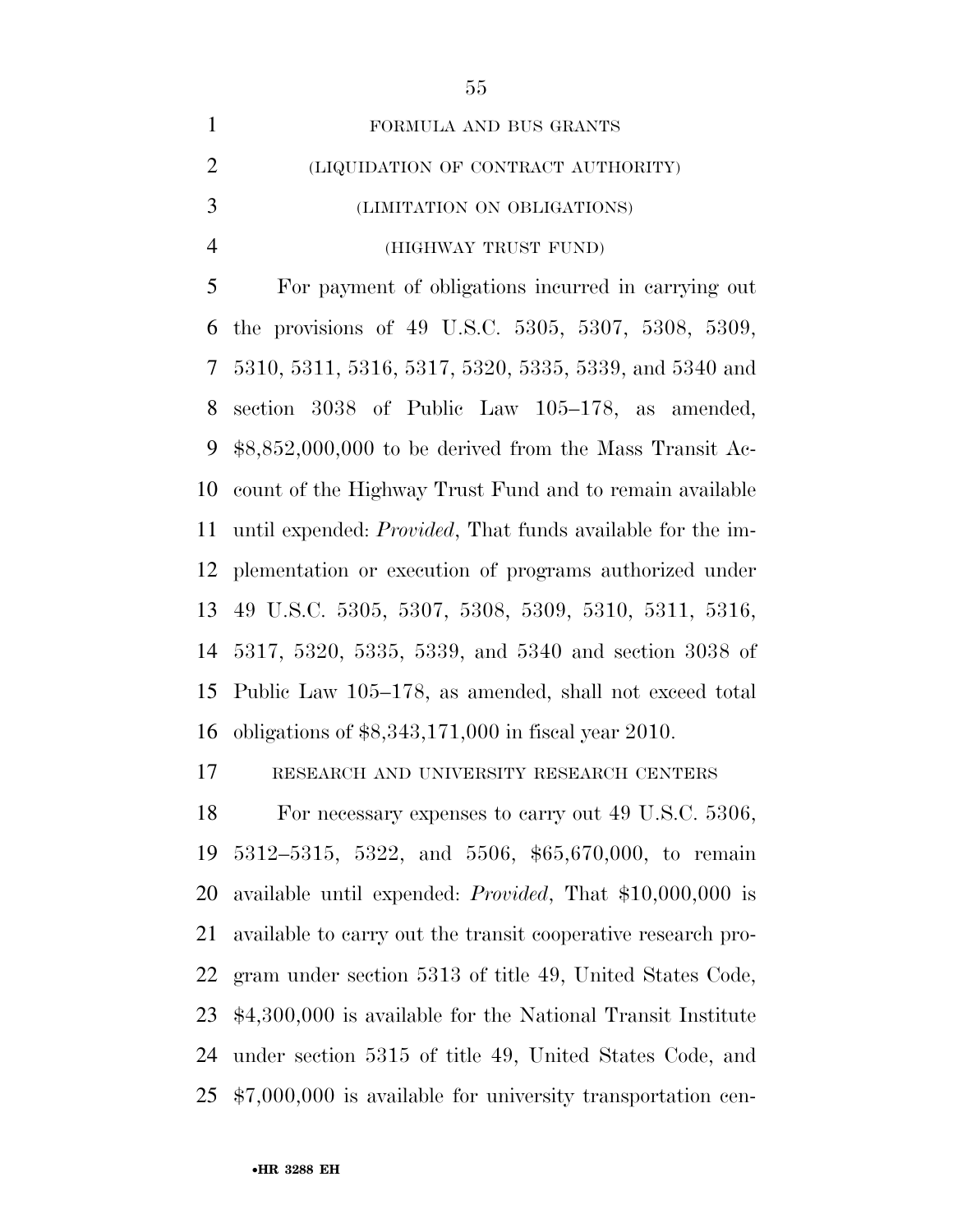FORMULA AND BUS GRANTS

(LIQUIDATION OF CONTRACT AUTHORITY)

(LIMITATION ON OBLIGATIONS)

(HIGHWAY TRUST FUND)

For payment of obligations incurred in carrying out the provisions of 49 U.S.C. 5305, 5307, 5308, 5309, 5310, 5311, 5316, 5317, 5320, 5335, 5339, and 5340 and section 3038 of Public Law 105–178, as amended, $8,852,000,000 to be derived from the Mass Transit Account of the Highway Trust Fund and to remain available until expended: *Provided*, That funds available for the implementation or execution of programs authorized under 49 U.S.C. 5305, 5307, 5308, 5309, 5310, 5311, 5316, 5317, 5320, 5335, 5339, and 5340 and section 3038 of Public Law 105–178, as amended, shall not exceed total obligations of $8,343,171,000 in fiscal year 2010.

RESEARCH AND UNIVERSITY RESEARCH CENTERS

For necessary expenses to carry out 49 U.S.C. 5306, 5312–5315, 5322, and 5506, $65,670,000, to remain available until expended: *Provided*, That $10,000,000 is available to carry out the transit cooperative research program under section 5313 of title 49, United States Code, $4,300,000 is available for the National Transit Institute under section 5315 of title 49, United States Code, and $7,000,000 is available for university transportation cen-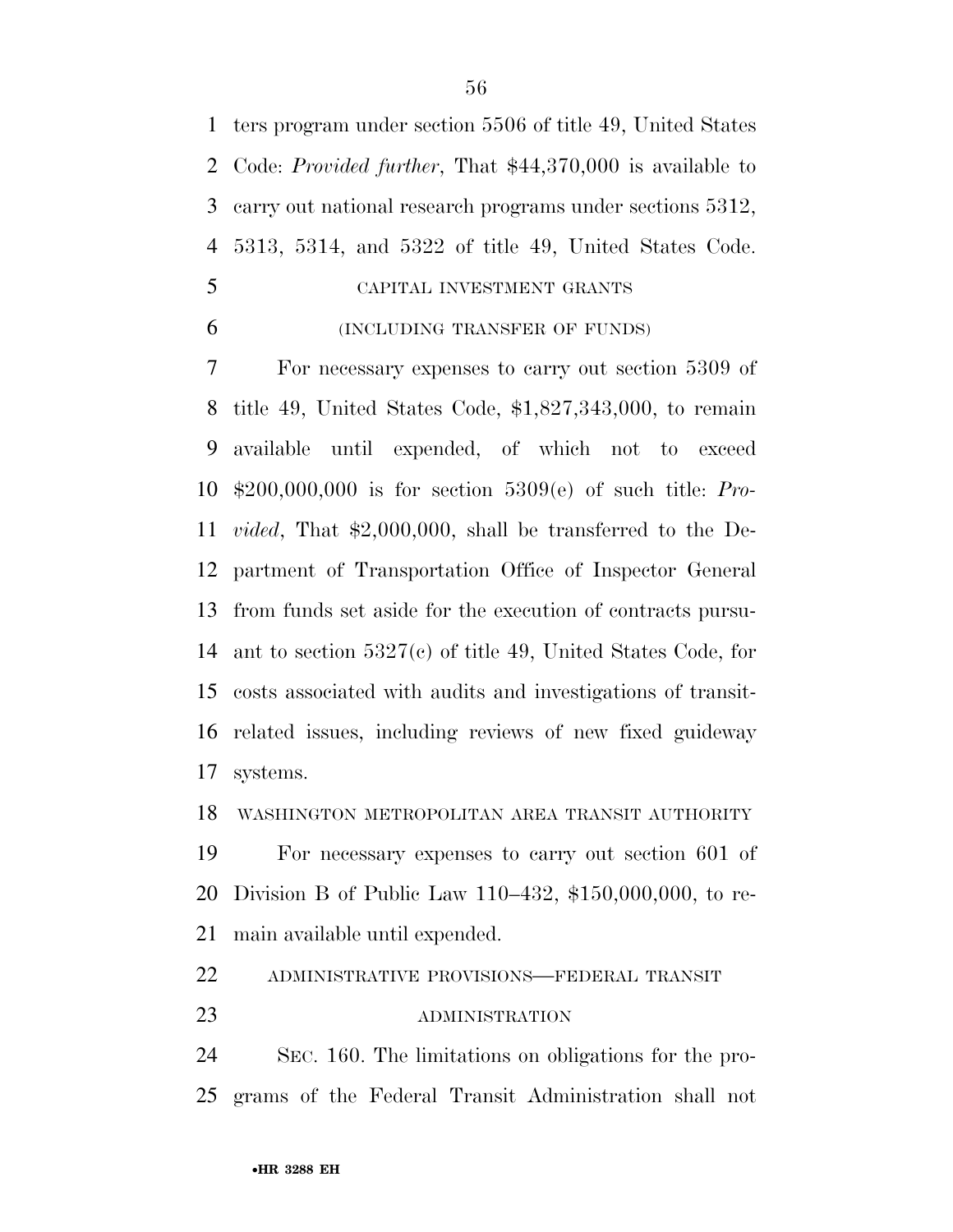ters program under section 5506 of title 49, United States Code: *Provided further*, That $44,370,000 is available to carry out national research programs under sections 5312, 5313, 5314, and 5322 of title 49, United States Code.

CAPITAL INVESTMENT GRANTS

(INCLUDING TRANSFER OF FUNDS)

For necessary expenses to carry out section 5309 of title 49, United States Code, $1,827,343,000, to remain available until expended, of which not to exceed $200,000,000 is for section 5309(e) of such title: *Provided*, That $2,000,000, shall be transferred to the Department of Transportation Office of Inspector General from funds set aside for the execution of contracts pursuant to section 5327(c) of title 49, United States Code, for costs associated with audits and investigations of transit-related issues, including reviews of new fixed guideway systems.

WASHINGTON METROPOLITAN AREA TRANSIT AUTHORITY

For necessary expenses to carry out section 601 of Division B of Public Law 110–432, $150,000,000, to remain available until expended.

ADMINISTRATIVE PROVISIONS—FEDERAL TRANSIT ADMINISTRATION

SEC. 160. The limitations on obligations for the programs of the Federal Transit Administration shall not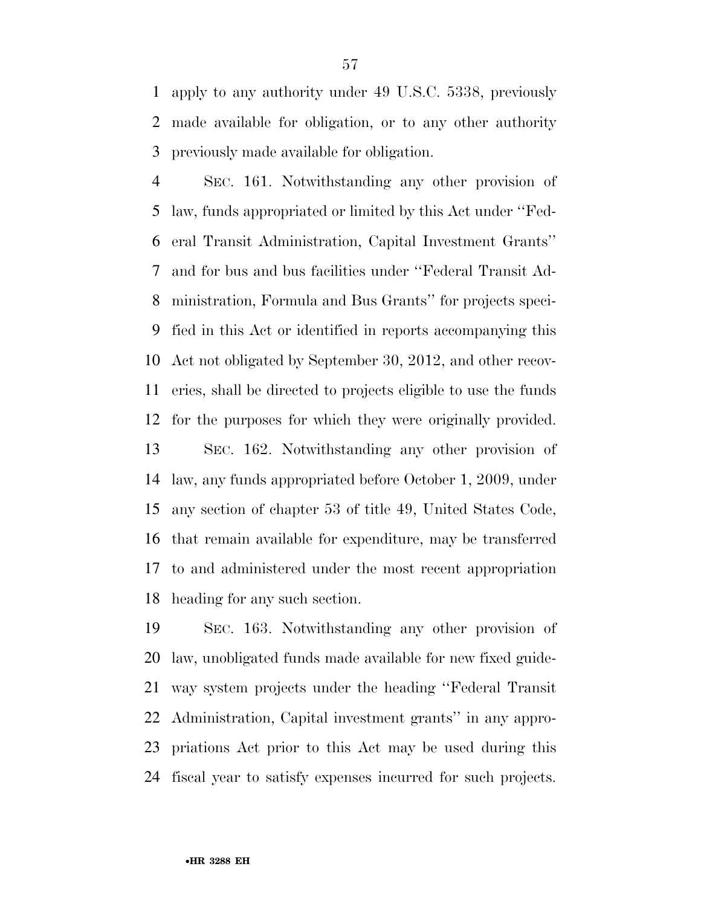apply to any authority under 49 U.S.C. 5338, previously made available for obligation, or to any other authority previously made available for obligation.

SEC. 161. Notwithstanding any other provision of law, funds appropriated or limited by this Act under ''Federal Transit Administration, Capital Investment Grants'' and for bus and bus facilities under ''Federal Transit Administration, Formula and Bus Grants'' for projects specified in this Act or identified in reports accompanying this Act not obligated by September 30, 2012, and other recoveries, shall be directed to projects eligible to use the funds for the purposes for which they were originally provided.

SEC. 162. Notwithstanding any other provision of law, any funds appropriated before October 1, 2009, under any section of chapter 53 of title 49, United States Code, that remain available for expenditure, may be transferred to and administered under the most recent appropriation heading for any such section.

SEC. 163. Notwithstanding any other provision of law, unobligated funds made available for new fixed guideway system projects under the heading ''Federal Transit Administration, Capital investment grants'' in any appropriations Act prior to this Act may be used during this fiscal year to satisfy expenses incurred for such projects.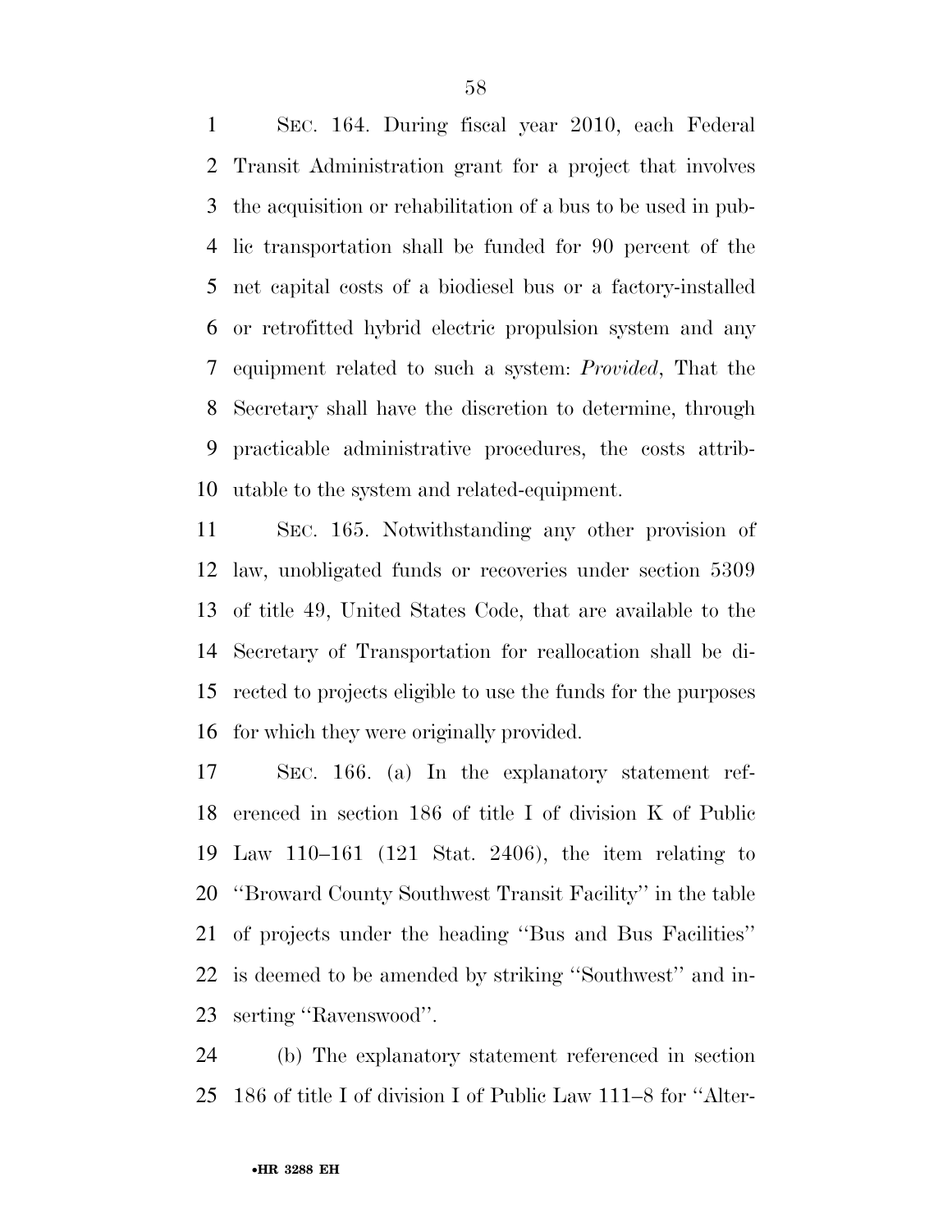SEC. 164. During fiscal year 2010, each Federal Transit Administration grant for a project that involves the acquisition or rehabilitation of a bus to be used in public transportation shall be funded for 90 percent of the net capital costs of a biodiesel bus or a factory-installed or retrofitted hybrid electric propulsion system and any equipment related to such a system: *Provided*, That the Secretary shall have the discretion to determine, through practicable administrative procedures, the costs attributable to the system and related-equipment.

SEC. 165. Notwithstanding any other provision of law, unobligated funds or recoveries under section 5309 of title 49, United States Code, that are available to the Secretary of Transportation for reallocation shall be directed to projects eligible to use the funds for the purposes for which they were originally provided.

SEC. 166. (a) In the explanatory statement referenced in section 186 of title I of division K of Public Law 110–161 (121 Stat. 2406), the item relating to ''Broward County Southwest Transit Facility'' in the table of projects under the heading ''Bus and Bus Facilities'' is deemed to be amended by striking ''Southwest'' and inserting ''Ravenswood''.

(b) The explanatory statement referenced in section 186 of title I of division I of Public Law 111–8 for ''Alter-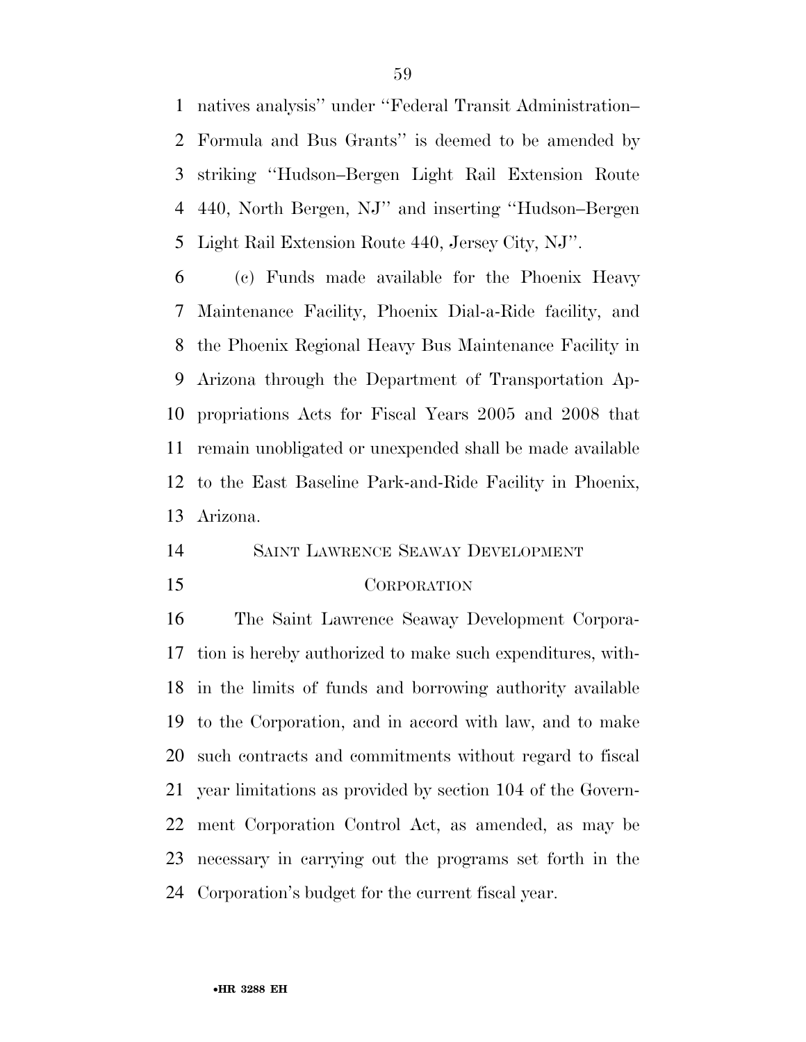natives analysis'' under ''Federal Transit Administration–Formula and Bus Grants'' is deemed to be amended by striking ''Hudson–Bergen Light Rail Extension Route 440, North Bergen, NJ'' and inserting ''Hudson–Bergen Light Rail Extension Route 440, Jersey City, NJ''.

(c) Funds made available for the Phoenix Heavy Maintenance Facility, Phoenix Dial-a-Ride facility, and the Phoenix Regional Heavy Bus Maintenance Facility in Arizona through the Department of Transportation Appropriations Acts for Fiscal Years 2005 and 2008 that remain unobligated or unexpended shall be made available to the East Baseline Park-and-Ride Facility in Phoenix, Arizona.

SAINT LAWRENCE SEAWAY DEVELOPMENT CORPORATION

The Saint Lawrence Seaway Development Corporation is hereby authorized to make such expenditures, within the limits of funds and borrowing authority available to the Corporation, and in accord with law, and to make such contracts and commitments without regard to fiscal year limitations as provided by section 104 of the Government Corporation Control Act, as amended, as may be necessary in carrying out the programs set forth in the Corporation's budget for the current fiscal year.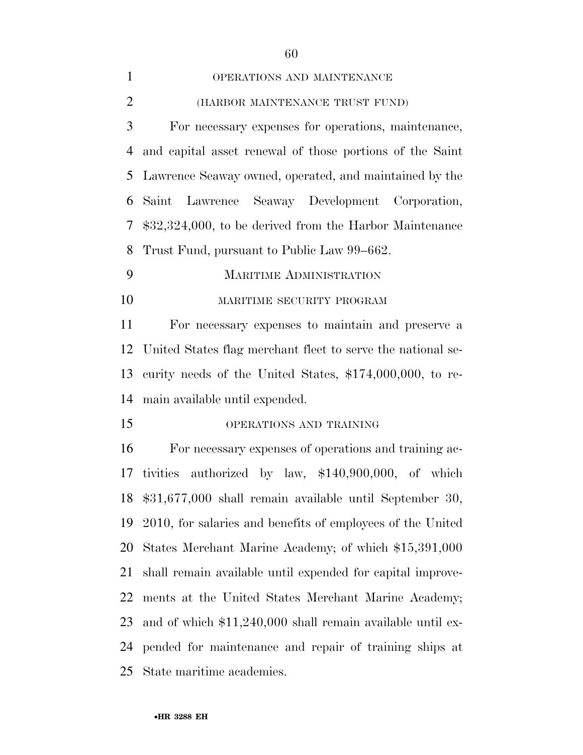OPERATIONS AND MAINTENANCE

(HARBOR MAINTENANCE TRUST FUND)

For necessary expenses for operations, maintenance, and capital asset renewal of those portions of the Saint Lawrence Seaway owned, operated, and maintained by the Saint Lawrence Seaway Development Corporation, $32,324,000, to be derived from the Harbor Maintenance Trust Fund, pursuant to Public Law 99–662.

MARITIME ADMINISTRATION

MARITIME SECURITY PROGRAM

For necessary expenses to maintain and preserve a United States flag merchant fleet to serve the national security needs of the United States, $174,000,000, to remain available until expended.

OPERATIONS AND TRAINING

For necessary expenses of operations and training activities authorized by law, $140,900,000, of which $31,677,000 shall remain available until September 30, 2010, for salaries and benefits of employees of the United States Merchant Marine Academy; of which $15,391,000 shall remain available until expended for capital improvements at the United States Merchant Marine Academy; and of which $11,240,000 shall remain available until expended for maintenance and repair of training ships at State maritime academies.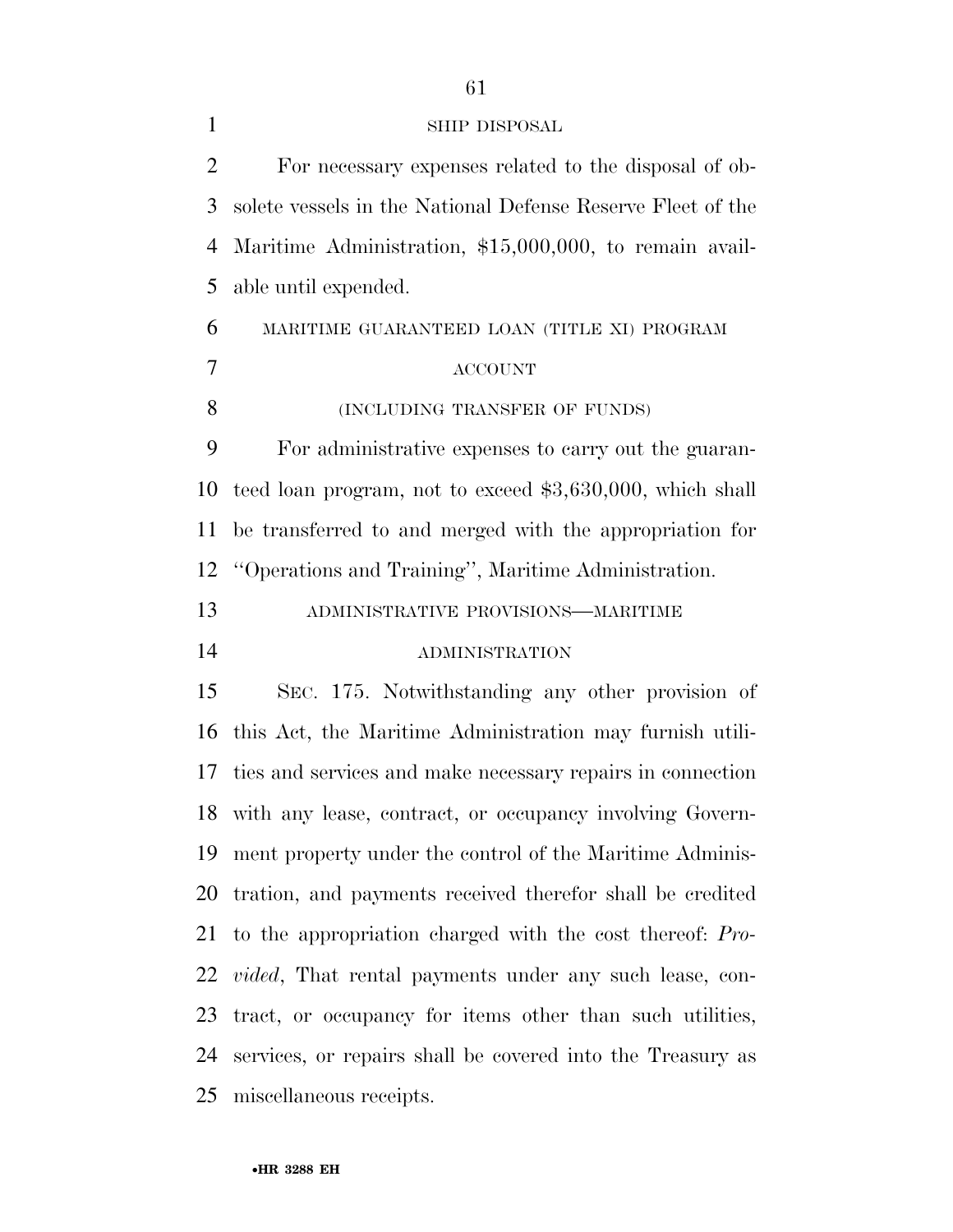### SHIP DISPOSAL

For necessary expenses related to the disposal of obsolete vessels in the National Defense Reserve Fleet of the Maritime Administration, $15,000,000, to remain available until expended.

### MARITIME GUARANTEED LOAN (TITLE XI) PROGRAM ACCOUNT

(INCLUDING TRANSFER OF FUNDS)

For administrative expenses to carry out the guaranteed loan program, not to exceed $3,630,000, which shall be transferred to and merged with the appropriation for ''Operations and Training'', Maritime Administration.

### ADMINISTRATIVE PROVISIONS—MARITIME ADMINISTRATION

SEC. 175. Notwithstanding any other provision of this Act, the Maritime Administration may furnish utilities and services and make necessary repairs in connection with any lease, contract, or occupancy involving Government property under the control of the Maritime Administration, and payments received therefor shall be credited to the appropriation charged with the cost thereof: *Provided*, That rental payments under any such lease, contract, or occupancy for items other than such utilities, services, or repairs shall be covered into the Treasury as miscellaneous receipts.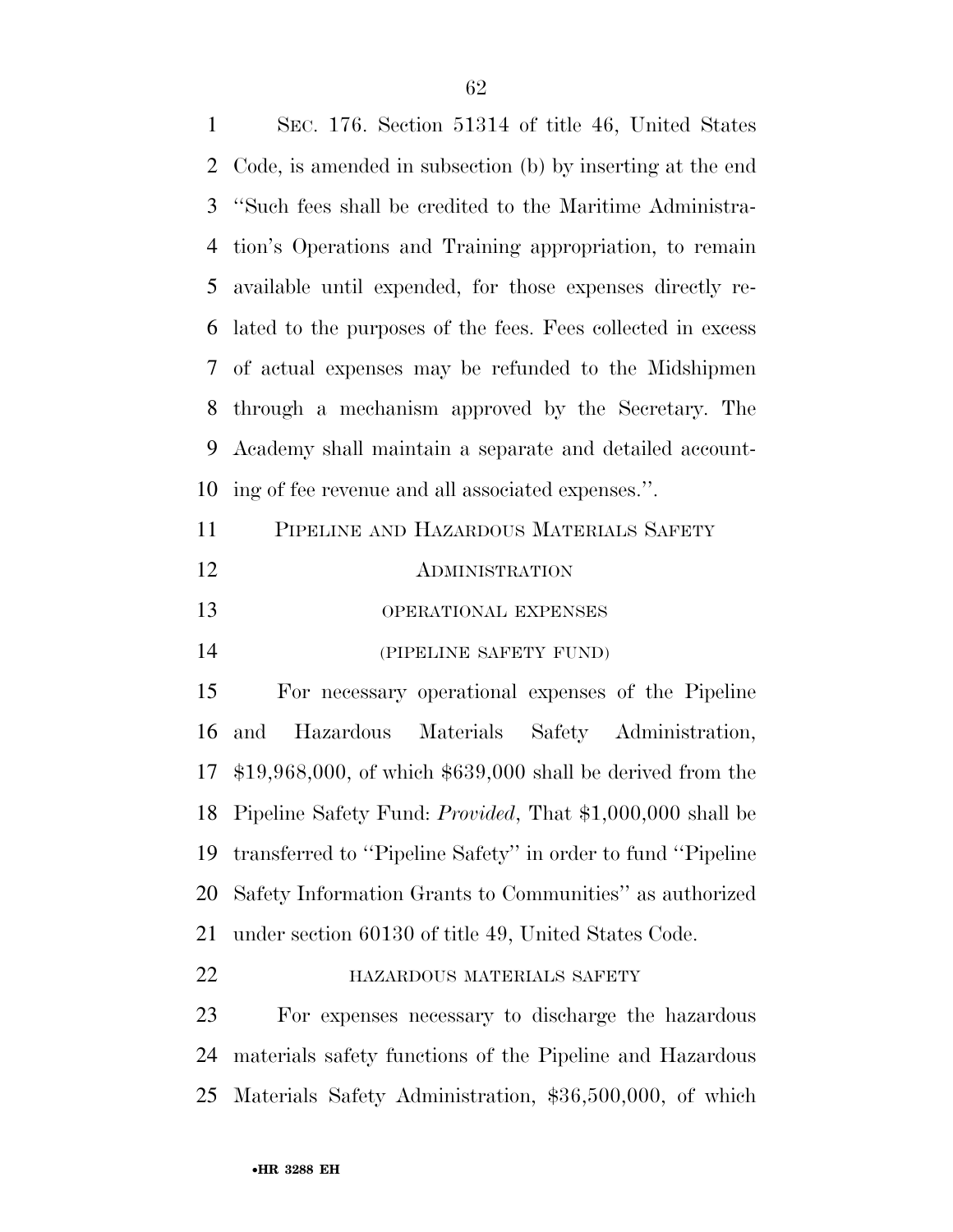SEC. 176. Section 51314 of title 46, United States Code, is amended in subsection (b) by inserting at the end "Such fees shall be credited to the Maritime Administration's Operations and Training appropriation, to remain available until expended, for those expenses directly related to the purposes of the fees. Fees collected in excess of actual expenses may be refunded to the Midshipmen through a mechanism approved by the Secretary. The Academy shall maintain a separate and detailed accounting of fee revenue and all associated expenses.".

PIPELINE AND HAZARDOUS MATERIALS SAFETY ADMINISTRATION

OPERATIONAL EXPENSES

(PIPELINE SAFETY FUND)

For necessary operational expenses of the Pipeline and Hazardous Materials Safety Administration, $19,968,000, of which $639,000 shall be derived from the Pipeline Safety Fund: *Provided*, That $1,000,000 shall be transferred to "Pipeline Safety" in order to fund "Pipeline Safety Information Grants to Communities" as authorized under section 60130 of title 49, United States Code.

HAZARDOUS MATERIALS SAFETY

For expenses necessary to discharge the hazardous materials safety functions of the Pipeline and Hazardous Materials Safety Administration, $36,500,000, of which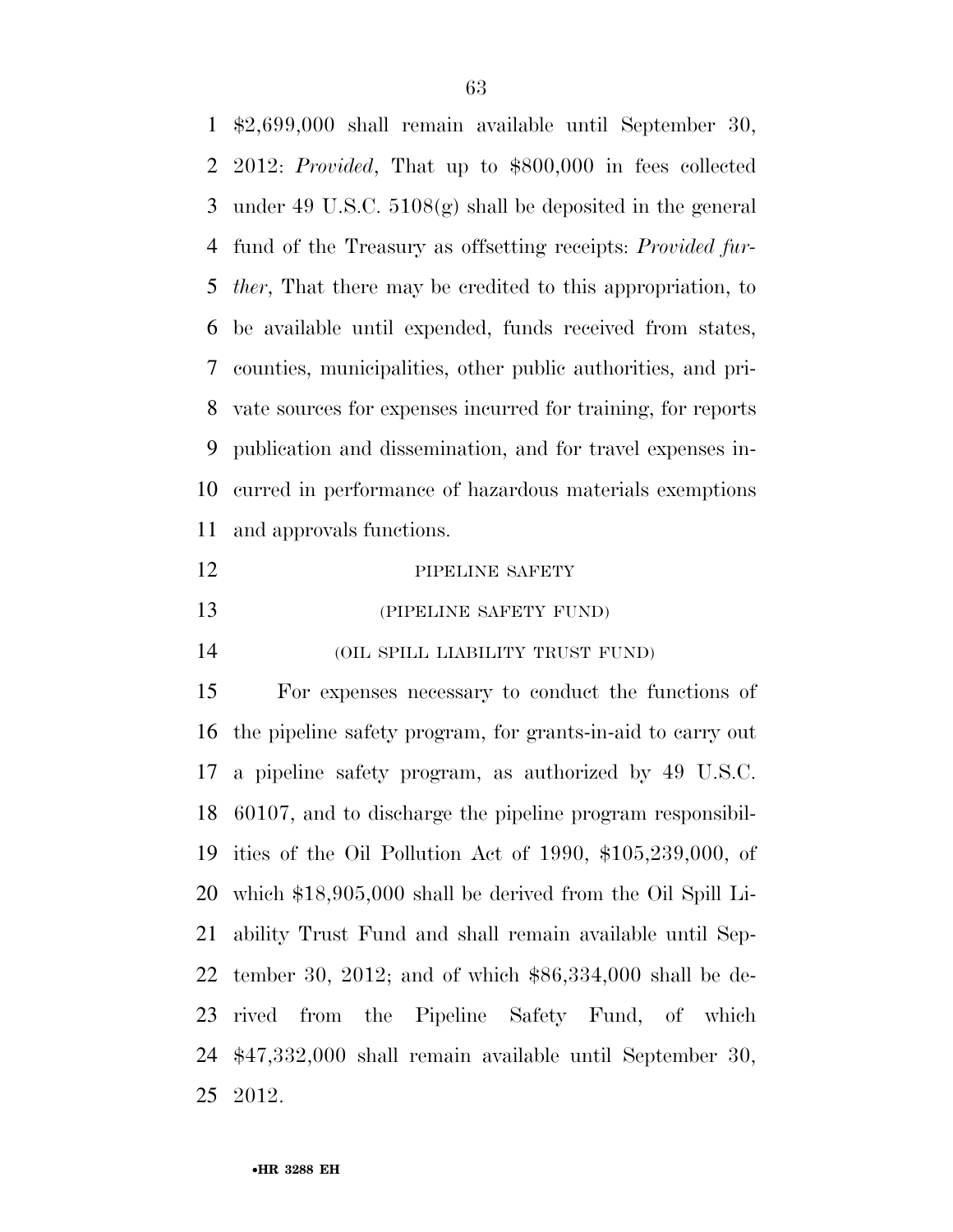$2,699,000 shall remain available until September 30, 2012: *Provided*, That up to $800,000 in fees collected under 49 U.S.C. 5108(g) shall be deposited in the general fund of the Treasury as offsetting receipts: *Provided further*, That there may be credited to this appropriation, to be available until expended, funds received from states, counties, municipalities, other public authorities, and private sources for expenses incurred for training, for reports publication and dissemination, and for travel expenses incurred in performance of hazardous materials exemptions and approvals functions.

PIPELINE SAFETY

(PIPELINE SAFETY FUND)

(OIL SPILL LIABILITY TRUST FUND)

For expenses necessary to conduct the functions of the pipeline safety program, for grants-in-aid to carry out a pipeline safety program, as authorized by 49 U.S.C. 60107, and to discharge the pipeline program responsibilities of the Oil Pollution Act of 1990, $105,239,000, of which $18,905,000 shall be derived from the Oil Spill Liability Trust Fund and shall remain available until September 30, 2012; and of which $86,334,000 shall be derived from the Pipeline Safety Fund, of which $47,332,000 shall remain available until September 30, 2012.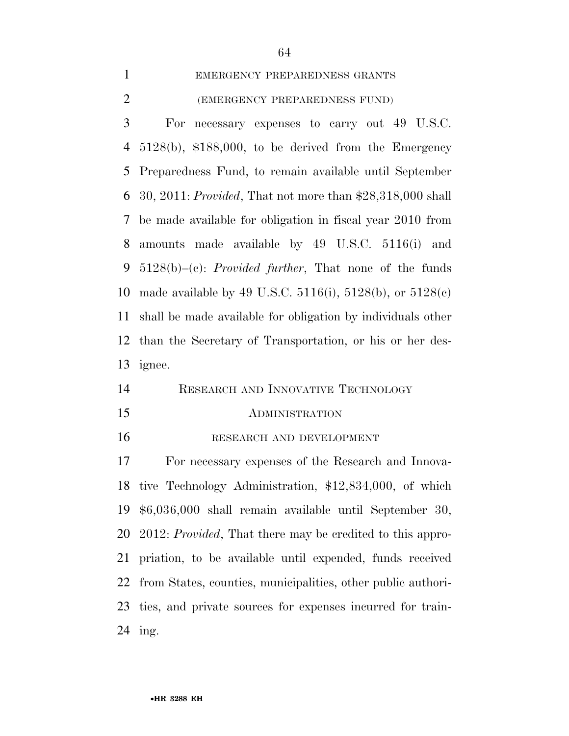EMERGENCY PREPAREDNESS GRANTS

(EMERGENCY PREPAREDNESS FUND)

For necessary expenses to carry out 49 U.S.C. 5128(b), $188,000, to be derived from the Emergency Preparedness Fund, to remain available until September 30, 2011: *Provided*, That not more than $28,318,000 shall be made available for obligation in fiscal year 2010 from amounts made available by 49 U.S.C. 5116(i) and 5128(b)–(c): *Provided further*, That none of the funds made available by 49 U.S.C. 5116(i), 5128(b), or 5128(c) shall be made available for obligation by individuals other than the Secretary of Transportation, or his or her designee.

RESEARCH AND INNOVATIVE TECHNOLOGY ADMINISTRATION

RESEARCH AND DEVELOPMENT

For necessary expenses of the Research and Innovative Technology Administration, $12,834,000, of which $6,036,000 shall remain available until September 30, 2012: *Provided*, That there may be credited to this appropriation, to be available until expended, funds received from States, counties, municipalities, other public authorities, and private sources for expenses incurred for training.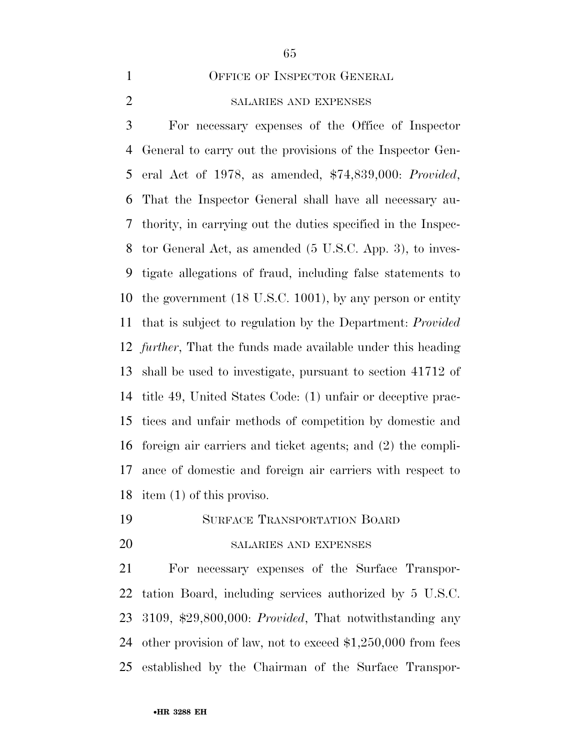## OFFICE OF INSPECTOR GENERAL

### SALARIES AND EXPENSES

For necessary expenses of the Office of Inspector General to carry out the provisions of the Inspector General Act of 1978, as amended, $74,839,000: *Provided*, That the Inspector General shall have all necessary authority, in carrying out the duties specified in the Inspector General Act, as amended (5 U.S.C. App. 3), to investigate allegations of fraud, including false statements to the government (18 U.S.C. 1001), by any person or entity that is subject to regulation by the Department: *Provided further*, That the funds made available under this heading shall be used to investigate, pursuant to section 41712 of title 49, United States Code: (1) unfair or deceptive practices and unfair methods of competition by domestic and foreign air carriers and ticket agents; and (2) the compliance of domestic and foreign air carriers with respect to item (1) of this proviso.

## SURFACE TRANSPORTATION BOARD

### SALARIES AND EXPENSES

For necessary expenses of the Surface Transportation Board, including services authorized by 5 U.S.C. 3109, $29,800,000: *Provided*, That notwithstanding any other provision of law, not to exceed $1,250,000 from fees established by the Chairman of the Surface Transpor-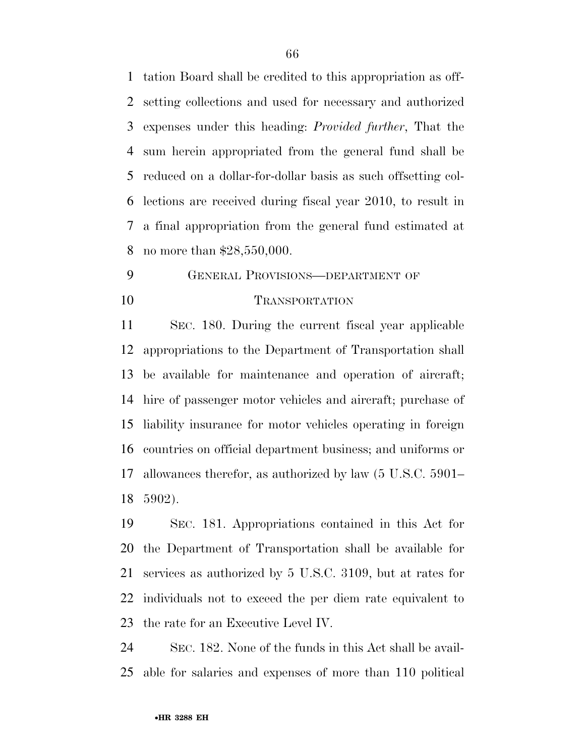tation Board shall be credited to this appropriation as offsetting collections and used for necessary and authorized expenses under this heading: *Provided further*, That the sum herein appropriated from the general fund shall be reduced on a dollar-for-dollar basis as such offsetting collections are received during fiscal year 2010, to result in a final appropriation from the general fund estimated at no more than $28,550,000.

GENERAL PROVISIONS—DEPARTMENT OF TRANSPORTATION

SEC. 180. During the current fiscal year applicable appropriations to the Department of Transportation shall be available for maintenance and operation of aircraft; hire of passenger motor vehicles and aircraft; purchase of liability insurance for motor vehicles operating in foreign countries on official department business; and uniforms or allowances therefor, as authorized by law (5 U.S.C. 5901–5902).

SEC. 181. Appropriations contained in this Act for the Department of Transportation shall be available for services as authorized by 5 U.S.C. 3109, but at rates for individuals not to exceed the per diem rate equivalent to the rate for an Executive Level IV.

SEC. 182. None of the funds in this Act shall be available for salaries and expenses of more than 110 political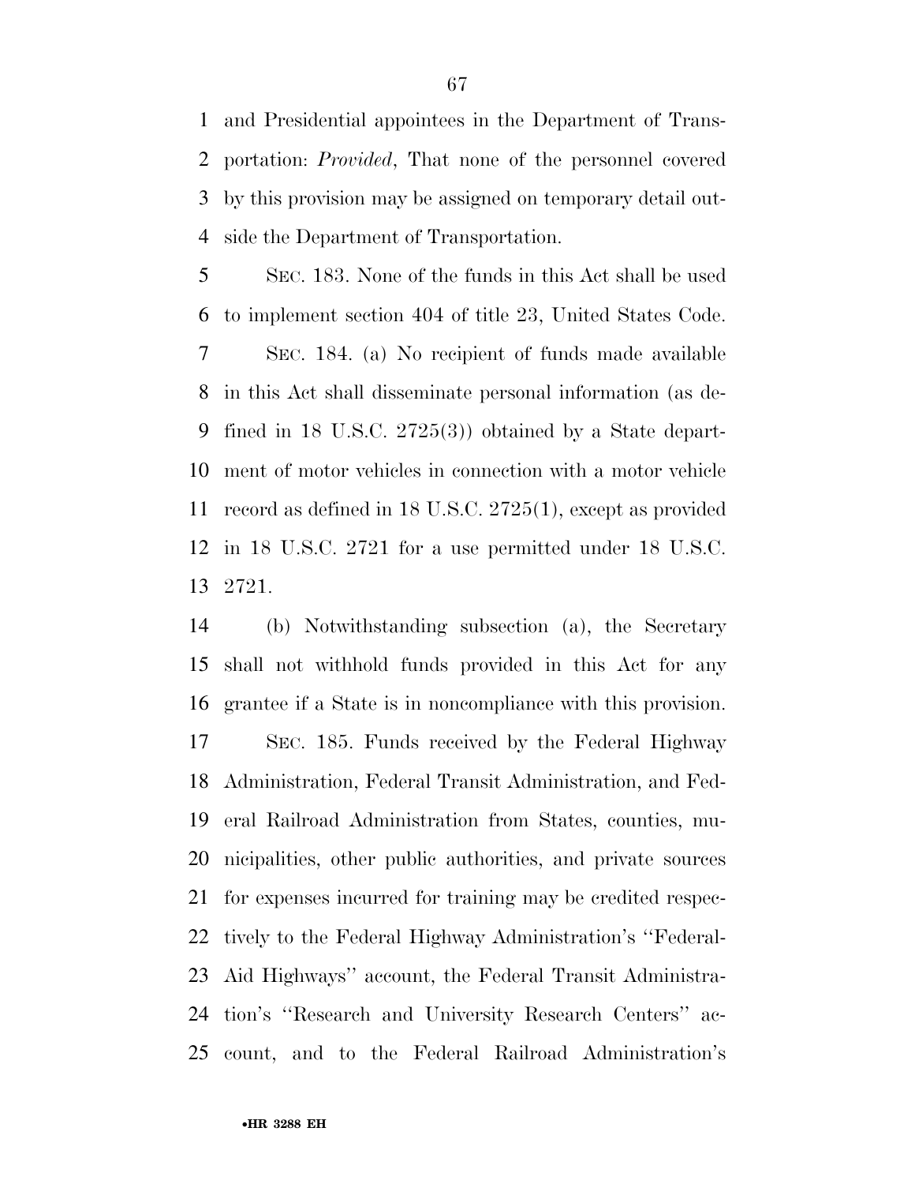and Presidential appointees in the Department of Transportation: *Provided*, That none of the personnel covered by this provision may be assigned on temporary detail outside the Department of Transportation.

SEC. 183. None of the funds in this Act shall be used to implement section 404 of title 23, United States Code.

SEC. 184. (a) No recipient of funds made available in this Act shall disseminate personal information (as defined in 18 U.S.C. 2725(3)) obtained by a State department of motor vehicles in connection with a motor vehicle record as defined in 18 U.S.C. 2725(1), except as provided in 18 U.S.C. 2721 for a use permitted under 18 U.S.C. 2721.

(b) Notwithstanding subsection (a), the Secretary shall not withhold funds provided in this Act for any grantee if a State is in noncompliance with this provision.

SEC. 185. Funds received by the Federal Highway Administration, Federal Transit Administration, and Federal Railroad Administration from States, counties, municipalities, other public authorities, and private sources for expenses incurred for training may be credited respectively to the Federal Highway Administration's ''Federal-Aid Highways'' account, the Federal Transit Administration's ''Research and University Research Centers'' account, and to the Federal Railroad Administration's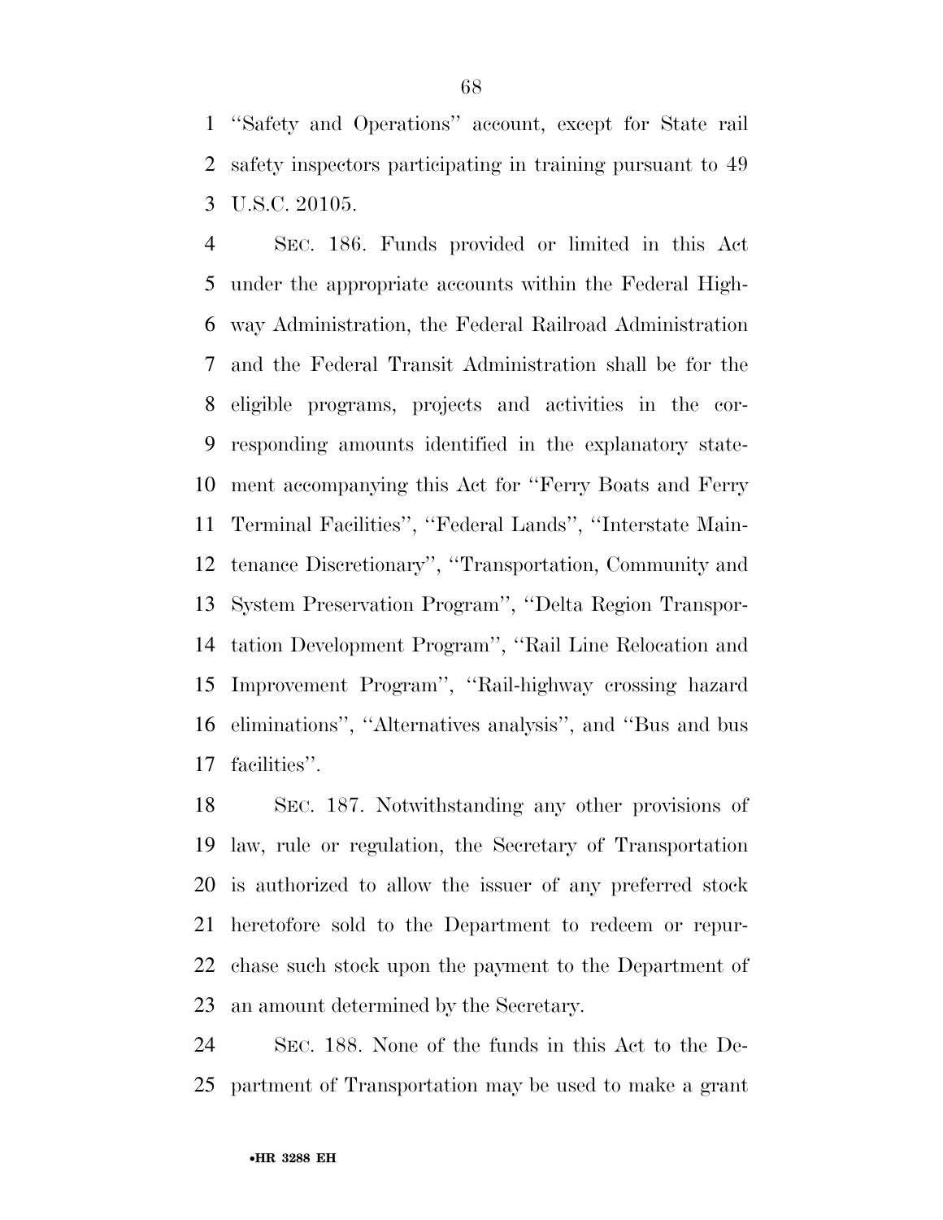"Safety and Operations" account, except for State rail safety inspectors participating in training pursuant to 49 U.S.C. 20105.

SEC. 186. Funds provided or limited in this Act under the appropriate accounts within the Federal Highway Administration, the Federal Railroad Administration and the Federal Transit Administration shall be for the eligible programs, projects and activities in the corresponding amounts identified in the explanatory statement accompanying this Act for "Ferry Boats and Ferry Terminal Facilities", "Federal Lands", "Interstate Maintenance Discretionary", "Transportation, Community and System Preservation Program", "Delta Region Transportation Development Program", "Rail Line Relocation and Improvement Program", "Rail-highway crossing hazard eliminations", "Alternatives analysis", and "Bus and bus facilities".

SEC. 187. Notwithstanding any other provisions of law, rule or regulation, the Secretary of Transportation is authorized to allow the issuer of any preferred stock heretofore sold to the Department to redeem or repurchase such stock upon the payment to the Department of an amount determined by the Secretary.

SEC. 188. None of the funds in this Act to the Department of Transportation may be used to make a grant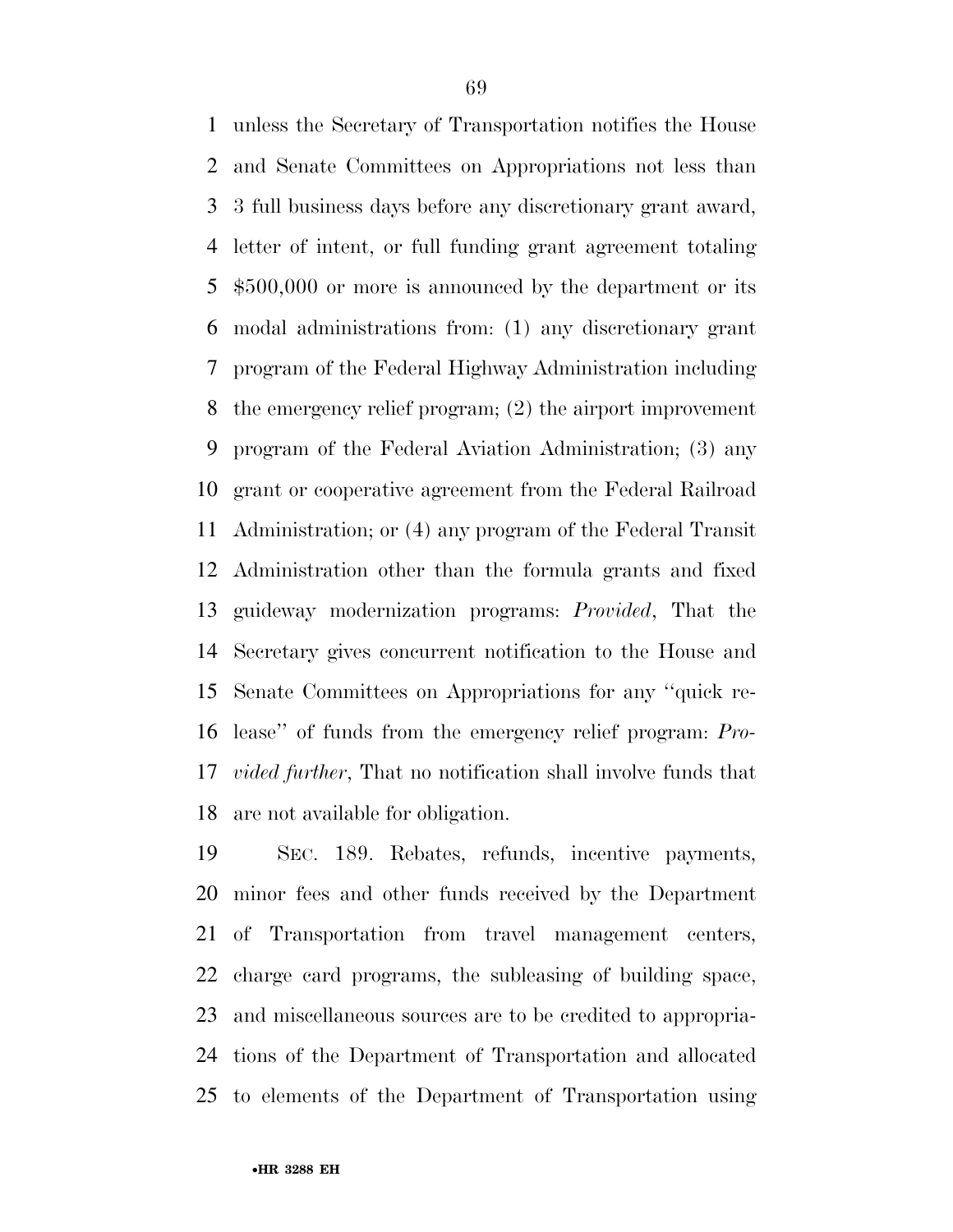unless the Secretary of Transportation notifies the House and Senate Committees on Appropriations not less than 3 full business days before any discretionary grant award, letter of intent, or full funding grant agreement totaling $500,000 or more is announced by the department or its modal administrations from: (1) any discretionary grant program of the Federal Highway Administration including the emergency relief program; (2) the airport improvement program of the Federal Aviation Administration; (3) any grant or cooperative agreement from the Federal Railroad Administration; or (4) any program of the Federal Transit Administration other than the formula grants and fixed guideway modernization programs: *Provided*, That the Secretary gives concurrent notification to the House and Senate Committees on Appropriations for any "quick release" of funds from the emergency relief program: *Provided further*, That no notification shall involve funds that are not available for obligation.

SEC. 189. Rebates, refunds, incentive payments, minor fees and other funds received by the Department of Transportation from travel management centers, charge card programs, the subleasing of building space, and miscellaneous sources are to be credited to appropriations of the Department of Transportation and allocated to elements of the Department of Transportation using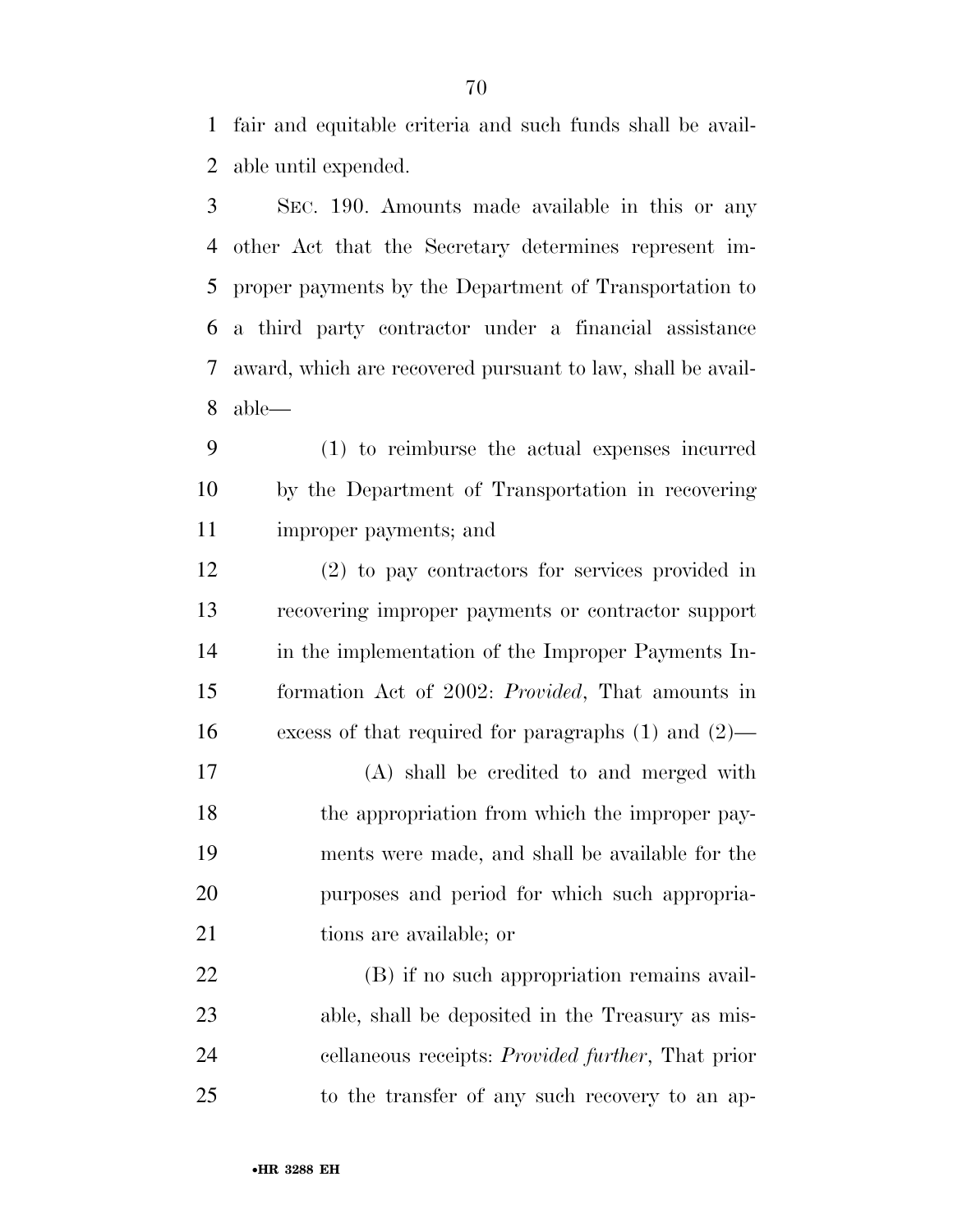fair and equitable criteria and such funds shall be available until expended.

SEC. 190. Amounts made available in this or any other Act that the Secretary determines represent improper payments by the Department of Transportation to a third party contractor under a financial assistance award, which are recovered pursuant to law, shall be available—

(1) to reimburse the actual expenses incurred by the Department of Transportation in recovering improper payments; and

(2) to pay contractors for services provided in recovering improper payments or contractor support in the implementation of the Improper Payments Information Act of 2002: *Provided*, That amounts in excess of that required for paragraphs (1) and (2)—

(A) shall be credited to and merged with the appropriation from which the improper payments were made, and shall be available for the purposes and period for which such appropriations are available; or

(B) if no such appropriation remains available, shall be deposited in the Treasury as miscellaneous receipts: *Provided further*, That prior to the transfer of any such recovery to an ap-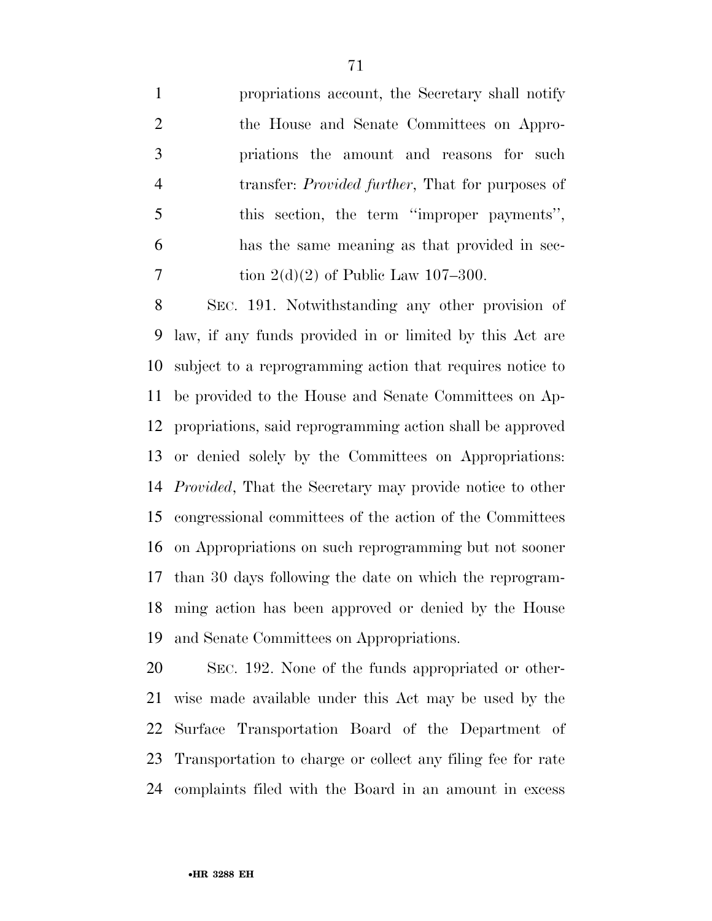propriations account, the Secretary shall notify the House and Senate Committees on Appropriations the amount and reasons for such transfer: *Provided further*, That for purposes of this section, the term ''improper payments'', has the same meaning as that provided in section 2(d)(2) of Public Law 107–300.

SEC. 191. Notwithstanding any other provision of law, if any funds provided in or limited by this Act are subject to a reprogramming action that requires notice to be provided to the House and Senate Committees on Appropriations, said reprogramming action shall be approved or denied solely by the Committees on Appropriations: *Provided*, That the Secretary may provide notice to other congressional committees of the action of the Committees on Appropriations on such reprogramming but not sooner than 30 days following the date on which the reprogramming action has been approved or denied by the House and Senate Committees on Appropriations.

SEC. 192. None of the funds appropriated or otherwise made available under this Act may be used by the Surface Transportation Board of the Department of Transportation to charge or collect any filing fee for rate complaints filed with the Board in an amount in excess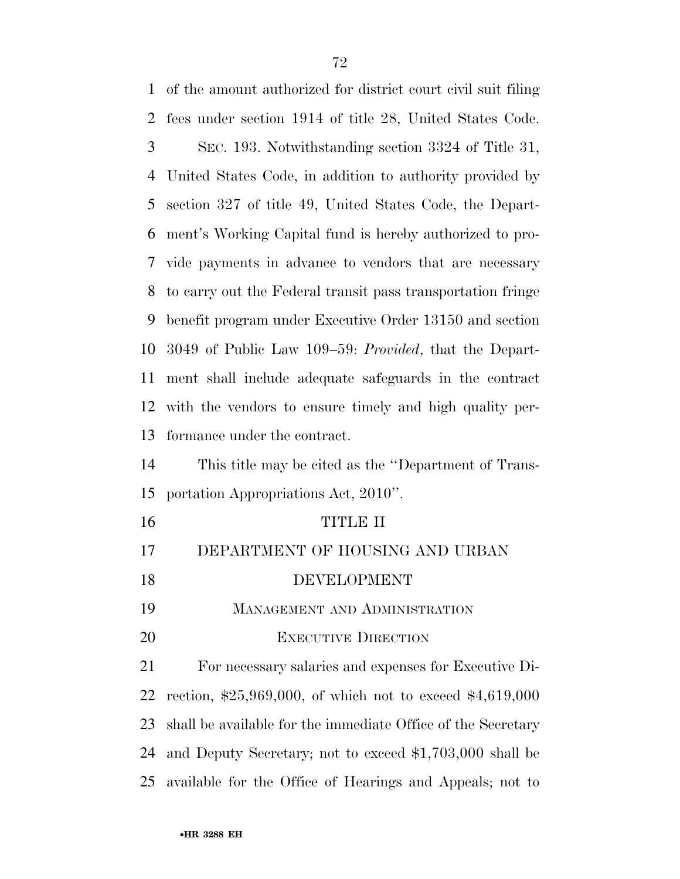of the amount authorized for district court civil suit filing fees under section 1914 of title 28, United States Code.

SEC. 193. Notwithstanding section 3324 of Title 31, United States Code, in addition to authority provided by section 327 of title 49, United States Code, the Department's Working Capital fund is hereby authorized to provide payments in advance to vendors that are necessary to carry out the Federal transit pass transportation fringe benefit program under Executive Order 13150 and section 3049 of Public Law 109–59: *Provided*, that the Department shall include adequate safeguards in the contract with the vendors to ensure timely and high quality performance under the contract.

This title may be cited as the ''Department of Transportation Appropriations Act, 2010''.

# TITLE II

# DEPARTMENT OF HOUSING AND URBAN DEVELOPMENT

## MANAGEMENT AND ADMINISTRATION

### EXECUTIVE DIRECTION

For necessary salaries and expenses for Executive Direction, $25,969,000, of which not to exceed $4,619,000 shall be available for the immediate Office of the Secretary and Deputy Secretary; not to exceed $1,703,000 shall be available for the Office of Hearings and Appeals; not to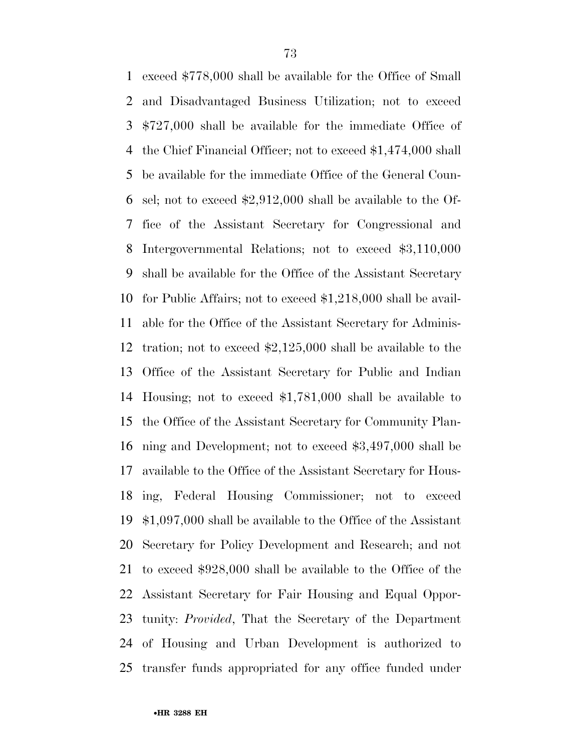exceed $778,000 shall be available for the Office of Small and Disadvantaged Business Utilization; not to exceed $727,000 shall be available for the immediate Office of the Chief Financial Officer; not to exceed $1,474,000 shall be available for the immediate Office of the General Counsel; not to exceed $2,912,000 shall be available to the Office of the Assistant Secretary for Congressional and Intergovernmental Relations; not to exceed $3,110,000 shall be available for the Office of the Assistant Secretary for Public Affairs; not to exceed $1,218,000 shall be available for the Office of the Assistant Secretary for Administration; not to exceed $2,125,000 shall be available to the Office of the Assistant Secretary for Public and Indian Housing; not to exceed $1,781,000 shall be available to the Office of the Assistant Secretary for Community Planning and Development; not to exceed $3,497,000 shall be available to the Office of the Assistant Secretary for Housing, Federal Housing Commissioner; not to exceed $1,097,000 shall be available to the Office of the Assistant Secretary for Policy Development and Research; and not to exceed $928,000 shall be available to the Office of the Assistant Secretary for Fair Housing and Equal Opportunity: *Provided*, That the Secretary of the Department of Housing and Urban Development is authorized to transfer funds appropriated for any office funded under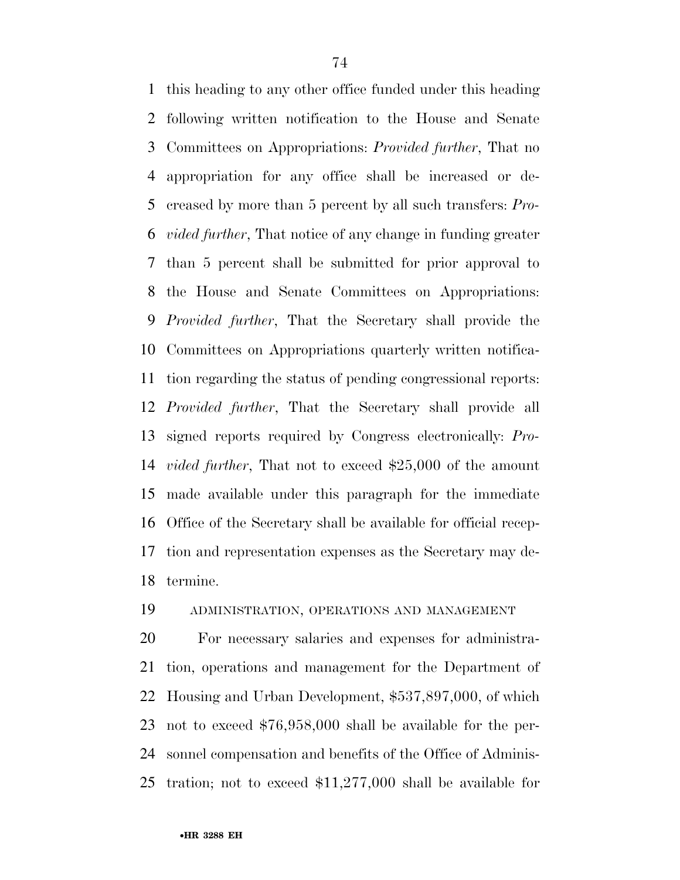this heading to any other office funded under this heading following written notification to the House and Senate Committees on Appropriations: *Provided further*, That no appropriation for any office shall be increased or decreased by more than 5 percent by all such transfers: *Provided further*, That notice of any change in funding greater than 5 percent shall be submitted for prior approval to the House and Senate Committees on Appropriations: *Provided further*, That the Secretary shall provide the Committees on Appropriations quarterly written notification regarding the status of pending congressional reports: *Provided further*, That the Secretary shall provide all signed reports required by Congress electronically: *Provided further*, That not to exceed $25,000 of the amount made available under this paragraph for the immediate Office of the Secretary shall be available for official reception and representation expenses as the Secretary may determine.

ADMINISTRATION, OPERATIONS AND MANAGEMENT

For necessary salaries and expenses for administration, operations and management for the Department of Housing and Urban Development, $537,897,000, of which not to exceed $76,958,000 shall be available for the personnel compensation and benefits of the Office of Administration; not to exceed $11,277,000 shall be available for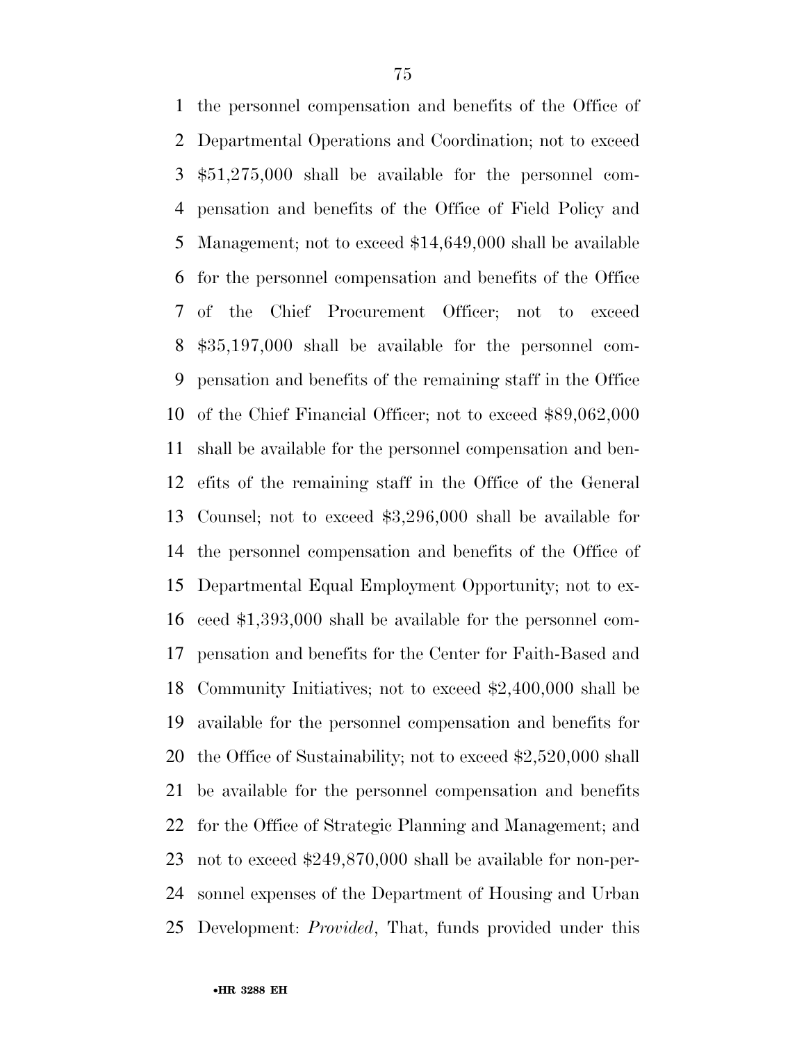the personnel compensation and benefits of the Office of Departmental Operations and Coordination; not to exceed $51,275,000 shall be available for the personnel compensation and benefits of the Office of Field Policy and Management; not to exceed $14,649,000 shall be available for the personnel compensation and benefits of the Office of the Chief Procurement Officer; not to exceed $35,197,000 shall be available for the personnel compensation and benefits of the remaining staff in the Office of the Chief Financial Officer; not to exceed $89,062,000 shall be available for the personnel compensation and benefits of the remaining staff in the Office of the General Counsel; not to exceed $3,296,000 shall be available for the personnel compensation and benefits of the Office of Departmental Equal Employment Opportunity; not to exceed $1,393,000 shall be available for the personnel compensation and benefits for the Center for Faith-Based and Community Initiatives; not to exceed $2,400,000 shall be available for the personnel compensation and benefits for the Office of Sustainability; not to exceed $2,520,000 shall be available for the personnel compensation and benefits for the Office of Strategic Planning and Management; and not to exceed $249,870,000 shall be available for non-personnel expenses of the Department of Housing and Urban Development: *Provided*, That, funds provided under this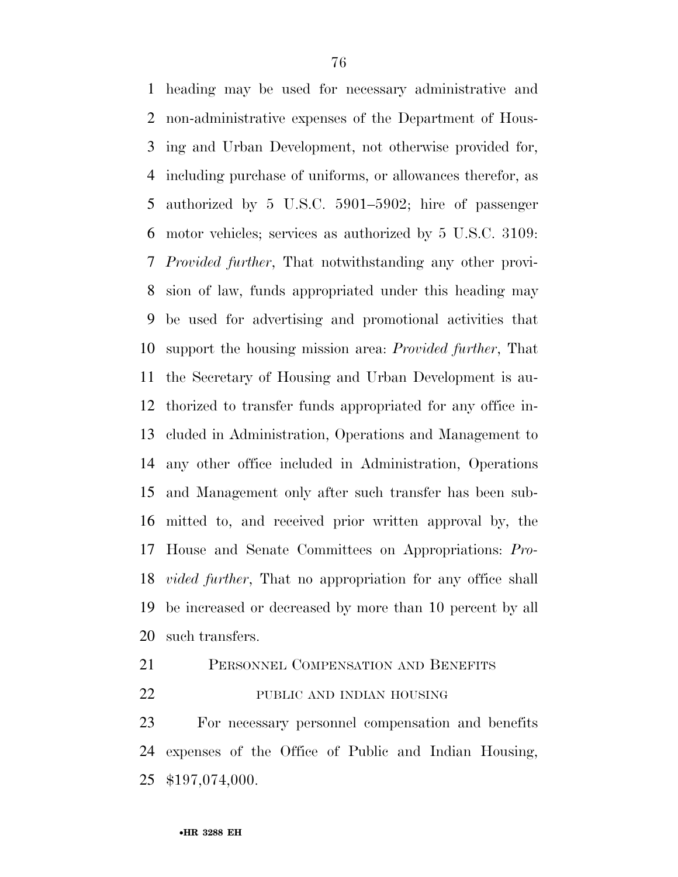heading may be used for necessary administrative and non-administrative expenses of the Department of Housing and Urban Development, not otherwise provided for, including purchase of uniforms, or allowances therefor, as authorized by 5 U.S.C. 5901–5902; hire of passenger motor vehicles; services as authorized by 5 U.S.C. 3109: *Provided further*, That notwithstanding any other provision of law, funds appropriated under this heading may be used for advertising and promotional activities that support the housing mission area: *Provided further*, That the Secretary of Housing and Urban Development is authorized to transfer funds appropriated for any office included in Administration, Operations and Management to any other office included in Administration, Operations and Management only after such transfer has been submitted to, and received prior written approval by, the House and Senate Committees on Appropriations: *Provided further*, That no appropriation for any office shall be increased or decreased by more than 10 percent by all such transfers.

## PERSONNEL COMPENSATION AND BENEFITS

### PUBLIC AND INDIAN HOUSING

For necessary personnel compensation and benefits expenses of the Office of Public and Indian Housing, $197,074,000.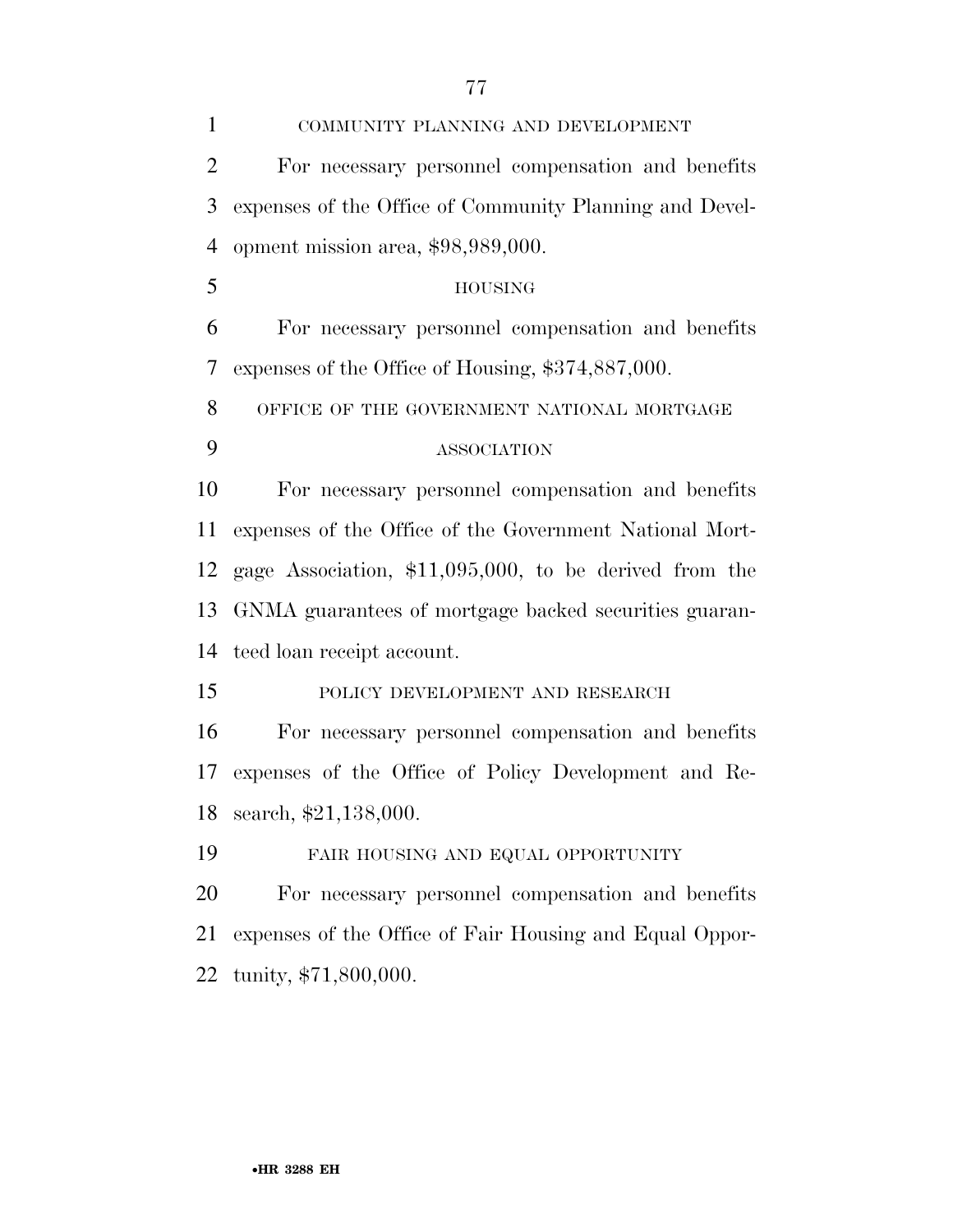COMMUNITY PLANNING AND DEVELOPMENT

For necessary personnel compensation and benefits expenses of the Office of Community Planning and Development mission area, $98,989,000.

HOUSING

For necessary personnel compensation and benefits expenses of the Office of Housing, $374,887,000.

OFFICE OF THE GOVERNMENT NATIONAL MORTGAGE ASSOCIATION

For necessary personnel compensation and benefits expenses of the Office of the Government National Mortgage Association, $11,095,000, to be derived from the GNMA guarantees of mortgage backed securities guaranteed loan receipt account.

POLICY DEVELOPMENT AND RESEARCH

For necessary personnel compensation and benefits expenses of the Office of Policy Development and Research, $21,138,000.

FAIR HOUSING AND EQUAL OPPORTUNITY

For necessary personnel compensation and benefits expenses of the Office of Fair Housing and Equal Opportunity, $71,800,000.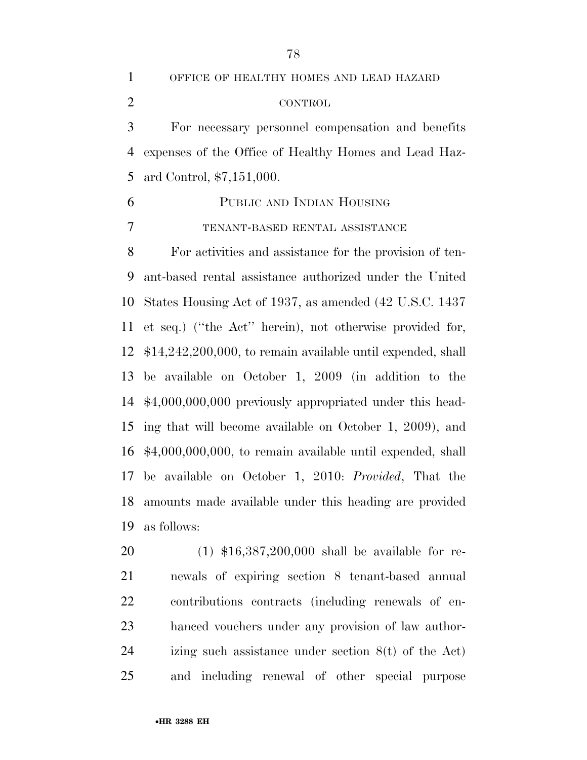OFFICE OF HEALTHY HOMES AND LEAD HAZARD CONTROL

For necessary personnel compensation and benefits expenses of the Office of Healthy Homes and Lead Hazard Control, $7,151,000.

PUBLIC AND INDIAN HOUSING

TENANT-BASED RENTAL ASSISTANCE

For activities and assistance for the provision of tenant-based rental assistance authorized under the United States Housing Act of 1937, as amended (42 U.S.C. 1437 et seq.) (''the Act'' herein), not otherwise provided for, $14,242,200,000, to remain available until expended, shall be available on October 1, 2009 (in addition to the $4,000,000,000 previously appropriated under this heading that will become available on October 1, 2009), and $4,000,000,000, to remain available until expended, shall be available on October 1, 2010: *Provided*, That the amounts made available under this heading are provided as follows:

(1) $16,387,200,000 shall be available for renewals of expiring section 8 tenant-based annual contributions contracts (including renewals of enhanced vouchers under any provision of law authorizing such assistance under section 8(t) of the Act) and including renewal of other special purpose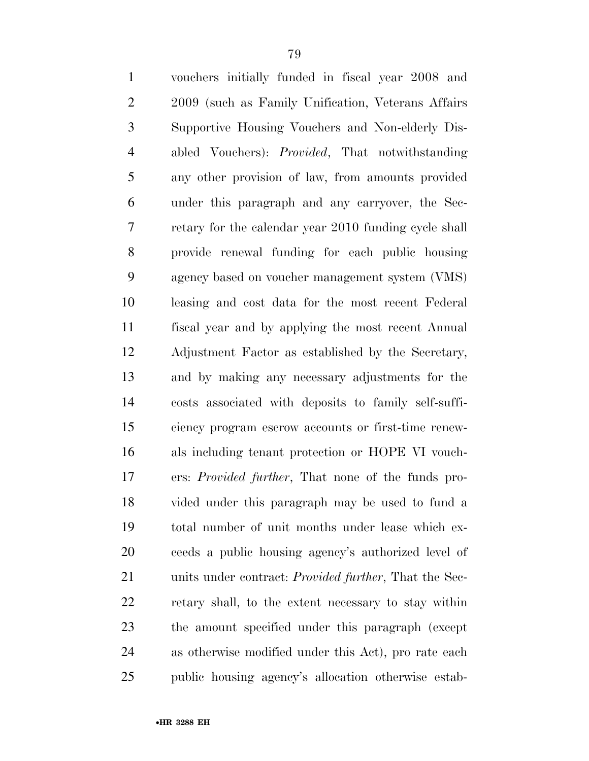vouchers initially funded in fiscal year 2008 and 2009 (such as Family Unification, Veterans Affairs Supportive Housing Vouchers and Non-elderly Disabled Vouchers): *Provided*, That notwithstanding any other provision of law, from amounts provided under this paragraph and any carryover, the Secretary for the calendar year 2010 funding cycle shall provide renewal funding for each public housing agency based on voucher management system (VMS) leasing and cost data for the most recent Federal fiscal year and by applying the most recent Annual Adjustment Factor as established by the Secretary, and by making any necessary adjustments for the costs associated with deposits to family self-sufficiency program escrow accounts or first-time renewals including tenant protection or HOPE VI vouchers: *Provided further*, That none of the funds provided under this paragraph may be used to fund a total number of unit months under lease which exceeds a public housing agency's authorized level of units under contract: *Provided further*, That the Secretary shall, to the extent necessary to stay within the amount specified under this paragraph (except as otherwise modified under this Act), pro rate each public housing agency's allocation otherwise estab-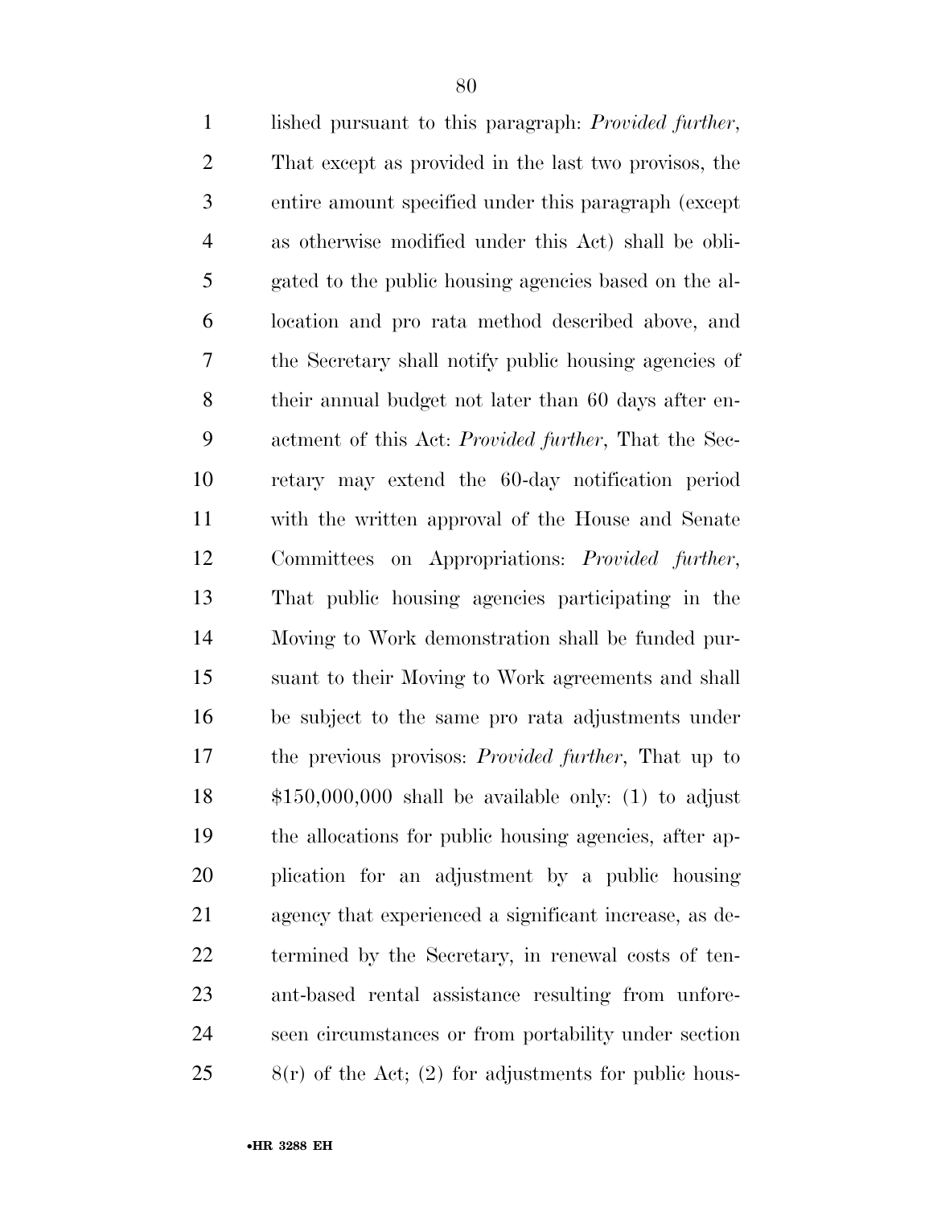lished pursuant to this paragraph: *Provided further*, That except as provided in the last two provisos, the entire amount specified under this paragraph (except as otherwise modified under this Act) shall be obligated to the public housing agencies based on the allocation and pro rata method described above, and the Secretary shall notify public housing agencies of their annual budget not later than 60 days after enactment of this Act: *Provided further*, That the Secretary may extend the 60-day notification period with the written approval of the House and Senate Committees on Appropriations: *Provided further*, That public housing agencies participating in the Moving to Work demonstration shall be funded pursuant to their Moving to Work agreements and shall be subject to the same pro rata adjustments under the previous provisos: *Provided further*, That up to $150,000,000 shall be available only: (1) to adjust the allocations for public housing agencies, after application for an adjustment by a public housing agency that experienced a significant increase, as determined by the Secretary, in renewal costs of tenant-based rental assistance resulting from unforeseen circumstances or from portability under section 8(r) of the Act; (2) for adjustments for public hous-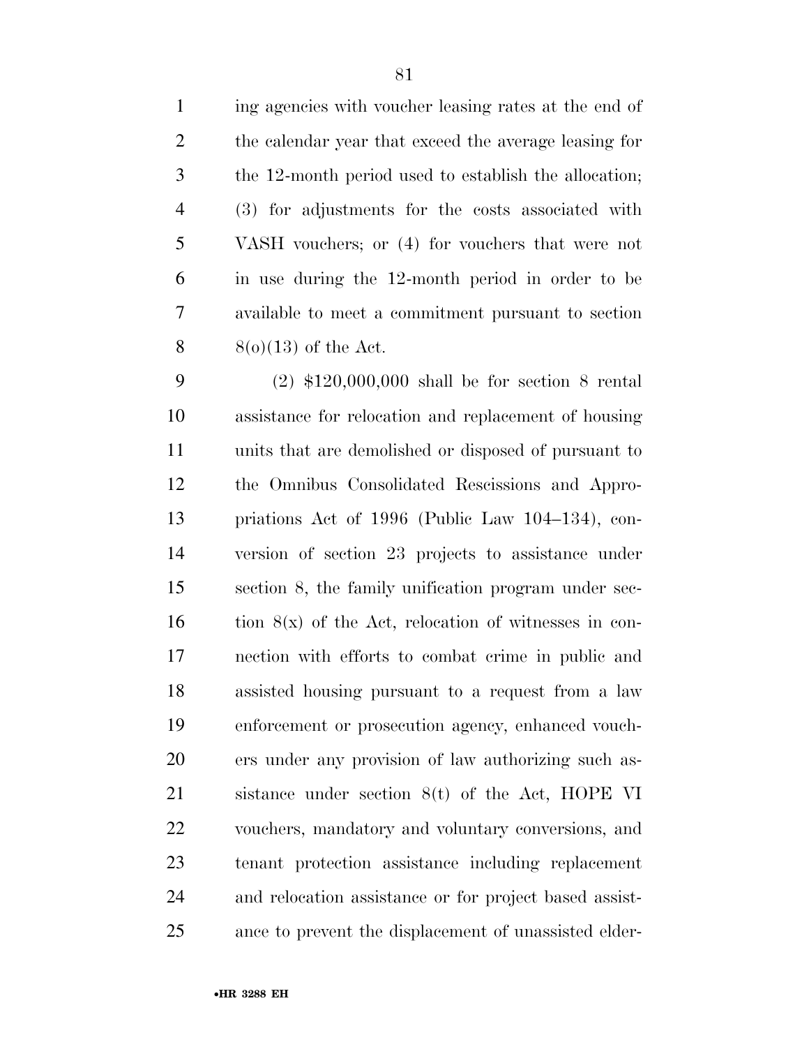ing agencies with voucher leasing rates at the end of the calendar year that exceed the average leasing for the 12-month period used to establish the allocation; (3) for adjustments for the costs associated with VASH vouchers; or (4) for vouchers that were not in use during the 12-month period in order to be available to meet a commitment pursuant to section 8(o)(13) of the Act.

(2) $120,000,000 shall be for section 8 rental assistance for relocation and replacement of housing units that are demolished or disposed of pursuant to the Omnibus Consolidated Rescissions and Appropriations Act of 1996 (Public Law 104–134), conversion of section 23 projects to assistance under section 8, the family unification program under section 8(x) of the Act, relocation of witnesses in connection with efforts to combat crime in public and assisted housing pursuant to a request from a law enforcement or prosecution agency, enhanced vouchers under any provision of law authorizing such assistance under section 8(t) of the Act, HOPE VI vouchers, mandatory and voluntary conversions, and tenant protection assistance including replacement and relocation assistance or for project based assistance to prevent the displacement of unassisted elder-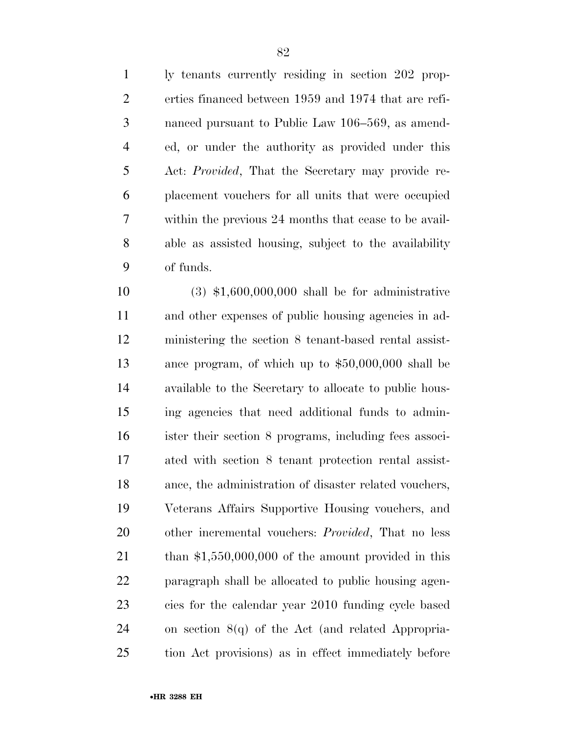ly tenants currently residing in section 202 properties financed between 1959 and 1974 that are refinanced pursuant to Public Law 106–569, as amended, or under the authority as provided under this Act: *Provided*, That the Secretary may provide replacement vouchers for all units that were occupied within the previous 24 months that cease to be available as assisted housing, subject to the availability of funds.

(3) $1,600,000,000 shall be for administrative and other expenses of public housing agencies in administering the section 8 tenant-based rental assistance program, of which up to $50,000,000 shall be available to the Secretary to allocate to public housing agencies that need additional funds to administer their section 8 programs, including fees associated with section 8 tenant protection rental assistance, the administration of disaster related vouchers, Veterans Affairs Supportive Housing vouchers, and other incremental vouchers: *Provided*, That no less than $1,550,000,000 of the amount provided in this paragraph shall be allocated to public housing agencies for the calendar year 2010 funding cycle based on section 8(q) of the Act (and related Appropriation Act provisions) as in effect immediately before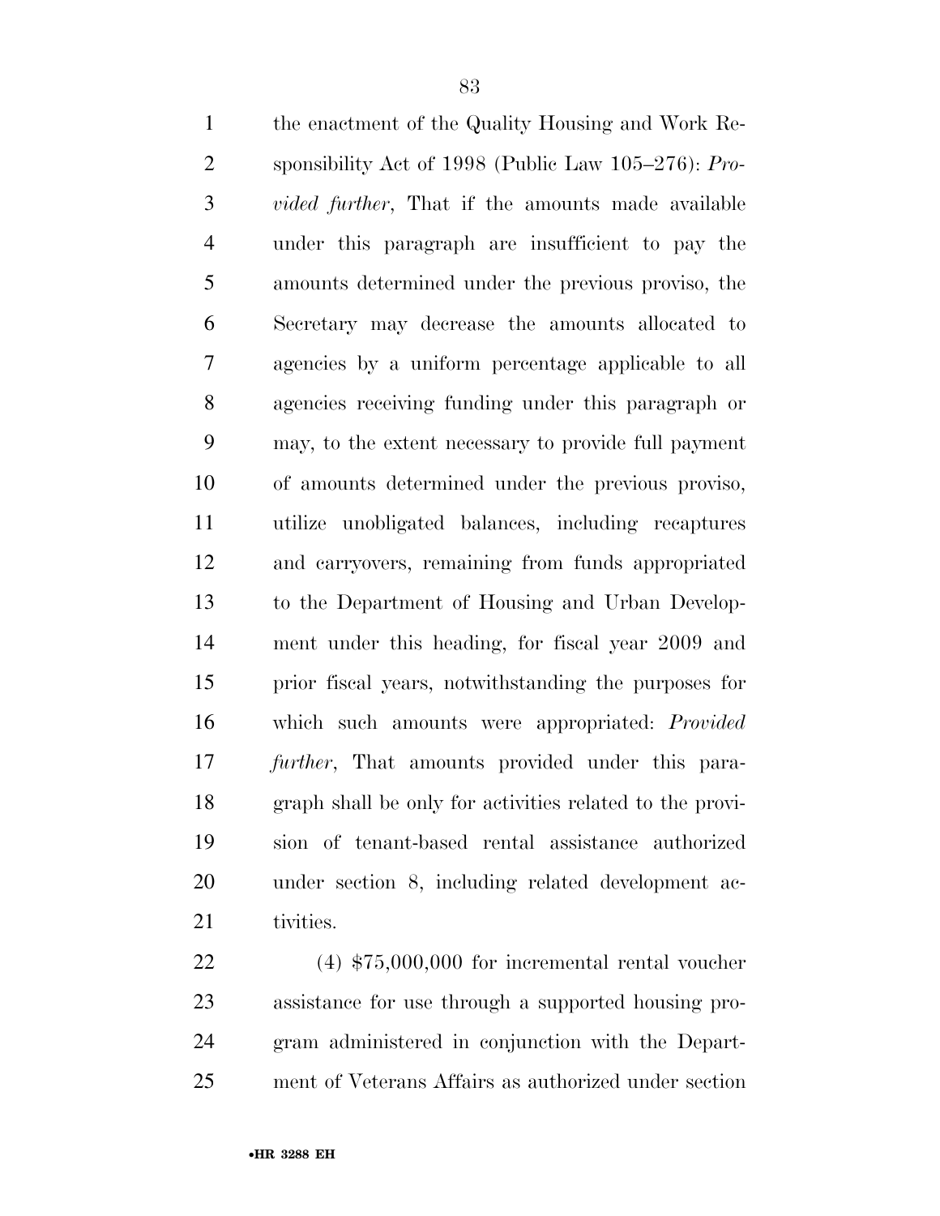the enactment of the Quality Housing and Work Responsibility Act of 1998 (Public Law 105–276): *Provided further*, That if the amounts made available under this paragraph are insufficient to pay the amounts determined under the previous proviso, the Secretary may decrease the amounts allocated to agencies by a uniform percentage applicable to all agencies receiving funding under this paragraph or may, to the extent necessary to provide full payment of amounts determined under the previous proviso, utilize unobligated balances, including recaptures and carryovers, remaining from funds appropriated to the Department of Housing and Urban Development under this heading, for fiscal year 2009 and prior fiscal years, notwithstanding the purposes for which such amounts were appropriated: *Provided further*, That amounts provided under this paragraph shall be only for activities related to the provision of tenant-based rental assistance authorized under section 8, including related development activities.

(4) $75,000,000 for incremental rental voucher assistance for use through a supported housing program administered in conjunction with the Department of Veterans Affairs as authorized under section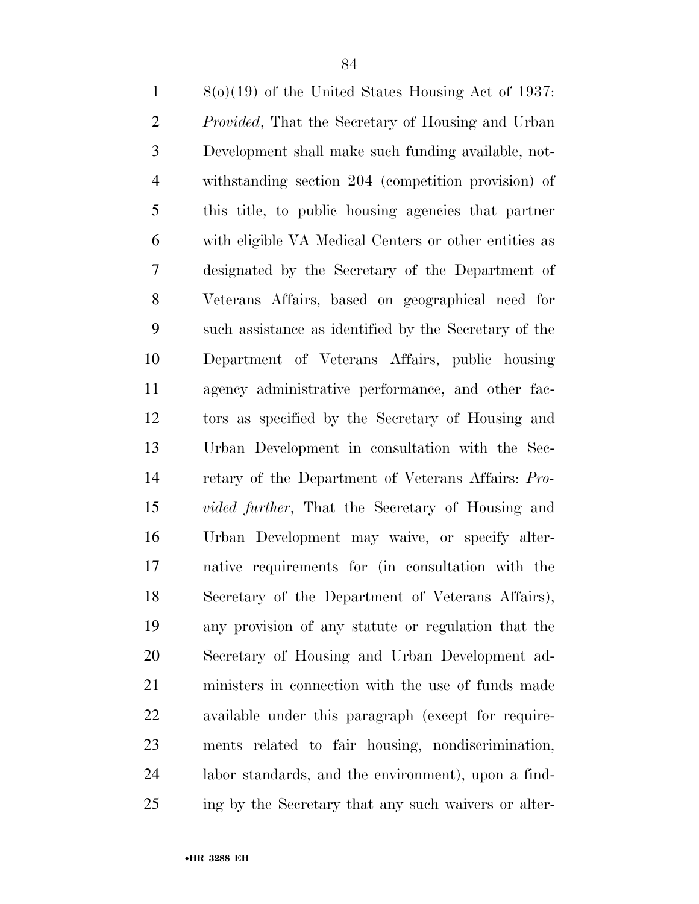8(o)(19) of the United States Housing Act of 1937: *Provided*, That the Secretary of Housing and Urban Development shall make such funding available, notwithstanding section 204 (competition provision) of this title, to public housing agencies that partner with eligible VA Medical Centers or other entities as designated by the Secretary of the Department of Veterans Affairs, based on geographical need for such assistance as identified by the Secretary of the Department of Veterans Affairs, public housing agency administrative performance, and other factors as specified by the Secretary of Housing and Urban Development in consultation with the Secretary of the Department of Veterans Affairs: *Provided further*, That the Secretary of Housing and Urban Development may waive, or specify alternative requirements for (in consultation with the Secretary of the Department of Veterans Affairs), any provision of any statute or regulation that the Secretary of Housing and Urban Development administers in connection with the use of funds made available under this paragraph (except for requirements related to fair housing, nondiscrimination, labor standards, and the environment), upon a finding by the Secretary that any such waivers or alter-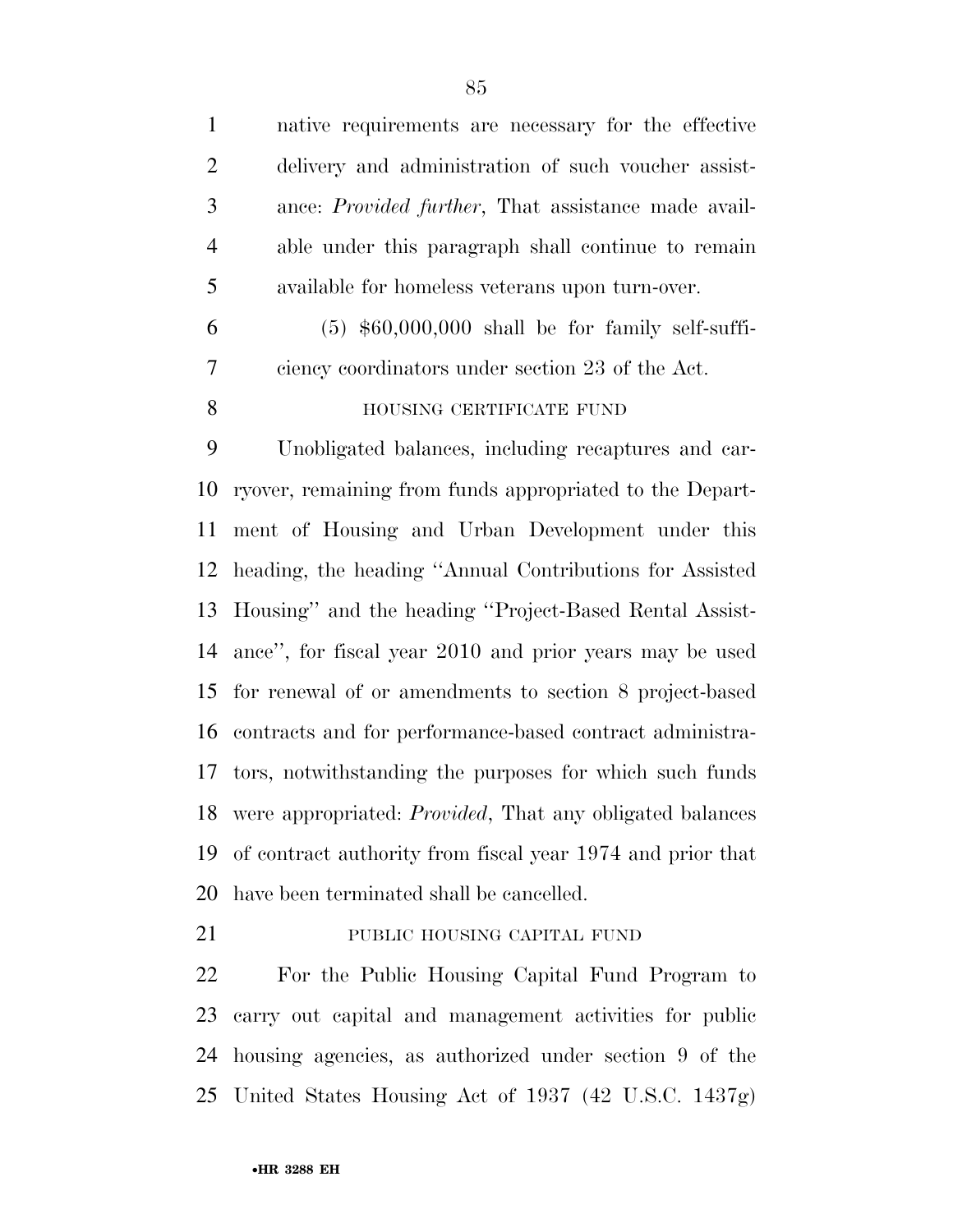native requirements are necessary for the effective delivery and administration of such voucher assistance: *Provided further*, That assistance made available under this paragraph shall continue to remain available for homeless veterans upon turn-over.

(5) $60,000,000 shall be for family self-sufficiency coordinators under section 23 of the Act.

HOUSING CERTIFICATE FUND

Unobligated balances, including recaptures and carryover, remaining from funds appropriated to the Department of Housing and Urban Development under this heading, the heading ''Annual Contributions for Assisted Housing'' and the heading ''Project-Based Rental Assistance'', for fiscal year 2010 and prior years may be used for renewal of or amendments to section 8 project-based contracts and for performance-based contract administrators, notwithstanding the purposes for which such funds were appropriated: *Provided*, That any obligated balances of contract authority from fiscal year 1974 and prior that have been terminated shall be cancelled.

PUBLIC HOUSING CAPITAL FUND

For the Public Housing Capital Fund Program to carry out capital and management activities for public housing agencies, as authorized under section 9 of the United States Housing Act of 1937 (42 U.S.C. 1437g)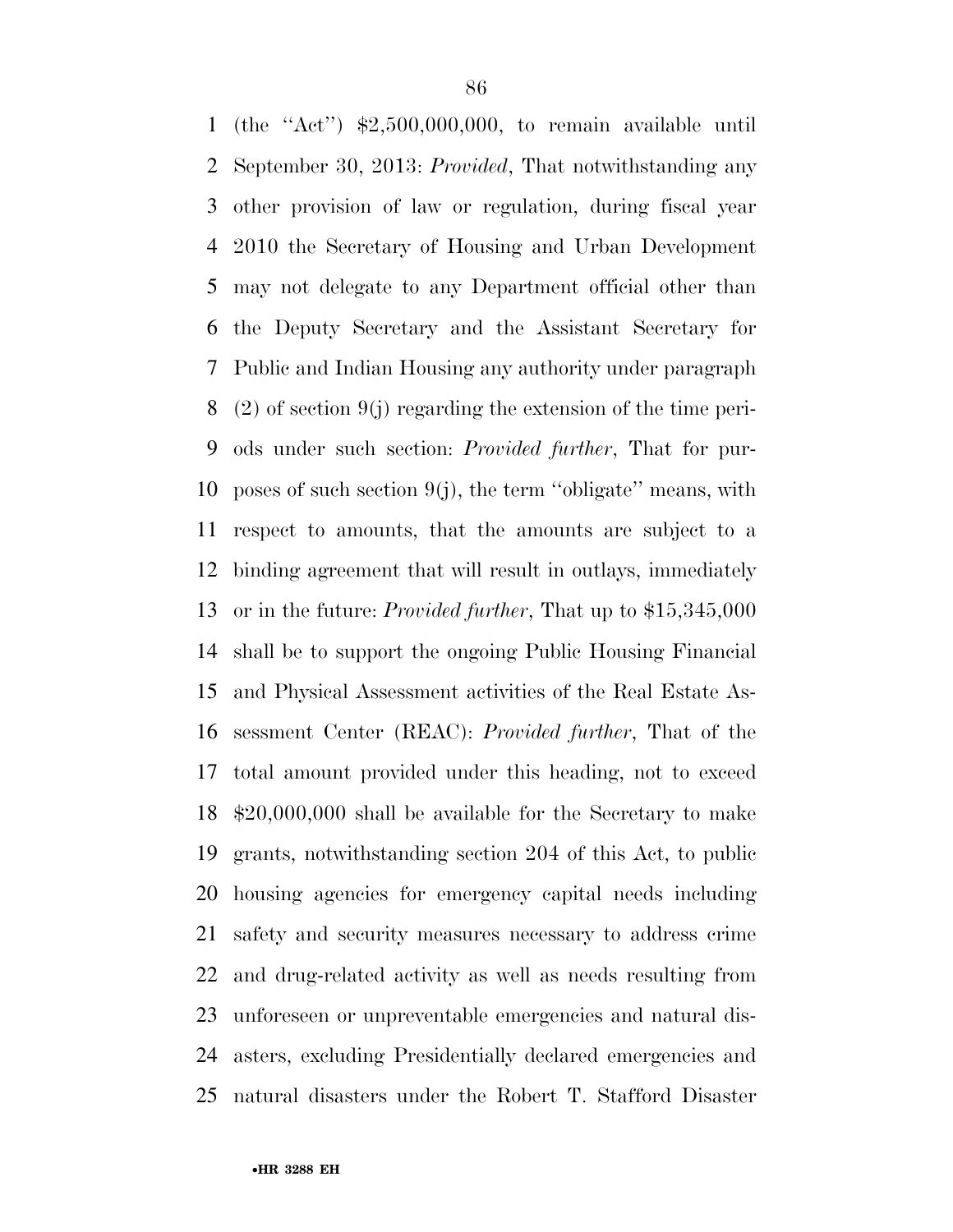(the ''Act'') $2,500,000,000, to remain available until September 30, 2013: *Provided*, That notwithstanding any other provision of law or regulation, during fiscal year 2010 the Secretary of Housing and Urban Development may not delegate to any Department official other than the Deputy Secretary and the Assistant Secretary for Public and Indian Housing any authority under paragraph (2) of section 9(j) regarding the extension of the time periods under such section: *Provided further*, That for purposes of such section 9(j), the term ''obligate'' means, with respect to amounts, that the amounts are subject to a binding agreement that will result in outlays, immediately or in the future: *Provided further*, That up to $15,345,000 shall be to support the ongoing Public Housing Financial and Physical Assessment activities of the Real Estate Assessment Center (REAC): *Provided further*, That of the total amount provided under this heading, not to exceed $20,000,000 shall be available for the Secretary to make grants, notwithstanding section 204 of this Act, to public housing agencies for emergency capital needs including safety and security measures necessary to address crime and drug-related activity as well as needs resulting from unforeseen or unpreventable emergencies and natural disasters, excluding Presidentially declared emergencies and natural disasters under the Robert T. Stafford Disaster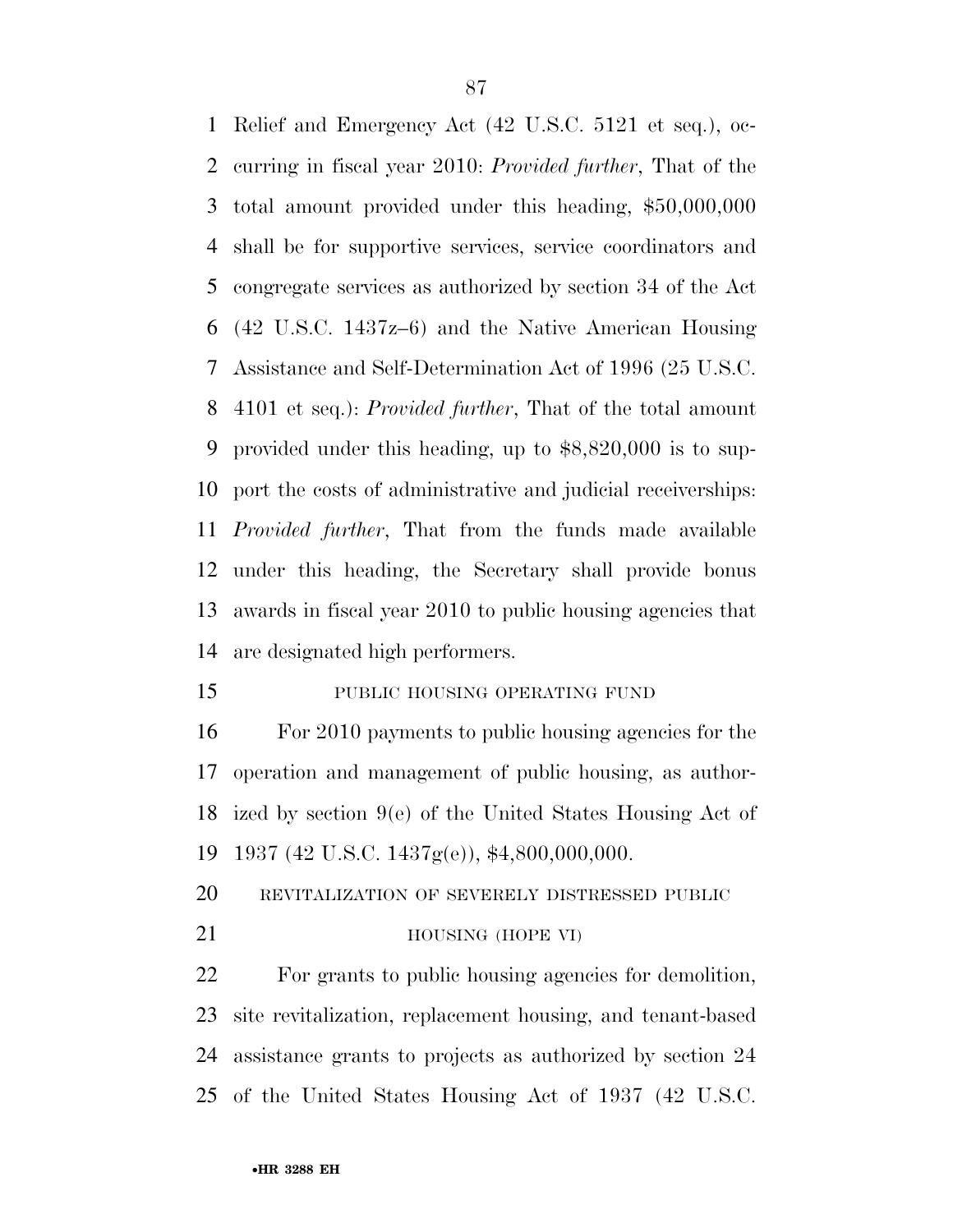Relief and Emergency Act (42 U.S.C. 5121 et seq.), occurring in fiscal year 2010: *Provided further*, That of the total amount provided under this heading, $50,000,000 shall be for supportive services, service coordinators and congregate services as authorized by section 34 of the Act (42 U.S.C. 1437z–6) and the Native American Housing Assistance and Self-Determination Act of 1996 (25 U.S.C. 4101 et seq.): *Provided further*, That of the total amount provided under this heading, up to $8,820,000 is to support the costs of administrative and judicial receiverships: *Provided further*, That from the funds made available under this heading, the Secretary shall provide bonus awards in fiscal year 2010 to public housing agencies that are designated high performers.

PUBLIC HOUSING OPERATING FUND

For 2010 payments to public housing agencies for the operation and management of public housing, as authorized by section 9(e) of the United States Housing Act of 1937 (42 U.S.C. 1437g(e)), $4,800,000,000.

REVITALIZATION OF SEVERELY DISTRESSED PUBLIC HOUSING (HOPE VI)

For grants to public housing agencies for demolition, site revitalization, replacement housing, and tenant-based assistance grants to projects as authorized by section 24 of the United States Housing Act of 1937 (42 U.S.C.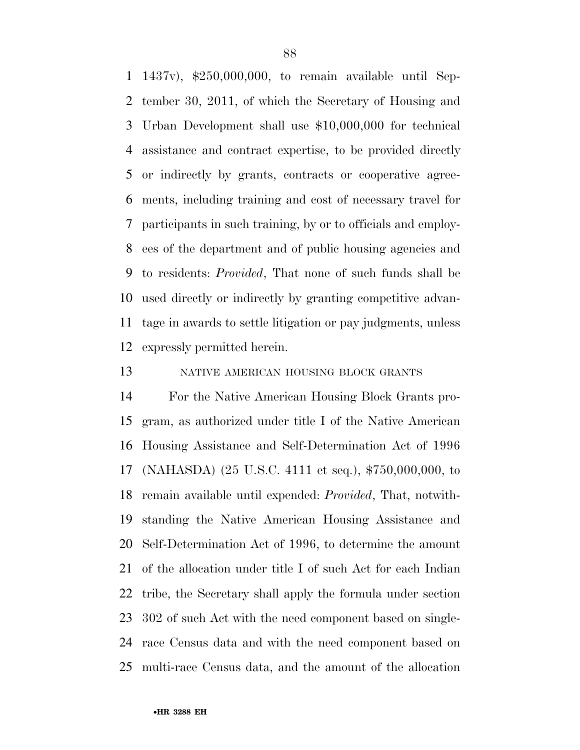1437v), $250,000,000, to remain available until September 30, 2011, of which the Secretary of Housing and Urban Development shall use $10,000,000 for technical assistance and contract expertise, to be provided directly or indirectly by grants, contracts or cooperative agreements, including training and cost of necessary travel for participants in such training, by or to officials and employees of the department and of public housing agencies and to residents: *Provided*, That none of such funds shall be used directly or indirectly by granting competitive advantage in awards to settle litigation or pay judgments, unless expressly permitted herein.

NATIVE AMERICAN HOUSING BLOCK GRANTS

For the Native American Housing Block Grants program, as authorized under title I of the Native American Housing Assistance and Self-Determination Act of 1996 (NAHASDA) (25 U.S.C. 4111 et seq.), $750,000,000, to remain available until expended: *Provided*, That, notwithstanding the Native American Housing Assistance and Self-Determination Act of 1996, to determine the amount of the allocation under title I of such Act for each Indian tribe, the Secretary shall apply the formula under section 302 of such Act with the need component based on single-race Census data and with the need component based on multi-race Census data, and the amount of the allocation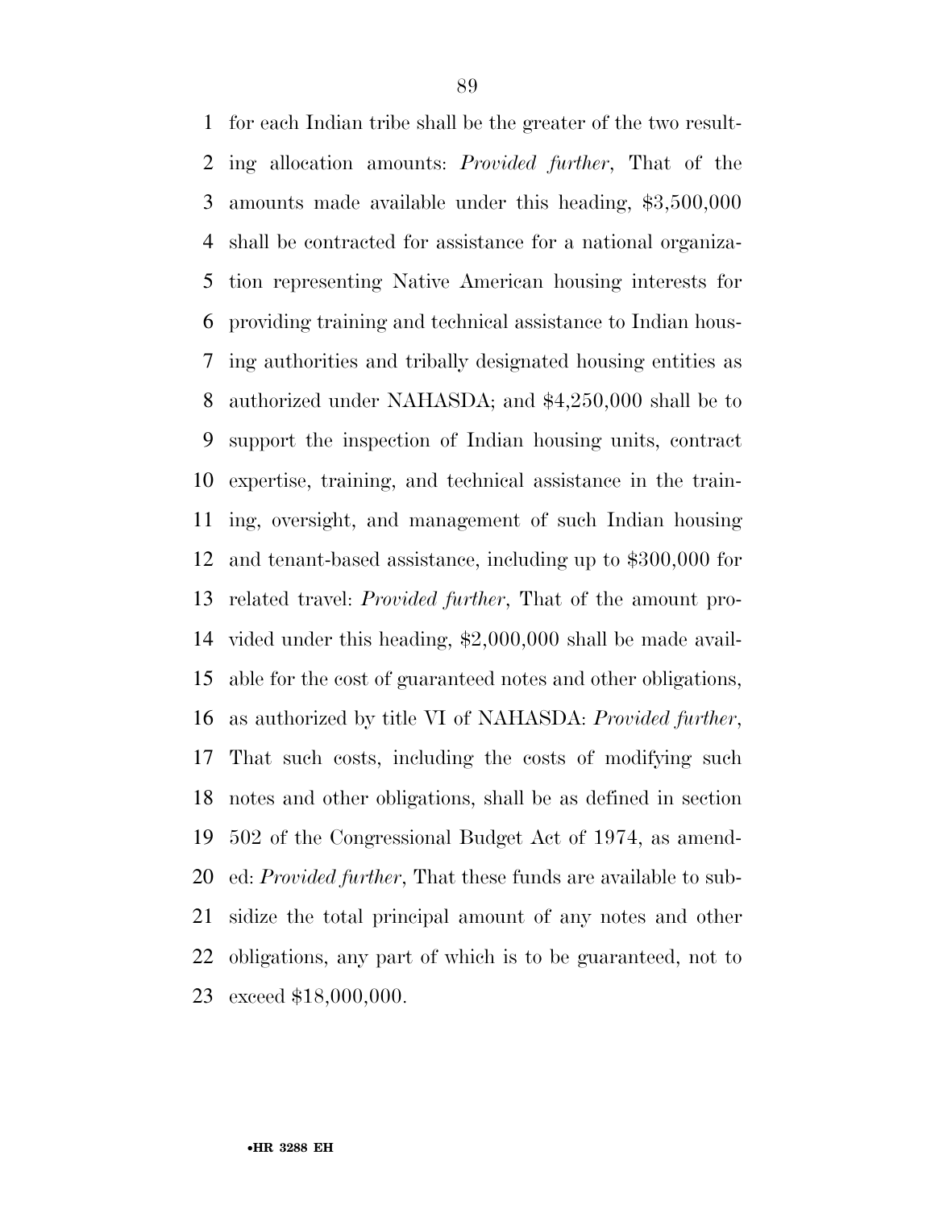for each Indian tribe shall be the greater of the two resulting allocation amounts: *Provided further*, That of the amounts made available under this heading, $3,500,000 shall be contracted for assistance for a national organization representing Native American housing interests for providing training and technical assistance to Indian housing authorities and tribally designated housing entities as authorized under NAHASDA; and $4,250,000 shall be to support the inspection of Indian housing units, contract expertise, training, and technical assistance in the training, oversight, and management of such Indian housing and tenant-based assistance, including up to $300,000 for related travel: *Provided further*, That of the amount provided under this heading, $2,000,000 shall be made available for the cost of guaranteed notes and other obligations, as authorized by title VI of NAHASDA: *Provided further*, That such costs, including the costs of modifying such notes and other obligations, shall be as defined in section 502 of the Congressional Budget Act of 1974, as amended: *Provided further*, That these funds are available to subsidize the total principal amount of any notes and other obligations, any part of which is to be guaranteed, not to exceed $18,000,000.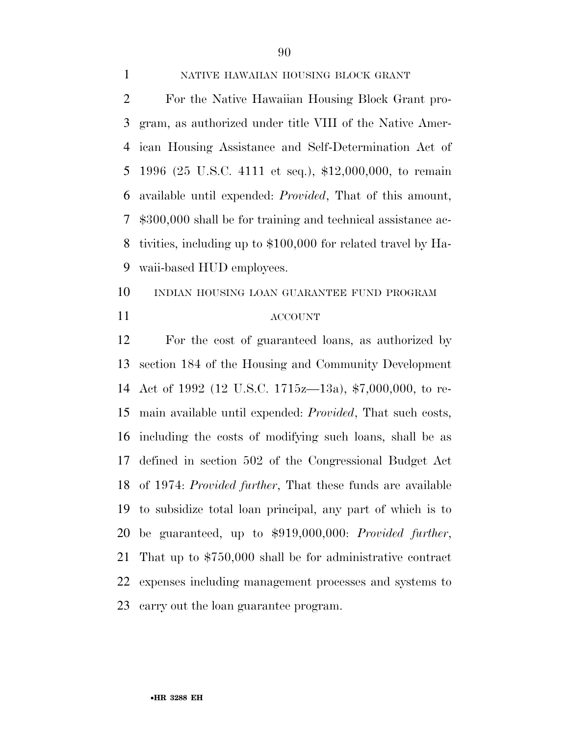NATIVE HAWAIIAN HOUSING BLOCK GRANT

For the Native Hawaiian Housing Block Grant program, as authorized under title VIII of the Native American Housing Assistance and Self-Determination Act of 1996 (25 U.S.C. 4111 et seq.), $12,000,000, to remain available until expended: *Provided*, That of this amount, $300,000 shall be for training and technical assistance activities, including up to $100,000 for related travel by Hawaii-based HUD employees.

INDIAN HOUSING LOAN GUARANTEE FUND PROGRAM ACCOUNT

For the cost of guaranteed loans, as authorized by section 184 of the Housing and Community Development Act of 1992 (12 U.S.C. 1715z—13a), $7,000,000, to remain available until expended: *Provided*, That such costs, including the costs of modifying such loans, shall be as defined in section 502 of the Congressional Budget Act of 1974: *Provided further*, That these funds are available to subsidize total loan principal, any part of which is to be guaranteed, up to $919,000,000: *Provided further*, That up to $750,000 shall be for administrative contract expenses including management processes and systems to carry out the loan guarantee program.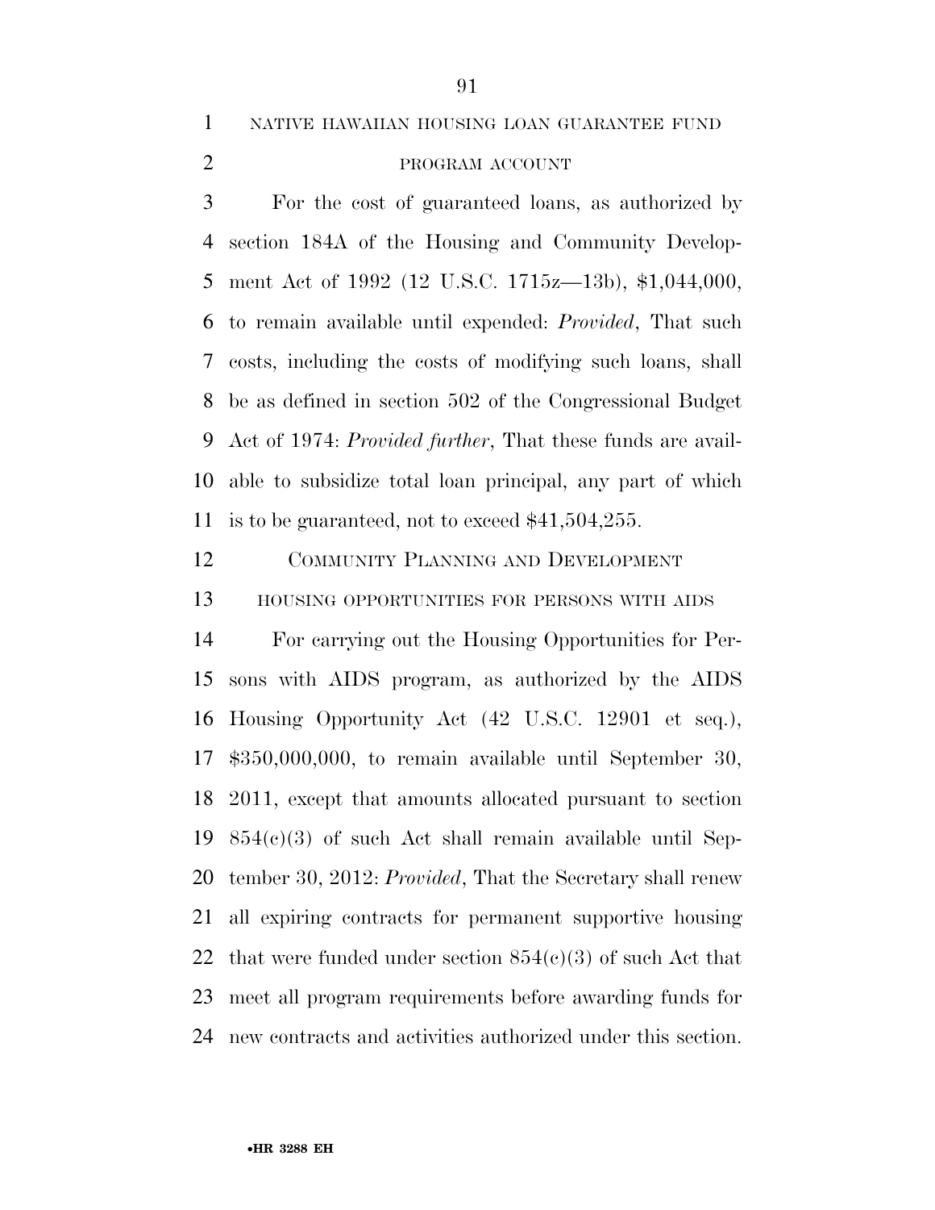NATIVE HAWAIIAN HOUSING LOAN GUARANTEE FUND PROGRAM ACCOUNT

For the cost of guaranteed loans, as authorized by section 184A of the Housing and Community Development Act of 1992 (12 U.S.C. 1715z—13b), $1,044,000, to remain available until expended: *Provided*, That such costs, including the costs of modifying such loans, shall be as defined in section 502 of the Congressional Budget Act of 1974: *Provided further*, That these funds are available to subsidize total loan principal, any part of which is to be guaranteed, not to exceed $41,504,255.

COMMUNITY PLANNING AND DEVELOPMENT

HOUSING OPPORTUNITIES FOR PERSONS WITH AIDS

For carrying out the Housing Opportunities for Persons with AIDS program, as authorized by the AIDS Housing Opportunity Act (42 U.S.C. 12901 et seq.), $350,000,000, to remain available until September 30, 2011, except that amounts allocated pursuant to section 854(c)(3) of such Act shall remain available until September 30, 2012: *Provided*, That the Secretary shall renew all expiring contracts for permanent supportive housing that were funded under section 854(c)(3) of such Act that meet all program requirements before awarding funds for new contracts and activities authorized under this section.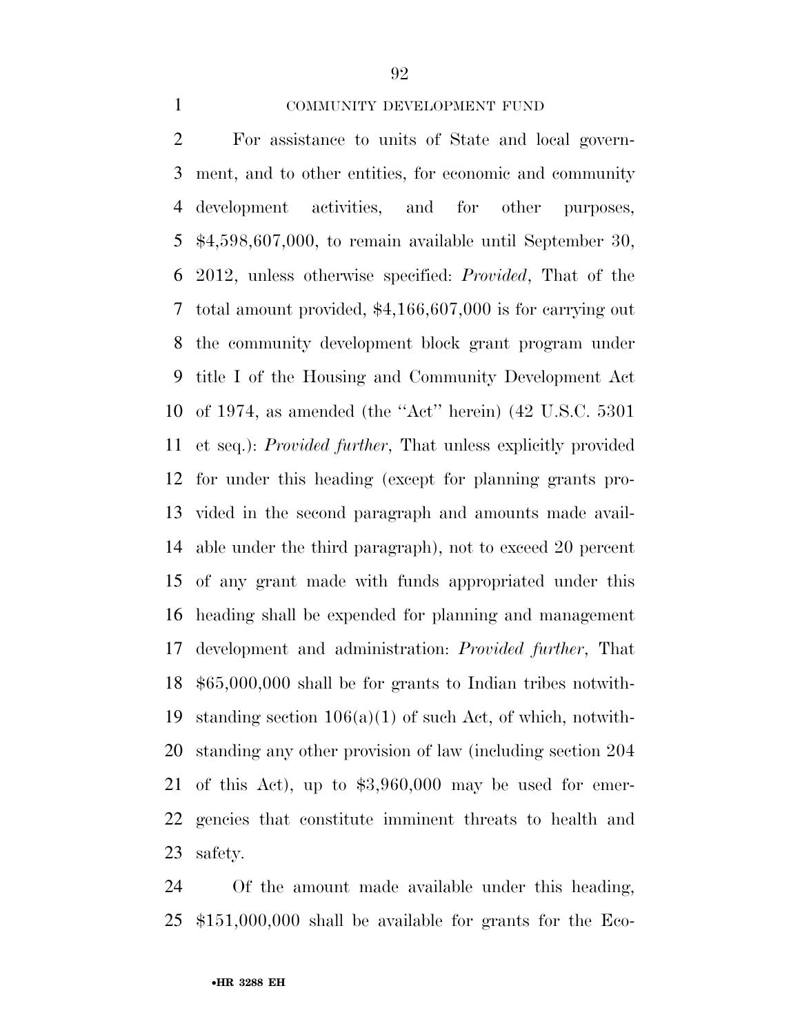COMMUNITY DEVELOPMENT FUND

For assistance to units of State and local government, and to other entities, for economic and community development activities, and for other purposes, $4,598,607,000, to remain available until September 30, 2012, unless otherwise specified: *Provided*, That of the total amount provided, $4,166,607,000 is for carrying out the community development block grant program under title I of the Housing and Community Development Act of 1974, as amended (the ''Act'' herein) (42 U.S.C. 5301 et seq.): *Provided further*, That unless explicitly provided for under this heading (except for planning grants provided in the second paragraph and amounts made available under the third paragraph), not to exceed 20 percent of any grant made with funds appropriated under this heading shall be expended for planning and management development and administration: *Provided further*, That $65,000,000 shall be for grants to Indian tribes notwithstanding section 106(a)(1) of such Act, of which, notwithstanding any other provision of law (including section 204 of this Act), up to $3,960,000 may be used for emergencies that constitute imminent threats to health and safety.

Of the amount made available under this heading, $151,000,000 shall be available for grants for the Eco-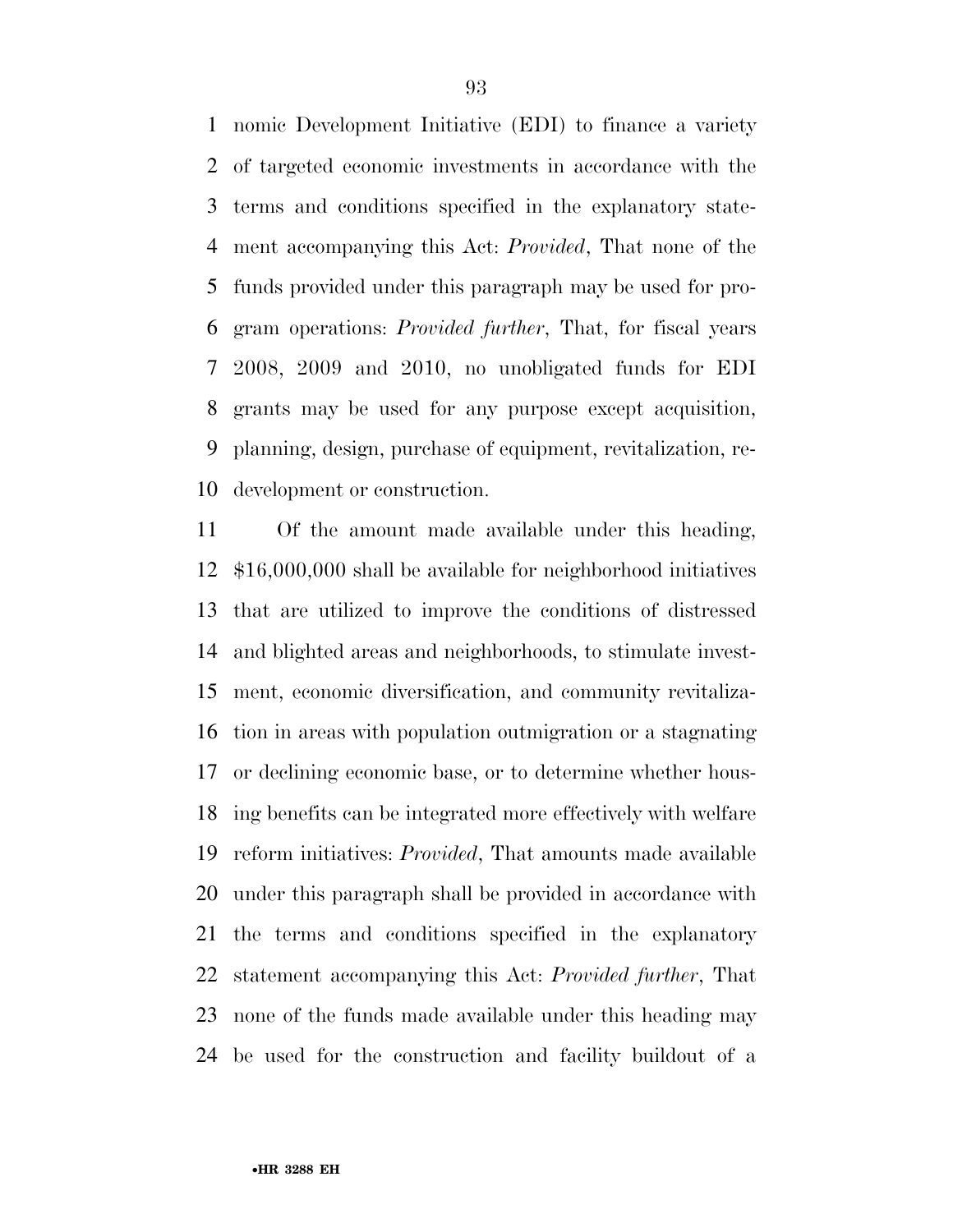nomic Development Initiative (EDI) to finance a variety of targeted economic investments in accordance with the terms and conditions specified in the explanatory statement accompanying this Act: *Provided*, That none of the funds provided under this paragraph may be used for program operations: *Provided further*, That, for fiscal years 2008, 2009 and 2010, no unobligated funds for EDI grants may be used for any purpose except acquisition, planning, design, purchase of equipment, revitalization, redevelopment or construction.

Of the amount made available under this heading, $16,000,000 shall be available for neighborhood initiatives that are utilized to improve the conditions of distressed and blighted areas and neighborhoods, to stimulate investment, economic diversification, and community revitalization in areas with population outmigration or a stagnating or declining economic base, or to determine whether housing benefits can be integrated more effectively with welfare reform initiatives: *Provided*, That amounts made available under this paragraph shall be provided in accordance with the terms and conditions specified in the explanatory statement accompanying this Act: *Provided further*, That none of the funds made available under this heading may be used for the construction and facility buildout of a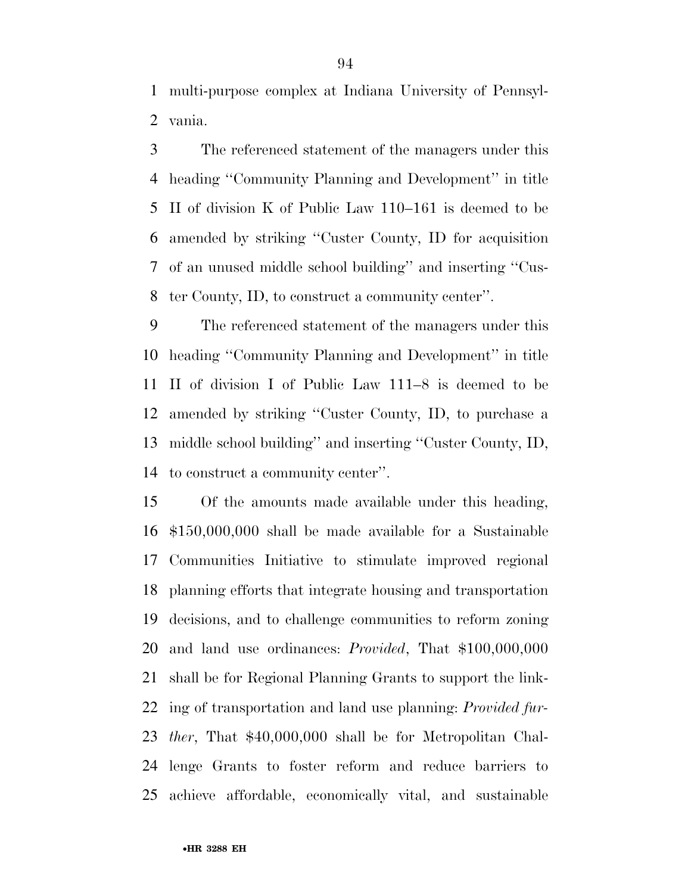multi-purpose complex at Indiana University of Pennsylvania.

The referenced statement of the managers under this heading ''Community Planning and Development'' in title II of division K of Public Law 110–161 is deemed to be amended by striking ''Custer County, ID for acquisition of an unused middle school building'' and inserting ''Custer County, ID, to construct a community center''.

The referenced statement of the managers under this heading ''Community Planning and Development'' in title II of division I of Public Law 111–8 is deemed to be amended by striking ''Custer County, ID, to purchase a middle school building'' and inserting ''Custer County, ID, to construct a community center''.

Of the amounts made available under this heading, $150,000,000 shall be made available for a Sustainable Communities Initiative to stimulate improved regional planning efforts that integrate housing and transportation decisions, and to challenge communities to reform zoning and land use ordinances: *Provided*, That $100,000,000 shall be for Regional Planning Grants to support the linking of transportation and land use planning: *Provided further*, That $40,000,000 shall be for Metropolitan Challenge Grants to foster reform and reduce barriers to achieve affordable, economically vital, and sustainable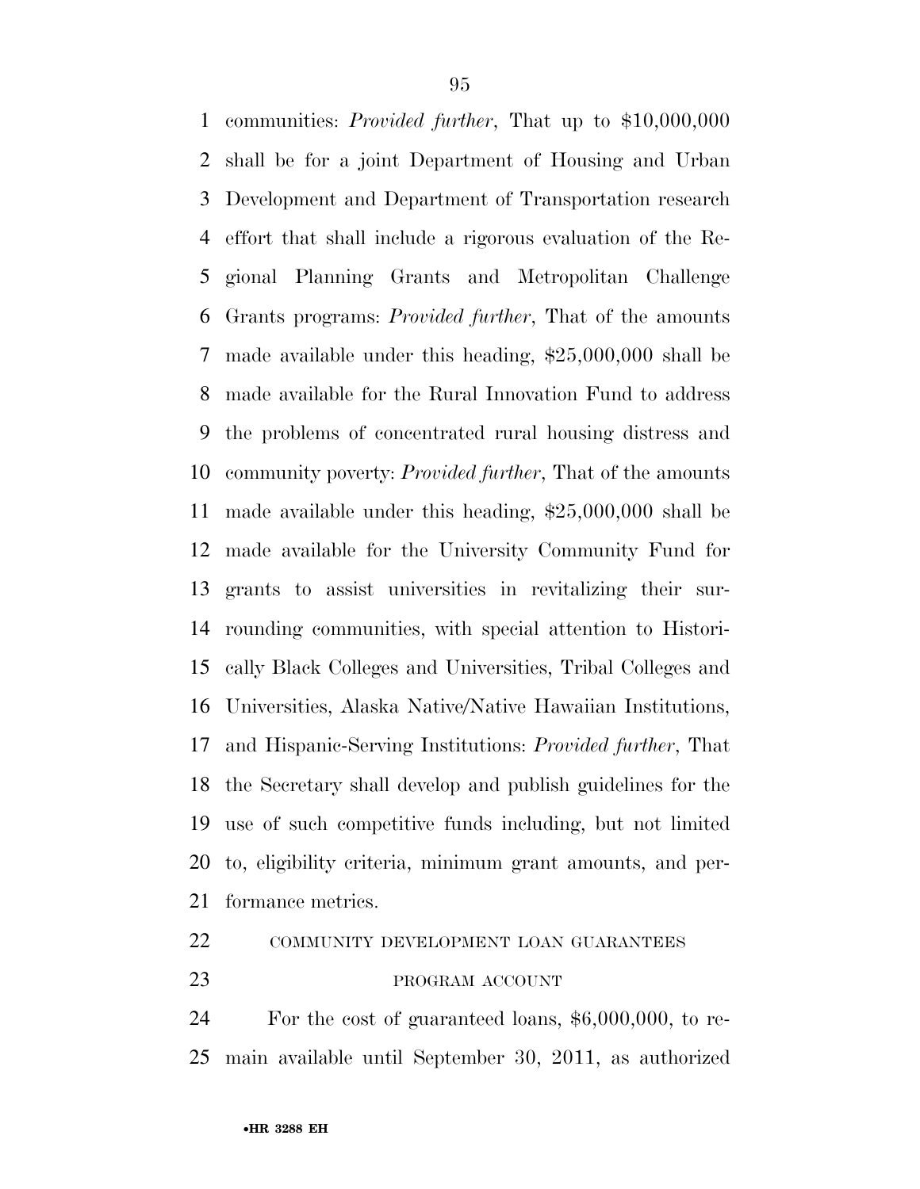communities: *Provided further*, That up to $10,000,000 shall be for a joint Department of Housing and Urban Development and Department of Transportation research effort that shall include a rigorous evaluation of the Regional Planning Grants and Metropolitan Challenge Grants programs: *Provided further*, That of the amounts made available under this heading, $25,000,000 shall be made available for the Rural Innovation Fund to address the problems of concentrated rural housing distress and community poverty: *Provided further*, That of the amounts made available under this heading, $25,000,000 shall be made available for the University Community Fund for grants to assist universities in revitalizing their surrounding communities, with special attention to Historically Black Colleges and Universities, Tribal Colleges and Universities, Alaska Native/Native Hawaiian Institutions, and Hispanic-Serving Institutions: *Provided further*, That the Secretary shall develop and publish guidelines for the use of such competitive funds including, but not limited to, eligibility criteria, minimum grant amounts, and performance metrics.

COMMUNITY DEVELOPMENT LOAN GUARANTEES PROGRAM ACCOUNT

For the cost of guaranteed loans, $6,000,000, to remain available until September 30, 2011, as authorized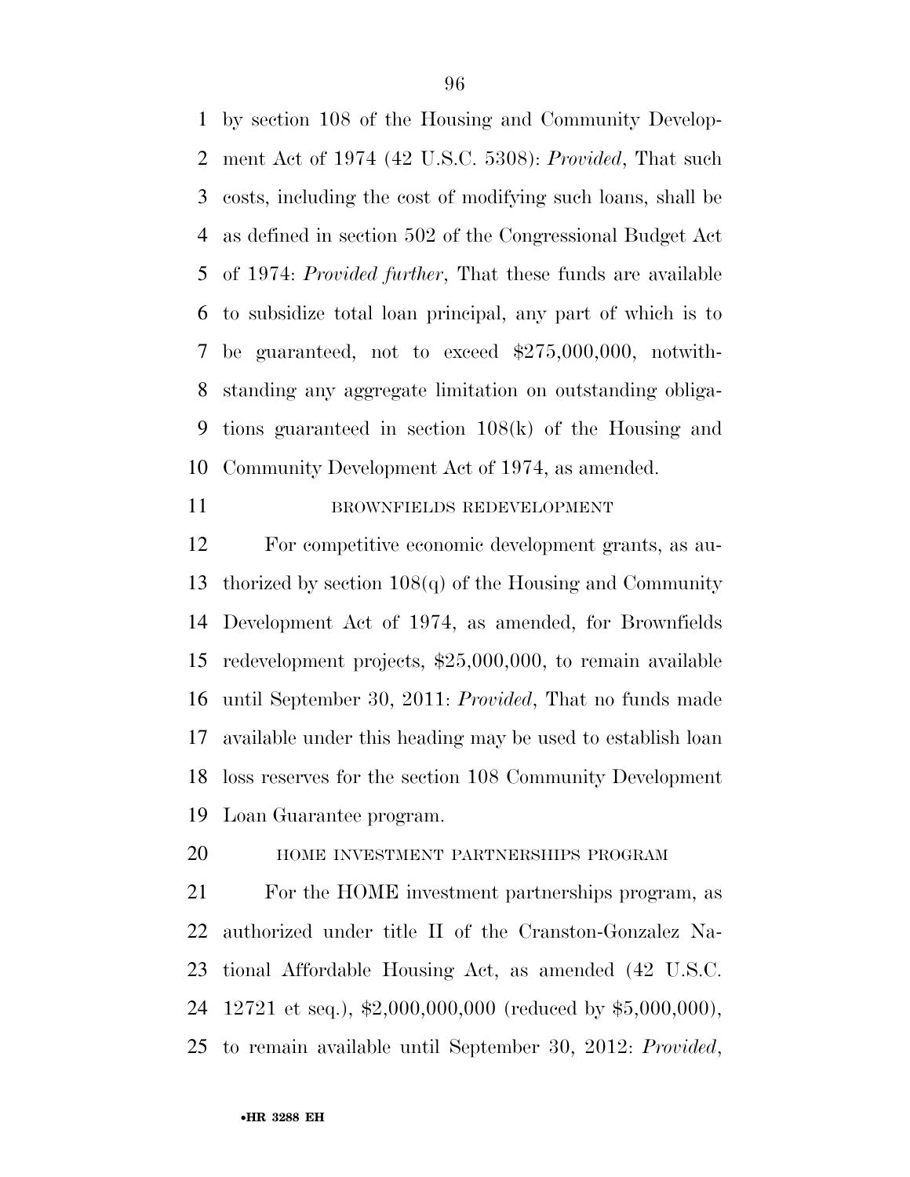by section 108 of the Housing and Community Development Act of 1974 (42 U.S.C. 5308): *Provided*, That such costs, including the cost of modifying such loans, shall be as defined in section 502 of the Congressional Budget Act of 1974: *Provided further*, That these funds are available to subsidize total loan principal, any part of which is to be guaranteed, not to exceed $275,000,000, notwithstanding any aggregate limitation on outstanding obligations guaranteed in section 108(k) of the Housing and Community Development Act of 1974, as amended.

BROWNFIELDS REDEVELOPMENT

For competitive economic development grants, as authorized by section 108(q) of the Housing and Community Development Act of 1974, as amended, for Brownfields redevelopment projects, $25,000,000, to remain available until September 30, 2011: *Provided*, That no funds made available under this heading may be used to establish loan loss reserves for the section 108 Community Development Loan Guarantee program.

HOME INVESTMENT PARTNERSHIPS PROGRAM

For the HOME investment partnerships program, as authorized under title II of the Cranston-Gonzalez National Affordable Housing Act, as amended (42 U.S.C. 12721 et seq.), $2,000,000,000 (reduced by $5,000,000), to remain available until September 30, 2012: *Provided*,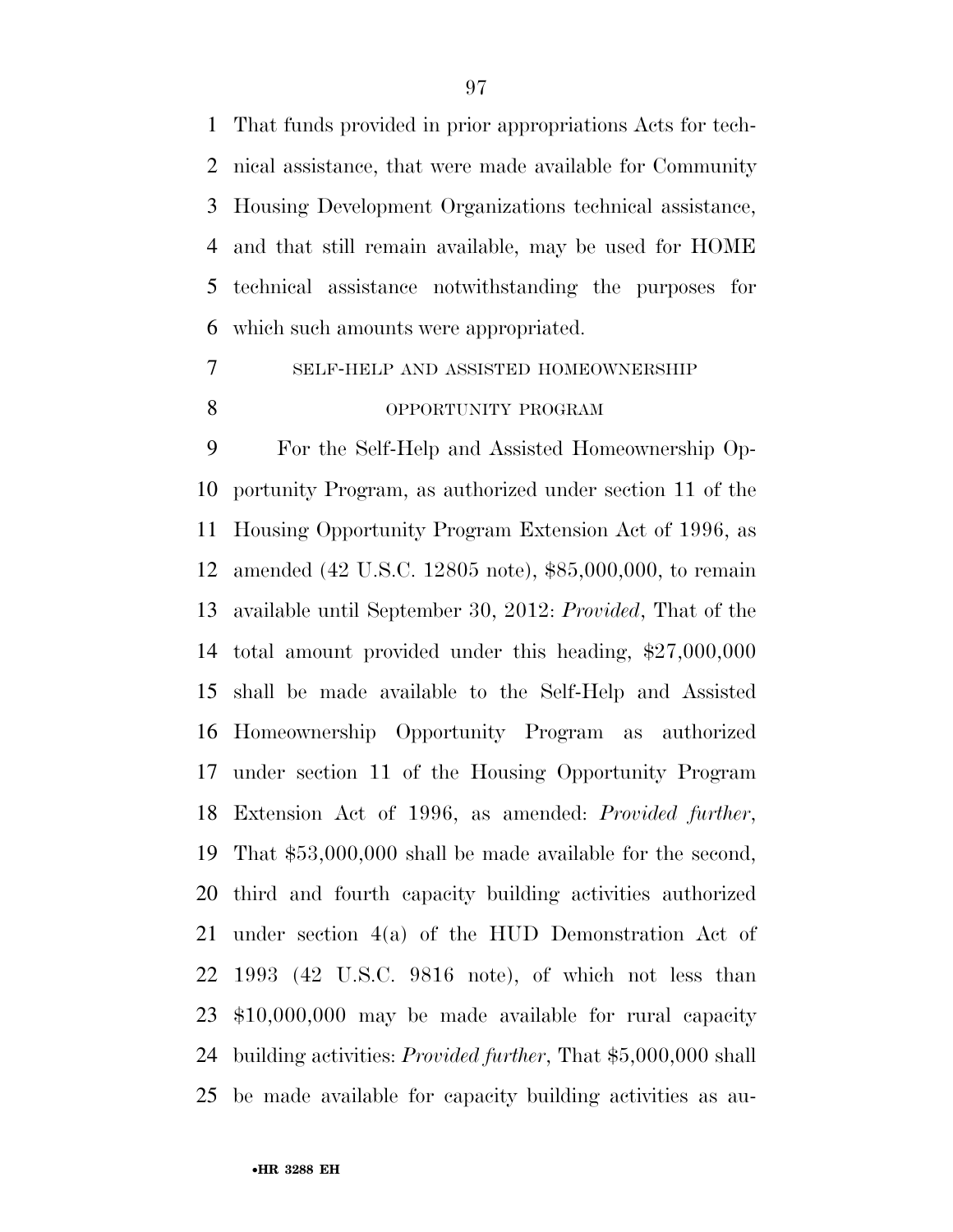That funds provided in prior appropriations Acts for technical assistance, that were made available for Community Housing Development Organizations technical assistance, and that still remain available, may be used for HOME technical assistance notwithstanding the purposes for which such amounts were appropriated.

SELF-HELP AND ASSISTED HOMEOWNERSHIP OPPORTUNITY PROGRAM

For the Self-Help and Assisted Homeownership Opportunity Program, as authorized under section 11 of the Housing Opportunity Program Extension Act of 1996, as amended (42 U.S.C. 12805 note), $85,000,000, to remain available until September 30, 2012: *Provided*, That of the total amount provided under this heading, $27,000,000 shall be made available to the Self-Help and Assisted Homeownership Opportunity Program as authorized under section 11 of the Housing Opportunity Program Extension Act of 1996, as amended: *Provided further*, That $53,000,000 shall be made available for the second, third and fourth capacity building activities authorized under section 4(a) of the HUD Demonstration Act of 1993 (42 U.S.C. 9816 note), of which not less than $10,000,000 may be made available for rural capacity building activities: *Provided further*, That $5,000,000 shall be made available for capacity building activities as au-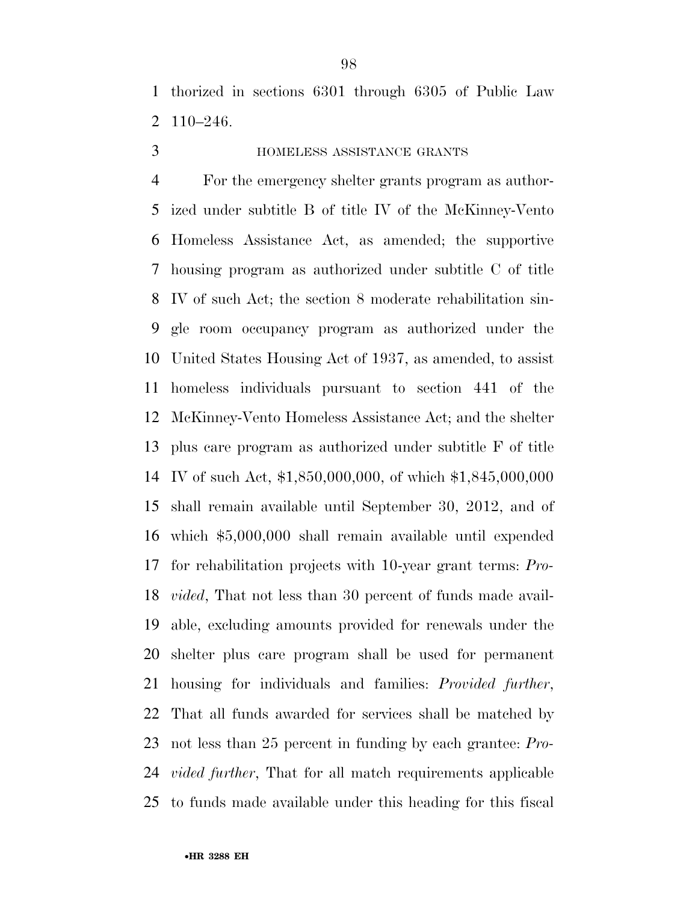thorized in sections 6301 through 6305 of Public Law 110–246.

HOMELESS ASSISTANCE GRANTS

For the emergency shelter grants program as authorized under subtitle B of title IV of the McKinney-Vento Homeless Assistance Act, as amended; the supportive housing program as authorized under subtitle C of title IV of such Act; the section 8 moderate rehabilitation single room occupancy program as authorized under the United States Housing Act of 1937, as amended, to assist homeless individuals pursuant to section 441 of the McKinney-Vento Homeless Assistance Act; and the shelter plus care program as authorized under subtitle F of title IV of such Act, $1,850,000,000, of which $1,845,000,000 shall remain available until September 30, 2012, and of which $5,000,000 shall remain available until expended for rehabilitation projects with 10-year grant terms: *Provided*, That not less than 30 percent of funds made available, excluding amounts provided for renewals under the shelter plus care program shall be used for permanent housing for individuals and families: *Provided further*, That all funds awarded for services shall be matched by not less than 25 percent in funding by each grantee: *Provided further*, That for all match requirements applicable to funds made available under this heading for this fiscal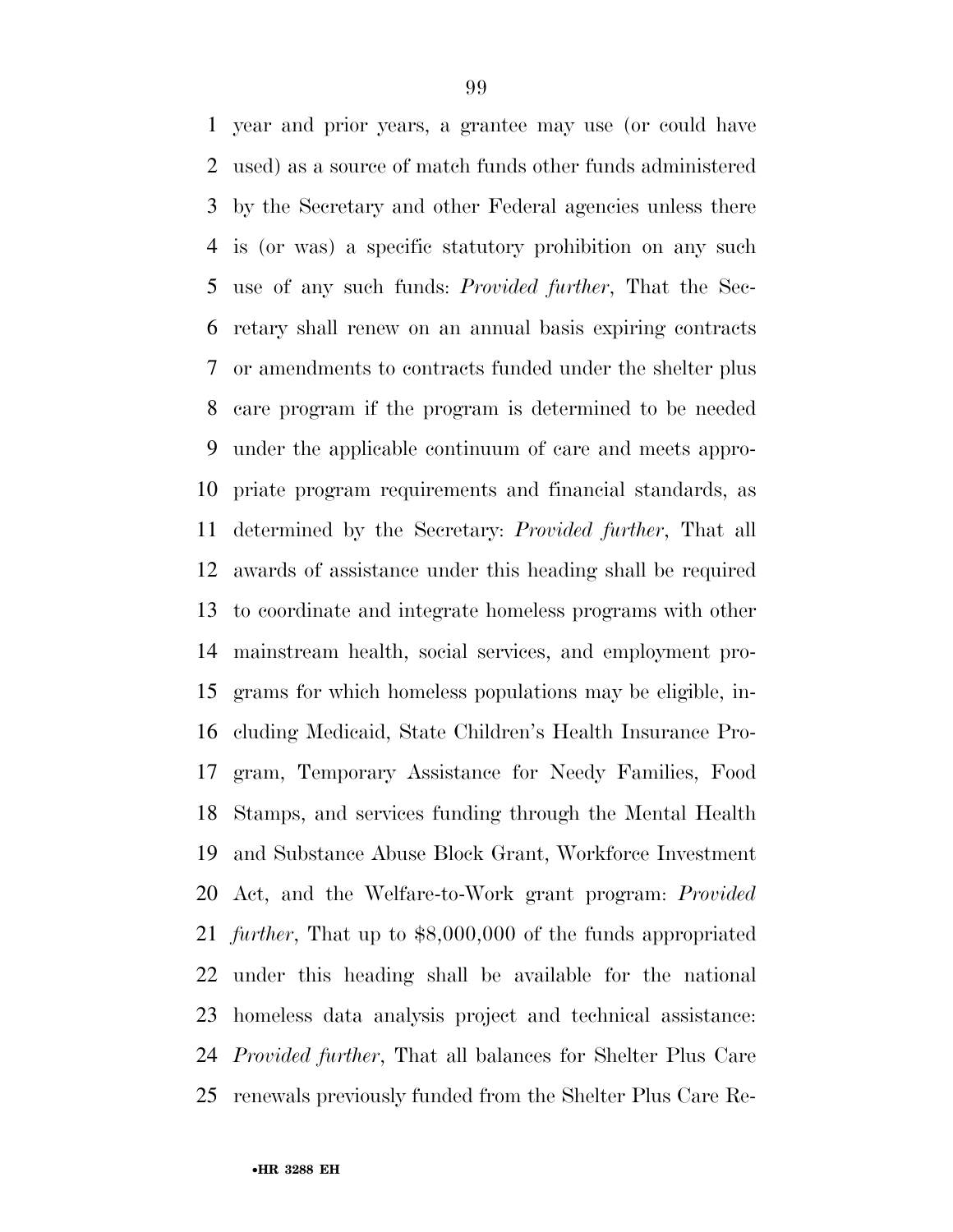year and prior years, a grantee may use (or could have used) as a source of match funds other funds administered by the Secretary and other Federal agencies unless there is (or was) a specific statutory prohibition on any such use of any such funds: *Provided further*, That the Secretary shall renew on an annual basis expiring contracts or amendments to contracts funded under the shelter plus care program if the program is determined to be needed under the applicable continuum of care and meets appropriate program requirements and financial standards, as determined by the Secretary: *Provided further*, That all awards of assistance under this heading shall be required to coordinate and integrate homeless programs with other mainstream health, social services, and employment programs for which homeless populations may be eligible, including Medicaid, State Children's Health Insurance Program, Temporary Assistance for Needy Families, Food Stamps, and services funding through the Mental Health and Substance Abuse Block Grant, Workforce Investment Act, and the Welfare-to-Work grant program: *Provided further*, That up to $8,000,000 of the funds appropriated under this heading shall be available for the national homeless data analysis project and technical assistance: *Provided further*, That all balances for Shelter Plus Care renewals previously funded from the Shelter Plus Care Re-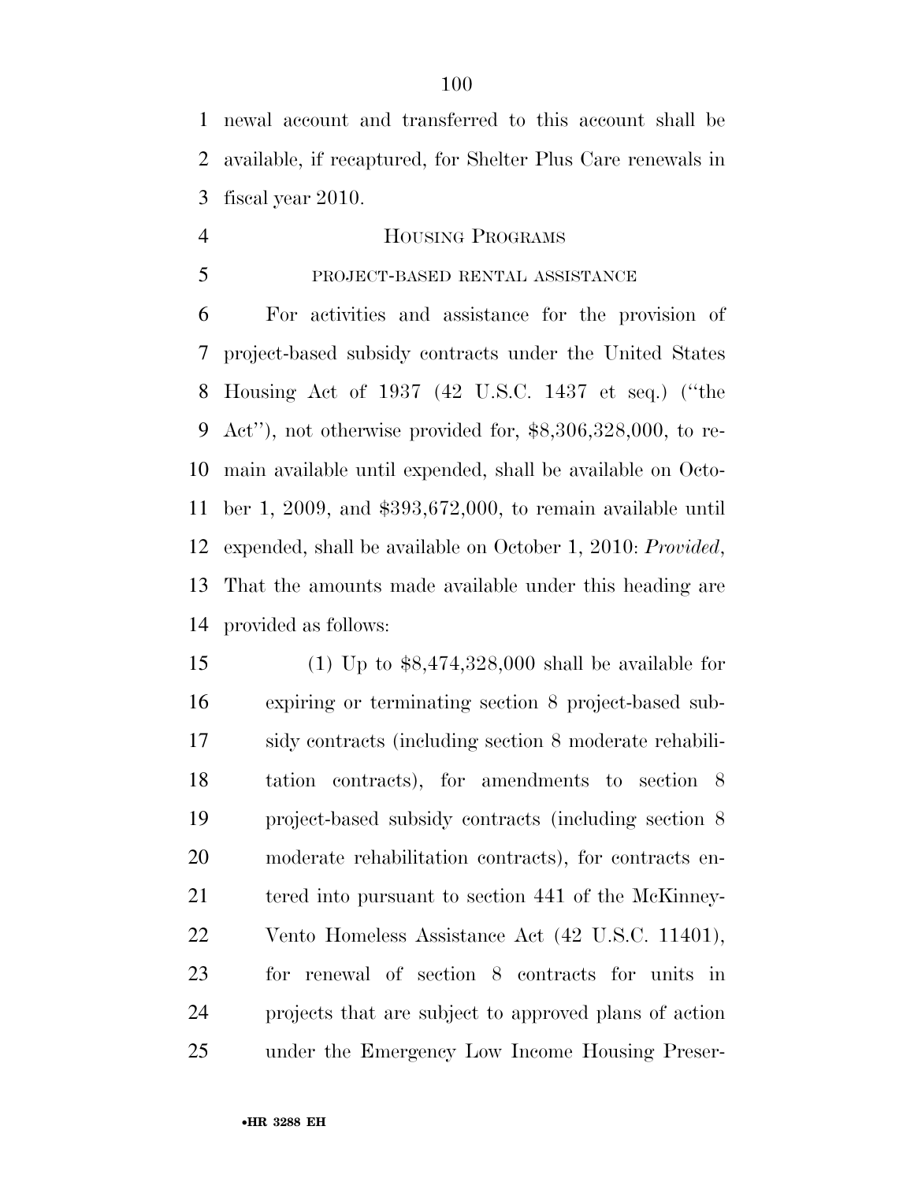newal account and transferred to this account shall be available, if recaptured, for Shelter Plus Care renewals in fiscal year 2010.

## HOUSING PROGRAMS

### PROJECT-BASED RENTAL ASSISTANCE

For activities and assistance for the provision of project-based subsidy contracts under the United States Housing Act of 1937 (42 U.S.C. 1437 et seq.) (''the Act''), not otherwise provided for, $8,306,328,000, to remain available until expended, shall be available on October 1, 2009, and $393,672,000, to remain available until expended, shall be available on October 1, 2010: *Provided*, That the amounts made available under this heading are provided as follows:

(1) Up to $8,474,328,000 shall be available for expiring or terminating section 8 project-based subsidy contracts (including section 8 moderate rehabilitation contracts), for amendments to section 8 project-based subsidy contracts (including section 8 moderate rehabilitation contracts), for contracts entered into pursuant to section 441 of the McKinney-Vento Homeless Assistance Act (42 U.S.C. 11401), for renewal of section 8 contracts for units in projects that are subject to approved plans of action under the Emergency Low Income Housing Preser-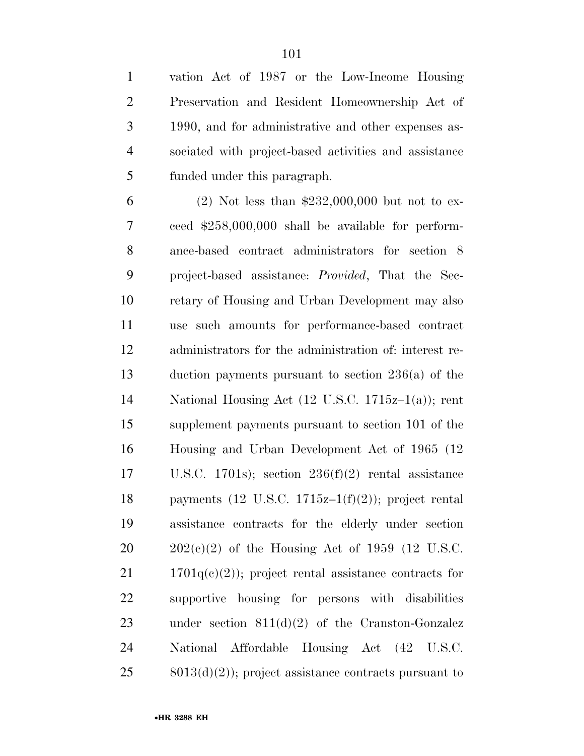vation Act of 1987 or the Low-Income Housing Preservation and Resident Homeownership Act of 1990, and for administrative and other expenses associated with project-based activities and assistance funded under this paragraph.

(2) Not less than $232,000,000 but not to exceed $258,000,000 shall be available for performance-based contract administrators for section 8 project-based assistance: *Provided*, That the Secretary of Housing and Urban Development may also use such amounts for performance-based contract administrators for the administration of: interest reduction payments pursuant to section 236(a) of the National Housing Act (12 U.S.C. 1715z–1(a)); rent supplement payments pursuant to section 101 of the Housing and Urban Development Act of 1965 (12 U.S.C. 1701s); section 236(f)(2) rental assistance payments (12 U.S.C. 1715z–1(f)(2)); project rental assistance contracts for the elderly under section 202(c)(2) of the Housing Act of 1959 (12 U.S.C. 1701q(c)(2)); project rental assistance contracts for supportive housing for persons with disabilities under section 811(d)(2) of the Cranston-Gonzalez National Affordable Housing Act (42 U.S.C. 8013(d)(2)); project assistance contracts pursuant to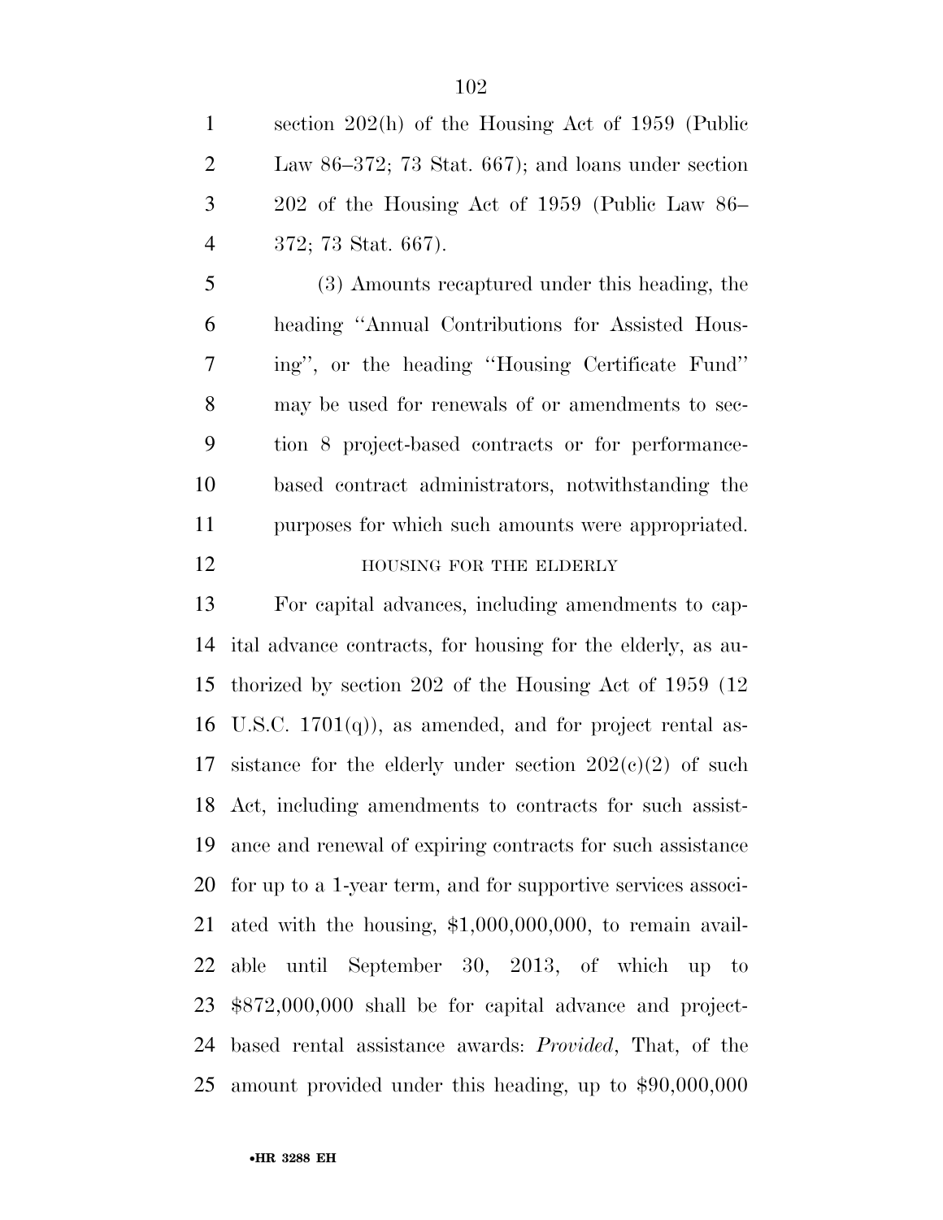section 202(h) of the Housing Act of 1959 (Public Law 86–372; 73 Stat. 667); and loans under section 202 of the Housing Act of 1959 (Public Law 86–372; 73 Stat. 667).

(3) Amounts recaptured under this heading, the heading ''Annual Contributions for Assisted Housing'', or the heading ''Housing Certificate Fund'' may be used for renewals of or amendments to section 8 project-based contracts or for performance-based contract administrators, notwithstanding the purposes for which such amounts were appropriated.

HOUSING FOR THE ELDERLY

For capital advances, including amendments to capital advance contracts, for housing for the elderly, as authorized by section 202 of the Housing Act of 1959 (12 U.S.C. 1701(q)), as amended, and for project rental assistance for the elderly under section 202(c)(2) of such Act, including amendments to contracts for such assistance and renewal of expiring contracts for such assistance for up to a 1-year term, and for supportive services associated with the housing, $1,000,000,000, to remain available until September 30, 2013, of which up to $872,000,000 shall be for capital advance and project-based rental assistance awards: *Provided*, That, of the amount provided under this heading, up to $90,000,000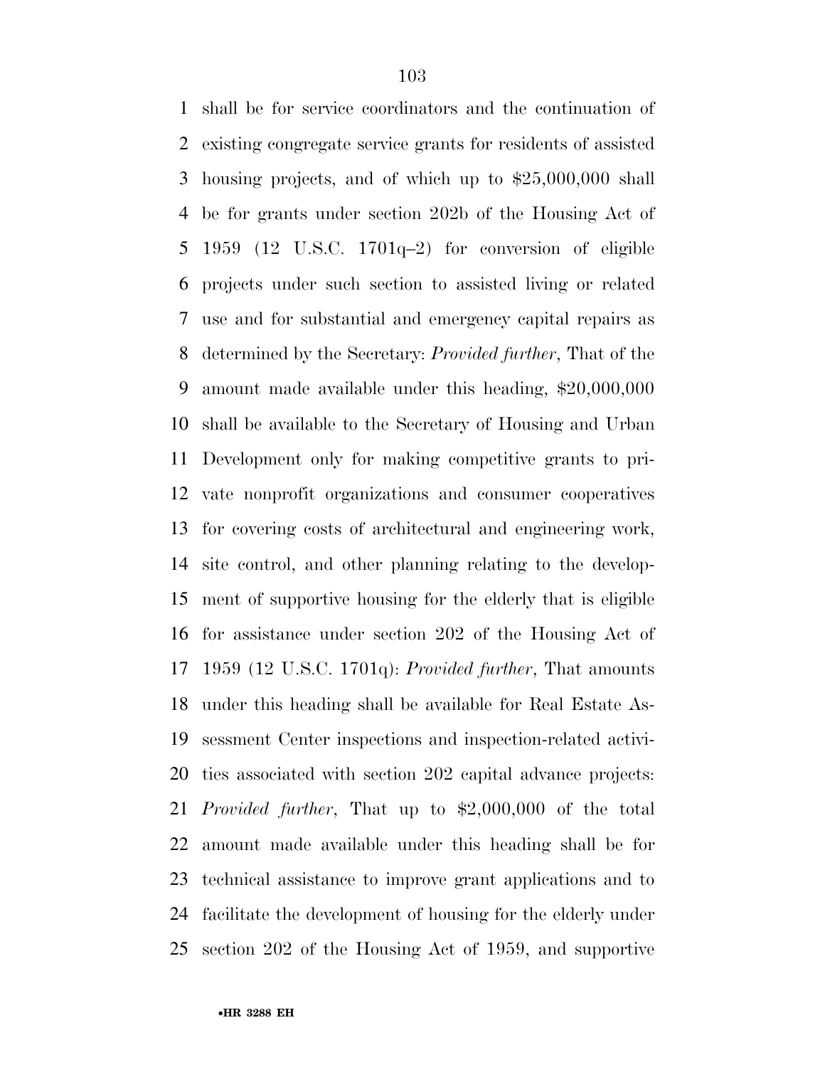shall be for service coordinators and the continuation of existing congregate service grants for residents of assisted housing projects, and of which up to $25,000,000 shall be for grants under section 202b of the Housing Act of 1959 (12 U.S.C. 1701q–2) for conversion of eligible projects under such section to assisted living or related use and for substantial and emergency capital repairs as determined by the Secretary: *Provided further*, That of the amount made available under this heading, $20,000,000 shall be available to the Secretary of Housing and Urban Development only for making competitive grants to private nonprofit organizations and consumer cooperatives for covering costs of architectural and engineering work, site control, and other planning relating to the development of supportive housing for the elderly that is eligible for assistance under section 202 of the Housing Act of 1959 (12 U.S.C. 1701q): *Provided further*, That amounts under this heading shall be available for Real Estate Assessment Center inspections and inspection-related activities associated with section 202 capital advance projects: *Provided further*, That up to $2,000,000 of the total amount made available under this heading shall be for technical assistance to improve grant applications and to facilitate the development of housing for the elderly under section 202 of the Housing Act of 1959, and supportive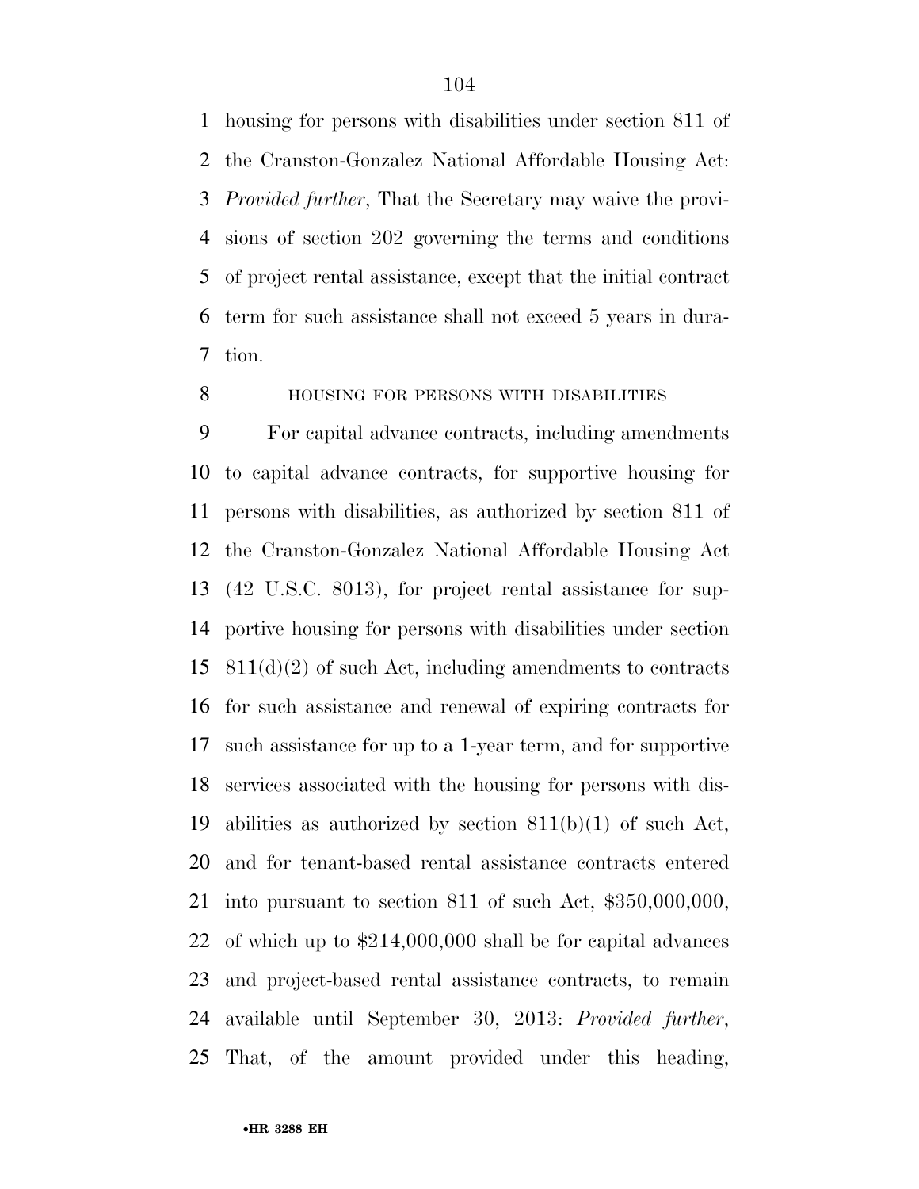housing for persons with disabilities under section 811 of the Cranston-Gonzalez National Affordable Housing Act: *Provided further*, That the Secretary may waive the provisions of section 202 governing the terms and conditions of project rental assistance, except that the initial contract term for such assistance shall not exceed 5 years in duration.

HOUSING FOR PERSONS WITH DISABILITIES

For capital advance contracts, including amendments to capital advance contracts, for supportive housing for persons with disabilities, as authorized by section 811 of the Cranston-Gonzalez National Affordable Housing Act (42 U.S.C. 8013), for project rental assistance for supportive housing for persons with disabilities under section 811(d)(2) of such Act, including amendments to contracts for such assistance and renewal of expiring contracts for such assistance for up to a 1-year term, and for supportive services associated with the housing for persons with disabilities as authorized by section 811(b)(1) of such Act, and for tenant-based rental assistance contracts entered into pursuant to section 811 of such Act, $350,000,000, of which up to $214,000,000 shall be for capital advances and project-based rental assistance contracts, to remain available until September 30, 2013: *Provided further*, That, of the amount provided under this heading,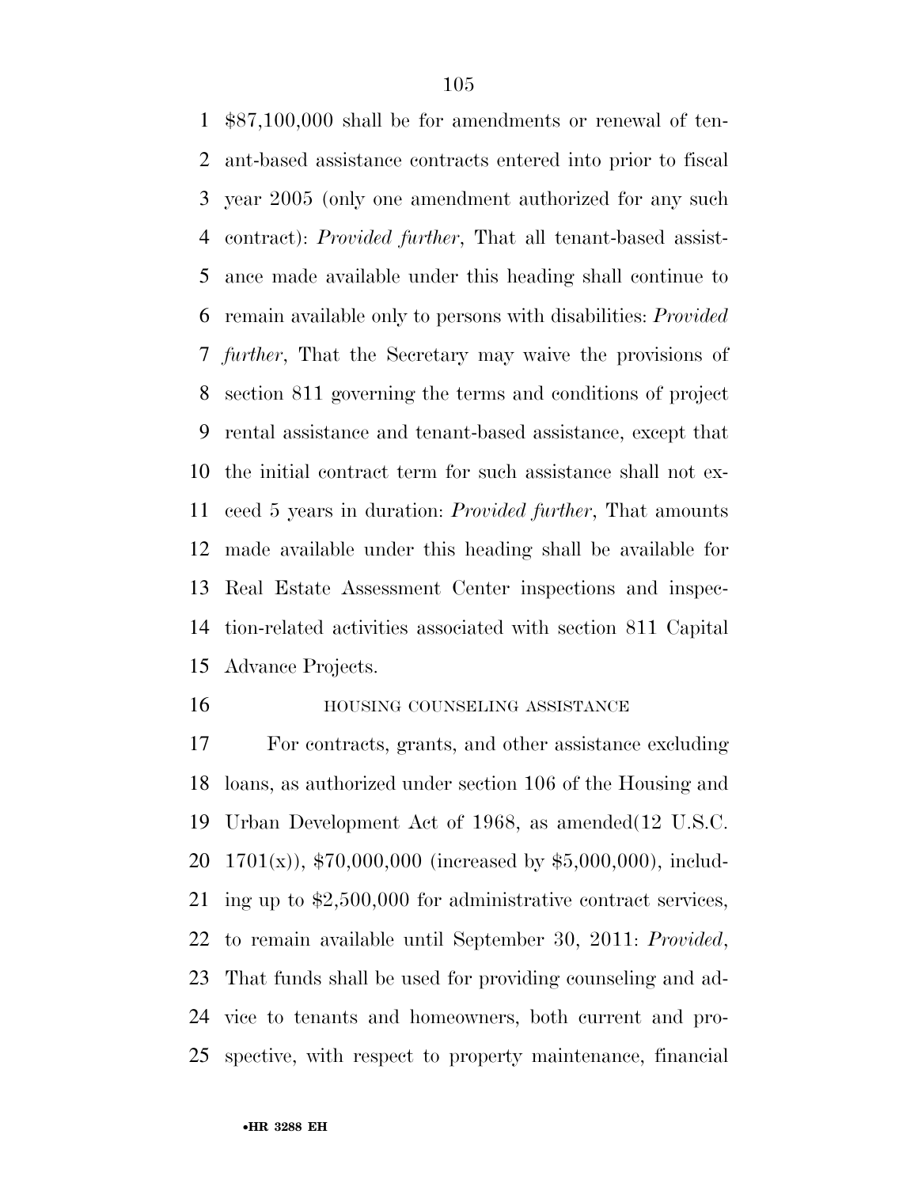$87,100,000 shall be for amendments or renewal of tenant-based assistance contracts entered into prior to fiscal year 2005 (only one amendment authorized for any such contract): *Provided further*, That all tenant-based assistance made available under this heading shall continue to remain available only to persons with disabilities: *Provided further*, That the Secretary may waive the provisions of section 811 governing the terms and conditions of project rental assistance and tenant-based assistance, except that the initial contract term for such assistance shall not exceed 5 years in duration: *Provided further*, That amounts made available under this heading shall be available for Real Estate Assessment Center inspections and inspection-related activities associated with section 811 Capital Advance Projects.

HOUSING COUNSELING ASSISTANCE

For contracts, grants, and other assistance excluding loans, as authorized under section 106 of the Housing and Urban Development Act of 1968, as amended(12 U.S.C. 1701(x)), $70,000,000 (increased by $5,000,000), including up to $2,500,000 for administrative contract services, to remain available until September 30, 2011: *Provided*, That funds shall be used for providing counseling and advice to tenants and homeowners, both current and prospective, with respect to property maintenance, financial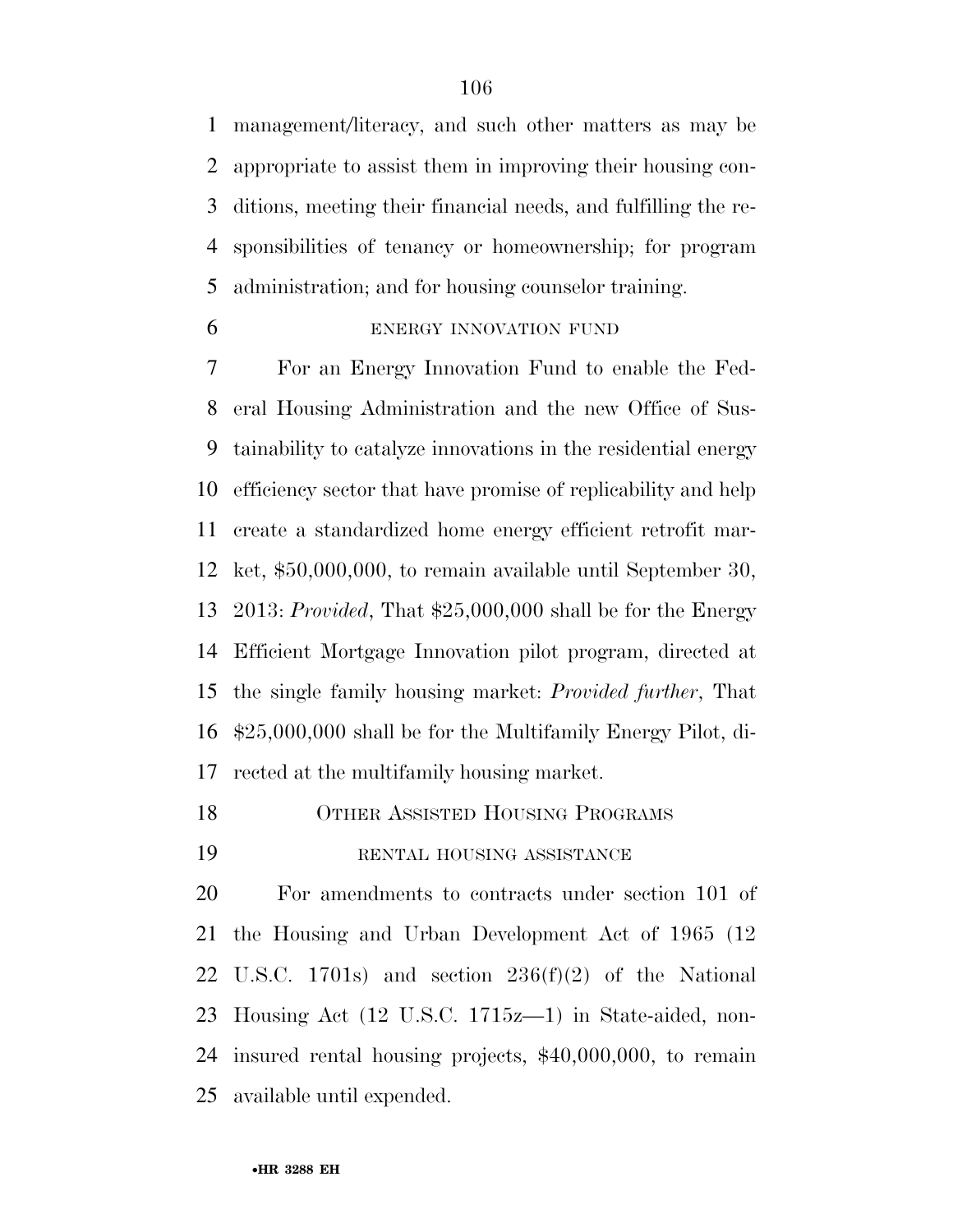management/literacy, and such other matters as may be appropriate to assist them in improving their housing conditions, meeting their financial needs, and fulfilling the responsibilities of tenancy or homeownership; for program administration; and for housing counselor training.

ENERGY INNOVATION FUND

For an Energy Innovation Fund to enable the Federal Housing Administration and the new Office of Sustainability to catalyze innovations in the residential energy efficiency sector that have promise of replicability and help create a standardized home energy efficient retrofit market, $50,000,000, to remain available until September 30, 2013: *Provided*, That $25,000,000 shall be for the Energy Efficient Mortgage Innovation pilot program, directed at the single family housing market: *Provided further*, That $25,000,000 shall be for the Multifamily Energy Pilot, directed at the multifamily housing market.

OTHER ASSISTED HOUSING PROGRAMS

RENTAL HOUSING ASSISTANCE

For amendments to contracts under section 101 of the Housing and Urban Development Act of 1965 (12 U.S.C. 1701s) and section 236(f)(2) of the National Housing Act (12 U.S.C. 1715z—1) in State-aided, non-insured rental housing projects, $40,000,000, to remain available until expended.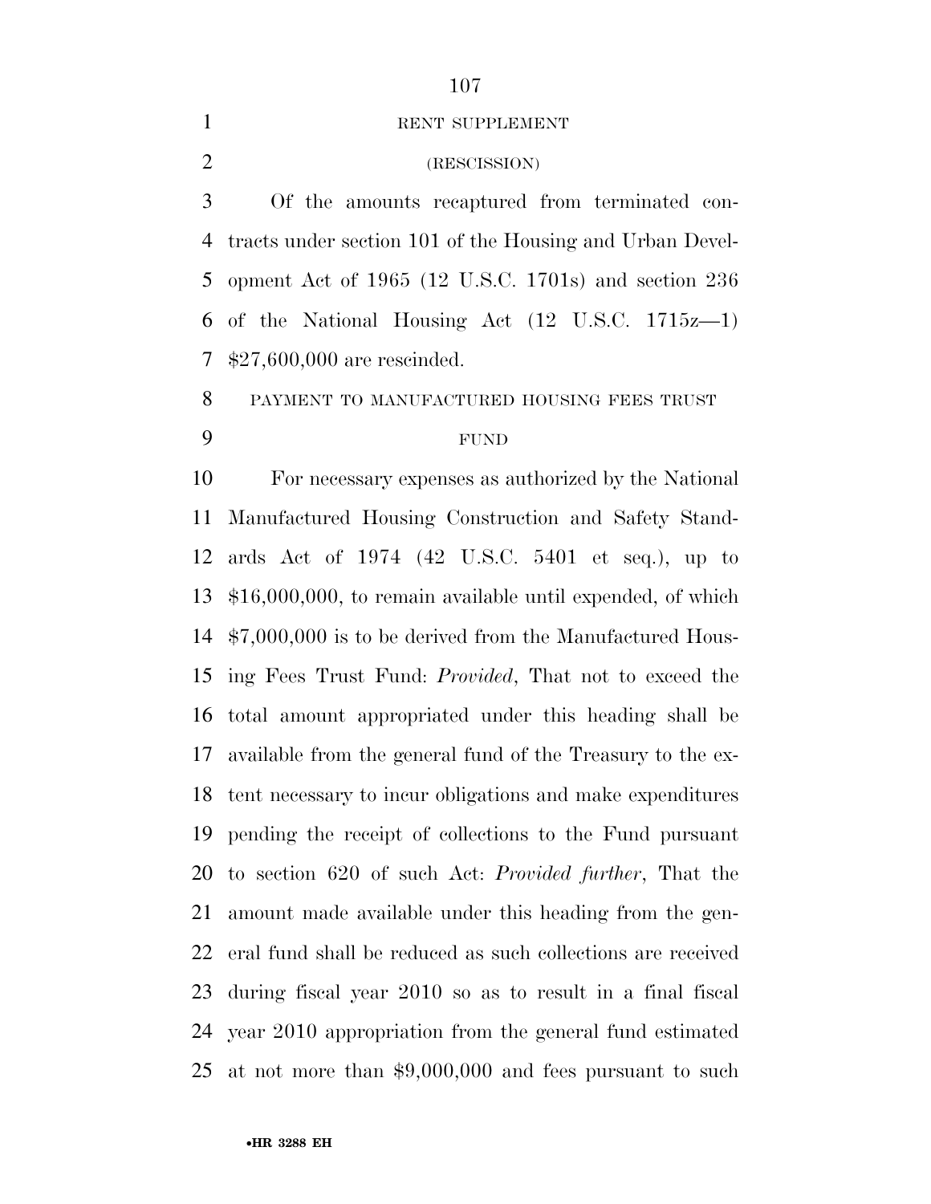RENT SUPPLEMENT

(RESCISSION)

Of the amounts recaptured from terminated contracts under section 101 of the Housing and Urban Development Act of 1965 (12 U.S.C. 1701s) and section 236 of the National Housing Act (12 U.S.C. 1715z—1) $27,600,000 are rescinded.

PAYMENT TO MANUFACTURED HOUSING FEES TRUST FUND

For necessary expenses as authorized by the National Manufactured Housing Construction and Safety Standards Act of 1974 (42 U.S.C. 5401 et seq.), up to $16,000,000, to remain available until expended, of which $7,000,000 is to be derived from the Manufactured Housing Fees Trust Fund: *Provided*, That not to exceed the total amount appropriated under this heading shall be available from the general fund of the Treasury to the extent necessary to incur obligations and make expenditures pending the receipt of collections to the Fund pursuant to section 620 of such Act: *Provided further*, That the amount made available under this heading from the general fund shall be reduced as such collections are received during fiscal year 2010 so as to result in a final fiscal year 2010 appropriation from the general fund estimated at not more than $9,000,000 and fees pursuant to such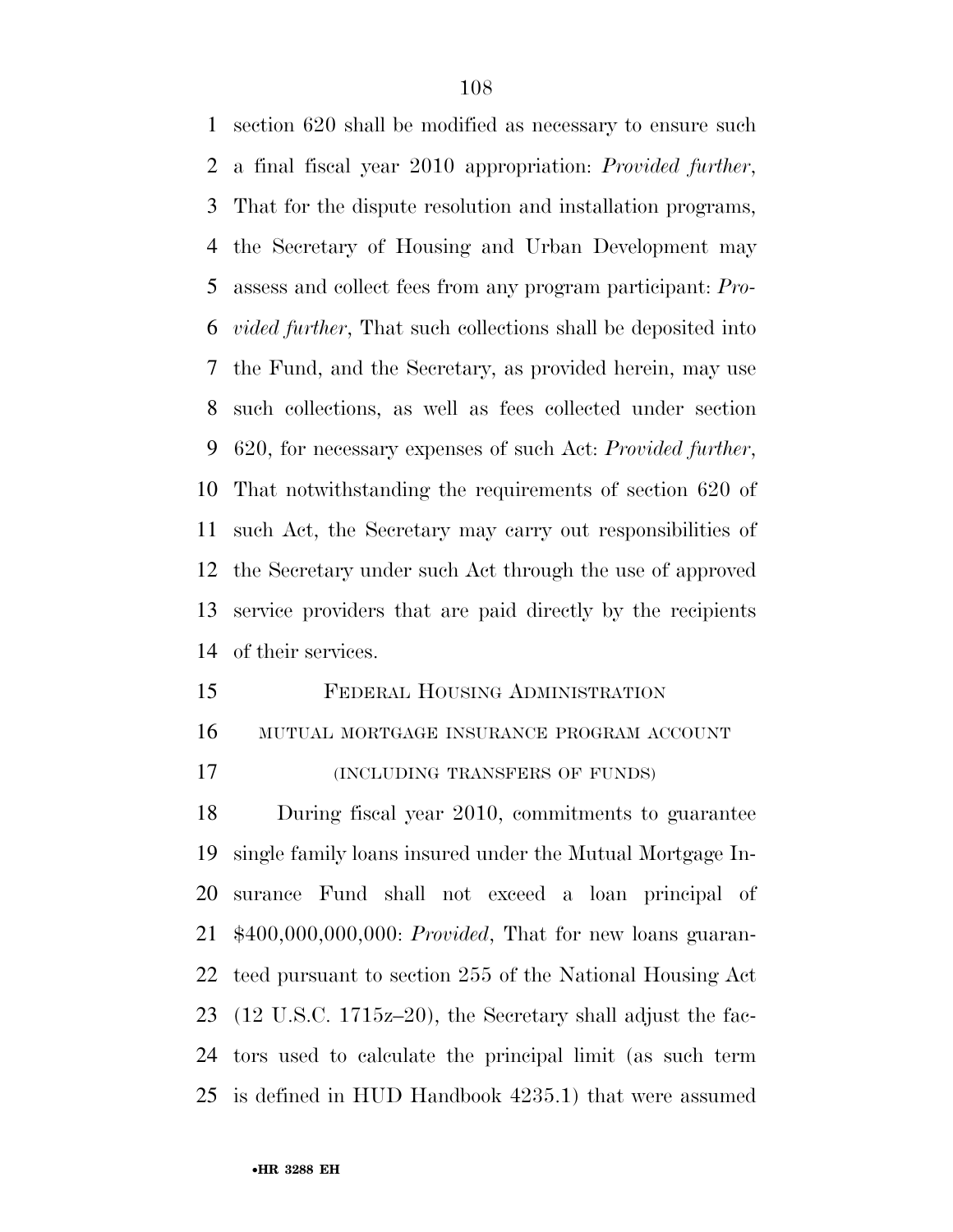section 620 shall be modified as necessary to ensure such a final fiscal year 2010 appropriation: *Provided further*, That for the dispute resolution and installation programs, the Secretary of Housing and Urban Development may assess and collect fees from any program participant: *Provided further*, That such collections shall be deposited into the Fund, and the Secretary, as provided herein, may use such collections, as well as fees collected under section 620, for necessary expenses of such Act: *Provided further*, That notwithstanding the requirements of section 620 of such Act, the Secretary may carry out responsibilities of the Secretary under such Act through the use of approved service providers that are paid directly by the recipients of their services.

## FEDERAL HOUSING ADMINISTRATION

### MUTUAL MORTGAGE INSURANCE PROGRAM ACCOUNT

### (INCLUDING TRANSFERS OF FUNDS)

During fiscal year 2010, commitments to guarantee single family loans insured under the Mutual Mortgage Insurance Fund shall not exceed a loan principal of $400,000,000,000: *Provided*, That for new loans guaranteed pursuant to section 255 of the National Housing Act (12 U.S.C. 1715z–20), the Secretary shall adjust the factors used to calculate the principal limit (as such term is defined in HUD Handbook 4235.1) that were assumed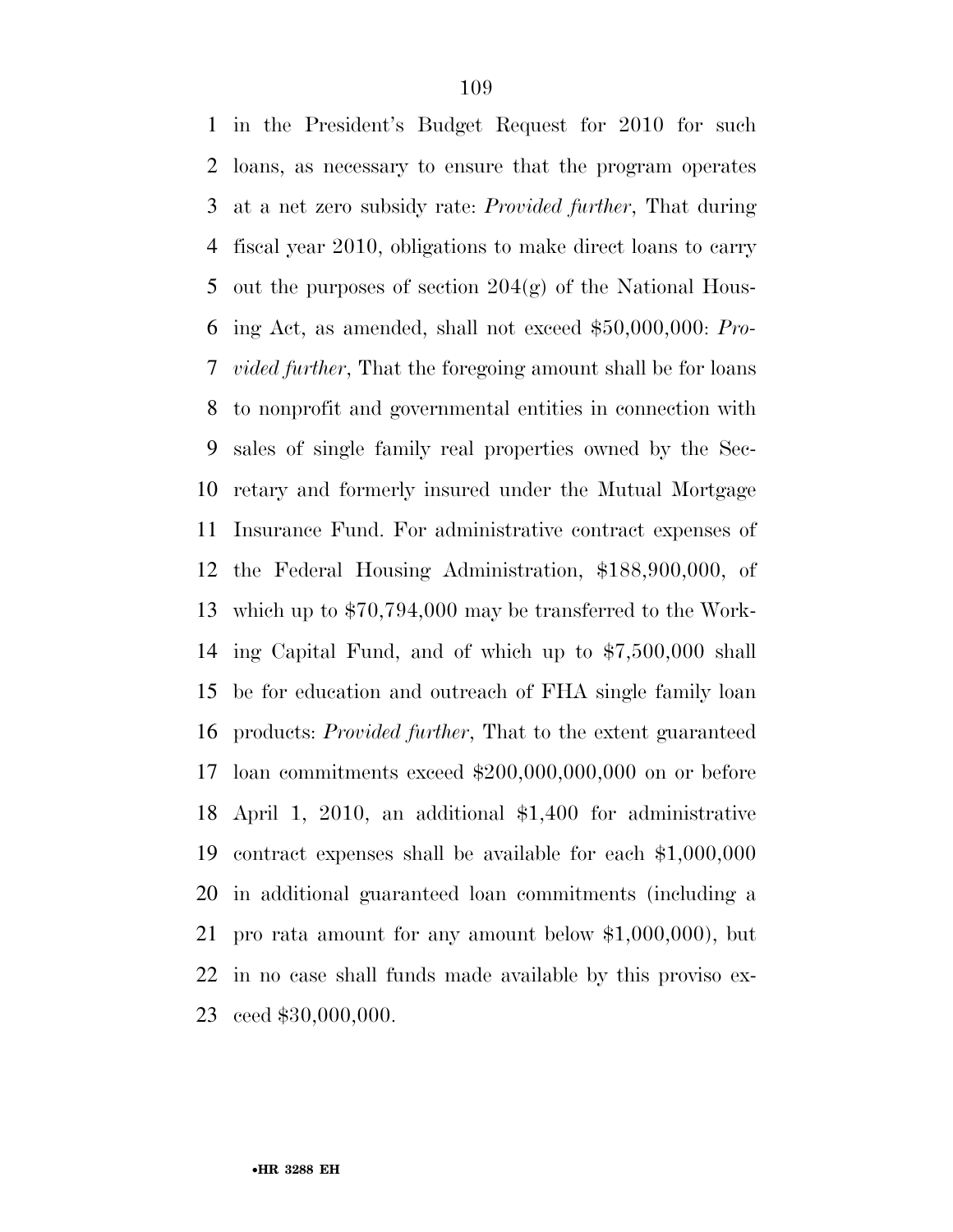in the President's Budget Request for 2010 for such loans, as necessary to ensure that the program operates at a net zero subsidy rate: *Provided further*, That during fiscal year 2010, obligations to make direct loans to carry out the purposes of section 204(g) of the National Housing Act, as amended, shall not exceed $50,000,000: *Provided further*, That the foregoing amount shall be for loans to nonprofit and governmental entities in connection with sales of single family real properties owned by the Secretary and formerly insured under the Mutual Mortgage Insurance Fund. For administrative contract expenses of the Federal Housing Administration, $188,900,000, of which up to $70,794,000 may be transferred to the Working Capital Fund, and of which up to $7,500,000 shall be for education and outreach of FHA single family loan products: *Provided further*, That to the extent guaranteed loan commitments exceed $200,000,000,000 on or before April 1, 2010, an additional $1,400 for administrative contract expenses shall be available for each $1,000,000 in additional guaranteed loan commitments (including a pro rata amount for any amount below $1,000,000), but in no case shall funds made available by this proviso exceed $30,000,000.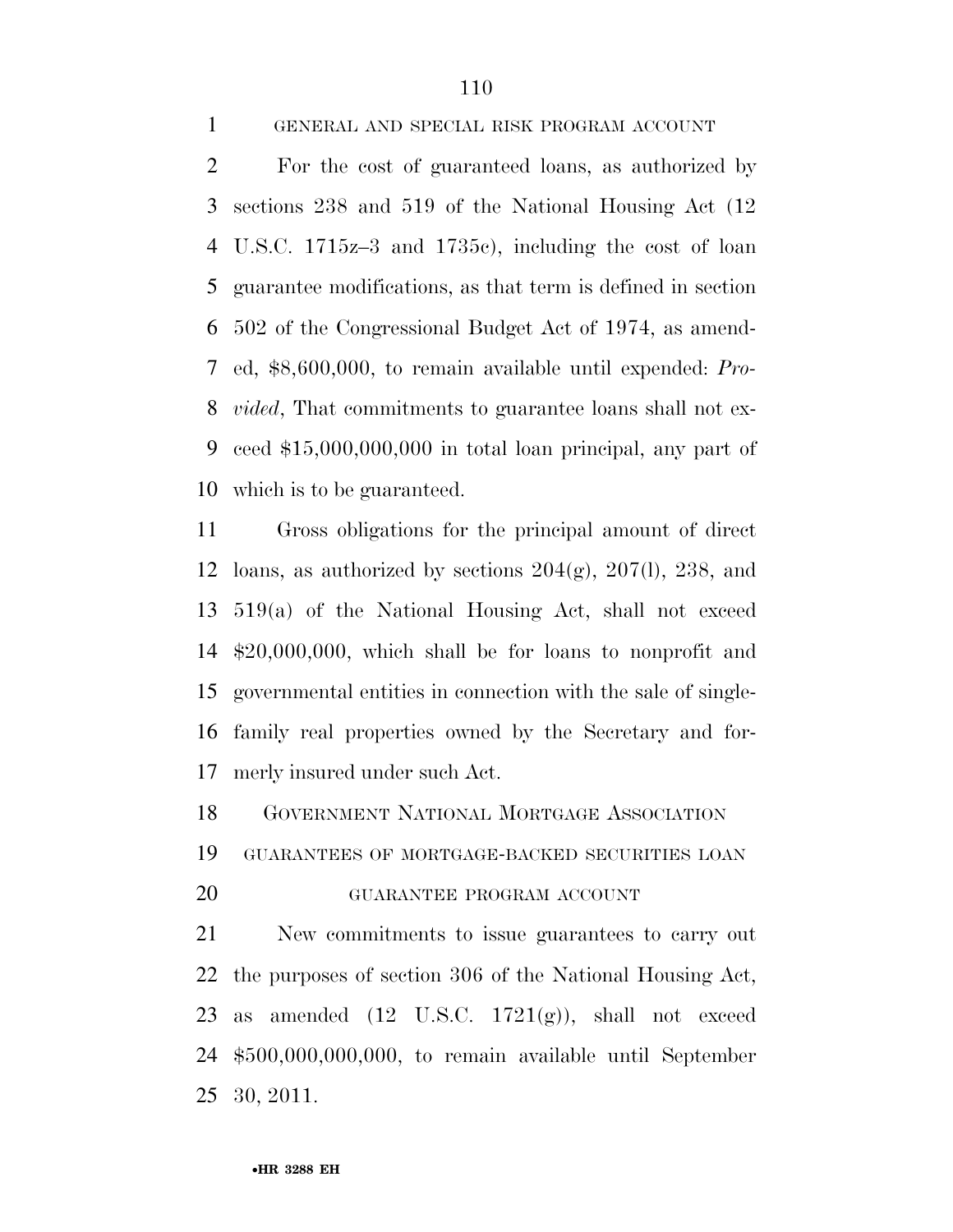GENERAL AND SPECIAL RISK PROGRAM ACCOUNT

For the cost of guaranteed loans, as authorized by sections 238 and 519 of the National Housing Act (12 U.S.C. 1715z–3 and 1735c), including the cost of loan guarantee modifications, as that term is defined in section 502 of the Congressional Budget Act of 1974, as amended, $8,600,000, to remain available until expended: *Provided*, That commitments to guarantee loans shall not exceed $15,000,000,000 in total loan principal, any part of which is to be guaranteed.

Gross obligations for the principal amount of direct loans, as authorized by sections 204(g), 207(l), 238, and 519(a) of the National Housing Act, shall not exceed $20,000,000, which shall be for loans to nonprofit and governmental entities in connection with the sale of single-family real properties owned by the Secretary and formerly insured under such Act.

GOVERNMENT NATIONAL MORTGAGE ASSOCIATION

GUARANTEES OF MORTGAGE-BACKED SECURITIES LOAN GUARANTEE PROGRAM ACCOUNT

New commitments to issue guarantees to carry out the purposes of section 306 of the National Housing Act, as amended (12 U.S.C. 1721(g)), shall not exceed $500,000,000,000, to remain available until September 30, 2011.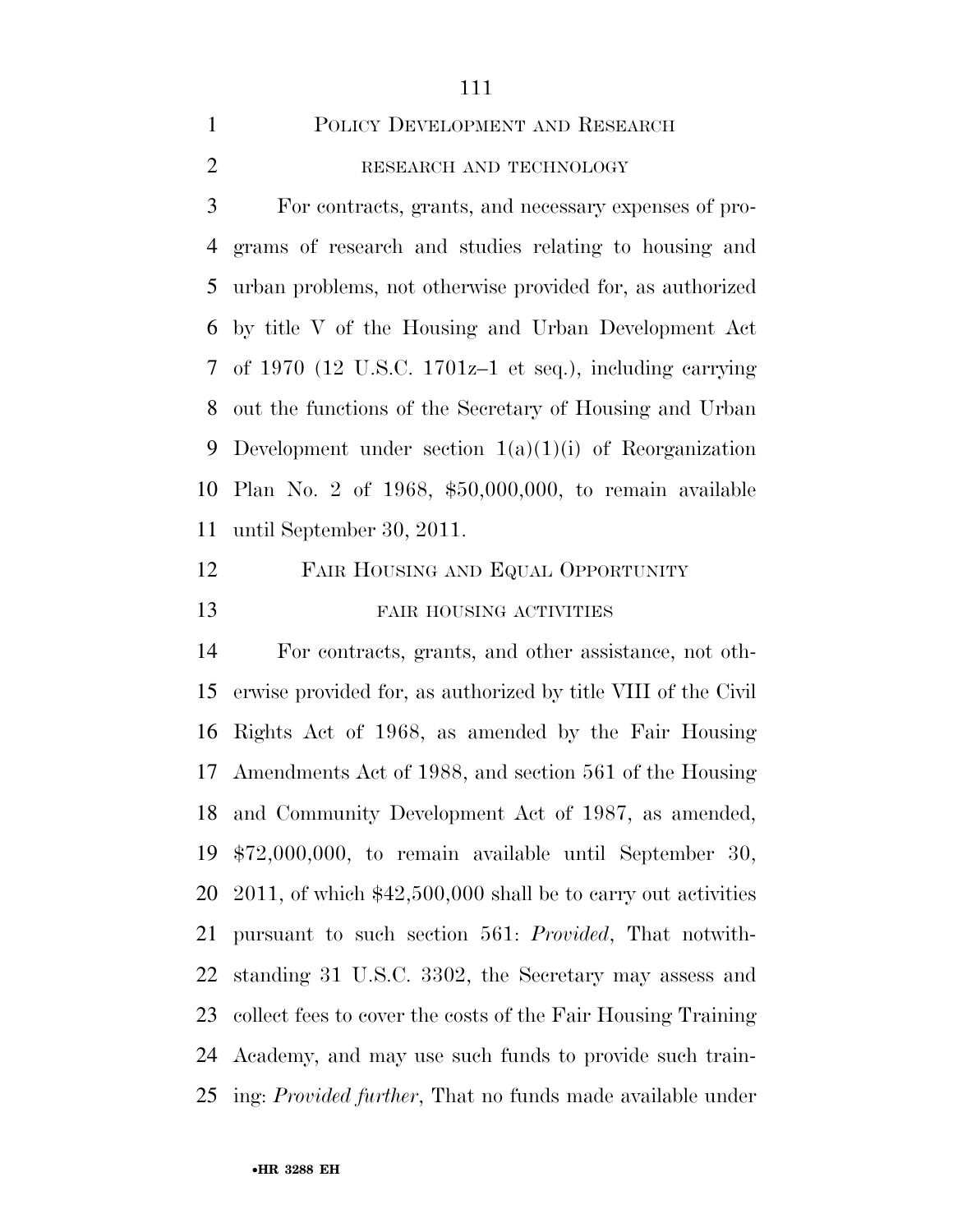## POLICY DEVELOPMENT AND RESEARCH

### RESEARCH AND TECHNOLOGY

For contracts, grants, and necessary expenses of programs of research and studies relating to housing and urban problems, not otherwise provided for, as authorized by title V of the Housing and Urban Development Act of 1970 (12 U.S.C. 1701z–1 et seq.), including carrying out the functions of the Secretary of Housing and Urban Development under section 1(a)(1)(i) of Reorganization Plan No. 2 of 1968, $50,000,000, to remain available until September 30, 2011.

## FAIR HOUSING AND EQUAL OPPORTUNITY

### FAIR HOUSING ACTIVITIES

For contracts, grants, and other assistance, not otherwise provided for, as authorized by title VIII of the Civil Rights Act of 1968, as amended by the Fair Housing Amendments Act of 1988, and section 561 of the Housing and Community Development Act of 1987, as amended, $72,000,000, to remain available until September 30, 2011, of which $42,500,000 shall be to carry out activities pursuant to such section 561: *Provided*, That notwithstanding 31 U.S.C. 3302, the Secretary may assess and collect fees to cover the costs of the Fair Housing Training Academy, and may use such funds to provide such training: *Provided further*, That no funds made available under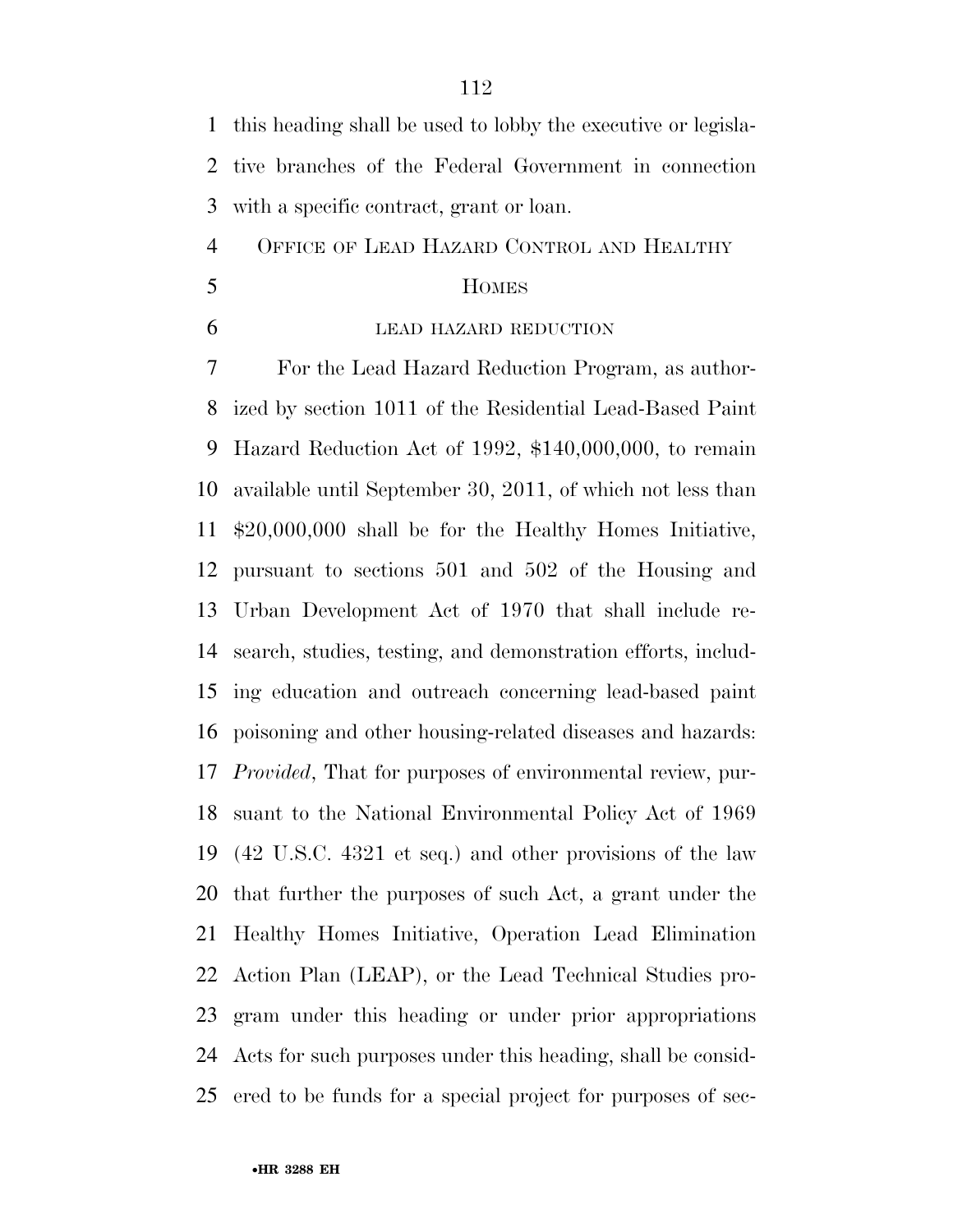this heading shall be used to lobby the executive or legislative branches of the Federal Government in connection with a specific contract, grant or loan.

## OFFICE OF LEAD HAZARD CONTROL AND HEALTHY HOMES

### LEAD HAZARD REDUCTION

For the Lead Hazard Reduction Program, as authorized by section 1011 of the Residential Lead-Based Paint Hazard Reduction Act of 1992, $140,000,000, to remain available until September 30, 2011, of which not less than $20,000,000 shall be for the Healthy Homes Initiative, pursuant to sections 501 and 502 of the Housing and Urban Development Act of 1970 that shall include research, studies, testing, and demonstration efforts, including education and outreach concerning lead-based paint poisoning and other housing-related diseases and hazards: *Provided*, That for purposes of environmental review, pursuant to the National Environmental Policy Act of 1969 (42 U.S.C. 4321 et seq.) and other provisions of the law that further the purposes of such Act, a grant under the Healthy Homes Initiative, Operation Lead Elimination Action Plan (LEAP), or the Lead Technical Studies program under this heading or under prior appropriations Acts for such purposes under this heading, shall be considered to be funds for a special project for purposes of sec-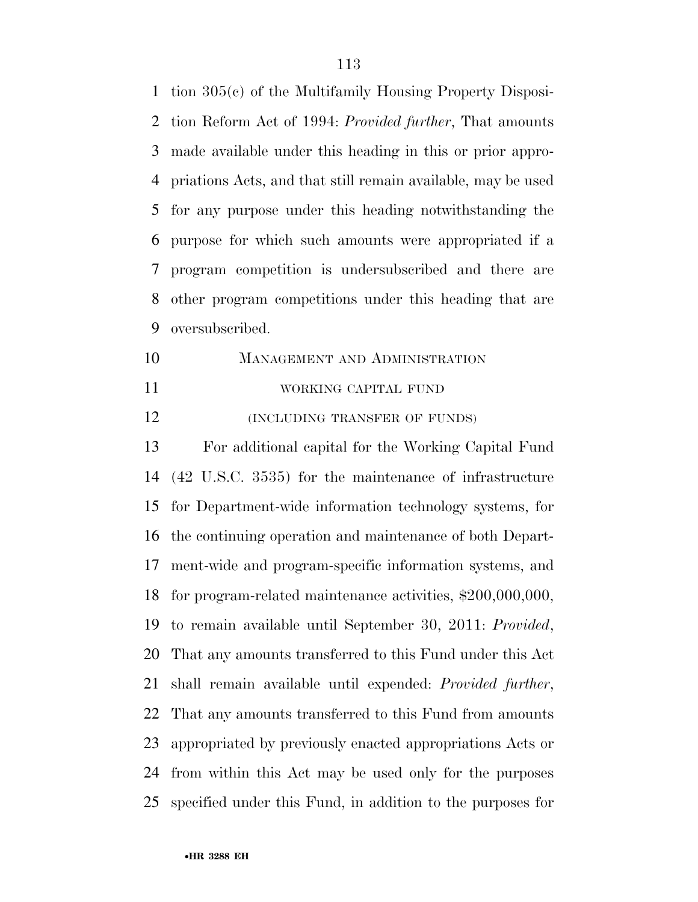tion 305(c) of the Multifamily Housing Property Disposition Reform Act of 1994: *Provided further*, That amounts made available under this heading in this or prior appropriations Acts, and that still remain available, may be used for any purpose under this heading notwithstanding the purpose for which such amounts were appropriated if a program competition is undersubscribed and there are other program competitions under this heading that are oversubscribed.

MANAGEMENT AND ADMINISTRATION

WORKING CAPITAL FUND

(INCLUDING TRANSFER OF FUNDS)

For additional capital for the Working Capital Fund (42 U.S.C. 3535) for the maintenance of infrastructure for Department-wide information technology systems, for the continuing operation and maintenance of both Department-wide and program-specific information systems, and for program-related maintenance activities, $200,000,000, to remain available until September 30, 2011: *Provided*, That any amounts transferred to this Fund under this Act shall remain available until expended: *Provided further*, That any amounts transferred to this Fund from amounts appropriated by previously enacted appropriations Acts or from within this Act may be used only for the purposes specified under this Fund, in addition to the purposes for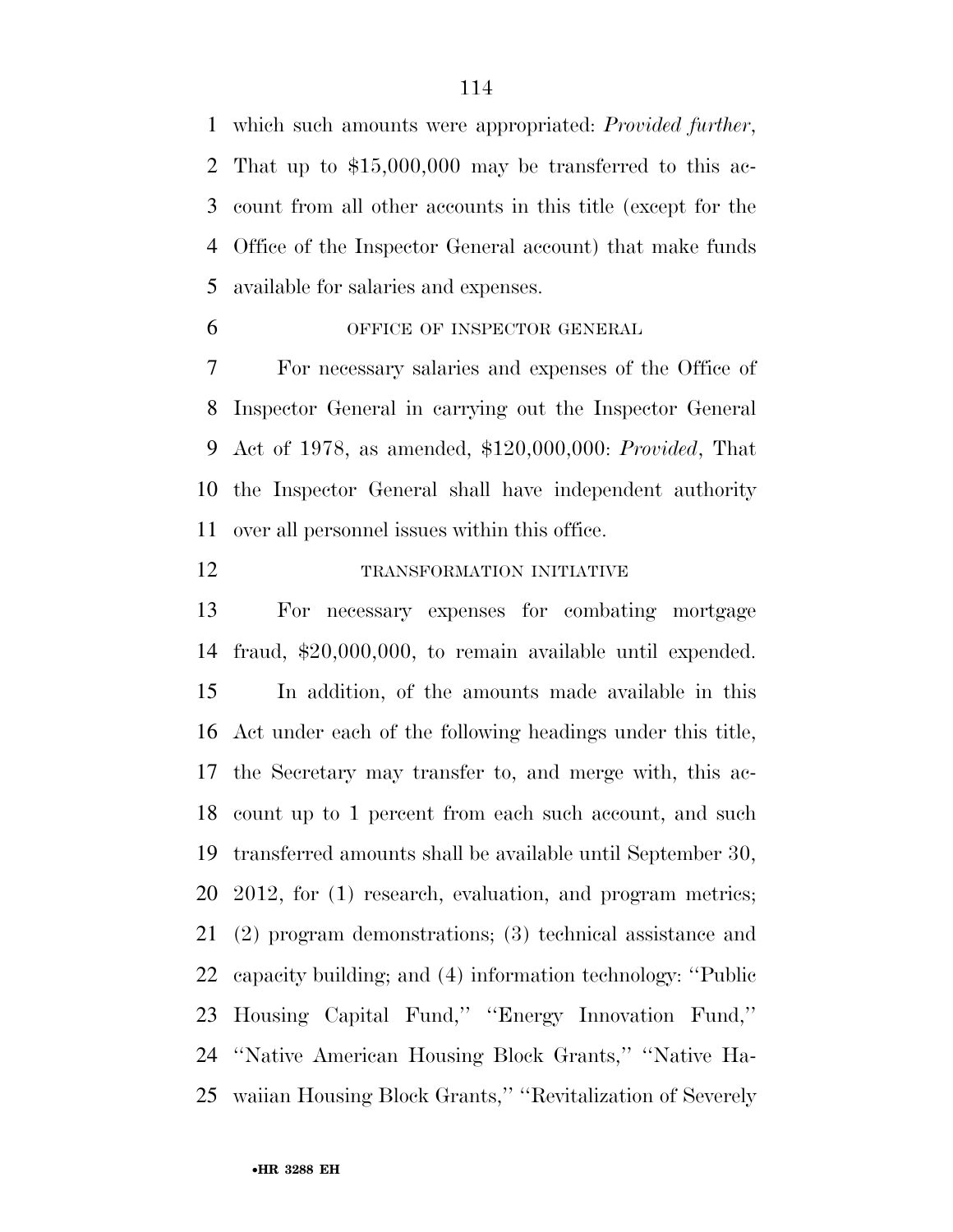which such amounts were appropriated: *Provided further*, That up to $15,000,000 may be transferred to this account from all other accounts in this title (except for the Office of the Inspector General account) that make funds available for salaries and expenses.

OFFICE OF INSPECTOR GENERAL

For necessary salaries and expenses of the Office of Inspector General in carrying out the Inspector General Act of 1978, as amended, $120,000,000: *Provided*, That the Inspector General shall have independent authority over all personnel issues within this office.

TRANSFORMATION INITIATIVE

For necessary expenses for combating mortgage fraud, $20,000,000, to remain available until expended.

In addition, of the amounts made available in this Act under each of the following headings under this title, the Secretary may transfer to, and merge with, this account up to 1 percent from each such account, and such transferred amounts shall be available until September 30, 2012, for (1) research, evaluation, and program metrics; (2) program demonstrations; (3) technical assistance and capacity building; and (4) information technology: ''Public Housing Capital Fund,'' ''Energy Innovation Fund,'' ''Native American Housing Block Grants,'' ''Native Hawaiian Housing Block Grants,'' ''Revitalization of Severely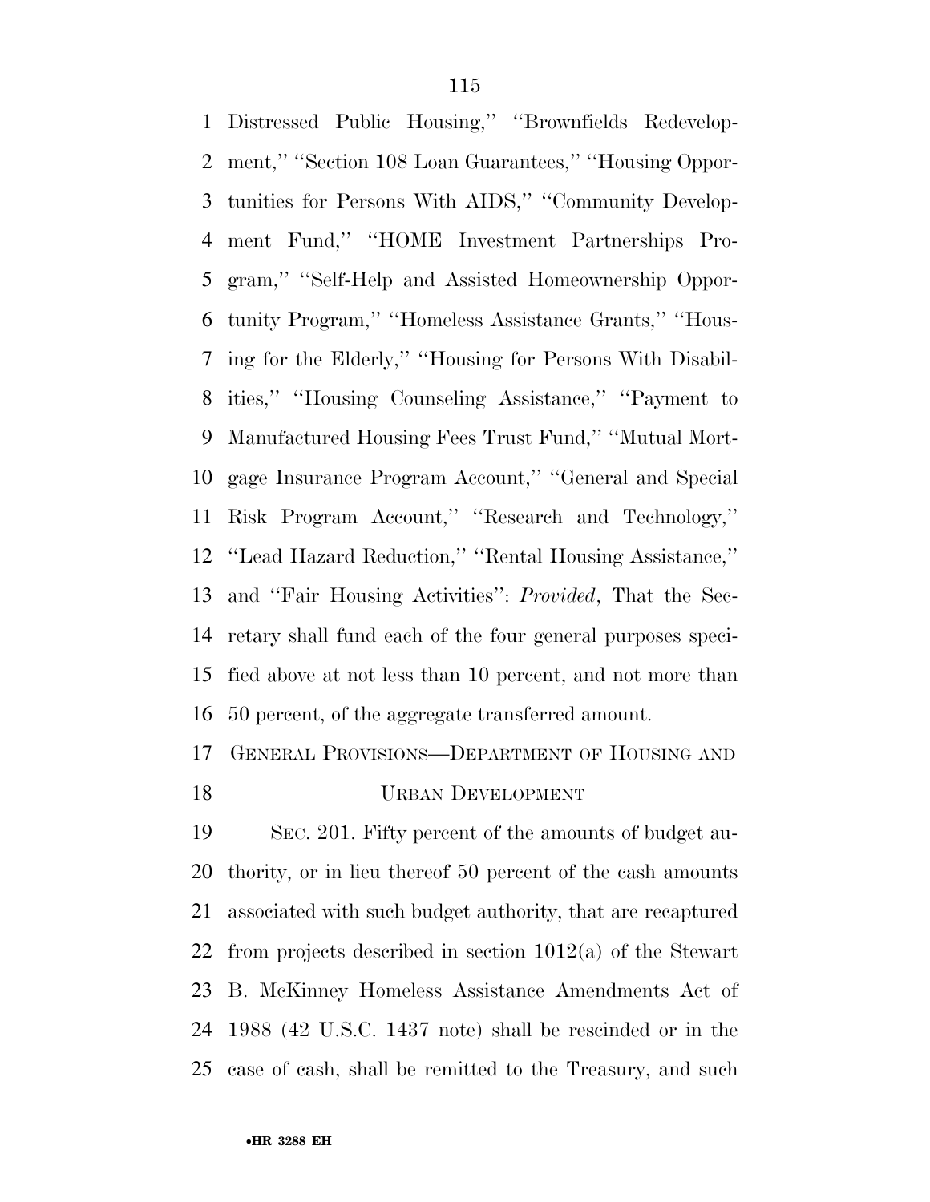Distressed Public Housing," "Brownfields Redevelopment," "Section 108 Loan Guarantees," "Housing Opportunities for Persons With AIDS," "Community Development Fund," "HOME Investment Partnerships Program," "Self-Help and Assisted Homeownership Opportunity Program," "Homeless Assistance Grants," "Housing for the Elderly," "Housing for Persons With Disabilities," "Housing Counseling Assistance," "Payment to Manufactured Housing Fees Trust Fund," "Mutual Mortgage Insurance Program Account," "General and Special Risk Program Account," "Research and Technology," "Lead Hazard Reduction," "Rental Housing Assistance," and "Fair Housing Activities": *Provided*, That the Secretary shall fund each of the four general purposes specified above at not less than 10 percent, and not more than 50 percent, of the aggregate transferred amount.

## GENERAL PROVISIONS—DEPARTMENT OF HOUSING AND URBAN DEVELOPMENT

SEC. 201. Fifty percent of the amounts of budget authority, or in lieu thereof 50 percent of the cash amounts associated with such budget authority, that are recaptured from projects described in section 1012(a) of the Stewart B. McKinney Homeless Assistance Amendments Act of 1988 (42 U.S.C. 1437 note) shall be rescinded or in the case of cash, shall be remitted to the Treasury, and such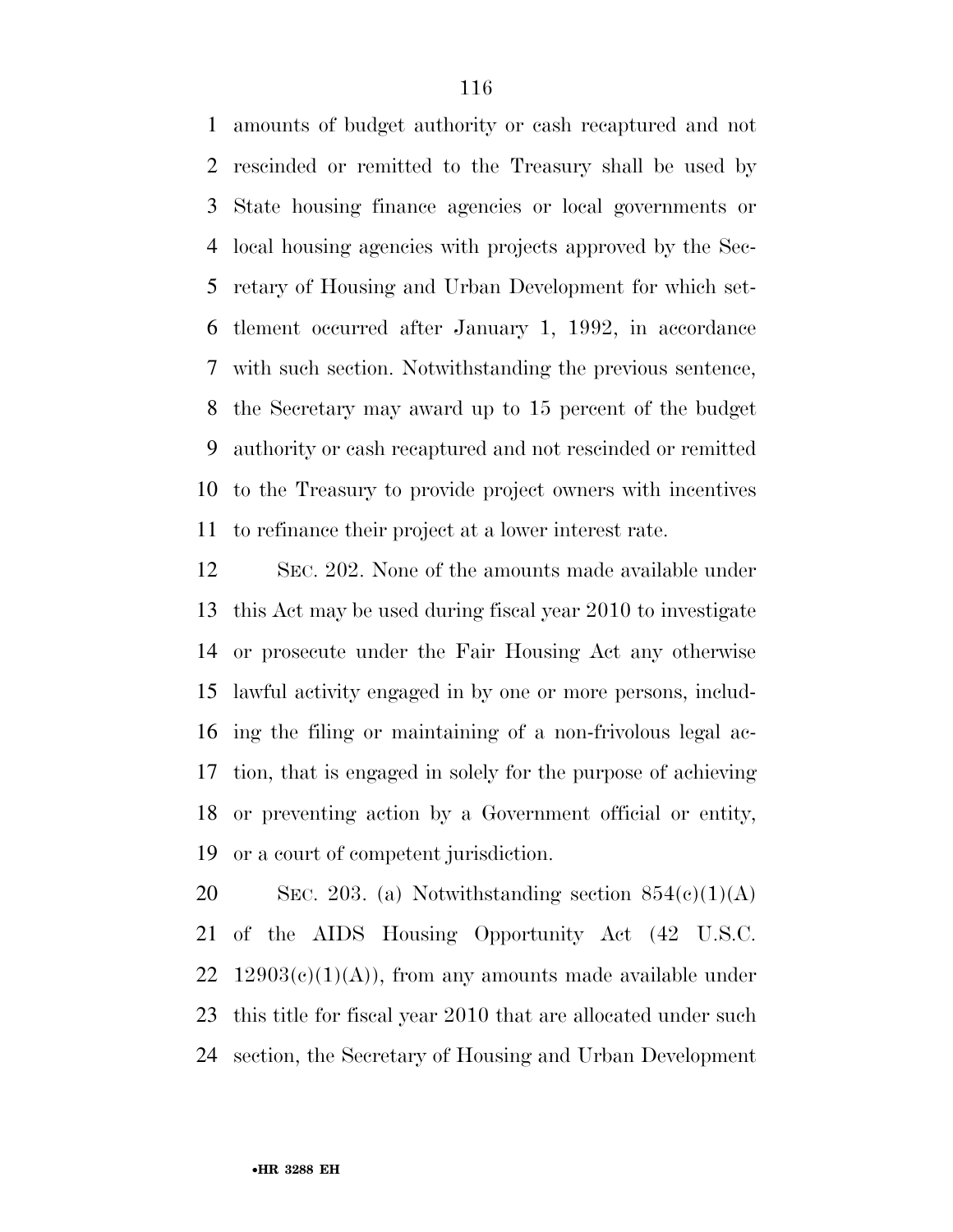amounts of budget authority or cash recaptured and not rescinded or remitted to the Treasury shall be used by State housing finance agencies or local governments or local housing agencies with projects approved by the Secretary of Housing and Urban Development for which settlement occurred after January 1, 1992, in accordance with such section. Notwithstanding the previous sentence, the Secretary may award up to 15 percent of the budget authority or cash recaptured and not rescinded or remitted to the Treasury to provide project owners with incentives to refinance their project at a lower interest rate.

SEC. 202. None of the amounts made available under this Act may be used during fiscal year 2010 to investigate or prosecute under the Fair Housing Act any otherwise lawful activity engaged in by one or more persons, including the filing or maintaining of a non-frivolous legal action, that is engaged in solely for the purpose of achieving or preventing action by a Government official or entity, or a court of competent jurisdiction.

SEC. 203. (a) Notwithstanding section 854(c)(1)(A) of the AIDS Housing Opportunity Act (42 U.S.C. 12903(c)(1)(A)), from any amounts made available under this title for fiscal year 2010 that are allocated under such section, the Secretary of Housing and Urban Development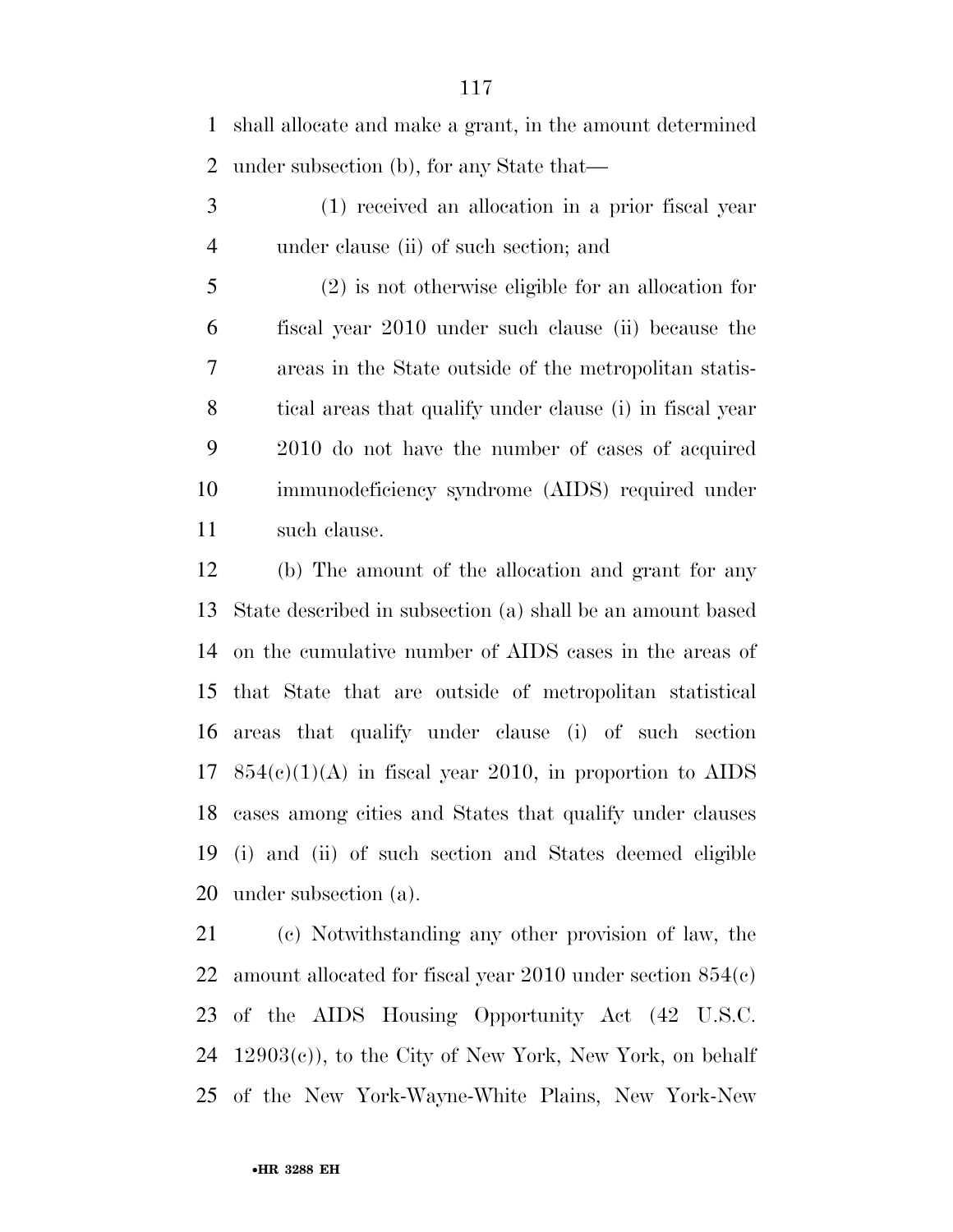shall allocate and make a grant, in the amount determined under subsection (b), for any State that—

(1) received an allocation in a prior fiscal year under clause (ii) of such section; and

(2) is not otherwise eligible for an allocation for fiscal year 2010 under such clause (ii) because the areas in the State outside of the metropolitan statistical areas that qualify under clause (i) in fiscal year 2010 do not have the number of cases of acquired immunodeficiency syndrome (AIDS) required under such clause.

(b) The amount of the allocation and grant for any State described in subsection (a) shall be an amount based on the cumulative number of AIDS cases in the areas of that State that are outside of metropolitan statistical areas that qualify under clause (i) of such section 854(c)(1)(A) in fiscal year 2010, in proportion to AIDS cases among cities and States that qualify under clauses (i) and (ii) of such section and States deemed eligible under subsection (a).

(c) Notwithstanding any other provision of law, the amount allocated for fiscal year 2010 under section 854(c) of the AIDS Housing Opportunity Act (42 U.S.C. 12903(c)), to the City of New York, New York, on behalf of the New York-Wayne-White Plains, New York-New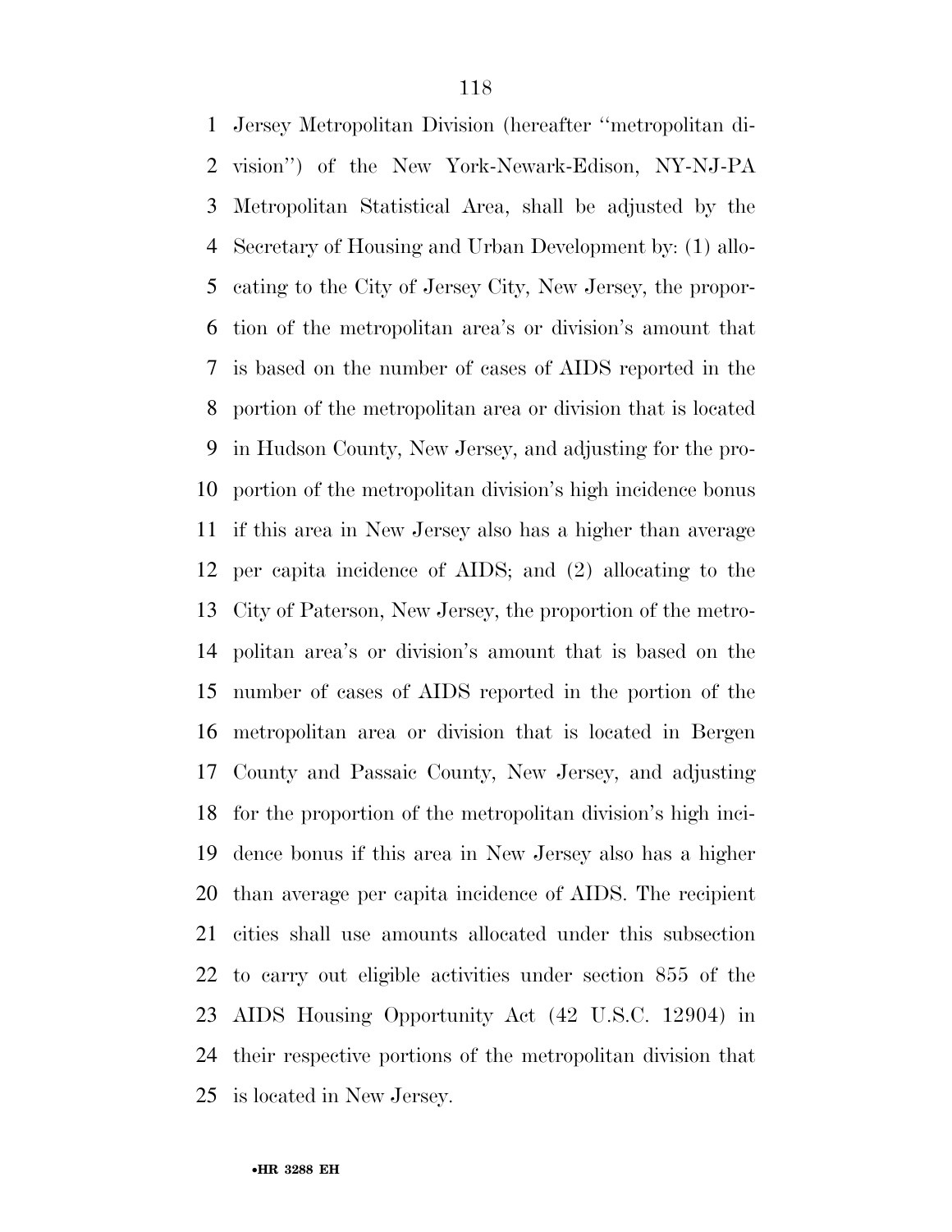Jersey Metropolitan Division (hereafter ''metropolitan division'') of the New York-Newark-Edison, NY-NJ-PA Metropolitan Statistical Area, shall be adjusted by the Secretary of Housing and Urban Development by: (1) allocating to the City of Jersey City, New Jersey, the proportion of the metropolitan area's or division's amount that is based on the number of cases of AIDS reported in the portion of the metropolitan area or division that is located in Hudson County, New Jersey, and adjusting for the proportion of the metropolitan division's high incidence bonus if this area in New Jersey also has a higher than average per capita incidence of AIDS; and (2) allocating to the City of Paterson, New Jersey, the proportion of the metropolitan area's or division's amount that is based on the number of cases of AIDS reported in the portion of the metropolitan area or division that is located in Bergen County and Passaic County, New Jersey, and adjusting for the proportion of the metropolitan division's high incidence bonus if this area in New Jersey also has a higher than average per capita incidence of AIDS. The recipient cities shall use amounts allocated under this subsection to carry out eligible activities under section 855 of the AIDS Housing Opportunity Act (42 U.S.C. 12904) in their respective portions of the metropolitan division that is located in New Jersey.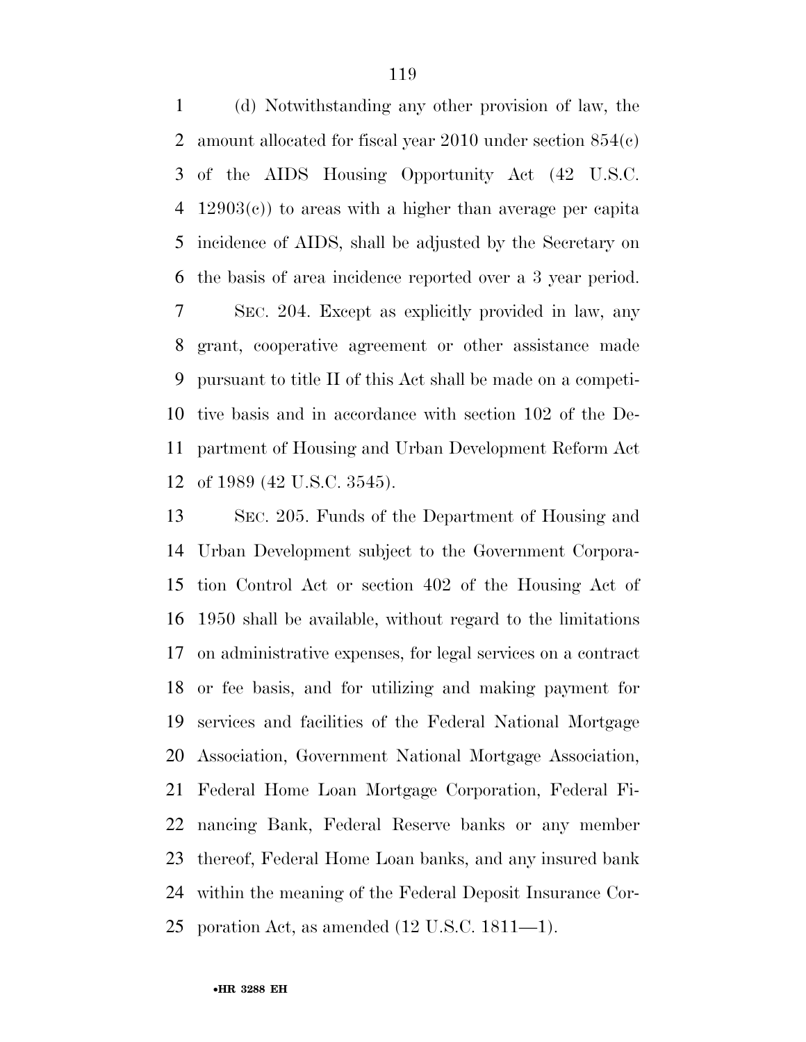(d) Notwithstanding any other provision of law, the amount allocated for fiscal year 2010 under section 854(c) of the AIDS Housing Opportunity Act (42 U.S.C. 12903(c)) to areas with a higher than average per capita incidence of AIDS, shall be adjusted by the Secretary on the basis of area incidence reported over a 3 year period.

SEC. 204. Except as explicitly provided in law, any grant, cooperative agreement or other assistance made pursuant to title II of this Act shall be made on a competitive basis and in accordance with section 102 of the Department of Housing and Urban Development Reform Act of 1989 (42 U.S.C. 3545).

SEC. 205. Funds of the Department of Housing and Urban Development subject to the Government Corporation Control Act or section 402 of the Housing Act of 1950 shall be available, without regard to the limitations on administrative expenses, for legal services on a contract or fee basis, and for utilizing and making payment for services and facilities of the Federal National Mortgage Association, Government National Mortgage Association, Federal Home Loan Mortgage Corporation, Federal Financing Bank, Federal Reserve banks or any member thereof, Federal Home Loan banks, and any insured bank within the meaning of the Federal Deposit Insurance Corporation Act, as amended (12 U.S.C. 1811—1).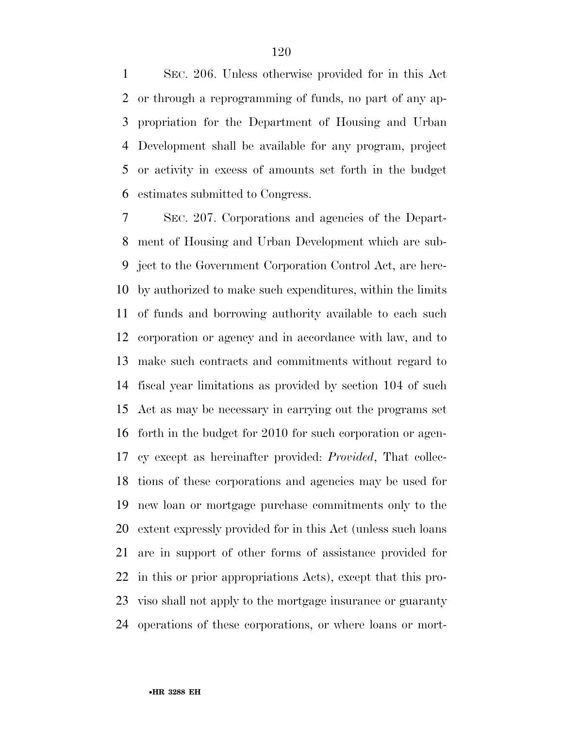SEC. 206. Unless otherwise provided for in this Act or through a reprogramming of funds, no part of any appropriation for the Department of Housing and Urban Development shall be available for any program, project or activity in excess of amounts set forth in the budget estimates submitted to Congress.

SEC. 207. Corporations and agencies of the Department of Housing and Urban Development which are subject to the Government Corporation Control Act, are hereby authorized to make such expenditures, within the limits of funds and borrowing authority available to each such corporation or agency and in accordance with law, and to make such contracts and commitments without regard to fiscal year limitations as provided by section 104 of such Act as may be necessary in carrying out the programs set forth in the budget for 2010 for such corporation or agency except as hereinafter provided: *Provided*, That collections of these corporations and agencies may be used for new loan or mortgage purchase commitments only to the extent expressly provided for in this Act (unless such loans are in support of other forms of assistance provided for in this or prior appropriations Acts), except that this proviso shall not apply to the mortgage insurance or guaranty operations of these corporations, or where loans or mort-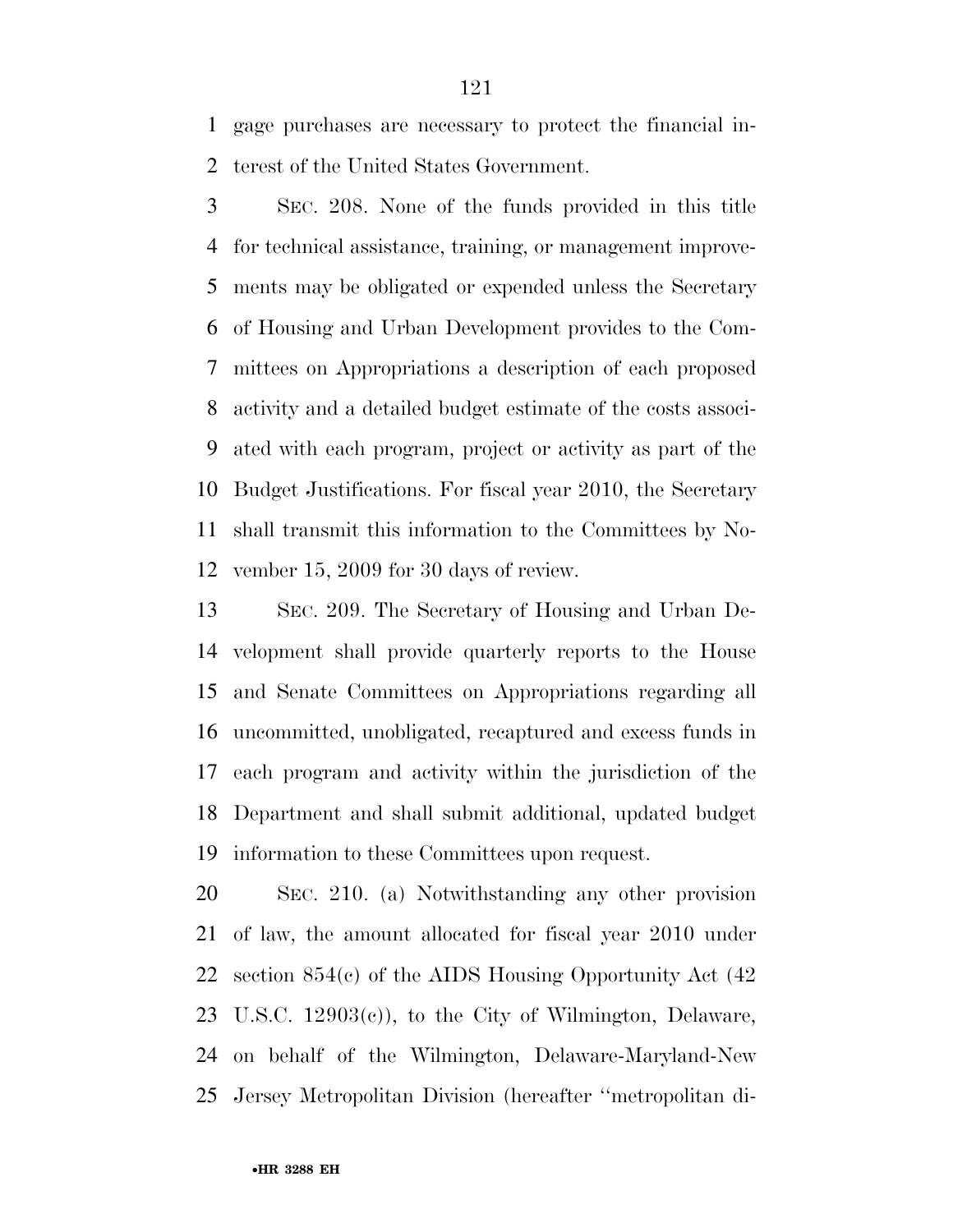gage purchases are necessary to protect the financial interest of the United States Government.

SEC. 208. None of the funds provided in this title for technical assistance, training, or management improvements may be obligated or expended unless the Secretary of Housing and Urban Development provides to the Committees on Appropriations a description of each proposed activity and a detailed budget estimate of the costs associated with each program, project or activity as part of the Budget Justifications. For fiscal year 2010, the Secretary shall transmit this information to the Committees by November 15, 2009 for 30 days of review.

SEC. 209. The Secretary of Housing and Urban Development shall provide quarterly reports to the House and Senate Committees on Appropriations regarding all uncommitted, unobligated, recaptured and excess funds in each program and activity within the jurisdiction of the Department and shall submit additional, updated budget information to these Committees upon request.

SEC. 210. (a) Notwithstanding any other provision of law, the amount allocated for fiscal year 2010 under section 854(c) of the AIDS Housing Opportunity Act (42 U.S.C. 12903(c)), to the City of Wilmington, Delaware, on behalf of the Wilmington, Delaware-Maryland-New Jersey Metropolitan Division (hereafter ''metropolitan di-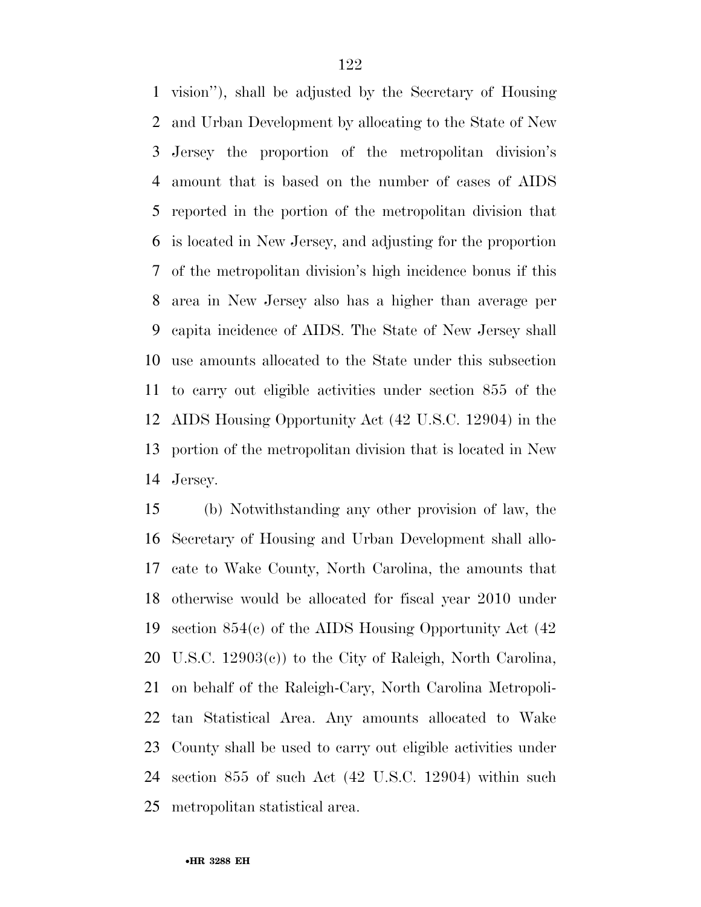vision''), shall be adjusted by the Secretary of Housing and Urban Development by allocating to the State of New Jersey the proportion of the metropolitan division's amount that is based on the number of cases of AIDS reported in the portion of the metropolitan division that is located in New Jersey, and adjusting for the proportion of the metropolitan division's high incidence bonus if this area in New Jersey also has a higher than average per capita incidence of AIDS. The State of New Jersey shall use amounts allocated to the State under this subsection to carry out eligible activities under section 855 of the AIDS Housing Opportunity Act (42 U.S.C. 12904) in the portion of the metropolitan division that is located in New Jersey.

(b) Notwithstanding any other provision of law, the Secretary of Housing and Urban Development shall allocate to Wake County, North Carolina, the amounts that otherwise would be allocated for fiscal year 2010 under section 854(c) of the AIDS Housing Opportunity Act (42 U.S.C. 12903(c)) to the City of Raleigh, North Carolina, on behalf of the Raleigh-Cary, North Carolina Metropolitan Statistical Area. Any amounts allocated to Wake County shall be used to carry out eligible activities under section 855 of such Act (42 U.S.C. 12904) within such metropolitan statistical area.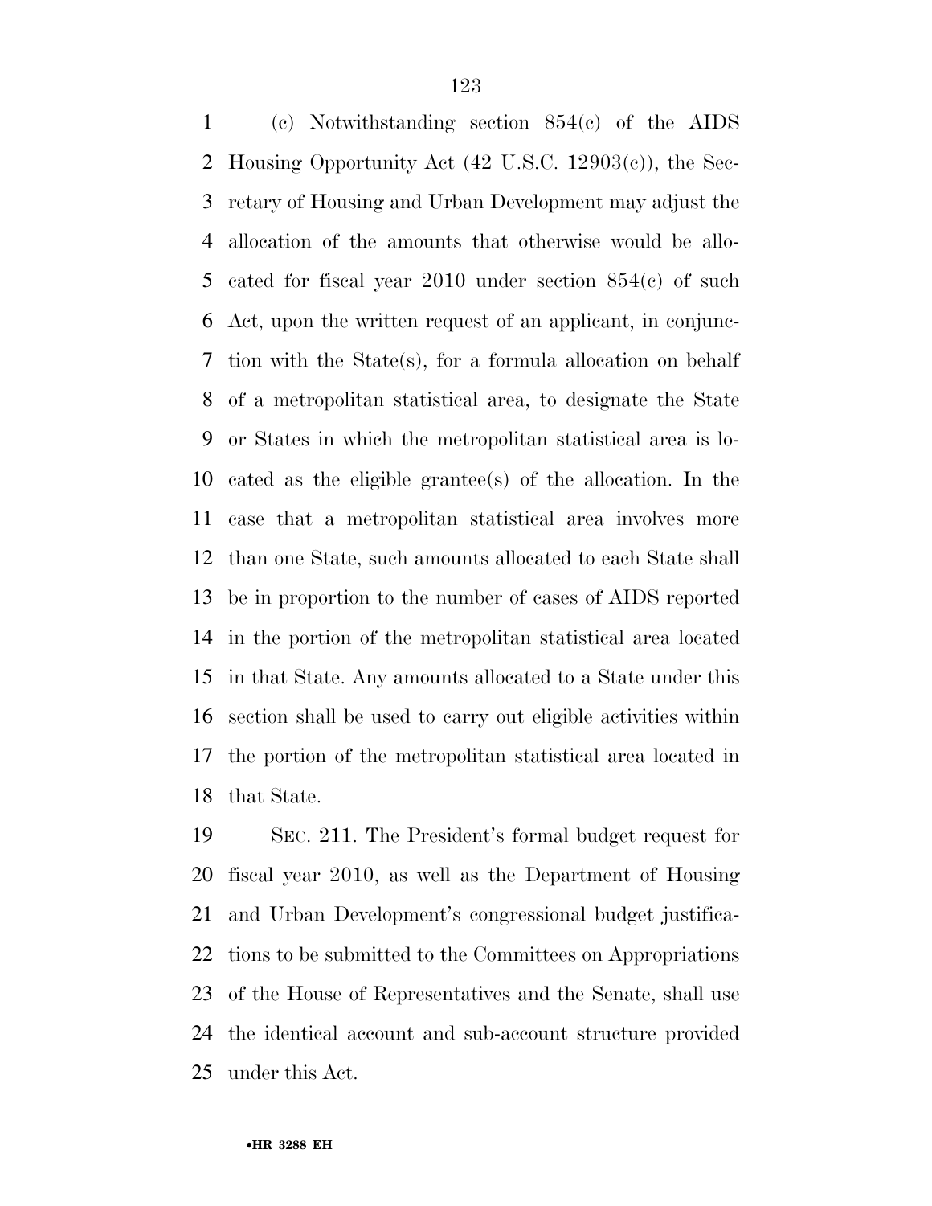(c) Notwithstanding section 854(c) of the AIDS Housing Opportunity Act (42 U.S.C. 12903(c)), the Secretary of Housing and Urban Development may adjust the allocation of the amounts that otherwise would be allocated for fiscal year 2010 under section 854(c) of such Act, upon the written request of an applicant, in conjunction with the State(s), for a formula allocation on behalf of a metropolitan statistical area, to designate the State or States in which the metropolitan statistical area is located as the eligible grantee(s) of the allocation. In the case that a metropolitan statistical area involves more than one State, such amounts allocated to each State shall be in proportion to the number of cases of AIDS reported in the portion of the metropolitan statistical area located in that State. Any amounts allocated to a State under this section shall be used to carry out eligible activities within the portion of the metropolitan statistical area located in that State.

SEC. 211. The President's formal budget request for fiscal year 2010, as well as the Department of Housing and Urban Development's congressional budget justifications to be submitted to the Committees on Appropriations of the House of Representatives and the Senate, shall use the identical account and sub-account structure provided under this Act.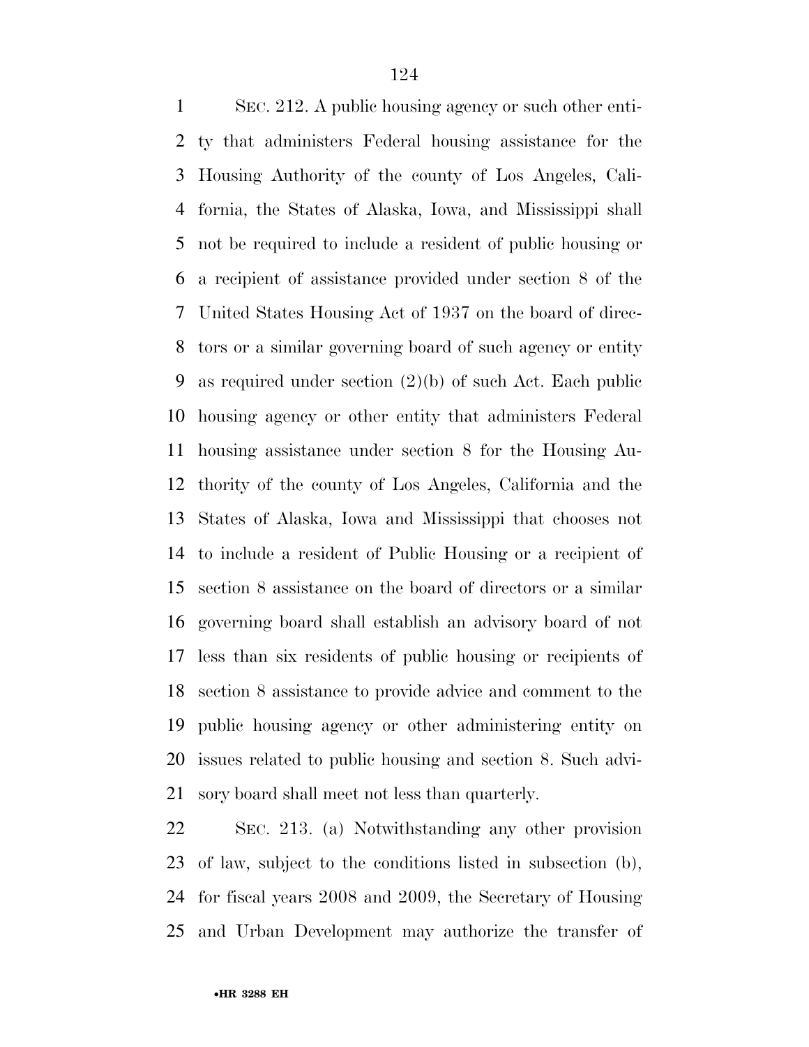SEC. 212. A public housing agency or such other entity that administers Federal housing assistance for the Housing Authority of the county of Los Angeles, California, the States of Alaska, Iowa, and Mississippi shall not be required to include a resident of public housing or a recipient of assistance provided under section 8 of the United States Housing Act of 1937 on the board of directors or a similar governing board of such agency or entity as required under section (2)(b) of such Act. Each public housing agency or other entity that administers Federal housing assistance under section 8 for the Housing Authority of the county of Los Angeles, California and the States of Alaska, Iowa and Mississippi that chooses not to include a resident of Public Housing or a recipient of section 8 assistance on the board of directors or a similar governing board shall establish an advisory board of not less than six residents of public housing or recipients of section 8 assistance to provide advice and comment to the public housing agency or other administering entity on issues related to public housing and section 8. Such advisory board shall meet not less than quarterly.

SEC. 213. (a) Notwithstanding any other provision of law, subject to the conditions listed in subsection (b), for fiscal years 2008 and 2009, the Secretary of Housing and Urban Development may authorize the transfer of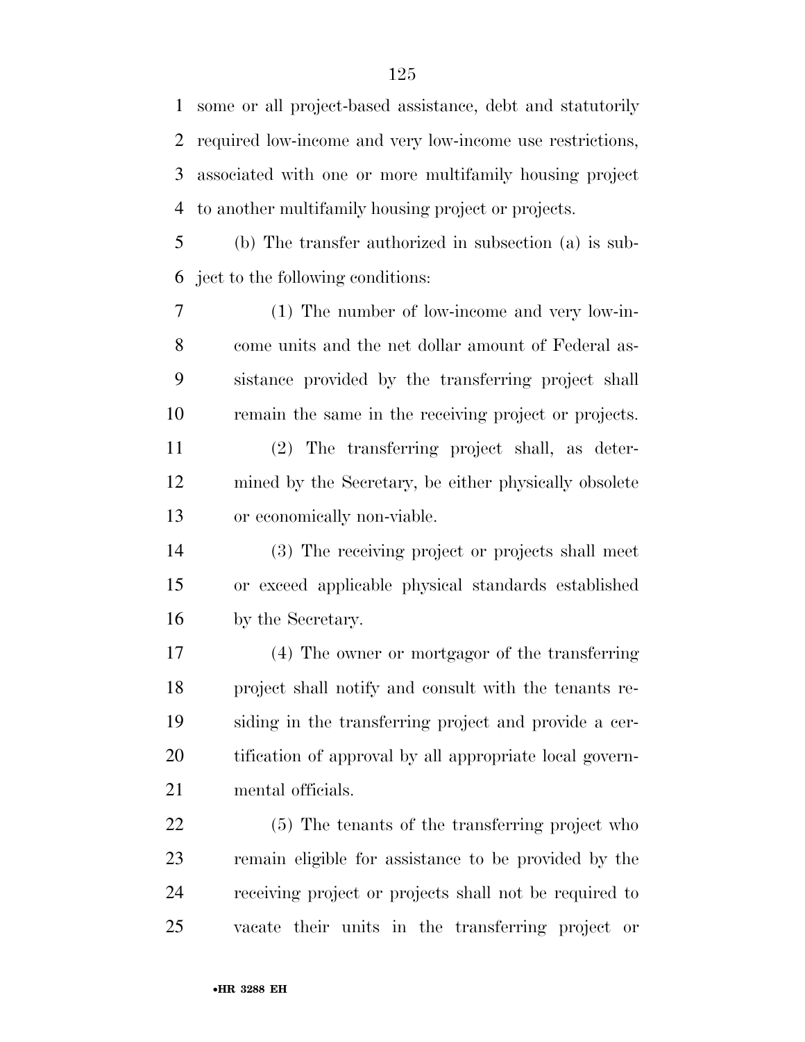some or all project-based assistance, debt and statutorily required low-income and very low-income use restrictions, associated with one or more multifamily housing project to another multifamily housing project or projects.

(b) The transfer authorized in subsection (a) is subject to the following conditions:

(1) The number of low-income and very low-income units and the net dollar amount of Federal assistance provided by the transferring project shall remain the same in the receiving project or projects.

(2) The transferring project shall, as determined by the Secretary, be either physically obsolete or economically non-viable.

(3) The receiving project or projects shall meet or exceed applicable physical standards established by the Secretary.

(4) The owner or mortgagor of the transferring project shall notify and consult with the tenants residing in the transferring project and provide a certification of approval by all appropriate local governmental officials.

(5) The tenants of the transferring project who remain eligible for assistance to be provided by the receiving project or projects shall not be required to vacate their units in the transferring project or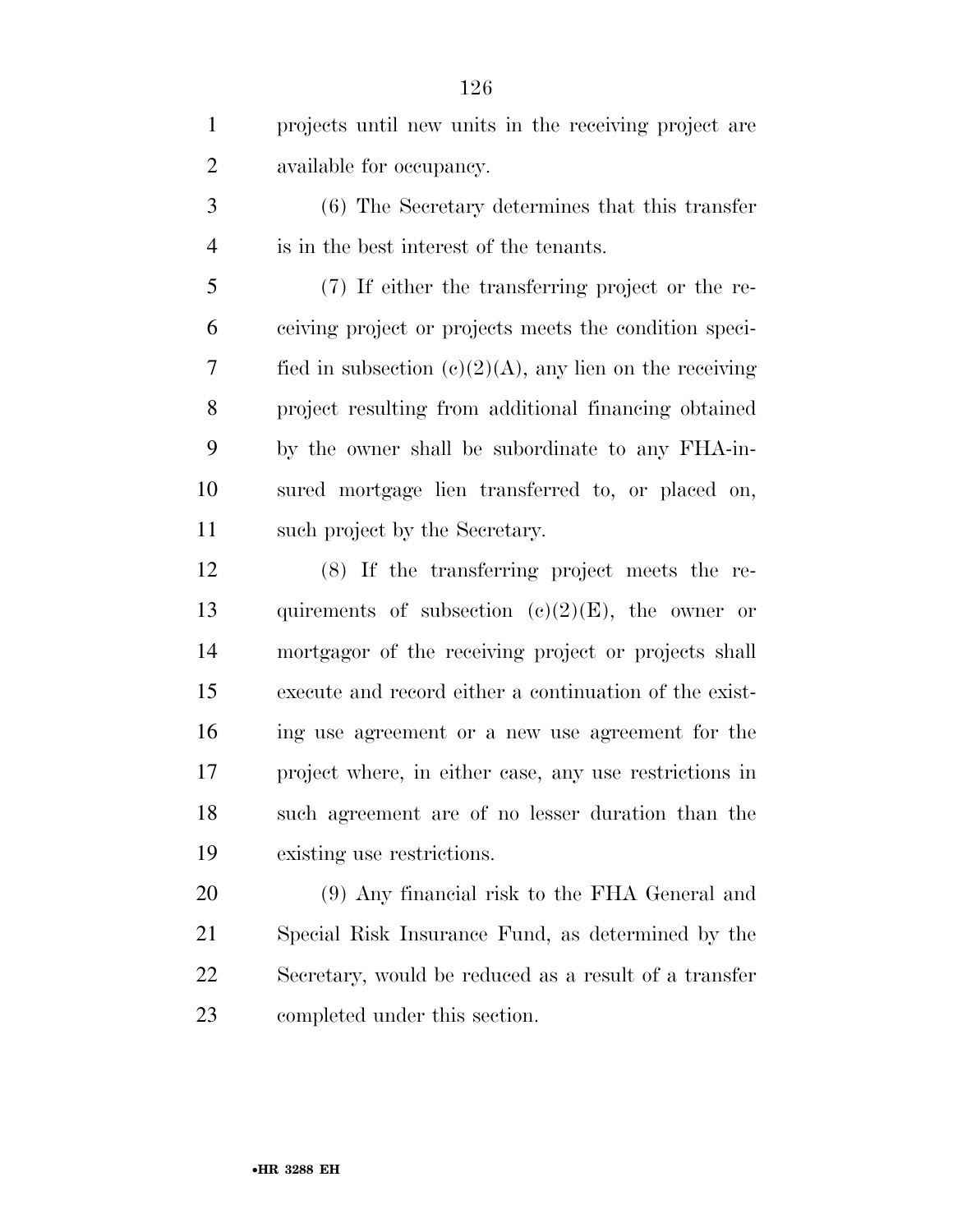projects until new units in the receiving project are available for occupancy.

(6) The Secretary determines that this transfer is in the best interest of the tenants.

(7) If either the transferring project or the receiving project or projects meets the condition specified in subsection (c)(2)(A), any lien on the receiving project resulting from additional financing obtained by the owner shall be subordinate to any FHA-insured mortgage lien transferred to, or placed on, such project by the Secretary.

(8) If the transferring project meets the requirements of subsection (c)(2)(E), the owner or mortgagor of the receiving project or projects shall execute and record either a continuation of the existing use agreement or a new use agreement for the project where, in either case, any use restrictions in such agreement are of no lesser duration than the existing use restrictions.

(9) Any financial risk to the FHA General and Special Risk Insurance Fund, as determined by the Secretary, would be reduced as a result of a transfer completed under this section.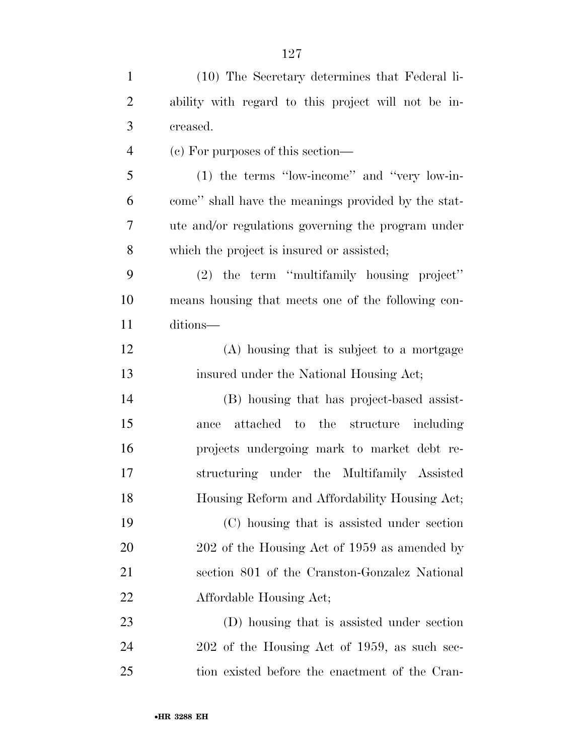(10) The Secretary determines that Federal liability with regard to this project will not be increased.

(c) For purposes of this section—

(1) the terms "low-income" and "very low-income" shall have the meanings provided by the statute and/or regulations governing the program under which the project is insured or assisted;

(2) the term "multifamily housing project" means housing that meets one of the following conditions—

(A) housing that is subject to a mortgage insured under the National Housing Act;

(B) housing that has project-based assistance attached to the structure including projects undergoing mark to market debt restructuring under the Multifamily Assisted Housing Reform and Affordability Housing Act;

(C) housing that is assisted under section 202 of the Housing Act of 1959 as amended by section 801 of the Cranston-Gonzalez National Affordable Housing Act;

(D) housing that is assisted under section 202 of the Housing Act of 1959, as such section existed before the enactment of the Cran-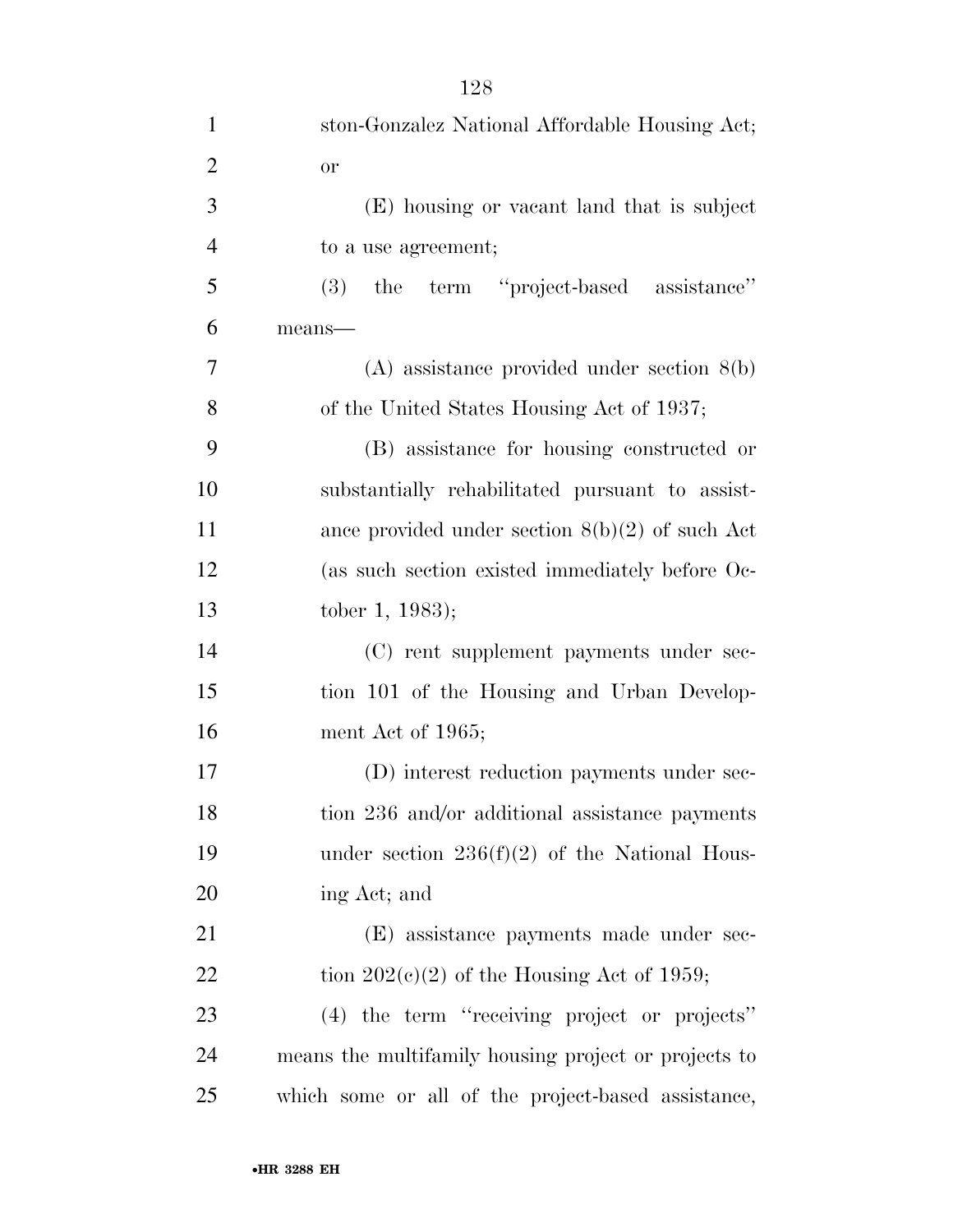ston-Gonzalez National Affordable Housing Act; or

(E) housing or vacant land that is subject to a use agreement;

(3) the term ''project-based assistance'' means—

(A) assistance provided under section 8(b) of the United States Housing Act of 1937;

(B) assistance for housing constructed or substantially rehabilitated pursuant to assistance provided under section 8(b)(2) of such Act (as such section existed immediately before October 1, 1983);

(C) rent supplement payments under section 101 of the Housing and Urban Development Act of 1965;

(D) interest reduction payments under section 236 and/or additional assistance payments under section 236(f)(2) of the National Housing Act; and

(E) assistance payments made under section 202(c)(2) of the Housing Act of 1959;

(4) the term ''receiving project or projects'' means the multifamily housing project or projects to which some or all of the project-based assistance,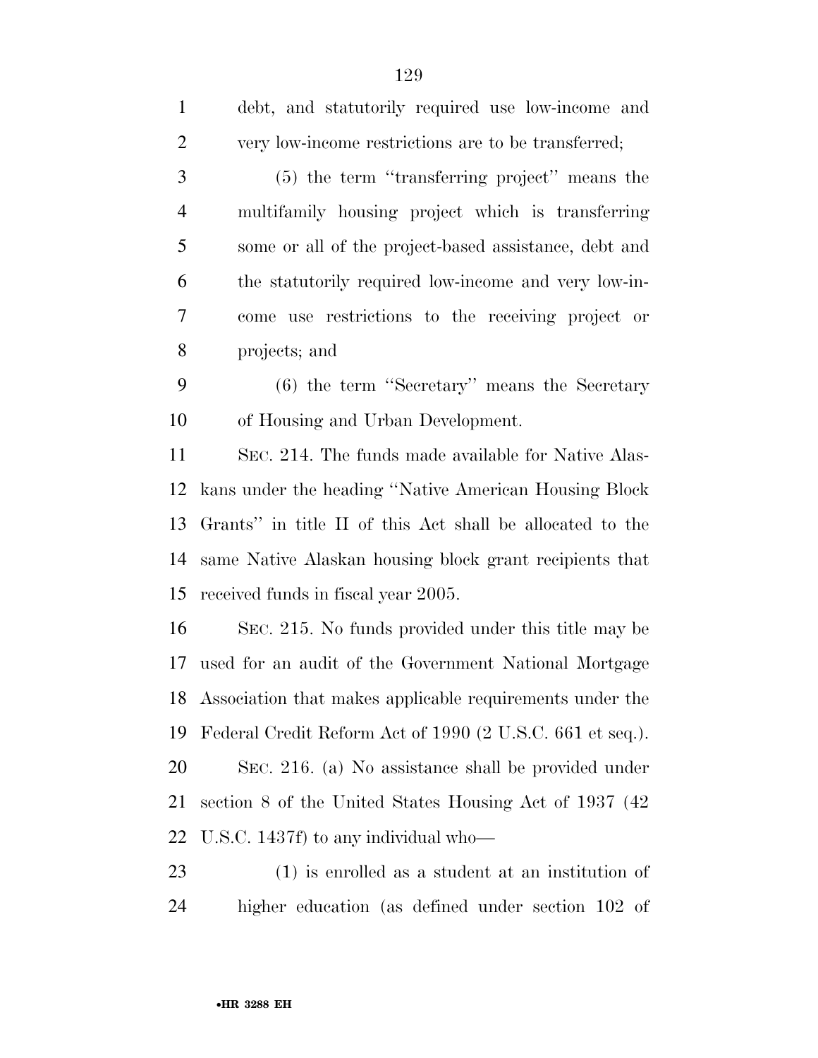debt, and statutorily required use low-income and very low-income restrictions are to be transferred;

(5) the term ''transferring project'' means the multifamily housing project which is transferring some or all of the project-based assistance, debt and the statutorily required low-income and very low-income use restrictions to the receiving project or projects; and

(6) the term ''Secretary'' means the Secretary of Housing and Urban Development.

SEC. 214. The funds made available for Native Alaskans under the heading ''Native American Housing Block Grants'' in title II of this Act shall be allocated to the same Native Alaskan housing block grant recipients that received funds in fiscal year 2005.

SEC. 215. No funds provided under this title may be used for an audit of the Government National Mortgage Association that makes applicable requirements under the Federal Credit Reform Act of 1990 (2 U.S.C. 661 et seq.).

SEC. 216. (a) No assistance shall be provided under section 8 of the United States Housing Act of 1937 (42 U.S.C. 1437f) to any individual who—

(1) is enrolled as a student at an institution of higher education (as defined under section 102 of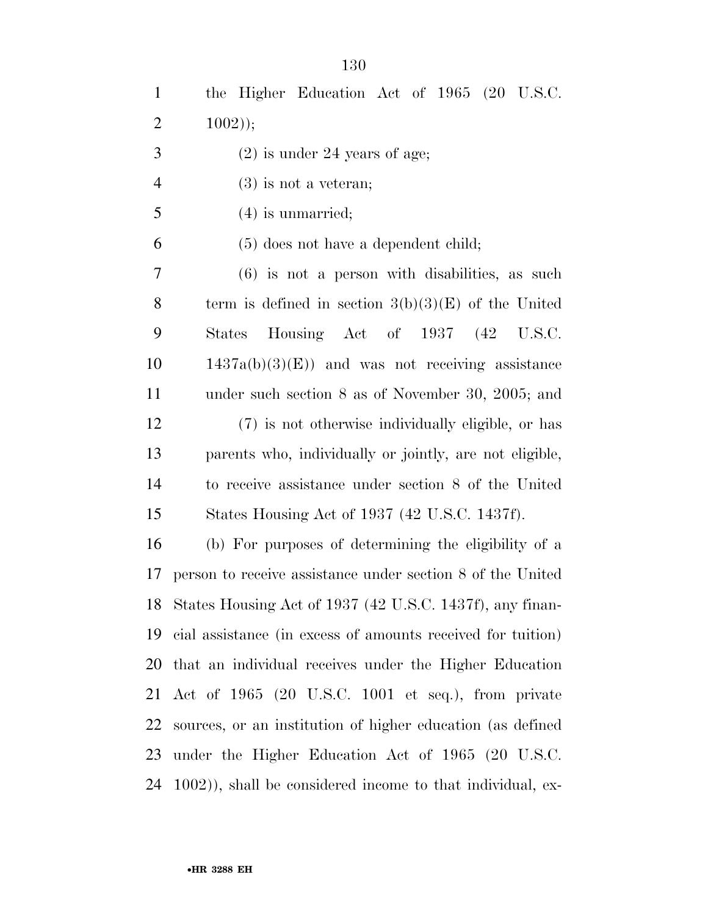the Higher Education Act of 1965 (20 U.S.C. 1002));

(2) is under 24 years of age;

(3) is not a veteran;

(4) is unmarried;

(5) does not have a dependent child;

(6) is not a person with disabilities, as such term is defined in section 3(b)(3)(E) of the United States Housing Act of 1937 (42 U.S.C. 1437a(b)(3)(E)) and was not receiving assistance under such section 8 as of November 30, 2005; and

(7) is not otherwise individually eligible, or has parents who, individually or jointly, are not eligible, to receive assistance under section 8 of the United States Housing Act of 1937 (42 U.S.C. 1437f).

(b) For purposes of determining the eligibility of a person to receive assistance under section 8 of the United States Housing Act of 1937 (42 U.S.C. 1437f), any financial assistance (in excess of amounts received for tuition) that an individual receives under the Higher Education Act of 1965 (20 U.S.C. 1001 et seq.), from private sources, or an institution of higher education (as defined under the Higher Education Act of 1965 (20 U.S.C. 1002)), shall be considered income to that individual, ex-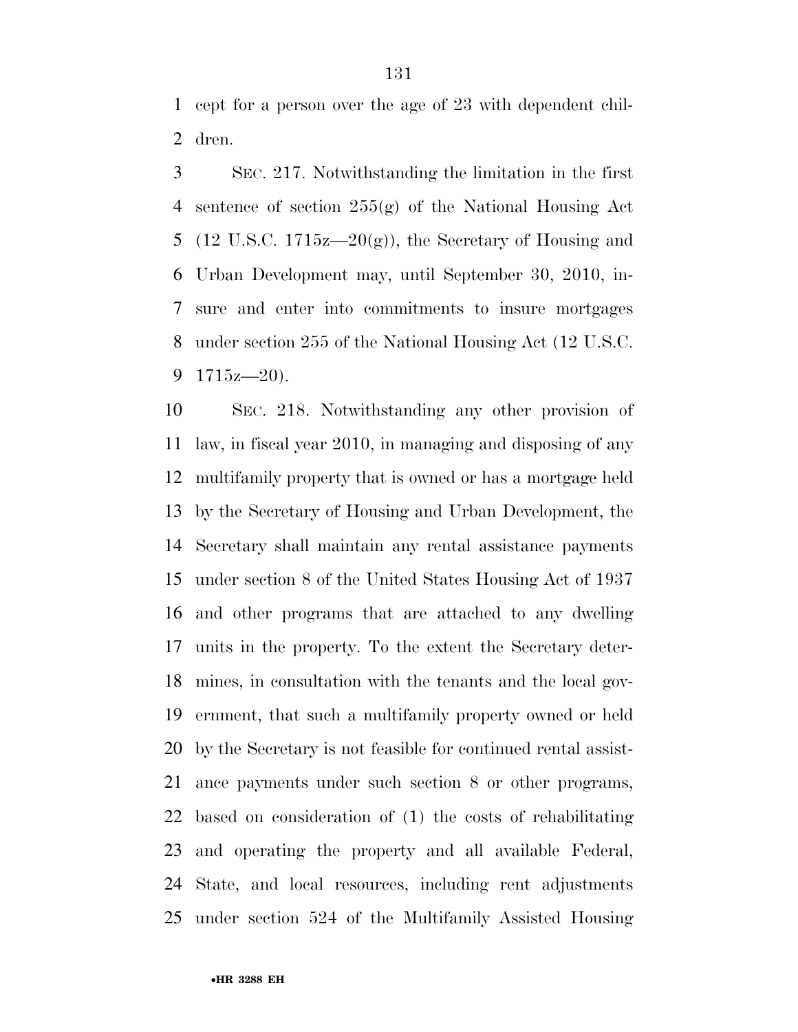cept for a person over the age of 23 with dependent children.

SEC. 217. Notwithstanding the limitation in the first sentence of section 255(g) of the National Housing Act (12 U.S.C. 1715z—20(g)), the Secretary of Housing and Urban Development may, until September 30, 2010, insure and enter into commitments to insure mortgages under section 255 of the National Housing Act (12 U.S.C. 1715z—20).

SEC. 218. Notwithstanding any other provision of law, in fiscal year 2010, in managing and disposing of any multifamily property that is owned or has a mortgage held by the Secretary of Housing and Urban Development, the Secretary shall maintain any rental assistance payments under section 8 of the United States Housing Act of 1937 and other programs that are attached to any dwelling units in the property. To the extent the Secretary determines, in consultation with the tenants and the local government, that such a multifamily property owned or held by the Secretary is not feasible for continued rental assistance payments under such section 8 or other programs, based on consideration of (1) the costs of rehabilitating and operating the property and all available Federal, State, and local resources, including rent adjustments under section 524 of the Multifamily Assisted Housing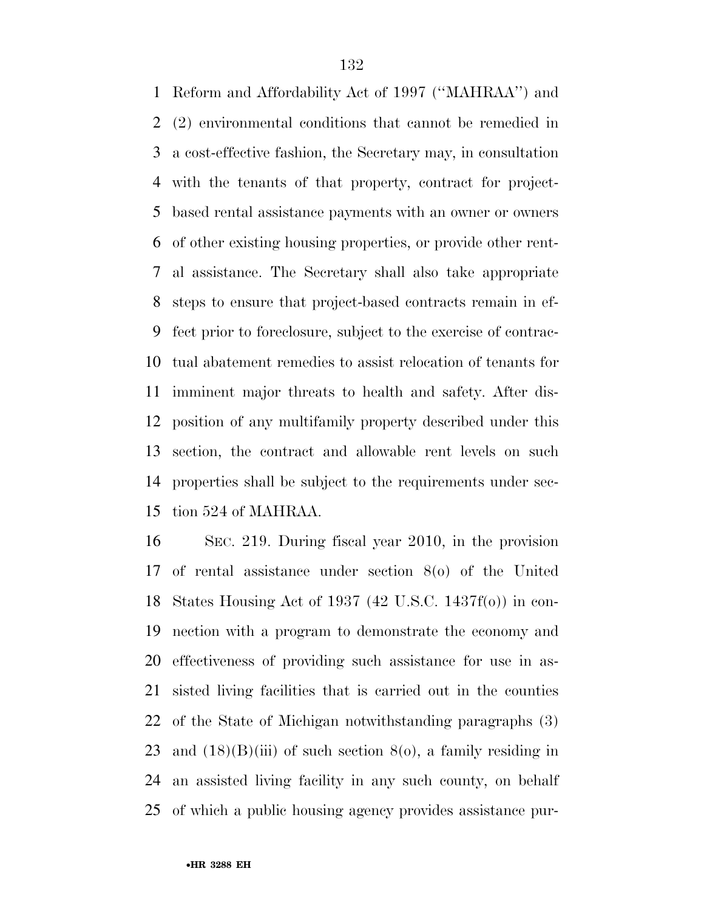Reform and Affordability Act of 1997 (''MAHRAA'') and (2) environmental conditions that cannot be remedied in a cost-effective fashion, the Secretary may, in consultation with the tenants of that property, contract for project-based rental assistance payments with an owner or owners of other existing housing properties, or provide other rental assistance. The Secretary shall also take appropriate steps to ensure that project-based contracts remain in effect prior to foreclosure, subject to the exercise of contractual abatement remedies to assist relocation of tenants for imminent major threats to health and safety. After disposition of any multifamily property described under this section, the contract and allowable rent levels on such properties shall be subject to the requirements under section 524 of MAHRAA.

SEC. 219. During fiscal year 2010, in the provision of rental assistance under section 8(o) of the United States Housing Act of 1937 (42 U.S.C. 1437f(o)) in connection with a program to demonstrate the economy and effectiveness of providing such assistance for use in assisted living facilities that is carried out in the counties of the State of Michigan notwithstanding paragraphs (3) and (18)(B)(iii) of such section 8(o), a family residing in an assisted living facility in any such county, on behalf of which a public housing agency provides assistance pur-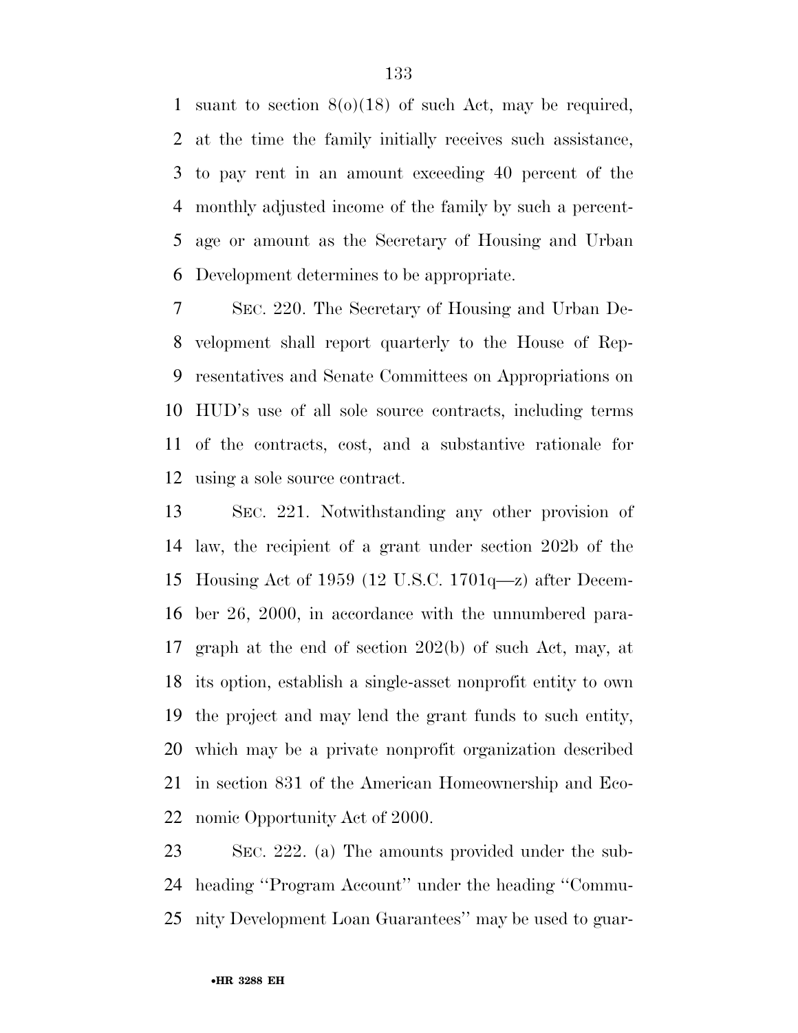suant to section 8(o)(18) of such Act, may be required, at the time the family initially receives such assistance, to pay rent in an amount exceeding 40 percent of the monthly adjusted income of the family by such a percentage or amount as the Secretary of Housing and Urban Development determines to be appropriate.

SEC. 220. The Secretary of Housing and Urban Development shall report quarterly to the House of Representatives and Senate Committees on Appropriations on HUD's use of all sole source contracts, including terms of the contracts, cost, and a substantive rationale for using a sole source contract.

SEC. 221. Notwithstanding any other provision of law, the recipient of a grant under section 202b of the Housing Act of 1959 (12 U.S.C. 1701q—z) after December 26, 2000, in accordance with the unnumbered paragraph at the end of section 202(b) of such Act, may, at its option, establish a single-asset nonprofit entity to own the project and may lend the grant funds to such entity, which may be a private nonprofit organization described in section 831 of the American Homeownership and Economic Opportunity Act of 2000.

SEC. 222. (a) The amounts provided under the subheading ''Program Account'' under the heading ''Community Development Loan Guarantees'' may be used to guar-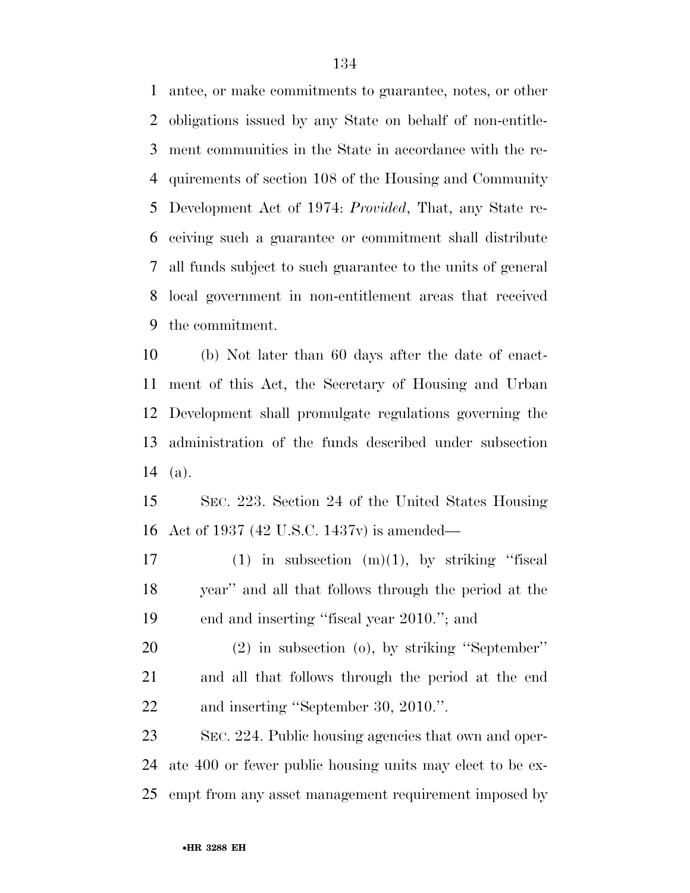antee, or make commitments to guarantee, notes, or other obligations issued by any State on behalf of non-entitlement communities in the State in accordance with the requirements of section 108 of the Housing and Community Development Act of 1974: *Provided*, That, any State receiving such a guarantee or commitment shall distribute all funds subject to such guarantee to the units of general local government in non-entitlement areas that received the commitment.

(b) Not later than 60 days after the date of enactment of this Act, the Secretary of Housing and Urban Development shall promulgate regulations governing the administration of the funds described under subsection (a).

SEC. 223. Section 24 of the United States Housing Act of 1937 (42 U.S.C. 1437v) is amended—

(1) in subsection (m)(1), by striking ''fiscal year'' and all that follows through the period at the end and inserting ''fiscal year 2010.''; and

(2) in subsection (o), by striking ''September'' and all that follows through the period at the end and inserting ''September 30, 2010.''.

SEC. 224. Public housing agencies that own and operate 400 or fewer public housing units may elect to be exempt from any asset management requirement imposed by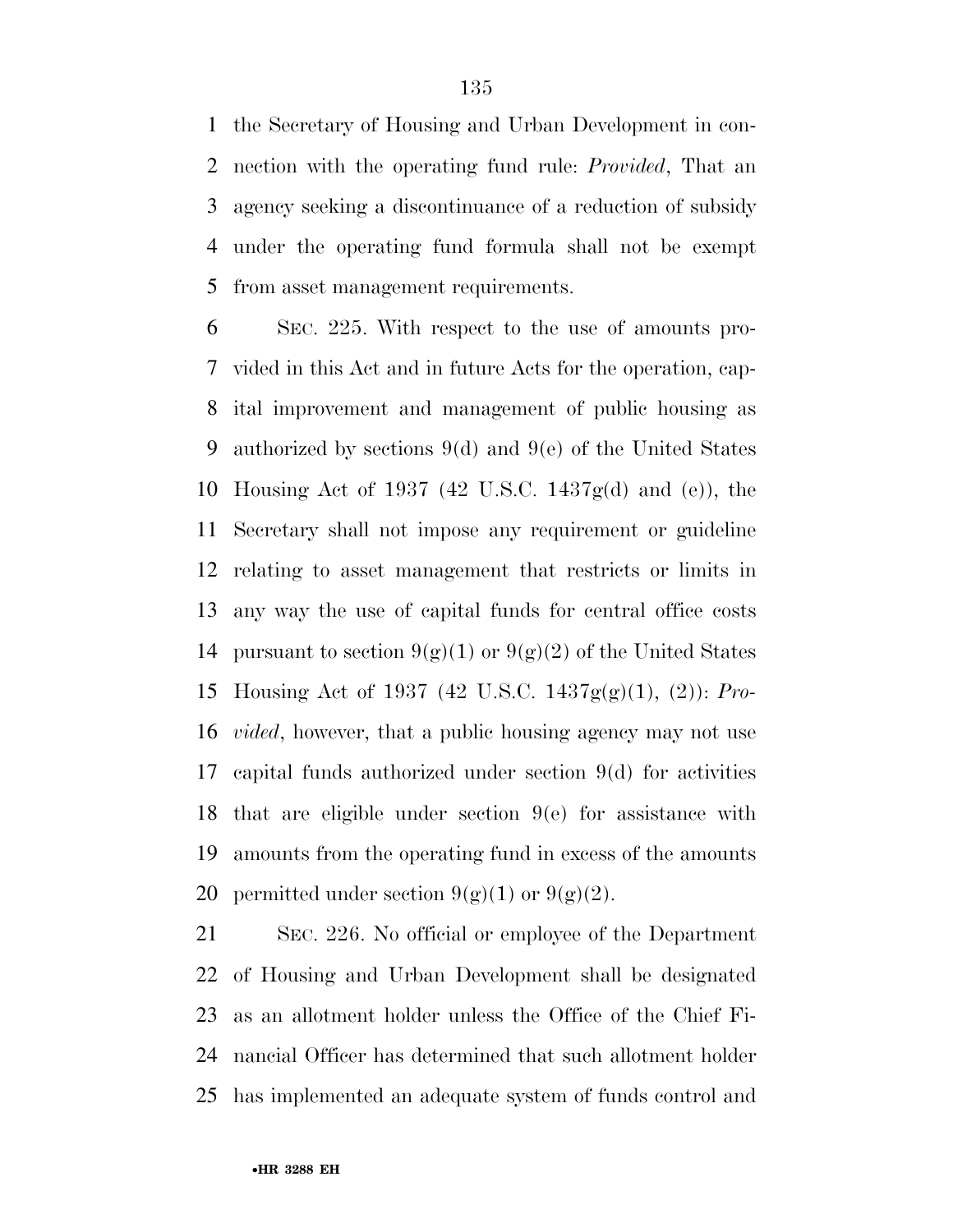the Secretary of Housing and Urban Development in connection with the operating fund rule: *Provided*, That an agency seeking a discontinuance of a reduction of subsidy under the operating fund formula shall not be exempt from asset management requirements.

SEC. 225. With respect to the use of amounts provided in this Act and in future Acts for the operation, capital improvement and management of public housing as authorized by sections 9(d) and 9(e) of the United States Housing Act of 1937 (42 U.S.C. 1437g(d) and (e)), the Secretary shall not impose any requirement or guideline relating to asset management that restricts or limits in any way the use of capital funds for central office costs pursuant to section 9(g)(1) or 9(g)(2) of the United States Housing Act of 1937 (42 U.S.C. 1437g(g)(1), (2)): *Provided*, however, that a public housing agency may not use capital funds authorized under section 9(d) for activities that are eligible under section 9(e) for assistance with amounts from the operating fund in excess of the amounts permitted under section 9(g)(1) or 9(g)(2).

SEC. 226. No official or employee of the Department of Housing and Urban Development shall be designated as an allotment holder unless the Office of the Chief Financial Officer has determined that such allotment holder has implemented an adequate system of funds control and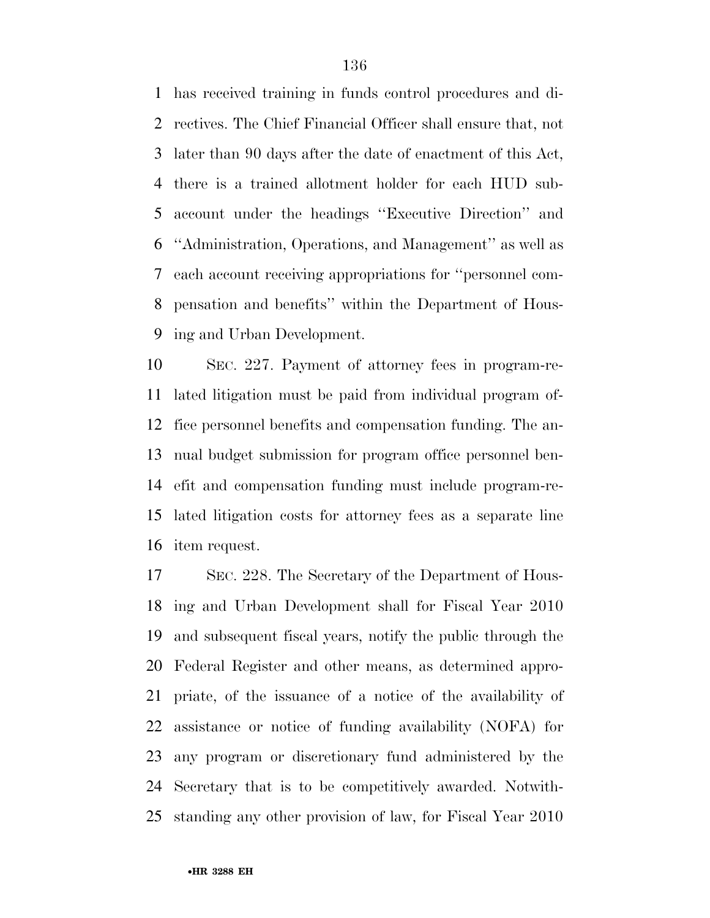has received training in funds control procedures and directives. The Chief Financial Officer shall ensure that, not later than 90 days after the date of enactment of this Act, there is a trained allotment holder for each HUD sub-account under the headings ''Executive Direction'' and ''Administration, Operations, and Management'' as well as each account receiving appropriations for ''personnel compensation and benefits'' within the Department of Housing and Urban Development.

SEC. 227. Payment of attorney fees in program-related litigation must be paid from individual program office personnel benefits and compensation funding. The annual budget submission for program office personnel benefit and compensation funding must include program-related litigation costs for attorney fees as a separate line item request.

SEC. 228. The Secretary of the Department of Housing and Urban Development shall for Fiscal Year 2010 and subsequent fiscal years, notify the public through the Federal Register and other means, as determined appropriate, of the issuance of a notice of the availability of assistance or notice of funding availability (NOFA) for any program or discretionary fund administered by the Secretary that is to be competitively awarded. Notwithstanding any other provision of law, for Fiscal Year 2010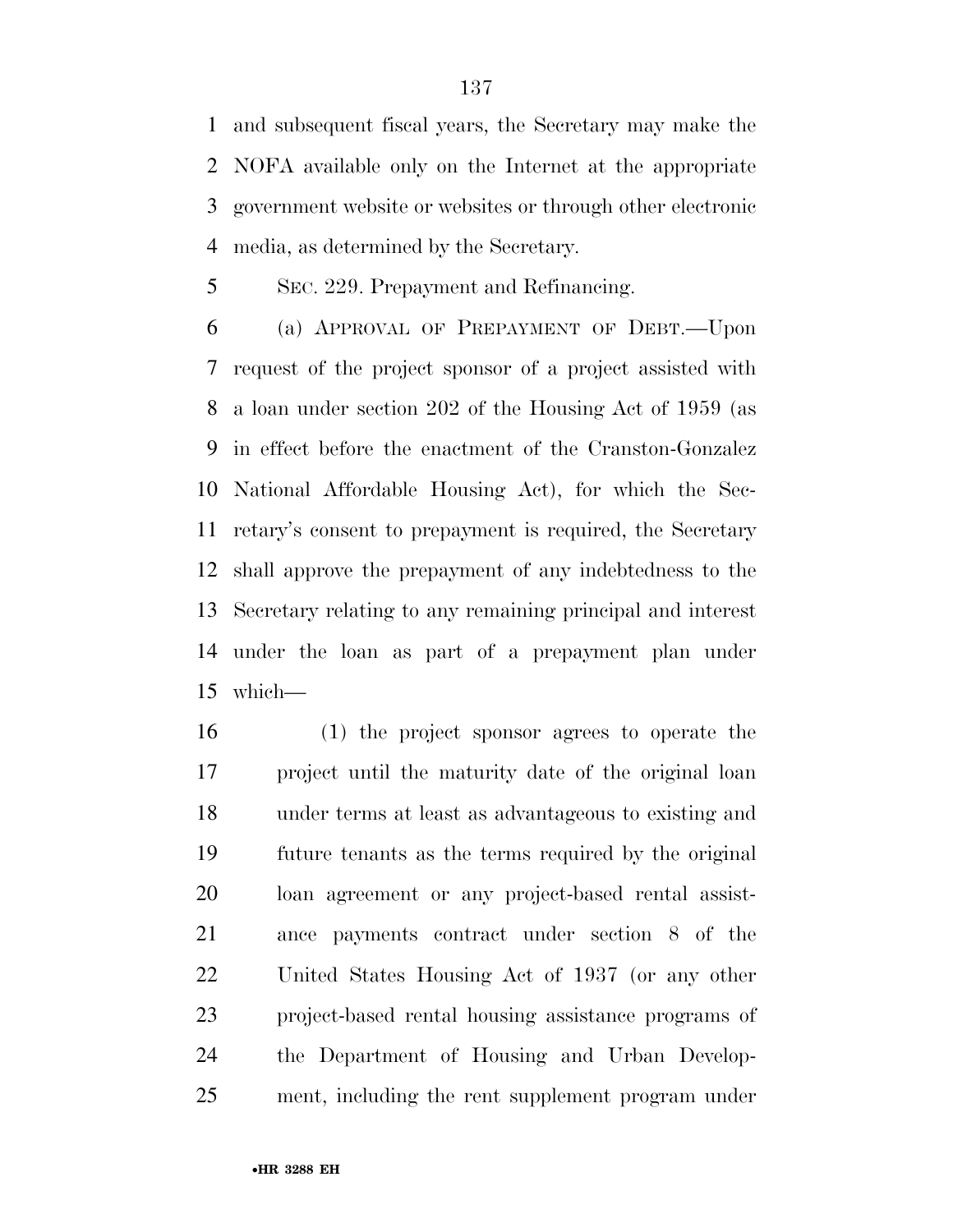and subsequent fiscal years, the Secretary may make the NOFA available only on the Internet at the appropriate government website or websites or through other electronic media, as determined by the Secretary.

SEC. 229. Prepayment and Refinancing.

(a) APPROVAL OF PREPAYMENT OF DEBT.—Upon request of the project sponsor of a project assisted with a loan under section 202 of the Housing Act of 1959 (as in effect before the enactment of the Cranston-Gonzalez National Affordable Housing Act), for which the Secretary's consent to prepayment is required, the Secretary shall approve the prepayment of any indebtedness to the Secretary relating to any remaining principal and interest under the loan as part of a prepayment plan under which—

(1) the project sponsor agrees to operate the project until the maturity date of the original loan under terms at least as advantageous to existing and future tenants as the terms required by the original loan agreement or any project-based rental assistance payments contract under section 8 of the United States Housing Act of 1937 (or any other project-based rental housing assistance programs of the Department of Housing and Urban Development, including the rent supplement program under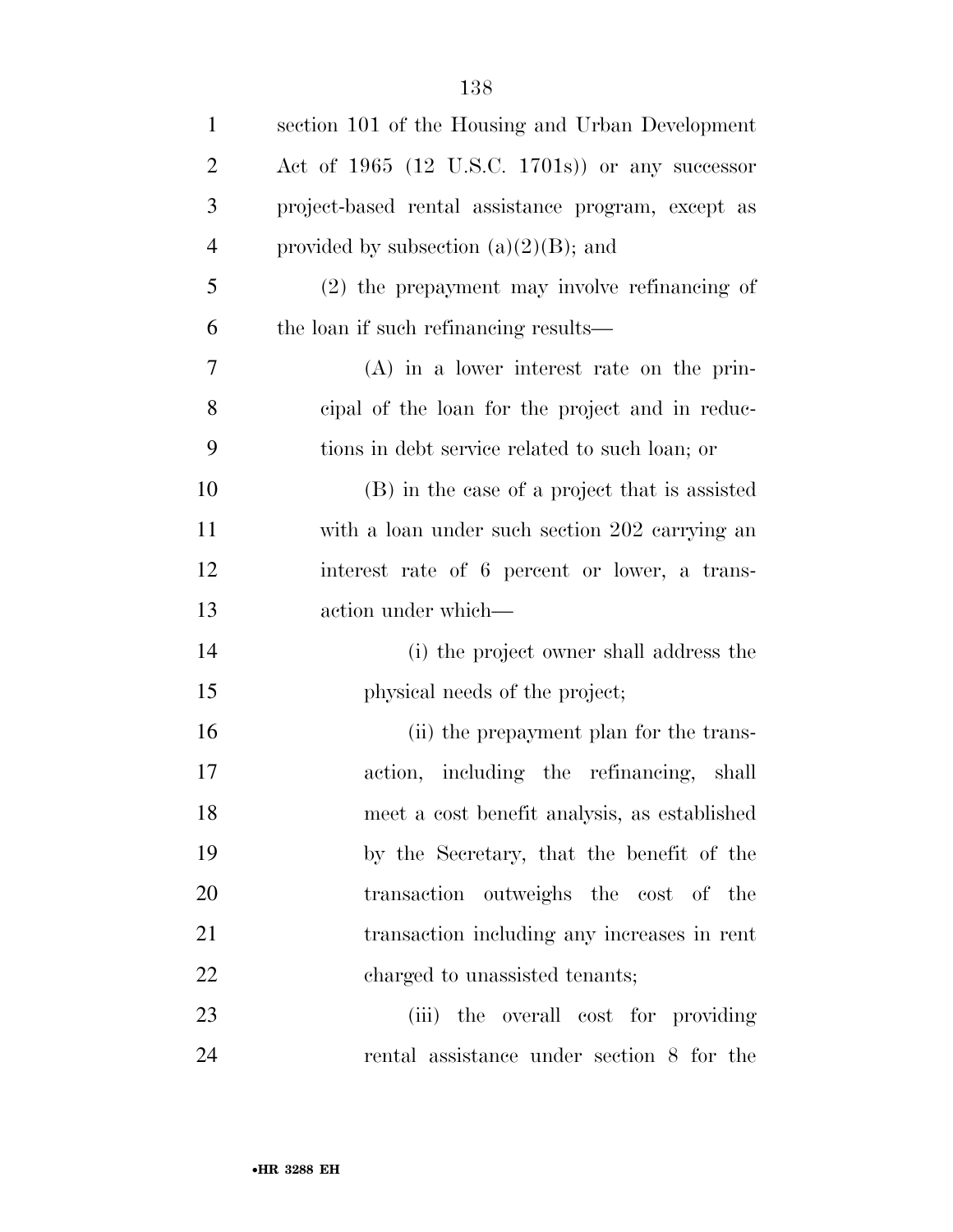section 101 of the Housing and Urban Development Act of 1965 (12 U.S.C. 1701s)) or any successor project-based rental assistance program, except as provided by subsection (a)(2)(B); and

(2) the prepayment may involve refinancing of the loan if such refinancing results—

(A) in a lower interest rate on the principal of the loan for the project and in reductions in debt service related to such loan; or

(B) in the case of a project that is assisted with a loan under such section 202 carrying an interest rate of 6 percent or lower, a transaction under which—

(i) the project owner shall address the physical needs of the project;

(ii) the prepayment plan for the transaction, including the refinancing, shall meet a cost benefit analysis, as established by the Secretary, that the benefit of the transaction outweighs the cost of the transaction including any increases in rent charged to unassisted tenants;

(iii) the overall cost for providing rental assistance under section 8 for the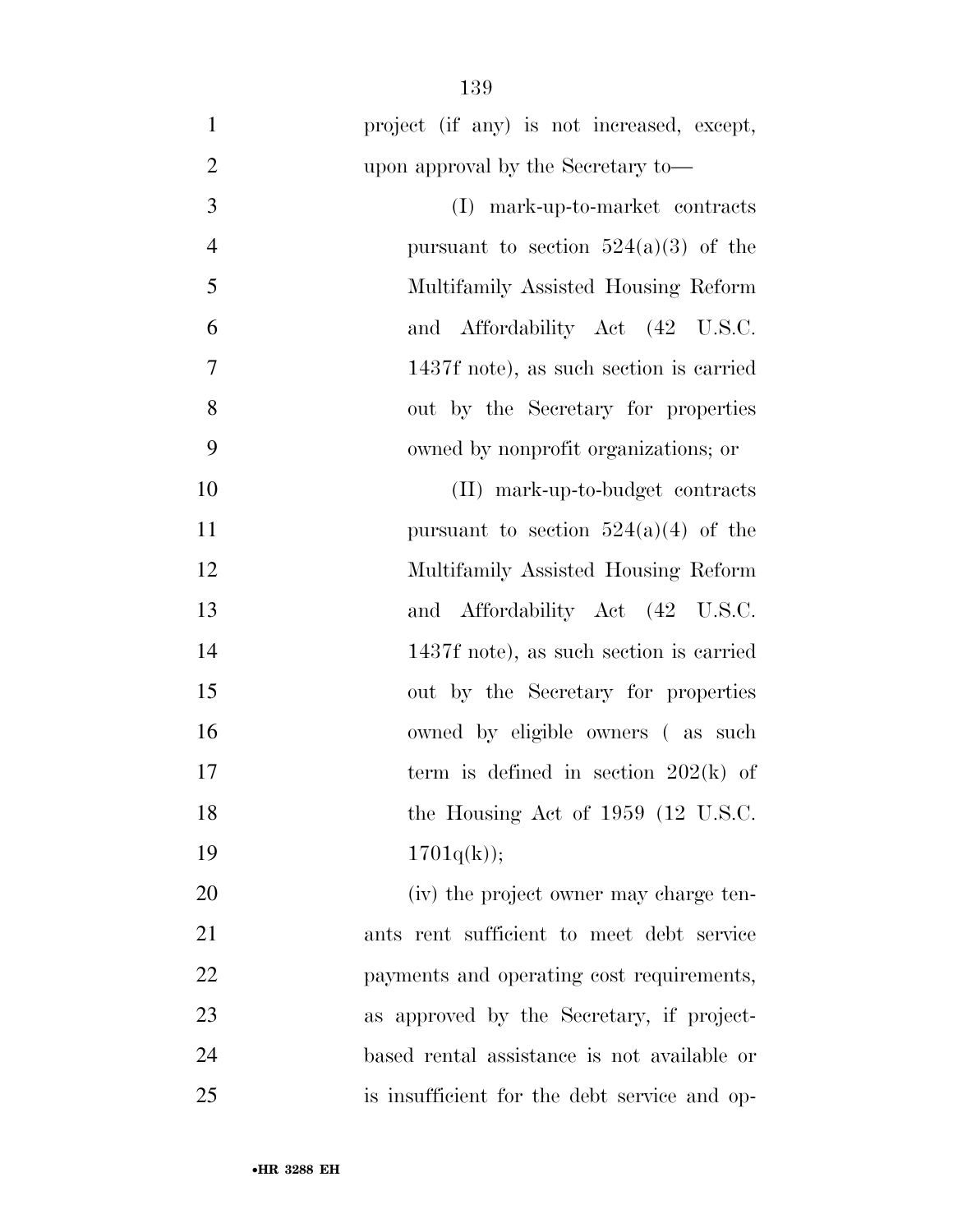project (if any) is not increased, except, upon approval by the Secretary to—

(I) mark-up-to-market contracts pursuant to section 524(a)(3) of the Multifamily Assisted Housing Reform and Affordability Act (42 U.S.C. 1437f note), as such section is carried out by the Secretary for properties owned by nonprofit organizations; or

(II) mark-up-to-budget contracts pursuant to section 524(a)(4) of the Multifamily Assisted Housing Reform and Affordability Act (42 U.S.C. 1437f note), as such section is carried out by the Secretary for properties owned by eligible owners ( as such term is defined in section 202(k) of the Housing Act of 1959 (12 U.S.C. 1701q(k));

(iv) the project owner may charge tenants rent sufficient to meet debt service payments and operating cost requirements, as approved by the Secretary, if project-based rental assistance is not available or is insufficient for the debt service and op-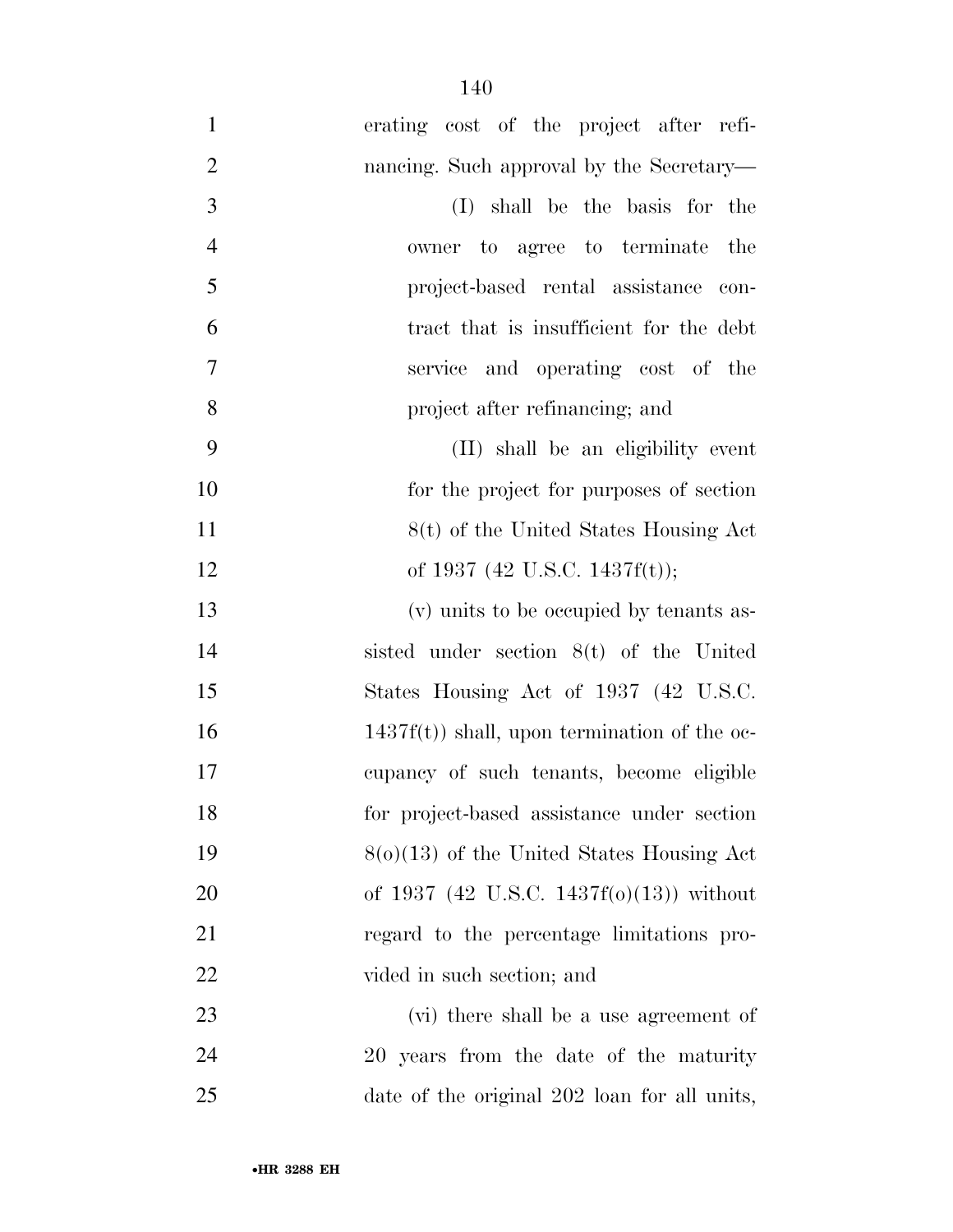erating cost of the project after refinancing. Such approval by the Secretary—

(I) shall be the basis for the owner to agree to terminate the project-based rental assistance contract that is insufficient for the debt service and operating cost of the project after refinancing; and

(II) shall be an eligibility event for the project for purposes of section 8(t) of the United States Housing Act of 1937 (42 U.S.C. 1437f(t));

(v) units to be occupied by tenants assisted under section 8(t) of the United States Housing Act of 1937 (42 U.S.C. 1437f(t)) shall, upon termination of the occupancy of such tenants, become eligible for project-based assistance under section 8(o)(13) of the United States Housing Act of 1937 (42 U.S.C. 1437f(o)(13)) without regard to the percentage limitations provided in such section; and

(vi) there shall be a use agreement of 20 years from the date of the maturity date of the original 202 loan for all units,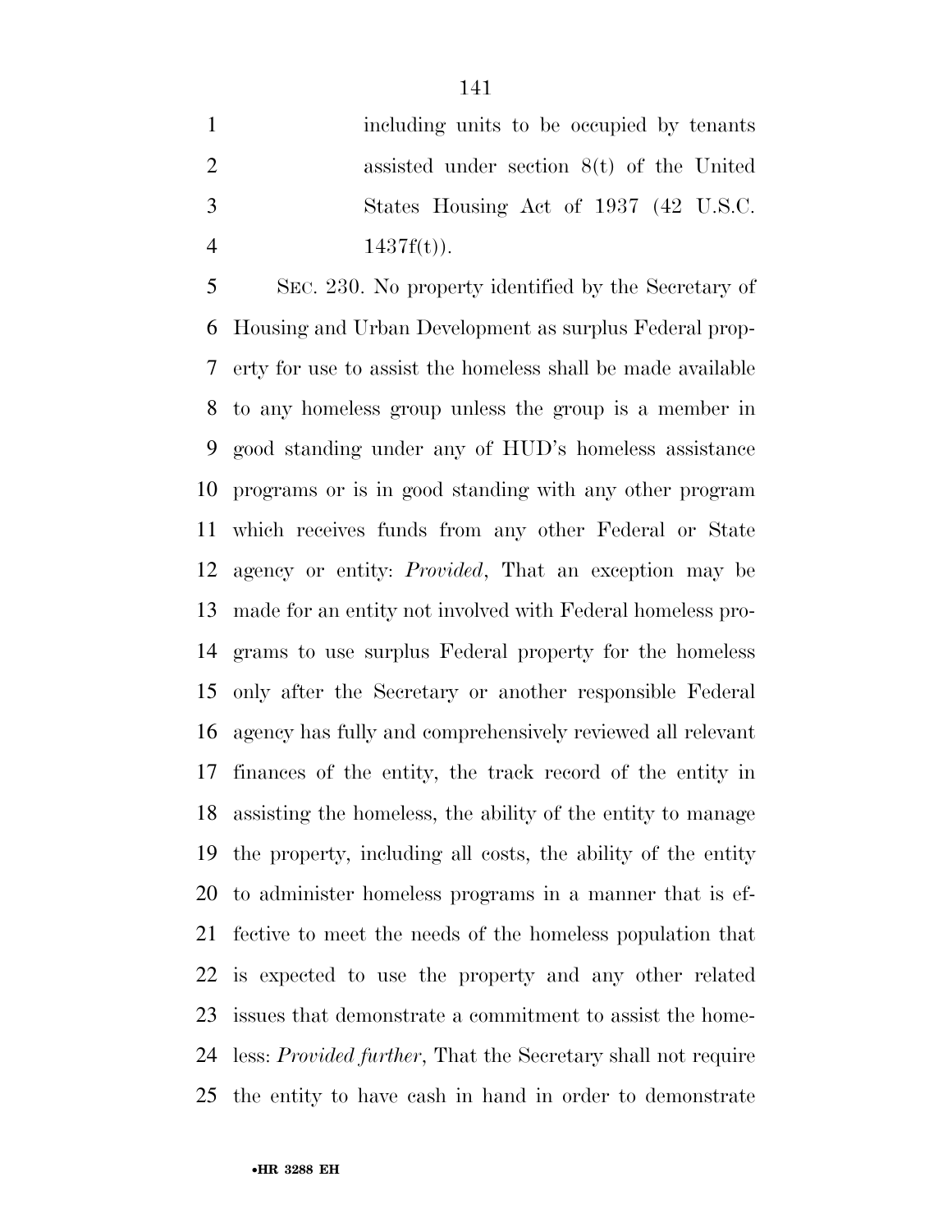including units to be occupied by tenants assisted under section 8(t) of the United States Housing Act of 1937 (42 U.S.C. 1437f(t)).

SEC. 230. No property identified by the Secretary of Housing and Urban Development as surplus Federal property for use to assist the homeless shall be made available to any homeless group unless the group is a member in good standing under any of HUD's homeless assistance programs or is in good standing with any other program which receives funds from any other Federal or State agency or entity: *Provided*, That an exception may be made for an entity not involved with Federal homeless programs to use surplus Federal property for the homeless only after the Secretary or another responsible Federal agency has fully and comprehensively reviewed all relevant finances of the entity, the track record of the entity in assisting the homeless, the ability of the entity to manage the property, including all costs, the ability of the entity to administer homeless programs in a manner that is effective to meet the needs of the homeless population that is expected to use the property and any other related issues that demonstrate a commitment to assist the homeless: *Provided further*, That the Secretary shall not require the entity to have cash in hand in order to demonstrate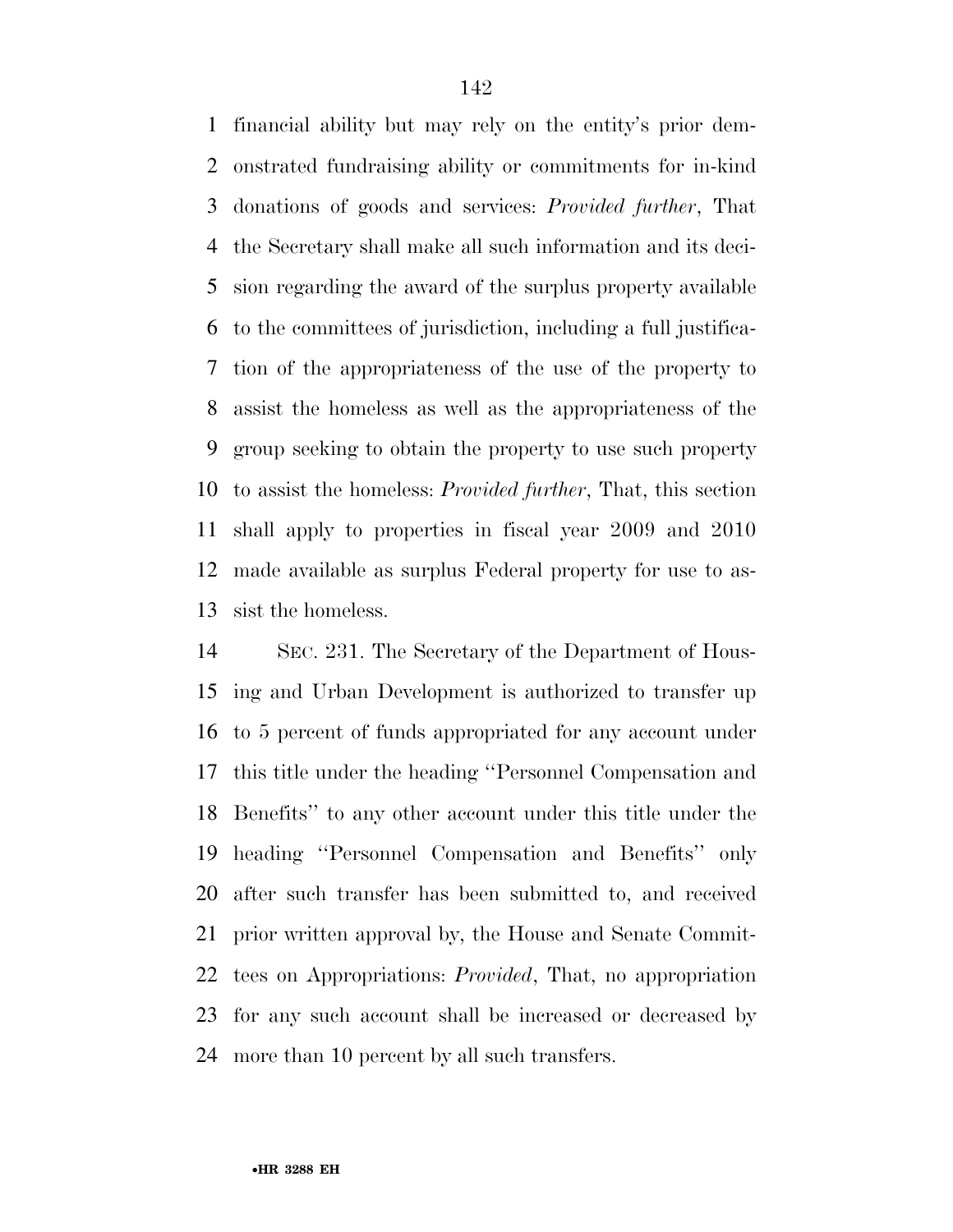financial ability but may rely on the entity's prior demonstrated fundraising ability or commitments for in-kind donations of goods and services: *Provided further*, That the Secretary shall make all such information and its decision regarding the award of the surplus property available to the committees of jurisdiction, including a full justification of the appropriateness of the use of the property to assist the homeless as well as the appropriateness of the group seeking to obtain the property to use such property to assist the homeless: *Provided further*, That, this section shall apply to properties in fiscal year 2009 and 2010 made available as surplus Federal property for use to assist the homeless.

SEC. 231. The Secretary of the Department of Housing and Urban Development is authorized to transfer up to 5 percent of funds appropriated for any account under this title under the heading ''Personnel Compensation and Benefits'' to any other account under this title under the heading ''Personnel Compensation and Benefits'' only after such transfer has been submitted to, and received prior written approval by, the House and Senate Committees on Appropriations: *Provided*, That, no appropriation for any such account shall be increased or decreased by more than 10 percent by all such transfers.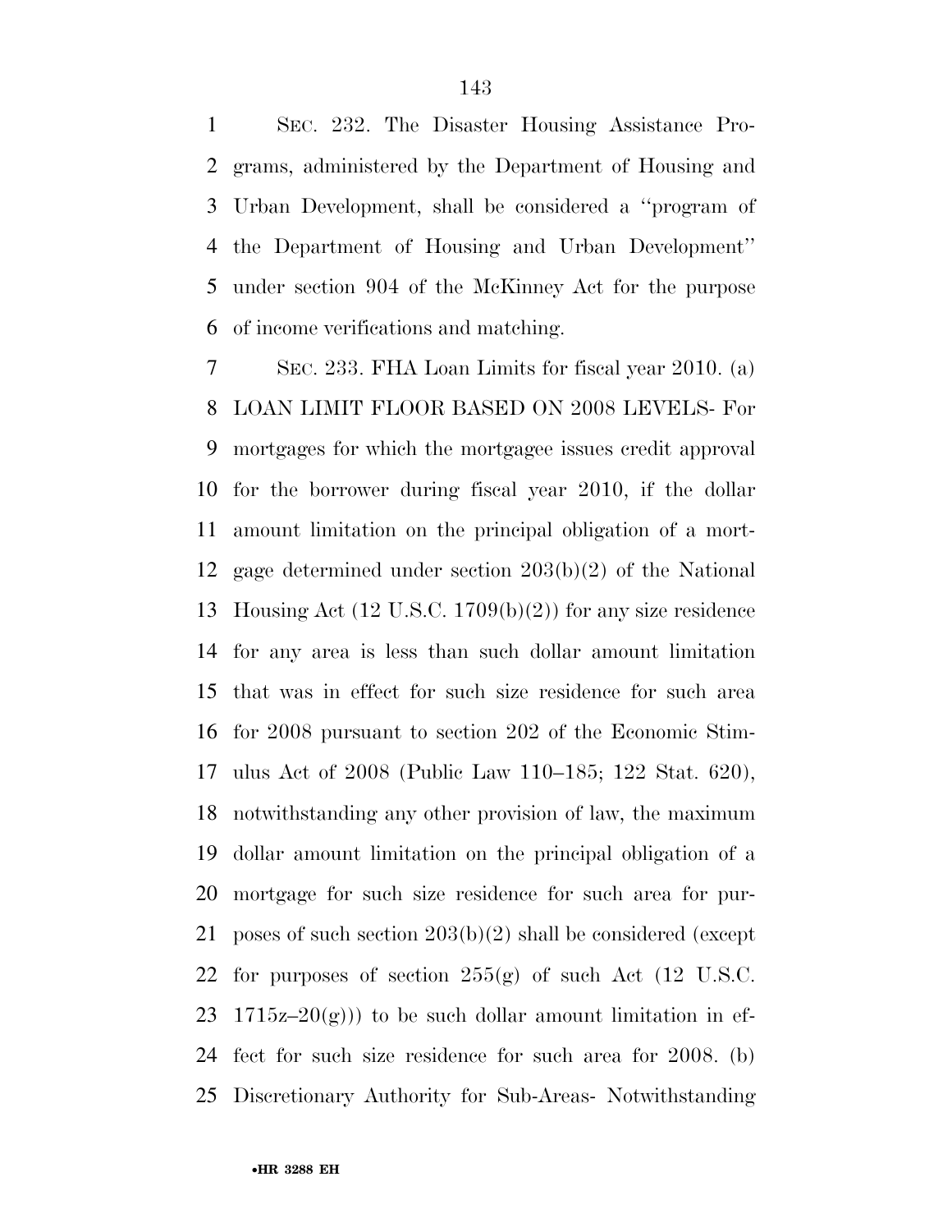SEC. 232. The Disaster Housing Assistance Programs, administered by the Department of Housing and Urban Development, shall be considered a ''program of the Department of Housing and Urban Development'' under section 904 of the McKinney Act for the purpose of income verifications and matching.

SEC. 233. FHA Loan Limits for fiscal year 2010. (a) LOAN LIMIT FLOOR BASED ON 2008 LEVELS- For mortgages for which the mortgagee issues credit approval for the borrower during fiscal year 2010, if the dollar amount limitation on the principal obligation of a mortgage determined under section 203(b)(2) of the National Housing Act (12 U.S.C. 1709(b)(2)) for any size residence for any area is less than such dollar amount limitation that was in effect for such size residence for such area for 2008 pursuant to section 202 of the Economic Stimulus Act of 2008 (Public Law 110–185; 122 Stat. 620), notwithstanding any other provision of law, the maximum dollar amount limitation on the principal obligation of a mortgage for such size residence for such area for purposes of such section 203(b)(2) shall be considered (except for purposes of section 255(g) of such Act (12 U.S.C. 1715z–20(g))) to be such dollar amount limitation in effect for such size residence for such area for 2008. (b) Discretionary Authority for Sub-Areas- Notwithstanding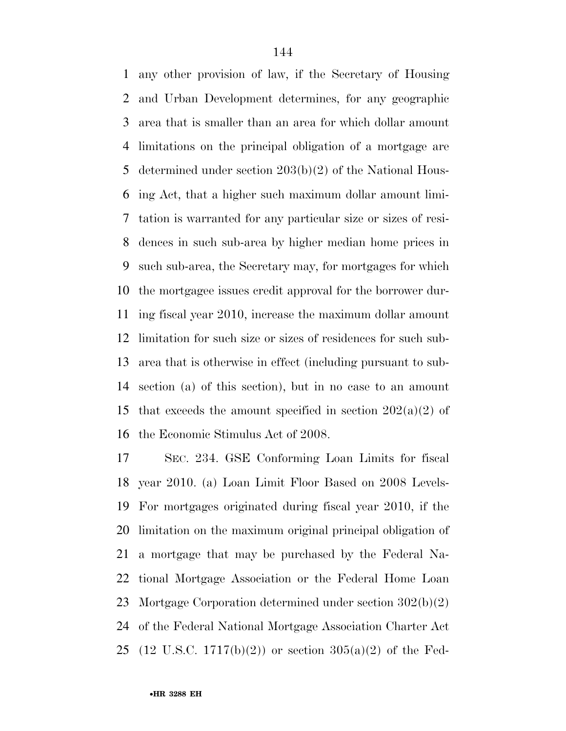any other provision of law, if the Secretary of Housing and Urban Development determines, for any geographic area that is smaller than an area for which dollar amount limitations on the principal obligation of a mortgage are determined under section 203(b)(2) of the National Housing Act, that a higher such maximum dollar amount limitation is warranted for any particular size or sizes of residences in such sub-area by higher median home prices in such sub-area, the Secretary may, for mortgages for which the mortgagee issues credit approval for the borrower during fiscal year 2010, increase the maximum dollar amount limitation for such size or sizes of residences for such sub-area that is otherwise in effect (including pursuant to subsection (a) of this section), but in no case to an amount that exceeds the amount specified in section 202(a)(2) of the Economic Stimulus Act of 2008.

SEC. 234. GSE Conforming Loan Limits for fiscal year 2010. (a) Loan Limit Floor Based on 2008 Levels- For mortgages originated during fiscal year 2010, if the limitation on the maximum original principal obligation of a mortgage that may be purchased by the Federal National Mortgage Association or the Federal Home Loan Mortgage Corporation determined under section 302(b)(2) of the Federal National Mortgage Association Charter Act (12 U.S.C. 1717(b)(2)) or section 305(a)(2) of the Fed-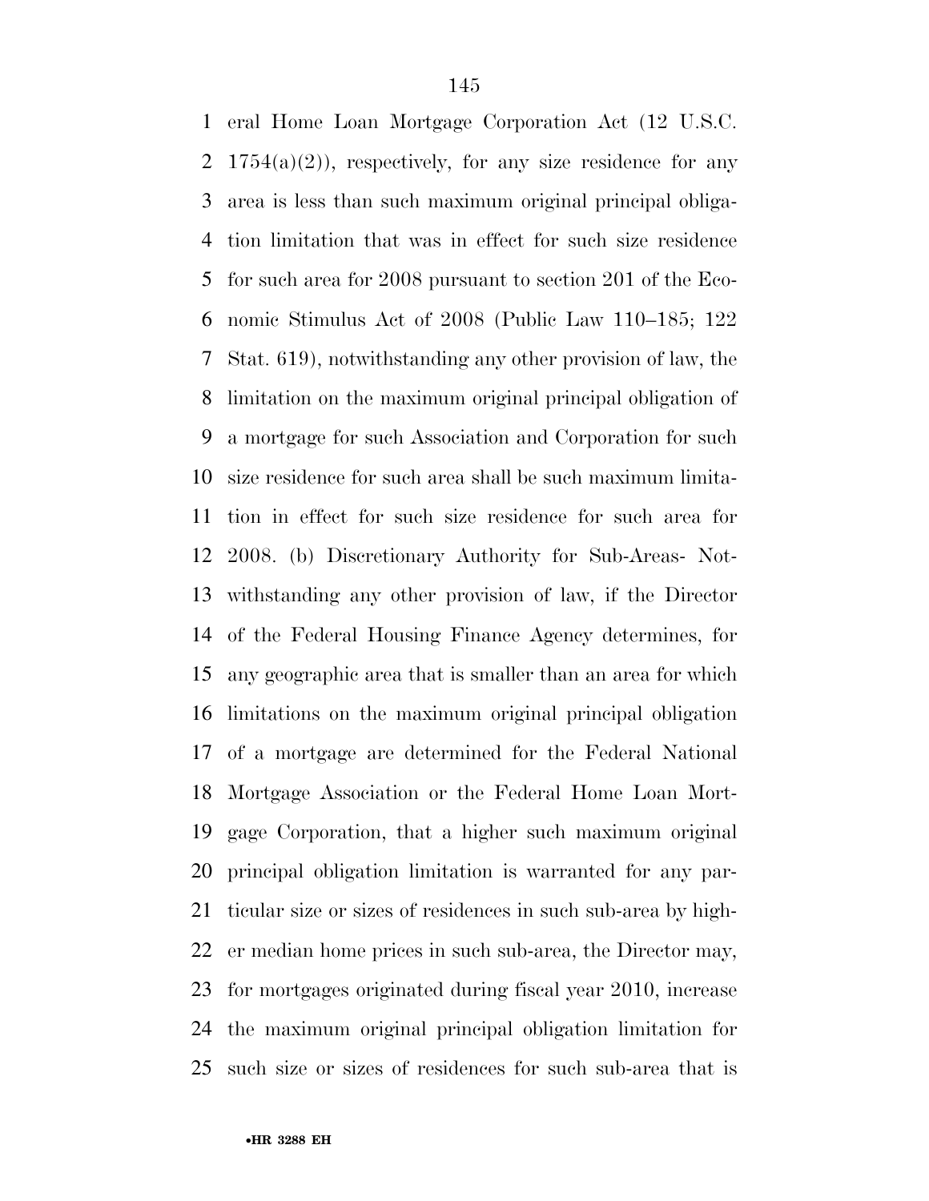eral Home Loan Mortgage Corporation Act (12 U.S.C. 1754(a)(2)), respectively, for any size residence for any area is less than such maximum original principal obligation limitation that was in effect for such size residence for such area for 2008 pursuant to section 201 of the Economic Stimulus Act of 2008 (Public Law 110–185; 122 Stat. 619), notwithstanding any other provision of law, the limitation on the maximum original principal obligation of a mortgage for such Association and Corporation for such size residence for such area shall be such maximum limitation in effect for such size residence for such area for 2008. (b) Discretionary Authority for Sub-Areas- Notwithstanding any other provision of law, if the Director of the Federal Housing Finance Agency determines, for any geographic area that is smaller than an area for which limitations on the maximum original principal obligation of a mortgage are determined for the Federal National Mortgage Association or the Federal Home Loan Mortgage Corporation, that a higher such maximum original principal obligation limitation is warranted for any particular size or sizes of residences in such sub-area by higher median home prices in such sub-area, the Director may, for mortgages originated during fiscal year 2010, increase the maximum original principal obligation limitation for such size or sizes of residences for such sub-area that is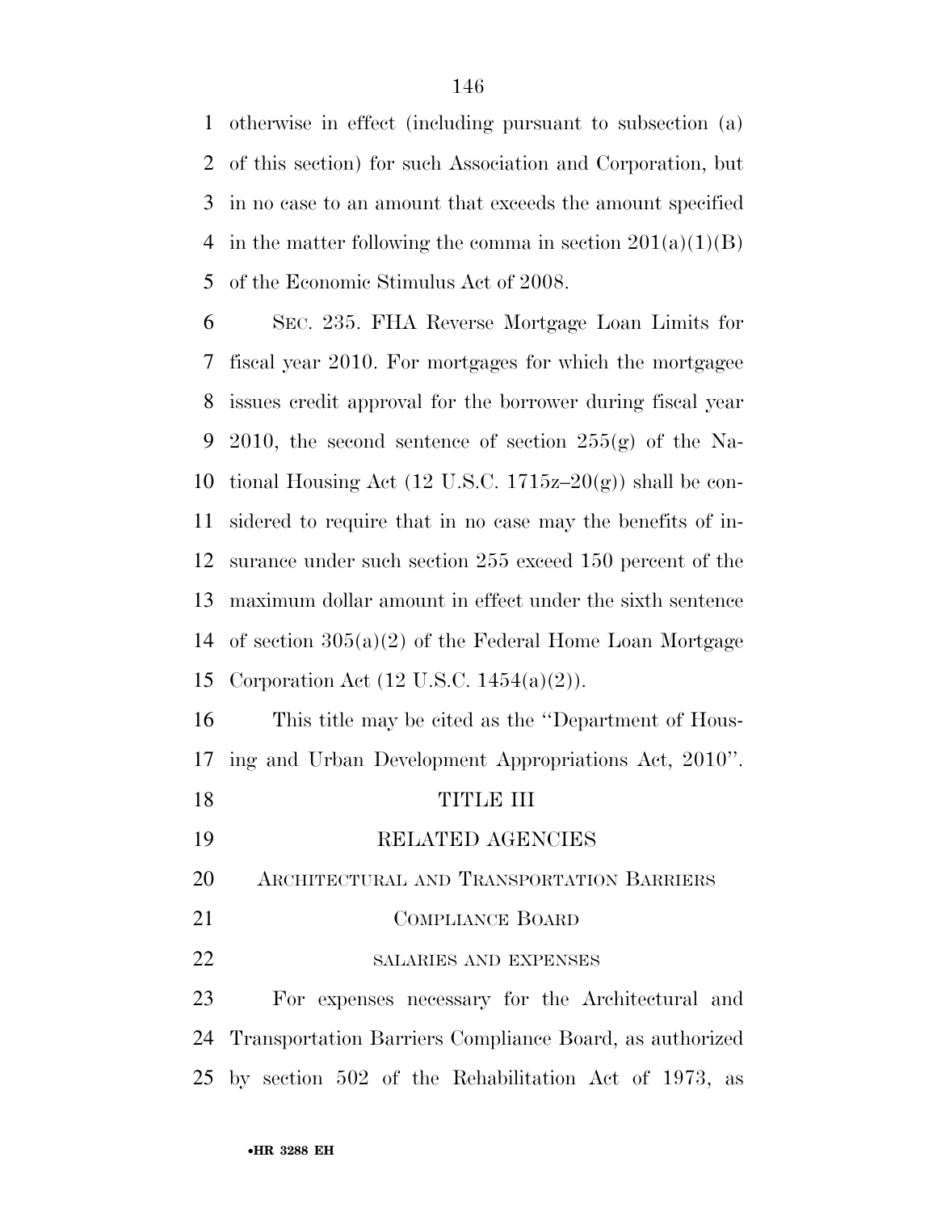otherwise in effect (including pursuant to subsection (a) of this section) for such Association and Corporation, but in no case to an amount that exceeds the amount specified in the matter following the comma in section 201(a)(1)(B) of the Economic Stimulus Act of 2008.

SEC. 235. FHA Reverse Mortgage Loan Limits for fiscal year 2010. For mortgages for which the mortgagee issues credit approval for the borrower during fiscal year 2010, the second sentence of section 255(g) of the National Housing Act (12 U.S.C. 1715z–20(g)) shall be considered to require that in no case may the benefits of insurance under such section 255 exceed 150 percent of the maximum dollar amount in effect under the sixth sentence of section 305(a)(2) of the Federal Home Loan Mortgage Corporation Act (12 U.S.C. 1454(a)(2)).

This title may be cited as the ''Department of Housing and Urban Development Appropriations Act, 2010''.

# TITLE III

# RELATED AGENCIES

## ARCHITECTURAL AND TRANSPORTATION BARRIERS COMPLIANCE BOARD

### SALARIES AND EXPENSES

For expenses necessary for the Architectural and Transportation Barriers Compliance Board, as authorized by section 502 of the Rehabilitation Act of 1973, as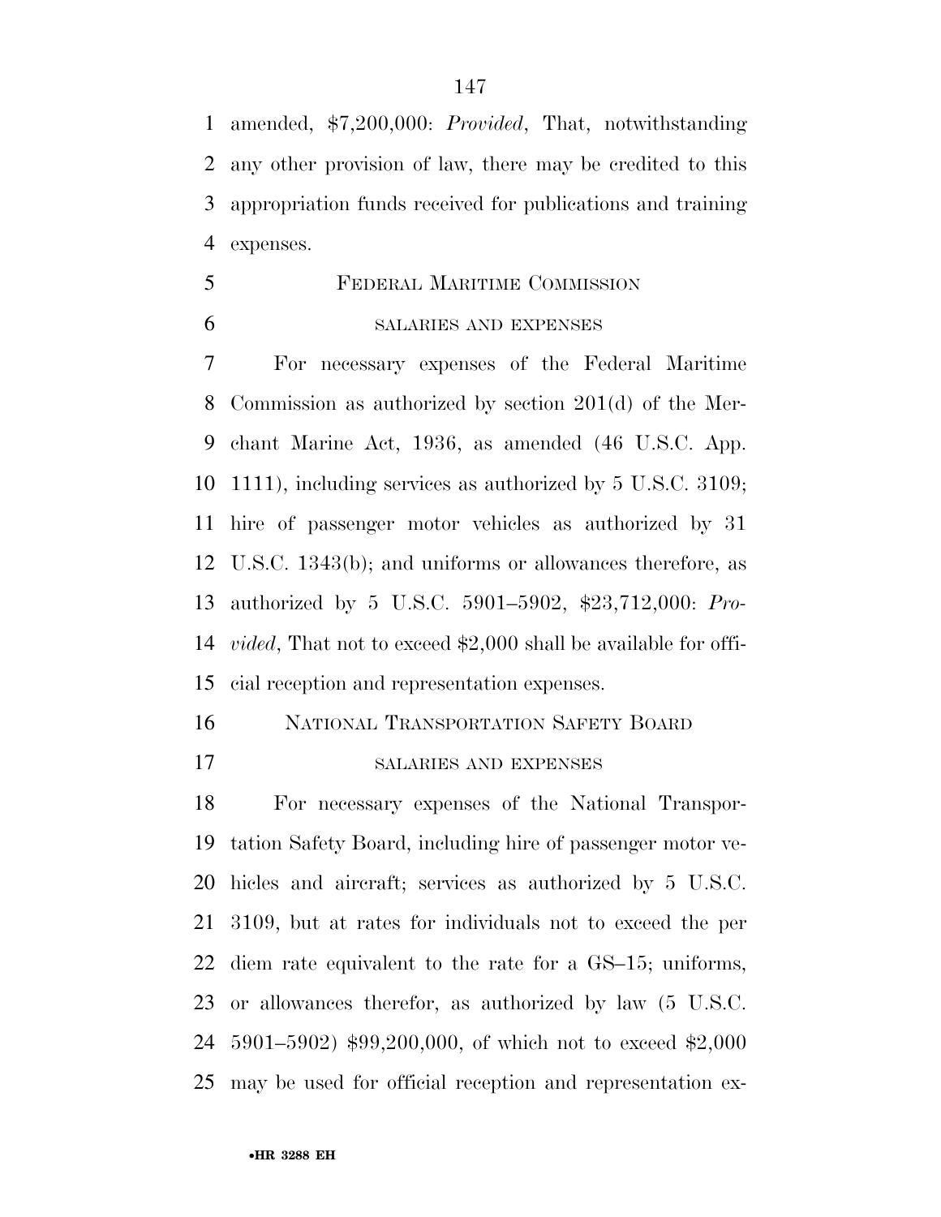amended, $7,200,000: *Provided*, That, notwithstanding any other provision of law, there may be credited to this appropriation funds received for publications and training expenses.

## FEDERAL MARITIME COMMISSION

### SALARIES AND EXPENSES

For necessary expenses of the Federal Maritime Commission as authorized by section 201(d) of the Merchant Marine Act, 1936, as amended (46 U.S.C. App. 1111), including services as authorized by 5 U.S.C. 3109; hire of passenger motor vehicles as authorized by 31 U.S.C. 1343(b); and uniforms or allowances therefore, as authorized by 5 U.S.C. 5901–5902, $23,712,000: *Provided*, That not to exceed $2,000 shall be available for official reception and representation expenses.

## NATIONAL TRANSPORTATION SAFETY BOARD

### SALARIES AND EXPENSES

For necessary expenses of the National Transportation Safety Board, including hire of passenger motor vehicles and aircraft; services as authorized by 5 U.S.C. 3109, but at rates for individuals not to exceed the per diem rate equivalent to the rate for a GS–15; uniforms, or allowances therefor, as authorized by law (5 U.S.C. 5901–5902) $99,200,000, of which not to exceed $2,000 may be used for official reception and representation ex-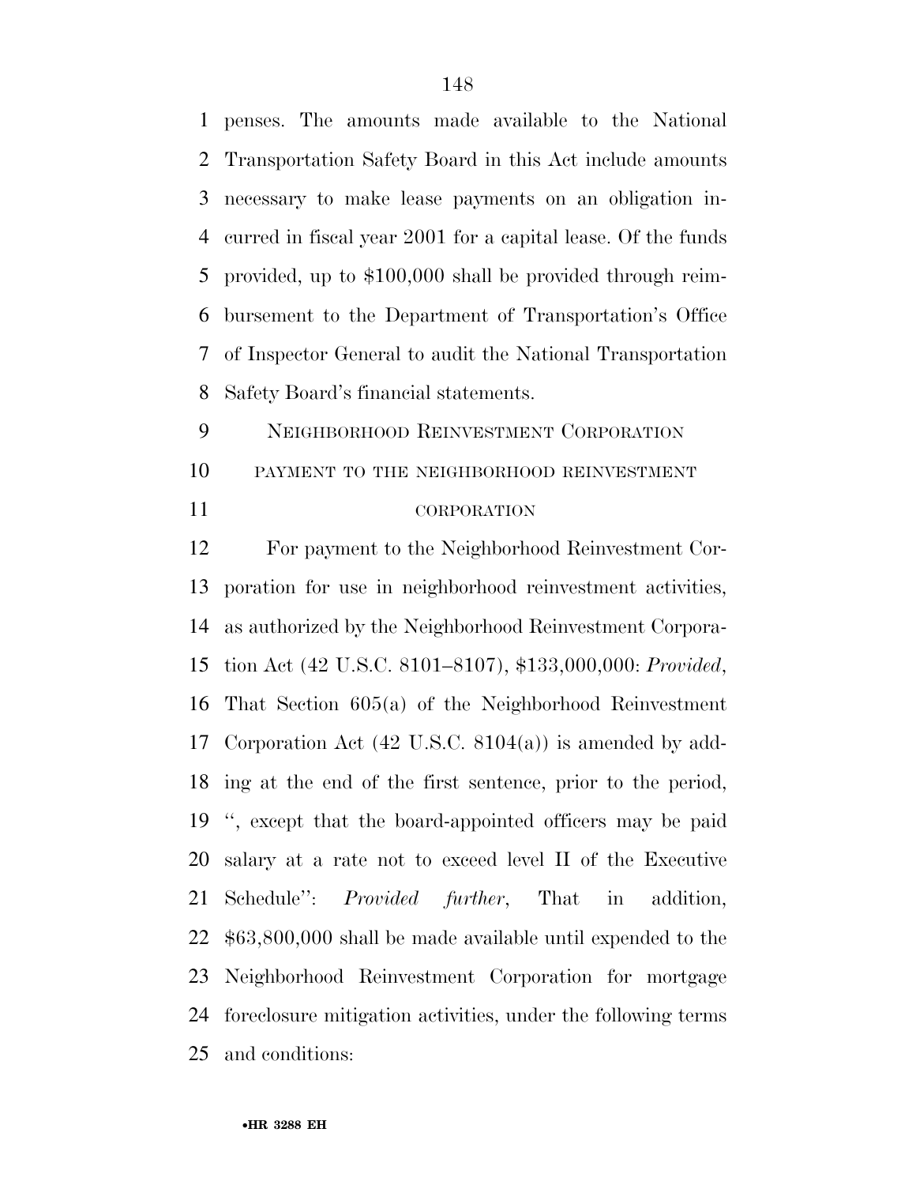penses. The amounts made available to the National Transportation Safety Board in this Act include amounts necessary to make lease payments on an obligation incurred in fiscal year 2001 for a capital lease. Of the funds provided, up to $100,000 shall be provided through reimbursement to the Department of Transportation's Office of Inspector General to audit the National Transportation Safety Board's financial statements.

NEIGHBORHOOD REINVESTMENT CORPORATION

PAYMENT TO THE NEIGHBORHOOD REINVESTMENT CORPORATION

For payment to the Neighborhood Reinvestment Corporation for use in neighborhood reinvestment activities, as authorized by the Neighborhood Reinvestment Corporation Act (42 U.S.C. 8101–8107), $133,000,000: *Provided*, That Section 605(a) of the Neighborhood Reinvestment Corporation Act (42 U.S.C. 8104(a)) is amended by adding at the end of the first sentence, prior to the period, '', except that the board-appointed officers may be paid salary at a rate not to exceed level II of the Executive Schedule'': *Provided further*, That in addition, $63,800,000 shall be made available until expended to the Neighborhood Reinvestment Corporation for mortgage foreclosure mitigation activities, under the following terms and conditions: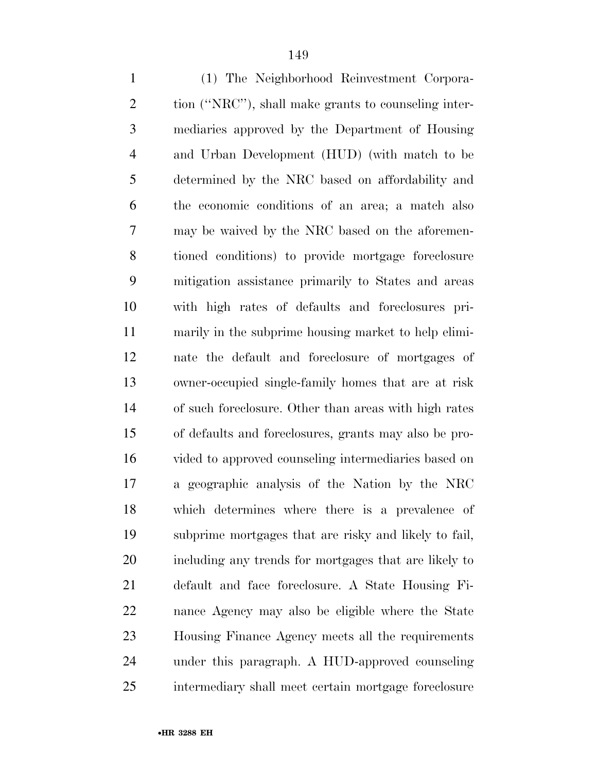(1) The Neighborhood Reinvestment Corporation ("NRC"), shall make grants to counseling intermediaries approved by the Department of Housing and Urban Development (HUD) (with match to be determined by the NRC based on affordability and the economic conditions of an area; a match also may be waived by the NRC based on the aforementioned conditions) to provide mortgage foreclosure mitigation assistance primarily to States and areas with high rates of defaults and foreclosures primarily in the subprime housing market to help eliminate the default and foreclosure of mortgages of owner-occupied single-family homes that are at risk of such foreclosure. Other than areas with high rates of defaults and foreclosures, grants may also be provided to approved counseling intermediaries based on a geographic analysis of the Nation by the NRC which determines where there is a prevalence of subprime mortgages that are risky and likely to fail, including any trends for mortgages that are likely to default and face foreclosure. A State Housing Finance Agency may also be eligible where the State Housing Finance Agency meets all the requirements under this paragraph. A HUD-approved counseling intermediary shall meet certain mortgage foreclosure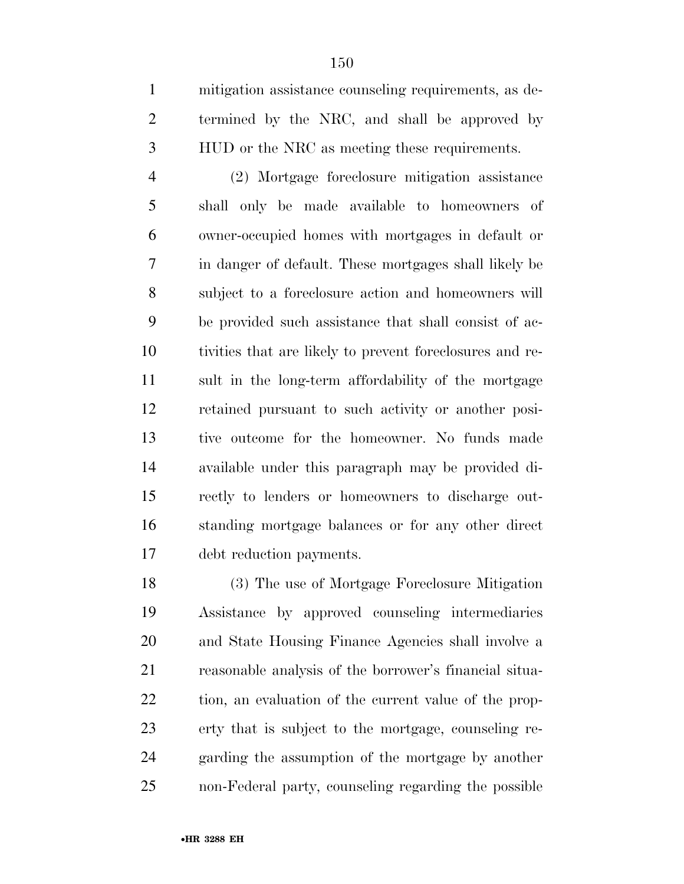mitigation assistance counseling requirements, as determined by the NRC, and shall be approved by HUD or the NRC as meeting these requirements.

(2) Mortgage foreclosure mitigation assistance shall only be made available to homeowners of owner-occupied homes with mortgages in default or in danger of default. These mortgages shall likely be subject to a foreclosure action and homeowners will be provided such assistance that shall consist of activities that are likely to prevent foreclosures and result in the long-term affordability of the mortgage retained pursuant to such activity or another positive outcome for the homeowner. No funds made available under this paragraph may be provided directly to lenders or homeowners to discharge outstanding mortgage balances or for any other direct debt reduction payments.

(3) The use of Mortgage Foreclosure Mitigation Assistance by approved counseling intermediaries and State Housing Finance Agencies shall involve a reasonable analysis of the borrower's financial situation, an evaluation of the current value of the property that is subject to the mortgage, counseling regarding the assumption of the mortgage by another non-Federal party, counseling regarding the possible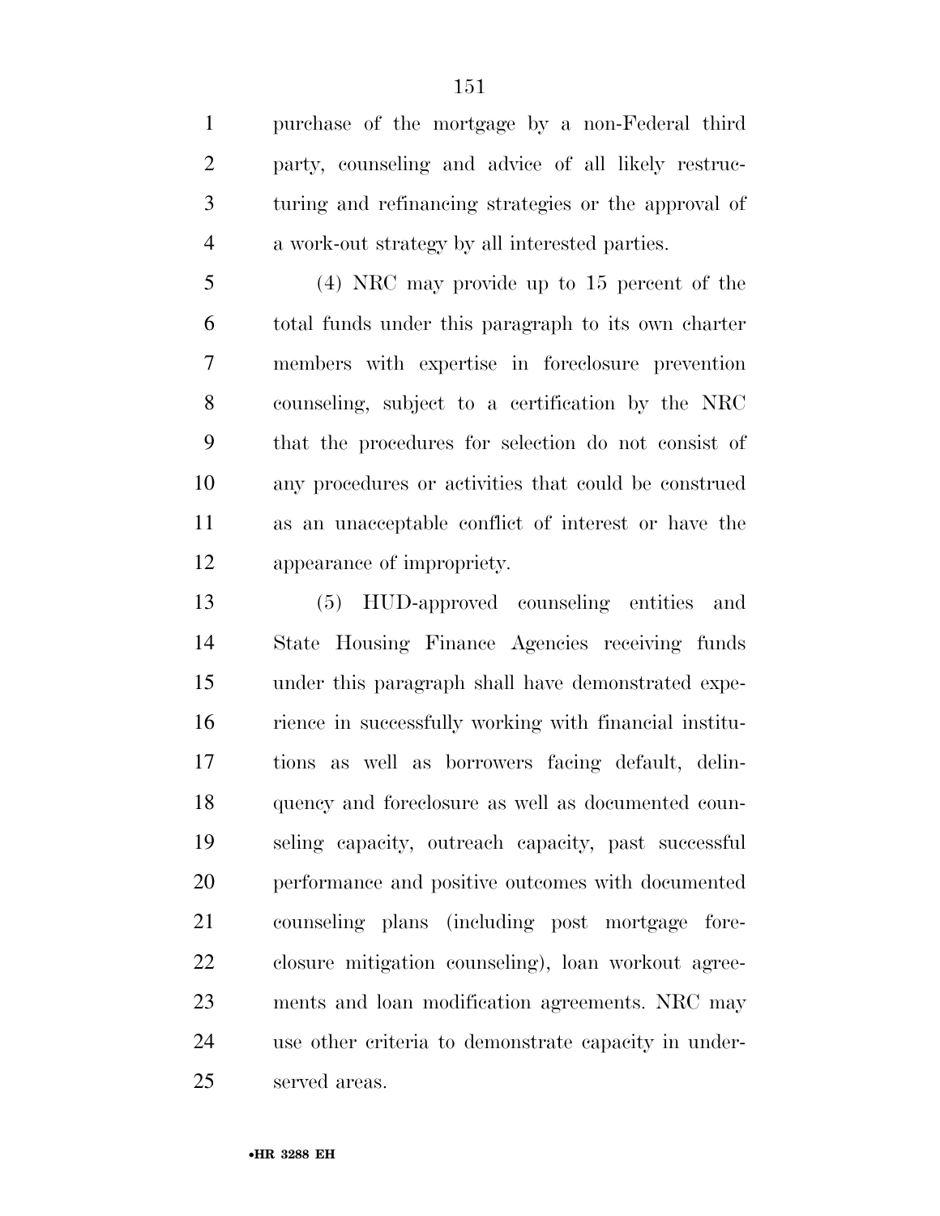purchase of the mortgage by a non-Federal third party, counseling and advice of all likely restructuring and refinancing strategies or the approval of a work-out strategy by all interested parties.

(4) NRC may provide up to 15 percent of the total funds under this paragraph to its own charter members with expertise in foreclosure prevention counseling, subject to a certification by the NRC that the procedures for selection do not consist of any procedures or activities that could be construed as an unacceptable conflict of interest or have the appearance of impropriety.

(5) HUD-approved counseling entities and State Housing Finance Agencies receiving funds under this paragraph shall have demonstrated experience in successfully working with financial institutions as well as borrowers facing default, delinquency and foreclosure as well as documented counseling capacity, outreach capacity, past successful performance and positive outcomes with documented counseling plans (including post mortgage foreclosure mitigation counseling), loan workout agreements and loan modification agreements. NRC may use other criteria to demonstrate capacity in underserved areas.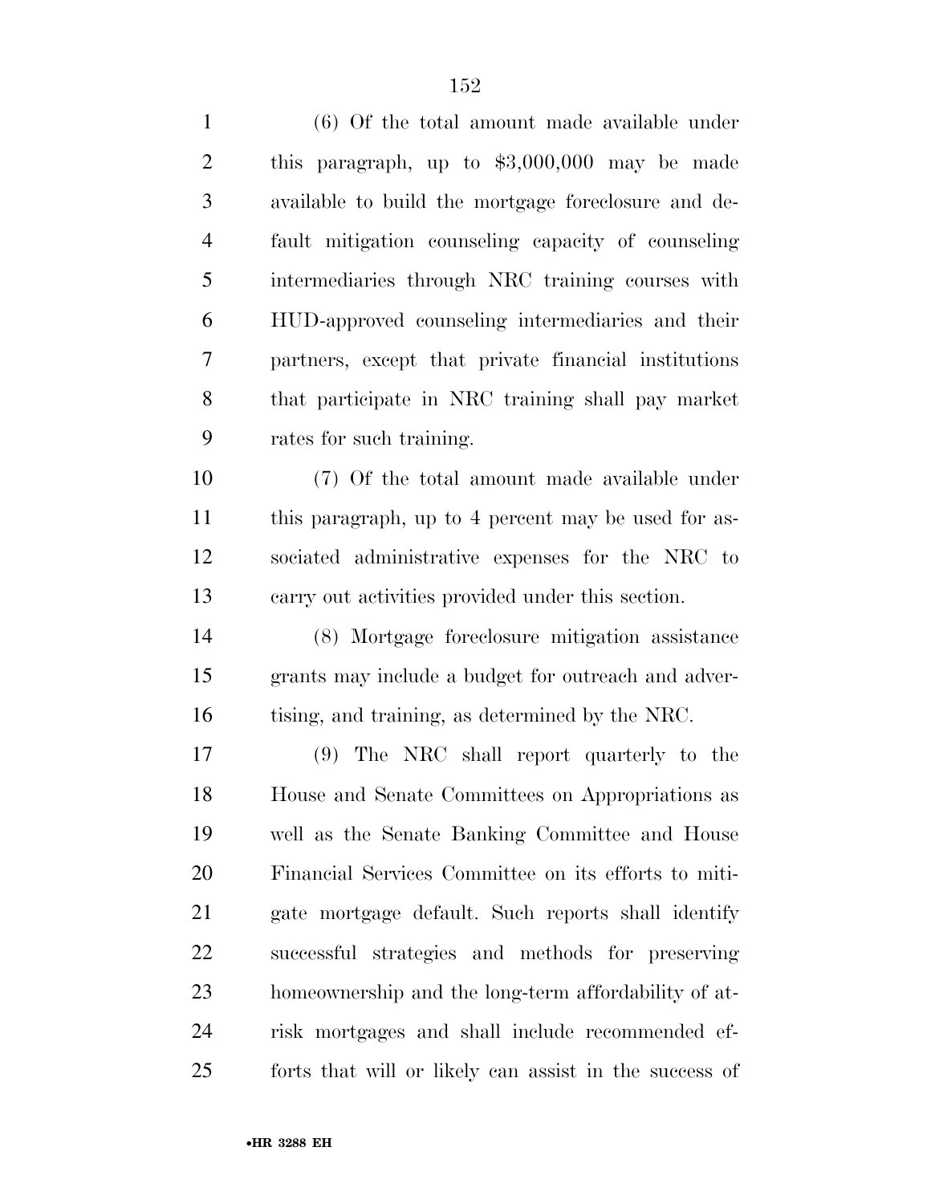(6) Of the total amount made available under this paragraph, up to $3,000,000 may be made available to build the mortgage foreclosure and default mitigation counseling capacity of counseling intermediaries through NRC training courses with HUD-approved counseling intermediaries and their partners, except that private financial institutions that participate in NRC training shall pay market rates for such training.

(7) Of the total amount made available under this paragraph, up to 4 percent may be used for associated administrative expenses for the NRC to carry out activities provided under this section.

(8) Mortgage foreclosure mitigation assistance grants may include a budget for outreach and advertising, and training, as determined by the NRC.

(9) The NRC shall report quarterly to the House and Senate Committees on Appropriations as well as the Senate Banking Committee and House Financial Services Committee on its efforts to mitigate mortgage default. Such reports shall identify successful strategies and methods for preserving homeownership and the long-term affordability of at-risk mortgages and shall include recommended efforts that will or likely can assist in the success of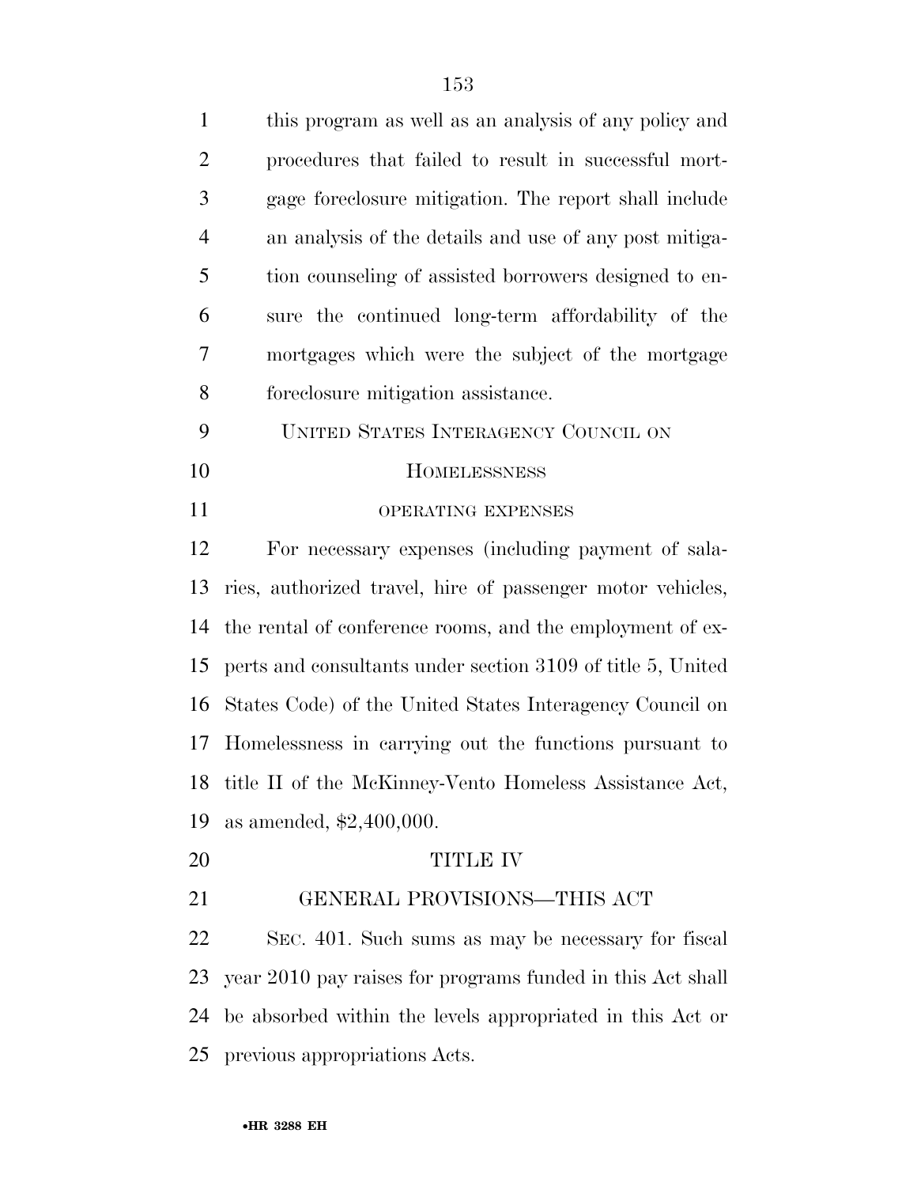this program as well as an analysis of any policy and procedures that failed to result in successful mortgage foreclosure mitigation. The report shall include an analysis of the details and use of any post mitigation counseling of assisted borrowers designed to ensure the continued long-term affordability of the mortgages which were the subject of the mortgage foreclosure mitigation assistance.

UNITED STATES INTERAGENCY COUNCIL ON HOMELESSNESS

OPERATING EXPENSES

For necessary expenses (including payment of salaries, authorized travel, hire of passenger motor vehicles, the rental of conference rooms, and the employment of experts and consultants under section 3109 of title 5, United States Code) of the United States Interagency Council on Homelessness in carrying out the functions pursuant to title II of the McKinney-Vento Homeless Assistance Act, as amended, $2,400,000.

## TITLE IV

## GENERAL PROVISIONS—THIS ACT

SEC. 401. Such sums as may be necessary for fiscal year 2010 pay raises for programs funded in this Act shall be absorbed within the levels appropriated in this Act or previous appropriations Acts.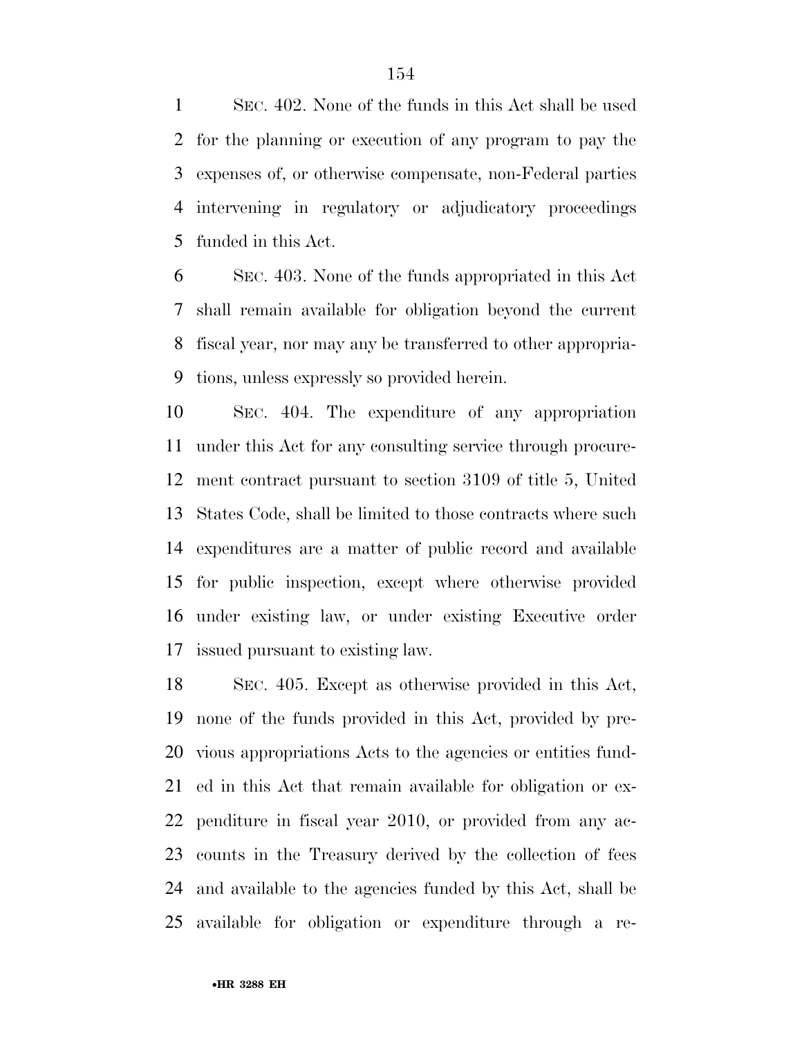SEC. 402. None of the funds in this Act shall be used for the planning or execution of any program to pay the expenses of, or otherwise compensate, non-Federal parties intervening in regulatory or adjudicatory proceedings funded in this Act.

SEC. 403. None of the funds appropriated in this Act shall remain available for obligation beyond the current fiscal year, nor may any be transferred to other appropriations, unless expressly so provided herein.

SEC. 404. The expenditure of any appropriation under this Act for any consulting service through procurement contract pursuant to section 3109 of title 5, United States Code, shall be limited to those contracts where such expenditures are a matter of public record and available for public inspection, except where otherwise provided under existing law, or under existing Executive order issued pursuant to existing law.

SEC. 405. Except as otherwise provided in this Act, none of the funds provided in this Act, provided by previous appropriations Acts to the agencies or entities funded in this Act that remain available for obligation or expenditure in fiscal year 2010, or provided from any accounts in the Treasury derived by the collection of fees and available to the agencies funded by this Act, shall be available for obligation or expenditure through a re-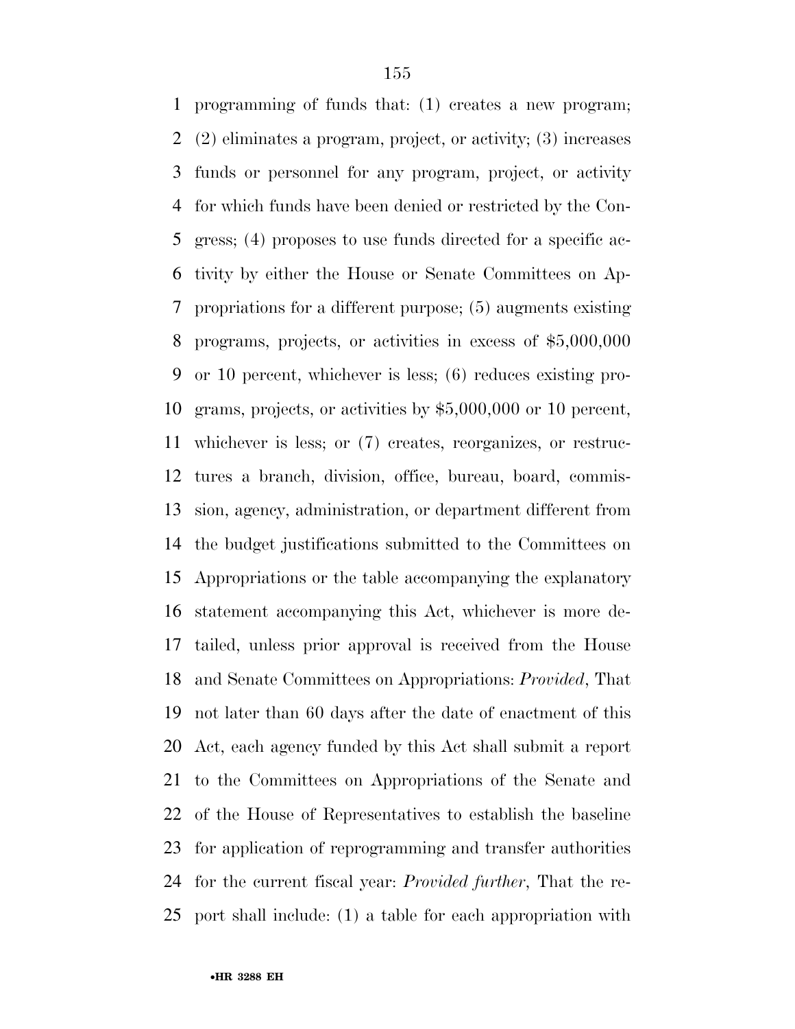programming of funds that: (1) creates a new program; (2) eliminates a program, project, or activity; (3) increases funds or personnel for any program, project, or activity for which funds have been denied or restricted by the Congress; (4) proposes to use funds directed for a specific activity by either the House or Senate Committees on Appropriations for a different purpose; (5) augments existing programs, projects, or activities in excess of $5,000,000 or 10 percent, whichever is less; (6) reduces existing programs, projects, or activities by $5,000,000 or 10 percent, whichever is less; or (7) creates, reorganizes, or restructures a branch, division, office, bureau, board, commission, agency, administration, or department different from the budget justifications submitted to the Committees on Appropriations or the table accompanying the explanatory statement accompanying this Act, whichever is more detailed, unless prior approval is received from the House and Senate Committees on Appropriations: *Provided*, That not later than 60 days after the date of enactment of this Act, each agency funded by this Act shall submit a report to the Committees on Appropriations of the Senate and of the House of Representatives to establish the baseline for application of reprogramming and transfer authorities for the current fiscal year: *Provided further*, That the report shall include: (1) a table for each appropriation with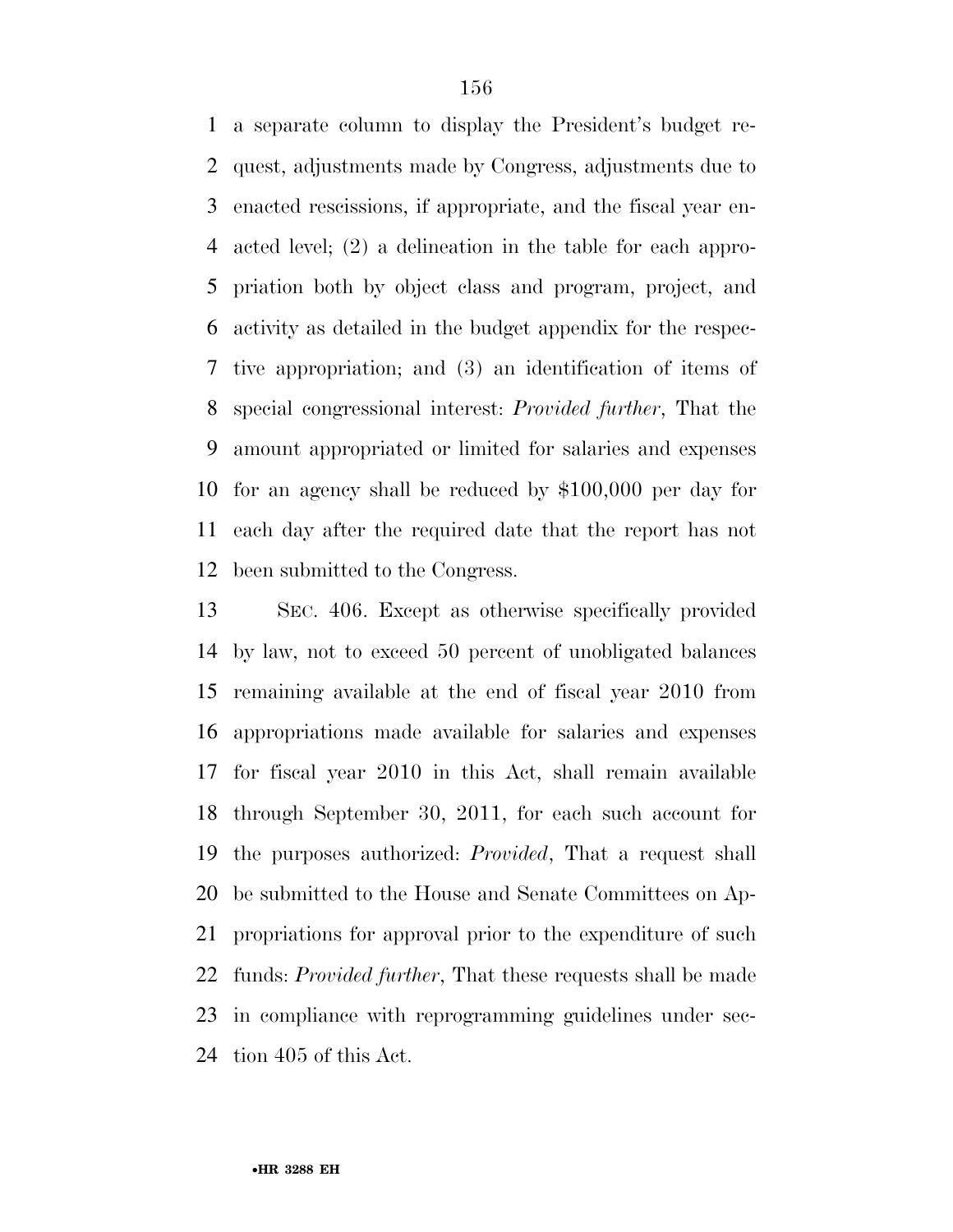a separate column to display the President's budget request, adjustments made by Congress, adjustments due to enacted rescissions, if appropriate, and the fiscal year enacted level; (2) a delineation in the table for each appropriation both by object class and program, project, and activity as detailed in the budget appendix for the respective appropriation; and (3) an identification of items of special congressional interest: *Provided further*, That the amount appropriated or limited for salaries and expenses for an agency shall be reduced by $100,000 per day for each day after the required date that the report has not been submitted to the Congress.

SEC. 406. Except as otherwise specifically provided by law, not to exceed 50 percent of unobligated balances remaining available at the end of fiscal year 2010 from appropriations made available for salaries and expenses for fiscal year 2010 in this Act, shall remain available through September 30, 2011, for each such account for the purposes authorized: *Provided*, That a request shall be submitted to the House and Senate Committees on Appropriations for approval prior to the expenditure of such funds: *Provided further*, That these requests shall be made in compliance with reprogramming guidelines under section 405 of this Act.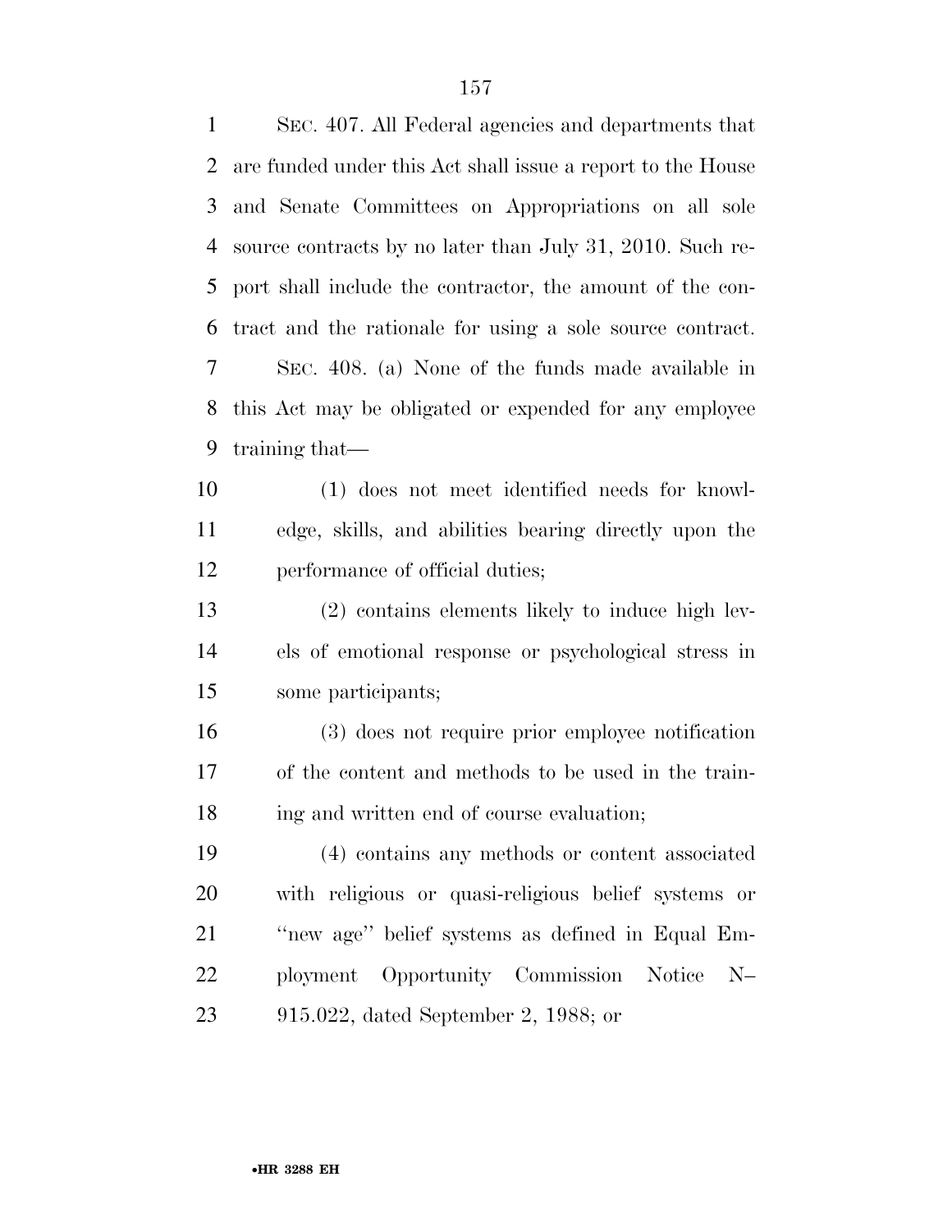SEC. 407. All Federal agencies and departments that are funded under this Act shall issue a report to the House and Senate Committees on Appropriations on all sole source contracts by no later than July 31, 2010. Such report shall include the contractor, the amount of the contract and the rationale for using a sole source contract.

SEC. 408. (a) None of the funds made available in this Act may be obligated or expended for any employee training that—

(1) does not meet identified needs for knowledge, skills, and abilities bearing directly upon the performance of official duties;

(2) contains elements likely to induce high levels of emotional response or psychological stress in some participants;

(3) does not require prior employee notification of the content and methods to be used in the training and written end of course evaluation;

(4) contains any methods or content associated with religious or quasi-religious belief systems or ''new age'' belief systems as defined in Equal Employment Opportunity Commission Notice N–915.022, dated September 2, 1988; or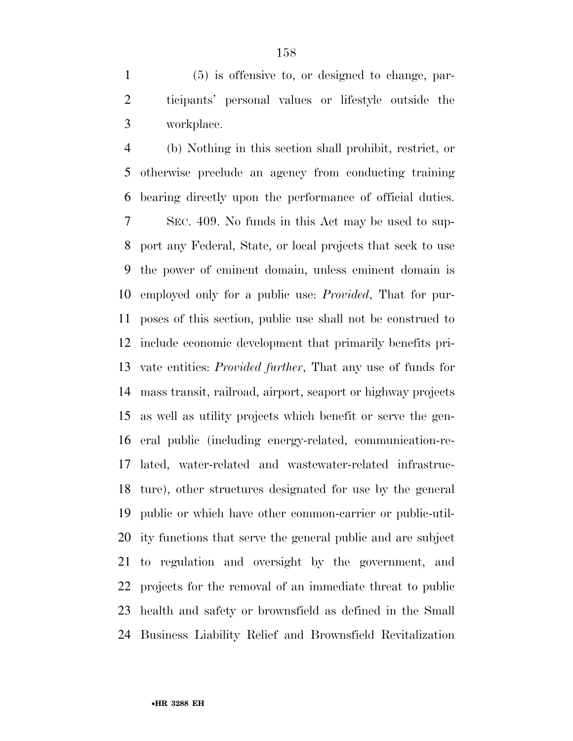(5) is offensive to, or designed to change, participants' personal values or lifestyle outside the workplace.

(b) Nothing in this section shall prohibit, restrict, or otherwise preclude an agency from conducting training bearing directly upon the performance of official duties.

SEC. 409. No funds in this Act may be used to support any Federal, State, or local projects that seek to use the power of eminent domain, unless eminent domain is employed only for a public use: *Provided*, That for purposes of this section, public use shall not be construed to include economic development that primarily benefits private entities: *Provided further*, That any use of funds for mass transit, railroad, airport, seaport or highway projects as well as utility projects which benefit or serve the general public (including energy-related, communication-related, water-related and wastewater-related infrastructure), other structures designated for use by the general public or which have other common-carrier or public-utility functions that serve the general public and are subject to regulation and oversight by the government, and projects for the removal of an immediate threat to public health and safety or brownsfield as defined in the Small Business Liability Relief and Brownsfield Revitalization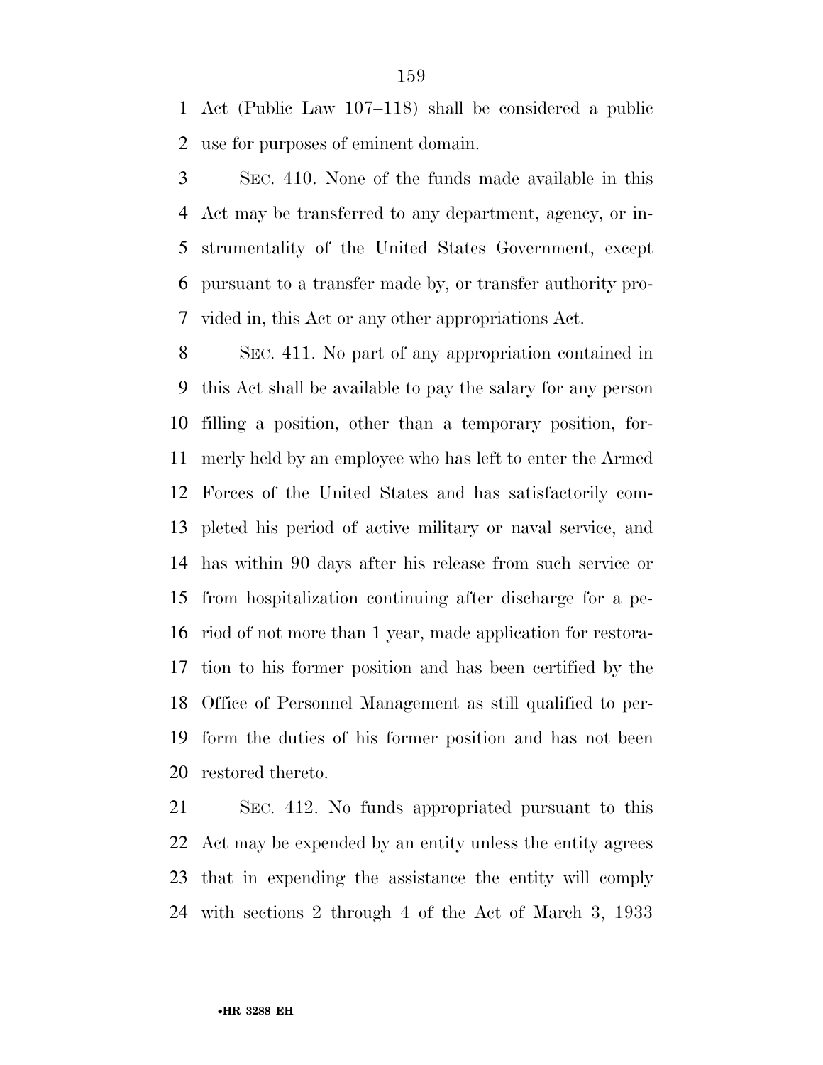Act (Public Law 107–118) shall be considered a public use for purposes of eminent domain.

SEC. 410. None of the funds made available in this Act may be transferred to any department, agency, or instrumentality of the United States Government, except pursuant to a transfer made by, or transfer authority provided in, this Act or any other appropriations Act.

SEC. 411. No part of any appropriation contained in this Act shall be available to pay the salary for any person filling a position, other than a temporary position, formerly held by an employee who has left to enter the Armed Forces of the United States and has satisfactorily completed his period of active military or naval service, and has within 90 days after his release from such service or from hospitalization continuing after discharge for a period of not more than 1 year, made application for restoration to his former position and has been certified by the Office of Personnel Management as still qualified to perform the duties of his former position and has not been restored thereto.

SEC. 412. No funds appropriated pursuant to this Act may be expended by an entity unless the entity agrees that in expending the assistance the entity will comply with sections 2 through 4 of the Act of March 3, 1933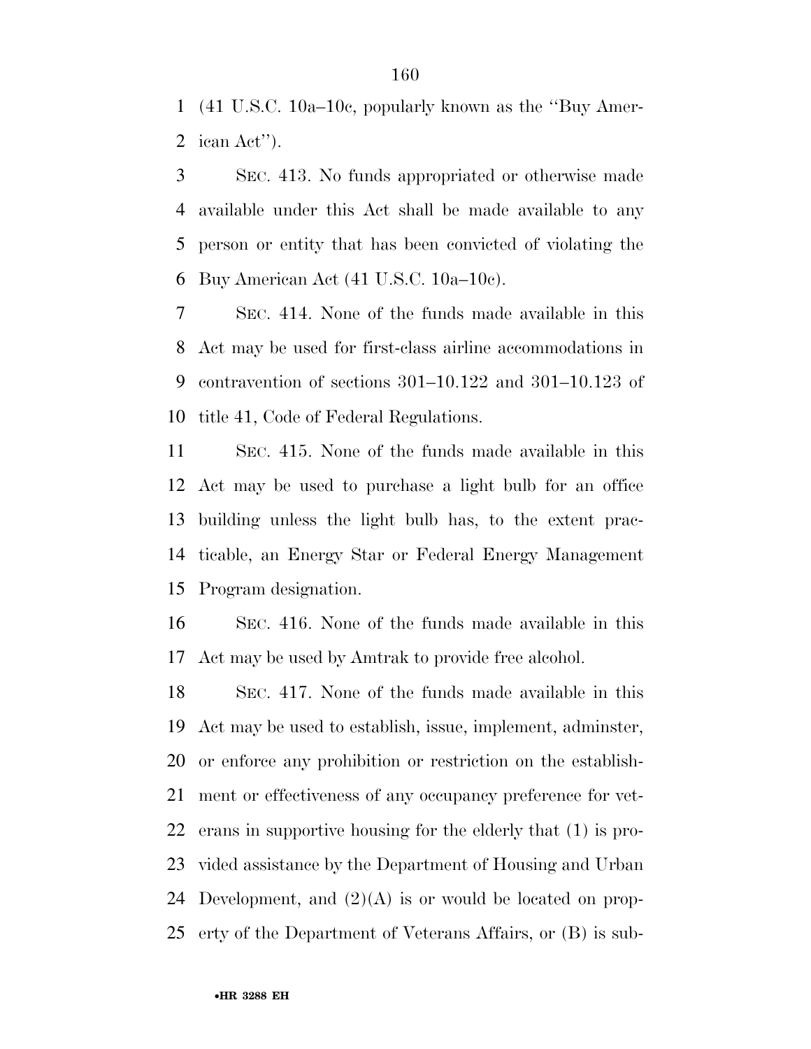(41 U.S.C. 10a–10c, popularly known as the ''Buy American Act'').

SEC. 413. No funds appropriated or otherwise made available under this Act shall be made available to any person or entity that has been convicted of violating the Buy American Act (41 U.S.C. 10a–10c).

SEC. 414. None of the funds made available in this Act may be used for first-class airline accommodations in contravention of sections 301–10.122 and 301–10.123 of title 41, Code of Federal Regulations.

SEC. 415. None of the funds made available in this Act may be used to purchase a light bulb for an office building unless the light bulb has, to the extent practicable, an Energy Star or Federal Energy Management Program designation.

SEC. 416. None of the funds made available in this Act may be used by Amtrak to provide free alcohol.

SEC. 417. None of the funds made available in this Act may be used to establish, issue, implement, adminster, or enforce any prohibition or restriction on the establishment or effectiveness of any occupancy preference for veterans in supportive housing for the elderly that (1) is provided assistance by the Department of Housing and Urban Development, and (2)(A) is or would be located on property of the Department of Veterans Affairs, or (B) is sub-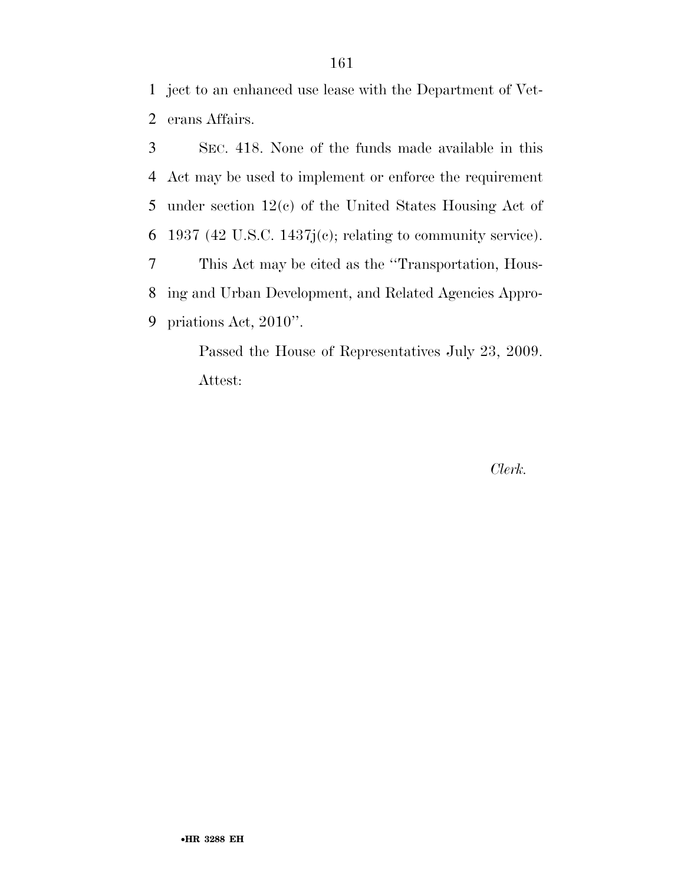ject to an enhanced use lease with the Department of Veterans Affairs.

SEC. 418. None of the funds made available in this Act may be used to implement or enforce the requirement under section 12(c) of the United States Housing Act of 1937 (42 U.S.C. 1437j(c); relating to community service).

This Act may be cited as the ''Transportation, Housing and Urban Development, and Related Agencies Appropriations Act, 2010''.

Passed the House of Representatives July 23, 2009.

Attest:

*Clerk.*

•HR 3288 EH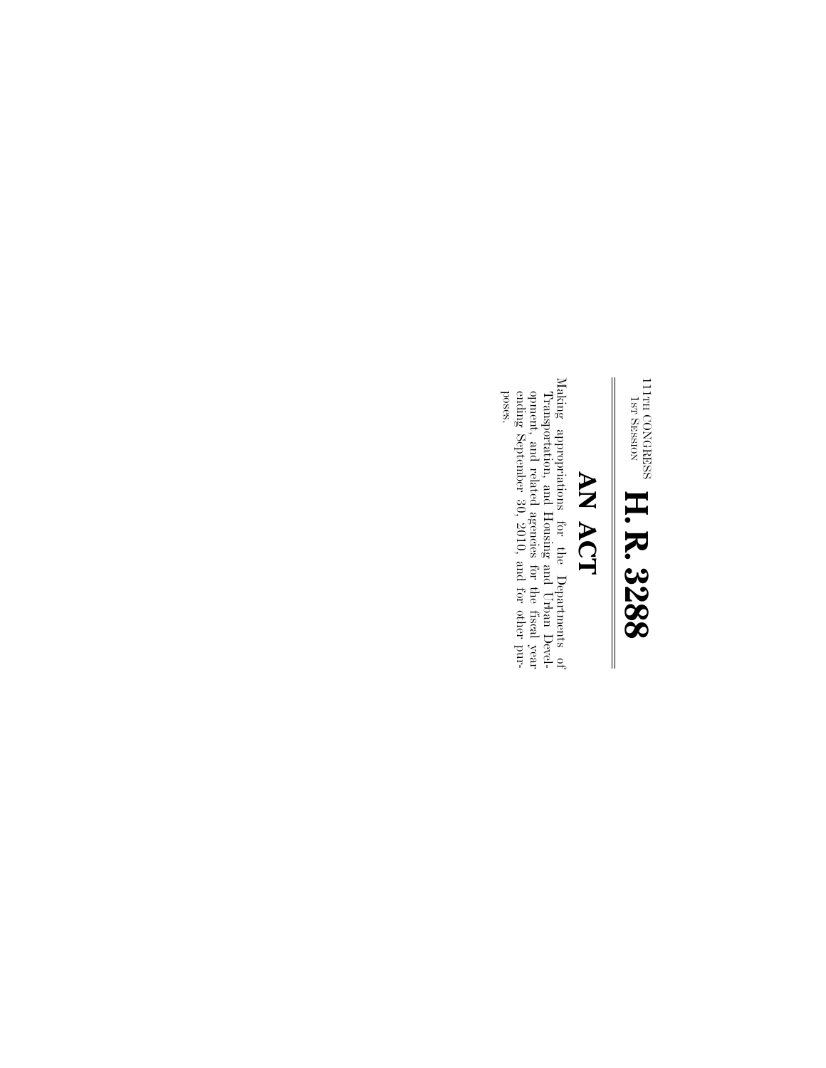111TH CONGRESS
1ST SESSION

# H. R. 3288

---

# AN ACT

Making appropriations for the Departments of Transportation, and Housing and Urban Development, and related agencies for the fiscal year ending September 30, 2010, and for other purposes.